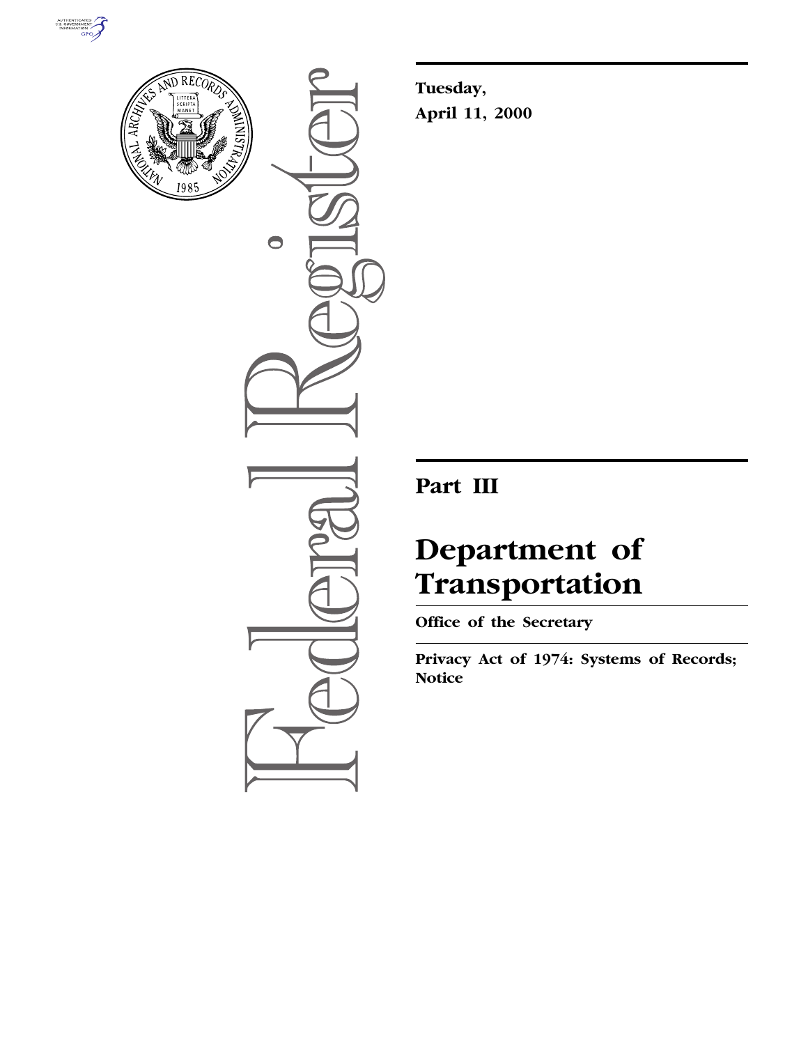**Tuesday,**

**April 11, 2000**

---

# Part III

# Department of Transportation

**Office of the Secretary**

---

**Privacy Act of 1974: Systems of Records; Notice**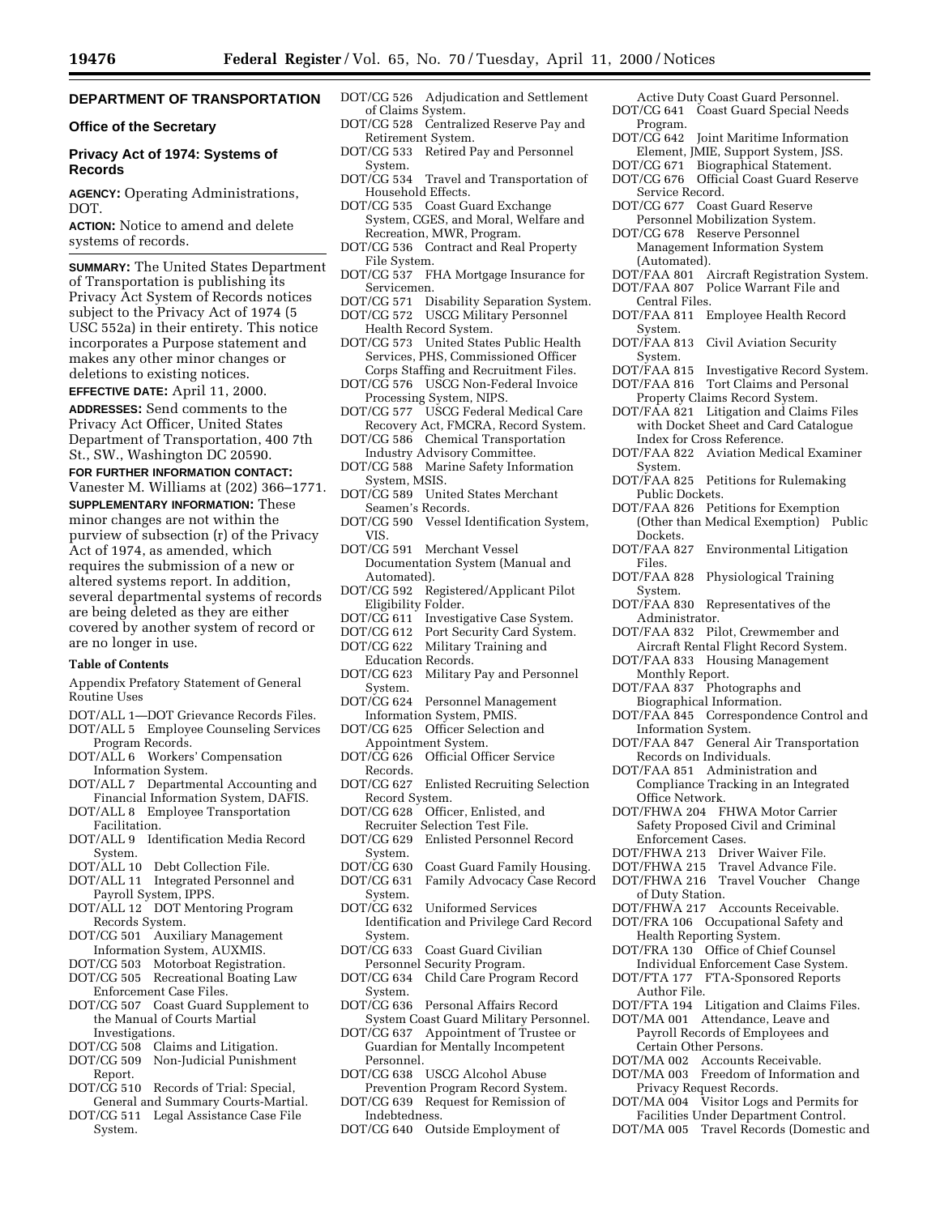## DEPARTMENT OF TRANSPORTATION

### Office of the Secretary

### Privacy Act of 1974: Systems of Records

**AGENCY:** Operating Administrations, DOT.

**ACTION:** Notice to amend and delete systems of records.

**SUMMARY:** The United States Department of Transportation is publishing its Privacy Act System of Records notices subject to the Privacy Act of 1974 (5 USC 552a) in their entirety. This notice incorporates a Purpose statement and makes any other minor changes or deletions to existing notices.

**EFFECTIVE DATE:** April 11, 2000.

**ADDRESSES:** Send comments to the Privacy Act Officer, United States Department of Transportation, 400 7th St., SW., Washington DC 20590.

**FOR FURTHER INFORMATION CONTACT:** Vanester M. Williams at (202) 366–1771.

**SUPPLEMENTARY INFORMATION:** These minor changes are not within the purview of subsection (r) of the Privacy Act of 1974, as amended, which requires the submission of a new or altered systems report. In addition, several departmental systems of records are being deleted as they are either covered by another system of record or are no longer in use.

**Table of Contents**

Appendix Prefatory Statement of General Routine Uses

DOT/ALL 1—DOT Grievance Records Files.
DOT/ALL 5 Employee Counseling Services Program Records.
DOT/ALL 6 Workers' Compensation Information System.
DOT/ALL 7 Departmental Accounting and Financial Information System, DAFIS.
DOT/ALL 8 Employee Transportation Facilitation.
DOT/ALL 9 Identification Media Record System.
DOT/ALL 10 Debt Collection File.
DOT/ALL 11 Integrated Personnel and Payroll System, IPPS.
DOT/ALL 12 DOT Mentoring Program Records System.
DOT/CG 501 Auxiliary Management Information System, AUXMIS.
DOT/CG 503 Motorboat Registration.
DOT/CG 505 Recreational Boating Law Enforcement Case Files.
DOT/CG 507 Coast Guard Supplement to the Manual of Courts Martial Investigations.
DOT/CG 508 Claims and Litigation.
DOT/CG 509 Non-Judicial Punishment Report.
DOT/CG 510 Records of Trial: Special, General and Summary Courts-Martial.
DOT/CG 511 Legal Assistance Case File System.
DOT/CG 526 Adjudication and Settlement of Claims System.
DOT/CG 528 Centralized Reserve Pay and Retirement System.
DOT/CG 533 Retired Pay and Personnel System.
DOT/CG 534 Travel and Transportation of Household Effects.
DOT/CG 535 Coast Guard Exchange System, CGES, and Moral, Welfare and Recreation, MWR, Program.
DOT/CG 536 Contract and Real Property File System.
DOT/CG 537 FHA Mortgage Insurance for Servicemen.
DOT/CG 571 Disability Separation System.
DOT/CG 572 USCG Military Personnel Health Record System.
DOT/CG 573 United States Public Health Services, PHS, Commissioned Officer Corps Staffing and Recruitment Files.
DOT/CG 576 USCG Non-Federal Invoice Processing System, NIPS.
DOT/CG 577 USCG Federal Medical Care Recovery Act, FMCRA, Record System.
DOT/CG 586 Chemical Transportation Industry Advisory Committee.
DOT/CG 588 Marine Safety Information System, MSIS.
DOT/CG 589 United States Merchant Seamen's Records.
DOT/CG 590 Vessel Identification System, VIS.
DOT/CG 591 Merchant Vessel Documentation System (Manual and Automated).
DOT/CG 592 Registered/Applicant Pilot Eligibility Folder.
DOT/CG 611 Investigative Case System.
DOT/CG 612 Port Security Card System.
DOT/CG 622 Military Training and Education Records.
DOT/CG 623 Military Pay and Personnel System.
DOT/CG 624 Personnel Management Information System, PMIS.
DOT/CG 625 Officer Selection and Appointment System.
DOT/CG 626 Official Officer Service Records.
DOT/CG 627 Enlisted Recruiting Selection Record System.
DOT/CG 628 Officer, Enlisted, and Recruiter Selection Test File.
DOT/CG 629 Enlisted Personnel Record System.
DOT/CG 630 Coast Guard Family Housing.
DOT/CG 631 Family Advocacy Case Record System.
DOT/CG 632 Uniformed Services Identification and Privilege Card Record System.
DOT/CG 633 Coast Guard Civilian Personnel Security Program.
DOT/CG 634 Child Care Program Record System.
DOT/CG 636 Personal Affairs Record System Coast Guard Military Personnel.
DOT/CG 637 Appointment of Trustee or Guardian for Mentally Incompetent Personnel.
DOT/CG 638 USCG Alcohol Abuse Prevention Program Record System.
DOT/CG 639 Request for Remission of Indebtedness.
DOT/CG 640 Outside Employment of Active Duty Coast Guard Personnel.
DOT/CG 641 Coast Guard Special Needs Program.
DOT/CG 642 Joint Maritime Information Element, JMIE, Support System, JSS.
DOT/CG 671 Biographical Statement.
DOT/CG 676 Official Coast Guard Reserve Service Record.
DOT/CG 677 Coast Guard Reserve Personnel Mobilization System.
DOT/CG 678 Reserve Personnel Management Information System (Automated).
DOT/FAA 801 Aircraft Registration System.
DOT/FAA 807 Police Warrant File and Central Files.
DOT/FAA 811 Employee Health Record System.
DOT/FAA 813 Civil Aviation Security System.
DOT/FAA 815 Investigative Record System.
DOT/FAA 816 Tort Claims and Personal Property Claims Record System.
DOT/FAA 821 Litigation and Claims Files with Docket Sheet and Card Catalogue Index for Cross Reference.
DOT/FAA 822 Aviation Medical Examiner System.
DOT/FAA 825 Petitions for Rulemaking Public Dockets.
DOT/FAA 826 Petitions for Exemption (Other than Medical Exemption) Public Dockets.
DOT/FAA 827 Environmental Litigation Files.
DOT/FAA 828 Physiological Training System.
DOT/FAA 830 Representatives of the Administrator.
DOT/FAA 832 Pilot, Crewmember and Aircraft Rental Flight Record System.
DOT/FAA 833 Housing Management Monthly Report.
DOT/FAA 837 Photographs and Biographical Information.
DOT/FAA 845 Correspondence Control and Information System.
DOT/FAA 847 General Air Transportation Records on Individuals.
DOT/FAA 851 Administration and Compliance Tracking in an Integrated Office Network.
DOT/FHWA 204 FHWA Motor Carrier Safety Proposed Civil and Criminal Enforcement Cases.
DOT/FHWA 213 Driver Waiver File.
DOT/FHWA 215 Travel Advance File.
DOT/FHWA 216 Travel Voucher Change of Duty Station.
DOT/FHWA 217 Accounts Receivable.
DOT/FRA 106 Occupational Safety and Health Reporting System.
DOT/FRA 130 Office of Chief Counsel Individual Enforcement Case System.
DOT/FTA 177 FTA-Sponsored Reports Author File.
DOT/FTA 194 Litigation and Claims Files.
DOT/MA 001 Attendance, Leave and Payroll Records of Employees and Certain Other Persons.
DOT/MA 002 Accounts Receivable.
DOT/MA 003 Freedom of Information and Privacy Request Records.
DOT/MA 004 Visitor Logs and Permits for Facilities Under Department Control.
DOT/MA 005 Travel Records (Domestic and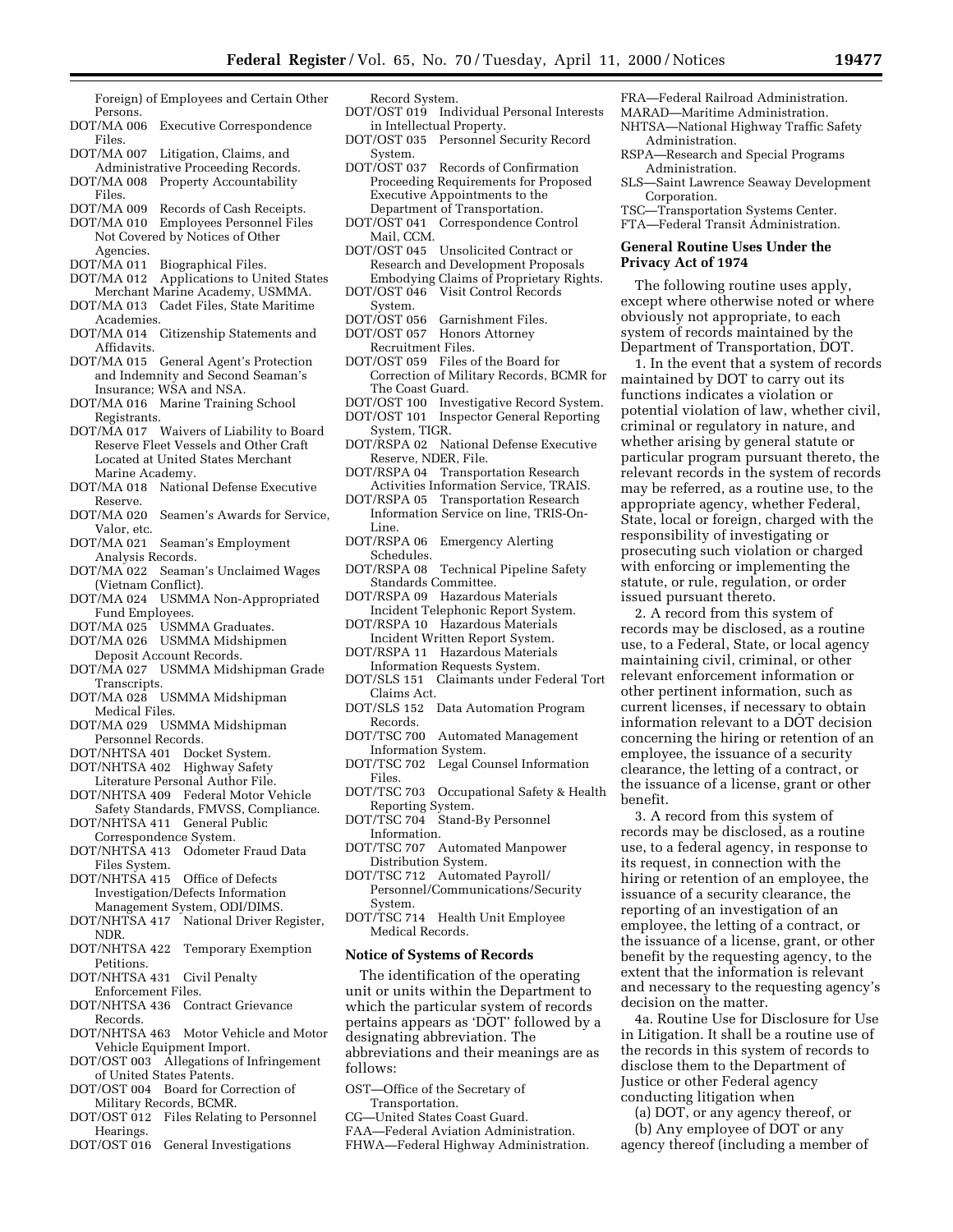Foreign) of Employees and Certain Other Persons.

- DOT/MA 006 Executive Correspondence Files.
- DOT/MA 007 Litigation, Claims, and Administrative Proceeding Records.
- DOT/MA 008 Property Accountability Files.
- DOT/MA 009 Records of Cash Receipts.
- DOT/MA 010 Employees Personnel Files Not Covered by Notices of Other Agencies.
- DOT/MA 011 Biographical Files.
- DOT/MA 012 Applications to United States Merchant Marine Academy, USMMA.
- DOT/MA 013 Cadet Files, State Maritime Academies.
- DOT/MA 014 Citizenship Statements and Affidavits.
- DOT/MA 015 General Agent's Protection and Indemnity and Second Seaman's Insurance; WSA and NSA.
- DOT/MA 016 Marine Training School Registrants.
- DOT/MA 017 Waivers of Liability to Board Reserve Fleet Vessels and Other Craft Located at United States Merchant Marine Academy.
- DOT/MA 018 National Defense Executive Reserve.
- DOT/MA 020 Seamen's Awards for Service, Valor, etc.
- DOT/MA 021 Seaman's Employment Analysis Records.
- DOT/MA 022 Seaman's Unclaimed Wages (Vietnam Conflict).
- DOT/MA 024 USMMA Non-Appropriated Fund Employees.
- DOT/MA 025 USMMA Graduates.
- DOT/MA 026 USMMA Midshipmen Deposit Account Records.
- DOT/MA 027 USMMA Midshipman Grade Transcripts.
- DOT/MA 028 USMMA Midshipman Medical Files.
- DOT/MA 029 USMMA Midshipman Personnel Records.
- DOT/NHTSA 401 Docket System.
- DOT/NHTSA 402 Highway Safety Literature Personal Author File.
- DOT/NHTSA 409 Federal Motor Vehicle Safety Standards, FMVSS, Compliance.
- DOT/NHTSA 411 General Public Correspondence System.
- DOT/NHTSA 413 Odometer Fraud Data Files System.
- DOT/NHTSA 415 Office of Defects Investigation/Defects Information Management System, ODI/DIMS.
- DOT/NHTSA 417 National Driver Register, NDR.
- DOT/NHTSA 422 Temporary Exemption Petitions.
- DOT/NHTSA 431 Civil Penalty Enforcement Files.
- DOT/NHTSA 436 Contract Grievance Records.
- DOT/NHTSA 463 Motor Vehicle and Motor Vehicle Equipment Import.
- DOT/OST 003 Allegations of Infringement of United States Patents.
- DOT/OST 004 Board for Correction of Military Records, BCMR.
- DOT/OST 012 Files Relating to Personnel Hearings.
- DOT/OST 016 General Investigations Record System.
- DOT/OST 019 Individual Personal Interests in Intellectual Property.
- DOT/OST 035 Personnel Security Record System.
- DOT/OST 037 Records of Confirmation Proceeding Requirements for Proposed Executive Appointments to the Department of Transportation.
- DOT/OST 041 Correspondence Control Mail, CCM.
- DOT/OST 045 Unsolicited Contract or Research and Development Proposals Embodying Claims of Proprietary Rights.
- DOT/OST 046 Visit Control Records System.
- DOT/OST 056 Garnishment Files.
- DOT/OST 057 Honors Attorney Recruitment Files.
- DOT/OST 059 Files of the Board for Correction of Military Records, BCMR for The Coast Guard.
- DOT/OST 100 Investigative Record System.
- DOT/OST 101 Inspector General Reporting System, TIGR.
- DOT/RSPA 02 National Defense Executive Reserve, NDER, File.
- DOT/RSPA 04 Transportation Research Activities Information Service, TRAIS.
- DOT/RSPA 05 Transportation Research Information Service on line, TRIS-On-Line.
- DOT/RSPA 06 Emergency Alerting Schedules.
- DOT/RSPA 08 Technical Pipeline Safety Standards Committee.
- DOT/RSPA 09 Hazardous Materials Incident Telephonic Report System.
- DOT/RSPA 10 Hazardous Materials Incident Written Report System.
- DOT/RSPA 11 Hazardous Materials Information Requests System.
- DOT/SLS 151 Claimants under Federal Tort Claims Act.
- DOT/SLS 152 Data Automation Program Records.
- DOT/TSC 700 Automated Management Information System.
- DOT/TSC 702 Legal Counsel Information Files.
- DOT/TSC 703 Occupational Safety & Health Reporting System.
- DOT/TSC 704 Stand-By Personnel Information.
- DOT/TSC 707 Automated Manpower Distribution System.
- DOT/TSC 712 Automated Payroll/Personnel/Communications/Security System.
- DOT/TSC 714 Health Unit Employee Medical Records.

## Notice of Systems of Records

The identification of the operating unit or units within the Department to which the particular system of records pertains appears as 'DOT' followed by a designating abbreviation. The abbreviations and their meanings are as follows:

- OST—Office of the Secretary of Transportation.
- CG—United States Coast Guard.
- FAA—Federal Aviation Administration.
- FHWA—Federal Highway Administration.
- FRA—Federal Railroad Administration.
- MARAD—Maritime Administration.
- NHTSA—National Highway Traffic Safety Administration.
- RSPA—Research and Special Programs Administration.
- SLS—Saint Lawrence Seaway Development Corporation.
- TSC—Transportation Systems Center.
- FTA—Federal Transit Administration.

## General Routine Uses Under the Privacy Act of 1974

The following routine uses apply, except where otherwise noted or where obviously not appropriate, to each system of records maintained by the Department of Transportation, DOT.

1. In the event that a system of records maintained by DOT to carry out its functions indicates a violation or potential violation of law, whether civil, criminal or regulatory in nature, and whether arising by general statute or particular program pursuant thereto, the relevant records in the system of records may be referred, as a routine use, to the appropriate agency, whether Federal, State, local or foreign, charged with the responsibility of investigating or prosecuting such violation or charged with enforcing or implementing the statute, or rule, regulation, or order issued pursuant thereto.

2. A record from this system of records may be disclosed, as a routine use, to a Federal, State, or local agency maintaining civil, criminal, or other relevant enforcement information or other pertinent information, such as current licenses, if necessary to obtain information relevant to a DOT decision concerning the hiring or retention of an employee, the issuance of a security clearance, the letting of a contract, or the issuance of a license, grant or other benefit.

3. A record from this system of records may be disclosed, as a routine use, to a federal agency, in response to its request, in connection with the hiring or retention of an employee, the issuance of a security clearance, the reporting of an investigation of an employee, the letting of a contract, or the issuance of a license, grant, or other benefit by the requesting agency, to the extent that the information is relevant and necessary to the requesting agency's decision on the matter.

4a. Routine Use for Disclosure for Use in Litigation. It shall be a routine use of the records in this system of records to disclose them to the Department of Justice or other Federal agency conducting litigation when

(a) DOT, or any agency thereof, or

(b) Any employee of DOT or any agency thereof (including a member of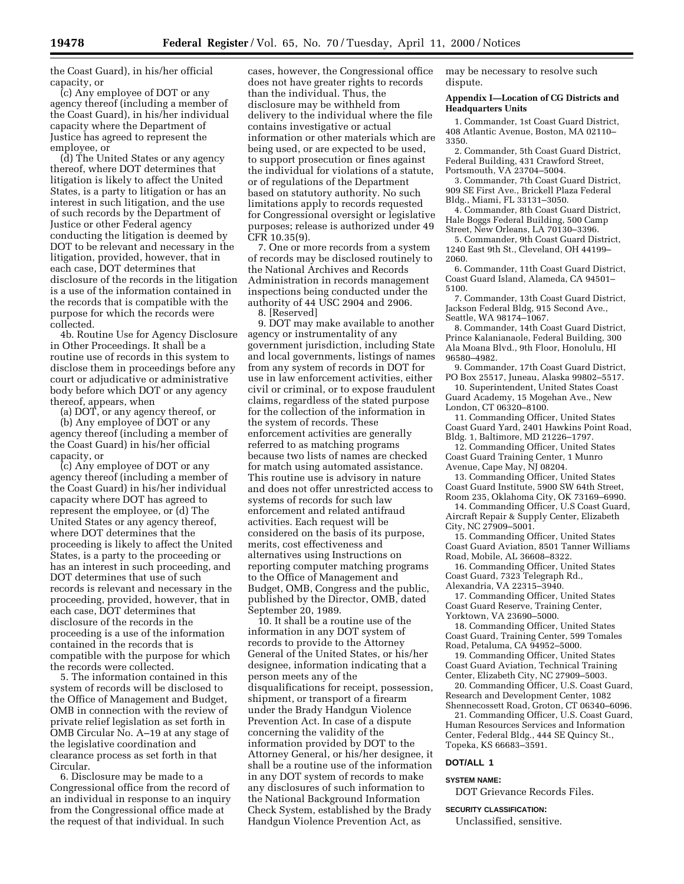the Coast Guard), in his/her official capacity, or

(c) Any employee of DOT or any agency thereof (including a member of the Coast Guard), in his/her individual capacity where the Department of Justice has agreed to represent the employee, or

(d) The United States or any agency thereof, where DOT determines that litigation is likely to affect the United States, is a party to litigation or has an interest in such litigation, and the use of such records by the Department of Justice or other Federal agency conducting the litigation is deemed by DOT to be relevant and necessary in the litigation, provided, however, that in each case, DOT determines that disclosure of the records in the litigation is a use of the information contained in the records that is compatible with the purpose for which the records were collected.

4b. Routine Use for Agency Disclosure in Other Proceedings. It shall be a routine use of records in this system to disclose them in proceedings before any court or adjudicative or administrative body before which DOT or any agency thereof, appears, when

(a) DOT, or any agency thereof, or

(b) Any employee of DOT or any agency thereof (including a member of the Coast Guard) in his/her official capacity, or

(c) Any employee of DOT or any agency thereof (including a member of the Coast Guard) in his/her individual capacity where DOT has agreed to represent the employee, or (d) The United States or any agency thereof, where DOT determines that the proceeding is likely to affect the United States, is a party to the proceeding or has an interest in such proceeding, and DOT determines that use of such records is relevant and necessary in the proceeding, provided, however, that in each case, DOT determines that disclosure of the records in the proceeding is a use of the information contained in the records that is compatible with the purpose for which the records were collected.

5. The information contained in this system of records will be disclosed to the Office of Management and Budget, OMB in connection with the review of private relief legislation as set forth in OMB Circular No. A–19 at any stage of the legislative coordination and clearance process as set forth in that Circular.

6. Disclosure may be made to a Congressional office from the record of an individual in response to an inquiry from the Congressional office made at the request of that individual. In such cases, however, the Congressional office does not have greater rights to records than the individual. Thus, the disclosure may be withheld from delivery to the individual where the file contains investigative or actual information or other materials which are being used, or are expected to be used, to support prosecution or fines against the individual for violations of a statute, or of regulations of the Department based on statutory authority. No such limitations apply to records requested for Congressional oversight or legislative purposes; release is authorized under 49 CFR 10.35(9).

7. One or more records from a system of records may be disclosed routinely to the National Archives and Records Administration in records management inspections being conducted under the authority of 44 USC 2904 and 2906.

8. [Reserved]

9. DOT may make available to another agency or instrumentality of any government jurisdiction, including State and local governments, listings of names from any system of records in DOT for use in law enforcement activities, either civil or criminal, or to expose fraudulent claims, regardless of the stated purpose for the collection of the information in the system of records. These enforcement activities are generally referred to as matching programs because two lists of names are checked for match using automated assistance. This routine use is advisory in nature and does not offer unrestricted access to systems of records for such law enforcement and related antifraud activities. Each request will be considered on the basis of its purpose, merits, cost effectiveness and alternatives using Instructions on reporting computer matching programs to the Office of Management and Budget, OMB, Congress and the public, published by the Director, OMB, dated September 20, 1989.

10. It shall be a routine use of the information in any DOT system of records to provide to the Attorney General of the United States, or his/her designee, information indicating that a person meets any of the disqualifications for receipt, possession, shipment, or transport of a firearm under the Brady Handgun Violence Prevention Act. In case of a dispute concerning the validity of the information provided by DOT to the Attorney General, or his/her designee, it shall be a routine use of the information in any DOT system of records to make any disclosures of such information to the National Background Information Check System, established by the Brady Handgun Violence Prevention Act, as may be necessary to resolve such dispute.

**Appendix I—Location of CG Districts and Headquarters Units**

1. Commander, 1st Coast Guard District, 408 Atlantic Avenue, Boston, MA 02110–3350.

2. Commander, 5th Coast Guard District, Federal Building, 431 Crawford Street, Portsmouth, VA 23704–5004.

3. Commander, 7th Coast Guard District, 909 SE First Ave., Brickell Plaza Federal Bldg., Miami, FL 33131–3050.

4. Commander, 8th Coast Guard District, Hale Boggs Federal Building, 500 Camp Street, New Orleans, LA 70130–3396.

5. Commander, 9th Coast Guard District, 1240 East 9th St., Cleveland, OH 44199–2060.

6. Commander, 11th Coast Guard District, Coast Guard Island, Alameda, CA 94501–5100.

7. Commander, 13th Coast Guard District, Jackson Federal Bldg, 915 Second Ave., Seattle, WA 98174–1067.

8. Commander, 14th Coast Guard District, Prince Kalanianaole, Federal Building, 300 Ala Moana Blvd., 9th Floor, Honolulu, HI 96580–4982.

9. Commander, 17th Coast Guard District, PO Box 25517, Juneau, Alaska 99802–5517.

10. Superintendent, United States Coast Guard Academy, 15 Mogehan Ave., New London, CT 06320–8100.

11. Commanding Officer, United States Coast Guard Yard, 2401 Hawkins Point Road, Bldg. 1, Baltimore, MD 21226–1797.

12. Commanding Officer, United States Coast Guard Training Center, 1 Munro Avenue, Cape May, NJ 08204.

13. Commanding Officer, United States Coast Guard Institute, 5900 SW 64th Street, Room 235, Oklahoma City, OK 73169–6990.

14. Commanding Officer, U.S Coast Guard, Aircraft Repair & Supply Center, Elizabeth City, NC 27909–5001.

15. Commanding Officer, United States Coast Guard Aviation, 8501 Tanner Williams Road, Mobile, AL 36608–8322.

16. Commanding Officer, United States Coast Guard, 7323 Telegraph Rd., Alexandria, VA 22315–3940.

17. Commanding Officer, United States Coast Guard Reserve, Training Center, Yorktown, VA 23690–5000.

18. Commanding Officer, United States Coast Guard, Training Center, 599 Tomales Road, Petaluma, CA 94952–5000.

19. Commanding Officer, United States Coast Guard Aviation, Technical Training Center, Elizabeth City, NC 27909–5003.

20. Commanding Officer, U.S. Coast Guard, Research and Development Center, 1082 Shennecossett Road, Groton, CT 06340–6096.

21. Commanding Officer, U.S. Coast Guard, Human Resources Services and Information Center, Federal Bldg., 444 SE Quincy St., Topeka, KS 66683–3591.

## DOT/ALL 1

**SYSTEM NAME:**

DOT Grievance Records Files.

**SECURITY CLASSIFICATION:**

Unclassified, sensitive.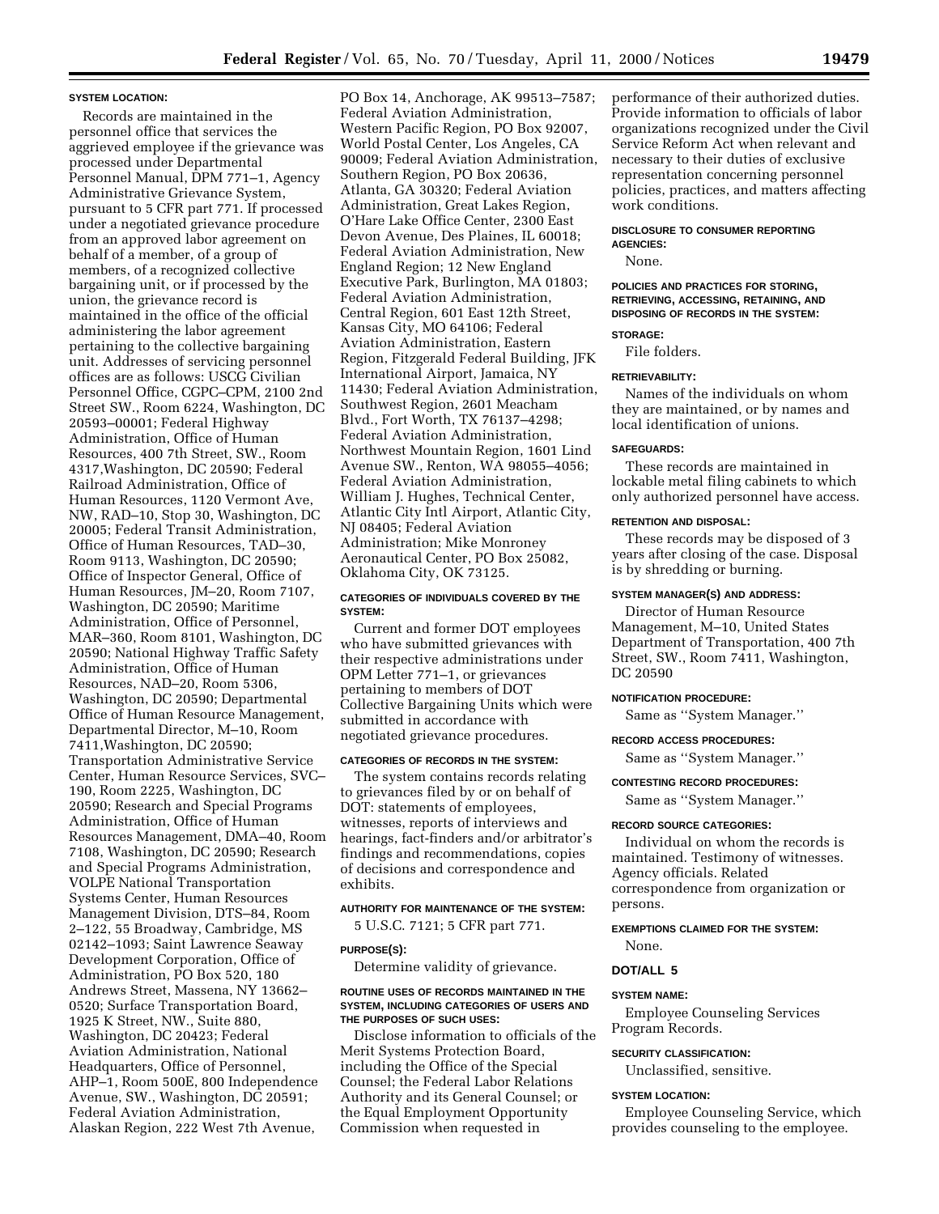#### SYSTEM LOCATION:

Records are maintained in the personnel office that services the aggrieved employee if the grievance was processed under Departmental Personnel Manual, DPM 771–1, Agency Administrative Grievance System, pursuant to 5 CFR part 771. If processed under a negotiated grievance procedure from an approved labor agreement on behalf of a member, of a group of members, of a recognized collective bargaining unit, or if processed by the union, the grievance record is maintained in the office of the official administering the labor agreement pertaining to the collective bargaining unit. Addresses of servicing personnel offices are as follows: USCG Civilian Personnel Office, CGPC–CPM, 2100 2nd Street SW., Room 6224, Washington, DC 20593–00001; Federal Highway Administration, Office of Human Resources, 400 7th Street, SW., Room 4317,Washington, DC 20590; Federal Railroad Administration, Office of Human Resources, 1120 Vermont Ave, NW, RAD–10, Stop 30, Washington, DC 20005; Federal Transit Administration, Office of Human Resources, TAD–30, Room 9113, Washington, DC 20590; Office of Inspector General, Office of Human Resources, JM–20, Room 7107, Washington, DC 20590; Maritime Administration, Office of Personnel, MAR–360, Room 8101, Washington, DC 20590; National Highway Traffic Safety Administration, Office of Human Resources, NAD–20, Room 5306, Washington, DC 20590; Departmental Office of Human Resource Management, Departmental Director, M–10, Room 7411,Washington, DC 20590; Transportation Administrative Service Center, Human Resource Services, SVC–190, Room 2225, Washington, DC 20590; Research and Special Programs Administration, Office of Human Resources Management, DMA–40, Room 7108, Washington, DC 20590; Research and Special Programs Administration, VOLPE National Transportation Systems Center, Human Resources Management Division, DTS–84, Room 2–122, 55 Broadway, Cambridge, MS 02142–1093; Saint Lawrence Seaway Development Corporation, Office of Administration, PO Box 520, 180 Andrews Street, Massena, NY 13662–0520; Surface Transportation Board, 1925 K Street, NW., Suite 880, Washington, DC 20423; Federal Aviation Administration, National Headquarters, Office of Personnel, AHP–1, Room 500E, 800 Independence Avenue, SW., Washington, DC 20591; Federal Aviation Administration, Alaskan Region, 222 West 7th Avenue, PO Box 14, Anchorage, AK 99513–7587; Federal Aviation Administration, Western Pacific Region, PO Box 92007, World Postal Center, Los Angeles, CA 90009; Federal Aviation Administration, Southern Region, PO Box 20636, Atlanta, GA 30320; Federal Aviation Administration, Great Lakes Region, O'Hare Lake Office Center, 2300 East Devon Avenue, Des Plaines, IL 60018; Federal Aviation Administration, New England Region; 12 New England Executive Park, Burlington, MA 01803; Federal Aviation Administration, Central Region, 601 East 12th Street, Kansas City, MO 64106; Federal Aviation Administration, Eastern Region, Fitzgerald Federal Building, JFK International Airport, Jamaica, NY 11430; Federal Aviation Administration, Southwest Region, 2601 Meacham Blvd., Fort Worth, TX 76137–4298; Federal Aviation Administration, Northwest Mountain Region, 1601 Lind Avenue SW., Renton, WA 98055–4056; Federal Aviation Administration, William J. Hughes, Technical Center, Atlantic City Intl Airport, Atlantic City, NJ 08405; Federal Aviation Administration; Mike Monroney Aeronautical Center, PO Box 25082, Oklahoma City, OK 73125.

#### CATEGORIES OF INDIVIDUALS COVERED BY THE SYSTEM:

Current and former DOT employees who have submitted grievances with their respective administrations under OPM Letter 771–1, or grievances pertaining to members of DOT Collective Bargaining Units which were submitted in accordance with negotiated grievance procedures.

#### CATEGORIES OF RECORDS IN THE SYSTEM:

The system contains records relating to grievances filed by or on behalf of DOT: statements of employees, witnesses, reports of interviews and hearings, fact-finders and/or arbitrator's findings and recommendations, copies of decisions and correspondence and exhibits.

#### AUTHORITY FOR MAINTENANCE OF THE SYSTEM:

5 U.S.C. 7121; 5 CFR part 771.

#### PURPOSE(S):

Determine validity of grievance.

#### ROUTINE USES OF RECORDS MAINTAINED IN THE SYSTEM, INCLUDING CATEGORIES OF USERS AND THE PURPOSES OF SUCH USES:

Disclose information to officials of the Merit Systems Protection Board, including the Office of the Special Counsel; the Federal Labor Relations Authority and its General Counsel; or the Equal Employment Opportunity Commission when requested in performance of their authorized duties. Provide information to officials of labor organizations recognized under the Civil Service Reform Act when relevant and necessary to their duties of exclusive representation concerning personnel policies, practices, and matters affecting work conditions.

#### DISCLOSURE TO CONSUMER REPORTING AGENCIES:

None.

#### POLICIES AND PRACTICES FOR STORING, RETRIEVING, ACCESSING, RETAINING, AND DISPOSING OF RECORDS IN THE SYSTEM:

#### STORAGE:

File folders.

#### RETRIEVABILITY:

Names of the individuals on whom they are maintained, or by names and local identification of unions.

#### SAFEGUARDS:

These records are maintained in lockable metal filing cabinets to which only authorized personnel have access.

#### RETENTION AND DISPOSAL:

These records may be disposed of 3 years after closing of the case. Disposal is by shredding or burning.

#### SYSTEM MANAGER(S) AND ADDRESS:

Director of Human Resource Management, M–10, United States Department of Transportation, 400 7th Street, SW., Room 7411, Washington, DC 20590

#### NOTIFICATION PROCEDURE:

Same as "System Manager."

#### RECORD ACCESS PROCEDURES:

Same as "System Manager."

#### CONTESTING RECORD PROCEDURES:

Same as "System Manager."

#### RECORD SOURCE CATEGORIES:

Individual on whom the records is maintained. Testimony of witnesses. Agency officials. Related correspondence from organization or persons.

#### EXEMPTIONS CLAIMED FOR THE SYSTEM:

None.

### DOT/ALL 5

#### SYSTEM NAME:

Employee Counseling Services Program Records.

#### SECURITY CLASSIFICATION:

Unclassified, sensitive.

#### SYSTEM LOCATION:

Employee Counseling Service, which provides counseling to the employee.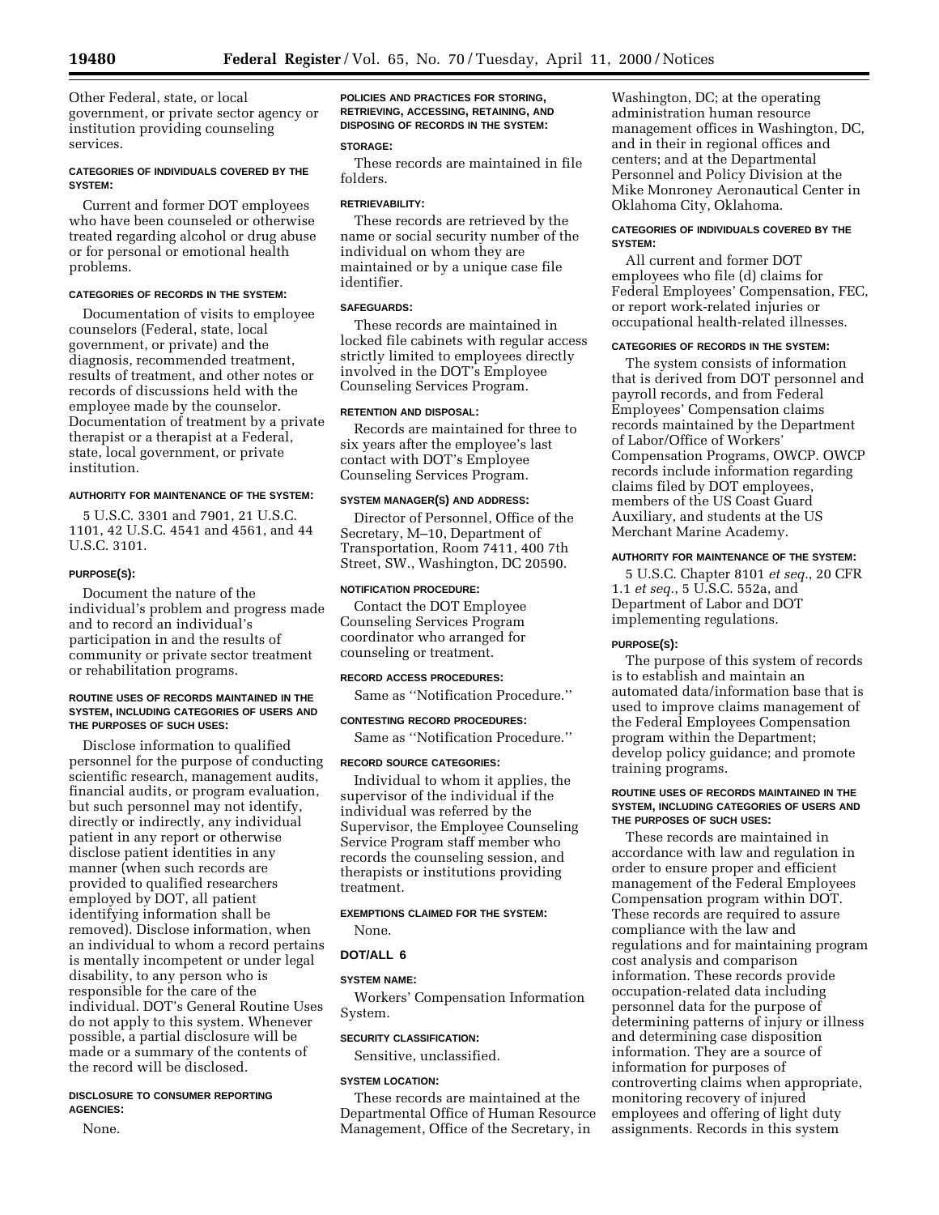Other Federal, state, or local government, or private sector agency or institution providing counseling services.

#### CATEGORIES OF INDIVIDUALS COVERED BY THE SYSTEM:

Current and former DOT employees who have been counseled or otherwise treated regarding alcohol or drug abuse or for personal or emotional health problems.

#### CATEGORIES OF RECORDS IN THE SYSTEM:

Documentation of visits to employee counselors (Federal, state, local government, or private) and the diagnosis, recommended treatment, results of treatment, and other notes or records of discussions held with the employee made by the counselor. Documentation of treatment by a private therapist or a therapist at a Federal, state, local government, or private institution.

#### AUTHORITY FOR MAINTENANCE OF THE SYSTEM:

5 U.S.C. 3301 and 7901, 21 U.S.C. 1101, 42 U.S.C. 4541 and 4561, and 44 U.S.C. 3101.

#### PURPOSE(S):

Document the nature of the individual's problem and progress made and to record an individual's participation in and the results of community or private sector treatment or rehabilitation programs.

#### ROUTINE USES OF RECORDS MAINTAINED IN THE SYSTEM, INCLUDING CATEGORIES OF USERS AND THE PURPOSES OF SUCH USES:

Disclose information to qualified personnel for the purpose of conducting scientific research, management audits, financial audits, or program evaluation, but such personnel may not identify, directly or indirectly, any individual patient in any report or otherwise disclose patient identities in any manner (when such records are provided to qualified researchers employed by DOT, all patient identifying information shall be removed). Disclose information, when an individual to whom a record pertains is mentally incompetent or under legal disability, to any person who is responsible for the care of the individual. DOT's General Routine Uses do not apply to this system. Whenever possible, a partial disclosure will be made or a summary of the contents of the record will be disclosed.

#### DISCLOSURE TO CONSUMER REPORTING AGENCIES:

None.

#### POLICIES AND PRACTICES FOR STORING, RETRIEVING, ACCESSING, RETAINING, AND DISPOSING OF RECORDS IN THE SYSTEM:

#### STORAGE:

These records are maintained in file folders.

#### RETRIEVABILITY:

These records are retrieved by the name or social security number of the individual on whom they are maintained or by a unique case file identifier.

#### SAFEGUARDS:

These records are maintained in locked file cabinets with regular access strictly limited to employees directly involved in the DOT's Employee Counseling Services Program.

#### RETENTION AND DISPOSAL:

Records are maintained for three to six years after the employee's last contact with DOT's Employee Counseling Services Program.

#### SYSTEM MANAGER(S) AND ADDRESS:

Director of Personnel, Office of the Secretary, M–10, Department of Transportation, Room 7411, 400 7th Street, SW., Washington, DC 20590.

#### NOTIFICATION PROCEDURE:

Contact the DOT Employee Counseling Services Program coordinator who arranged for counseling or treatment.

#### RECORD ACCESS PROCEDURES:

Same as ''Notification Procedure.''

#### CONTESTING RECORD PROCEDURES:

Same as ''Notification Procedure.''

#### RECORD SOURCE CATEGORIES:

Individual to whom it applies, the supervisor of the individual if the individual was referred by the Supervisor, the Employee Counseling Service Program staff member who records the counseling session, and therapists or institutions providing treatment.

#### EXEMPTIONS CLAIMED FOR THE SYSTEM:

None.

### DOT/ALL 6

#### SYSTEM NAME:

Workers' Compensation Information System.

#### SECURITY CLASSIFICATION:

Sensitive, unclassified.

#### SYSTEM LOCATION:

These records are maintained at the Departmental Office of Human Resource Management, Office of the Secretary, in Washington, DC; at the operating administration human resource management offices in Washington, DC, and in their regional offices and centers; and at the Departmental Personnel and Policy Division at the Mike Monroney Aeronautical Center in Oklahoma City, Oklahoma.

#### CATEGORIES OF INDIVIDUALS COVERED BY THE SYSTEM:

All current and former DOT employees who file (d) claims for Federal Employees' Compensation, FEC, or report work-related injuries or occupational health-related illnesses.

#### CATEGORIES OF RECORDS IN THE SYSTEM:

The system consists of information that is derived from DOT personnel and payroll records, and from Federal Employees' Compensation claims records maintained by the Department of Labor/Office of Workers' Compensation Programs, OWCP. OWCP records include information regarding claims filed by DOT employees, members of the US Coast Guard Auxiliary, and students at the US Merchant Marine Academy.

#### AUTHORITY FOR MAINTENANCE OF THE SYSTEM:

5 U.S.C. Chapter 8101 *et seq.*, 20 CFR 1.1 *et seq.*, 5 U.S.C. 552a, and Department of Labor and DOT implementing regulations.

#### PURPOSE(S):

The purpose of this system of records is to establish and maintain an automated data/information base that is used to improve claims management of the Federal Employees Compensation program within the Department; develop policy guidance; and promote training programs.

#### ROUTINE USES OF RECORDS MAINTAINED IN THE SYSTEM, INCLUDING CATEGORIES OF USERS AND THE PURPOSES OF SUCH USES:

These records are maintained in accordance with law and regulation in order to ensure proper and efficient management of the Federal Employees Compensation program within DOT. These records are required to assure compliance with the law and regulations and for maintaining program cost analysis and comparison information. These records provide occupation-related data including personnel data for the purpose of determining patterns of injury or illness and determining case disposition information. They are a source of information for purposes of controverting claims when appropriate, monitoring recovery of injured employees and offering of light duty assignments. Records in this system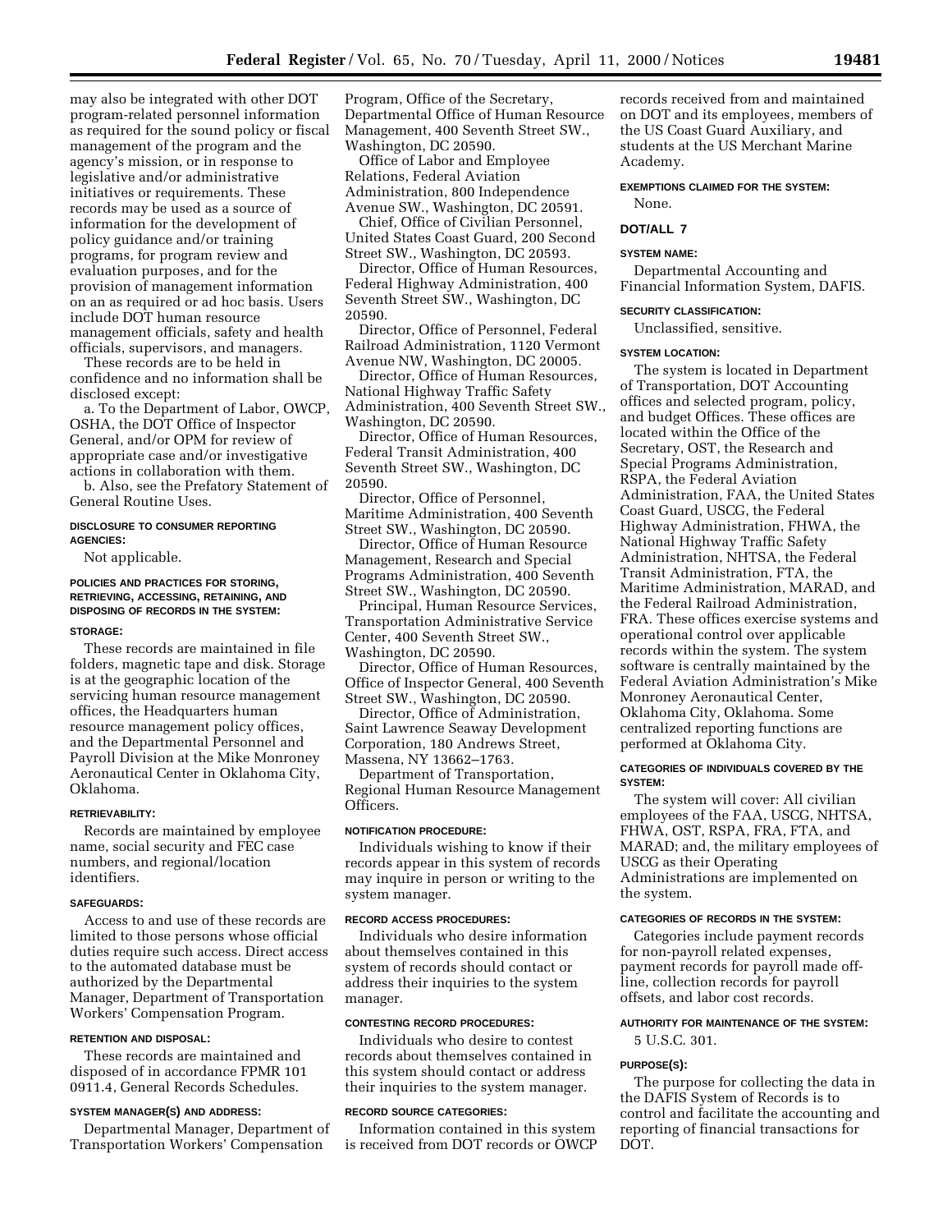may also be integrated with other DOT program-related personnel information as required for the sound policy or fiscal management of the program and the agency's mission, or in response to legislative and/or administrative initiatives or requirements. These records may be used as a source of information for the development of policy guidance and/or training programs, for program review and evaluation purposes, and for the provision of management information on an as required or ad hoc basis. Users include DOT human resource management officials, safety and health officials, supervisors, and managers.

These records are to be held in confidence and no information shall be disclosed except:

a. To the Department of Labor, OWCP, OSHA, the DOT Office of Inspector General, and/or OPM for review of appropriate case and/or investigative actions in collaboration with them.

b. Also, see the Prefatory Statement of General Routine Uses.

#### DISCLOSURE TO CONSUMER REPORTING AGENCIES:

Not applicable.

#### POLICIES AND PRACTICES FOR STORING, RETRIEVING, ACCESSING, RETAINING, AND DISPOSING OF RECORDS IN THE SYSTEM:

#### STORAGE:

These records are maintained in file folders, magnetic tape and disk. Storage is at the geographic location of the servicing human resource management offices, the Headquarters human resource management policy offices, and the Departmental Personnel and Payroll Division at the Mike Monroney Aeronautical Center in Oklahoma City, Oklahoma.

#### RETRIEVABILITY:

Records are maintained by employee name, social security and FEC case numbers, and regional/location identifiers.

#### SAFEGUARDS:

Access to and use of these records are limited to those persons whose official duties require such access. Direct access to the automated database must be authorized by the Departmental Manager, Department of Transportation Workers' Compensation Program.

#### RETENTION AND DISPOSAL:

These records are maintained and disposed of in accordance FPMR 101 0911.4, General Records Schedules.

#### SYSTEM MANAGER(S) AND ADDRESS:

Departmental Manager, Department of Transportation Workers' Compensation Program, Office of the Secretary, Departmental Office of Human Resource Management, 400 Seventh Street SW., Washington, DC 20590.

Office of Labor and Employee Relations, Federal Aviation Administration, 800 Independence Avenue SW., Washington, DC 20591.

Chief, Office of Civilian Personnel, United States Coast Guard, 200 Second Street SW., Washington, DC 20593.

Director, Office of Human Resources, Federal Highway Administration, 400 Seventh Street SW., Washington, DC 20590.

Director, Office of Personnel, Federal Railroad Administration, 1120 Vermont Avenue NW, Washington, DC 20005.

Director, Office of Human Resources, National Highway Traffic Safety Administration, 400 Seventh Street SW., Washington, DC 20590.

Director, Office of Human Resources, Federal Transit Administration, 400 Seventh Street SW., Washington, DC 20590.

Director, Office of Personnel, Maritime Administration, 400 Seventh Street SW., Washington, DC 20590.

Director, Office of Human Resource Management, Research and Special Programs Administration, 400 Seventh Street SW., Washington, DC 20590.

Principal, Human Resource Services, Transportation Administrative Service Center, 400 Seventh Street SW., Washington, DC 20590.

Director, Office of Human Resources, Office of Inspector General, 400 Seventh Street SW., Washington, DC 20590.

Director, Office of Administration, Saint Lawrence Seaway Development Corporation, 180 Andrews Street, Massena, NY 13662–1763.

Department of Transportation, Regional Human Resource Management Officers.

#### NOTIFICATION PROCEDURE:

Individuals wishing to know if their records appear in this system of records may inquire in person or writing to the system manager.

#### RECORD ACCESS PROCEDURES:

Individuals who desire information about themselves contained in this system of records should contact or address their inquiries to the system manager.

#### CONTESTING RECORD PROCEDURES:

Individuals who desire to contest records about themselves contained in this system should contact or address their inquiries to the system manager.

#### RECORD SOURCE CATEGORIES:

Information contained in this system is received from DOT records or OWCP records received from and maintained on DOT and its employees, members of the US Coast Guard Auxiliary, and students at the US Merchant Marine Academy.

#### EXEMPTIONS CLAIMED FOR THE SYSTEM:

None.

### DOT/ALL 7

#### SYSTEM NAME:

Departmental Accounting and Financial Information System, DAFIS.

#### SECURITY CLASSIFICATION:

Unclassified, sensitive.

#### SYSTEM LOCATION:

The system is located in Department of Transportation, DOT Accounting offices and selected program, policy, and budget Offices. These offices are located within the Office of the Secretary, OST, the Research and Special Programs Administration, RSPA, the Federal Aviation Administration, FAA, the United States Coast Guard, USCG, the Federal Highway Administration, FHWA, the National Highway Traffic Safety Administration, NHTSA, the Federal Transit Administration, FTA, the Maritime Administration, MARAD, and the Federal Railroad Administration, FRA. These offices exercise systems and operational control over applicable records within the system. The system software is centrally maintained by the Federal Aviation Administration's Mike Monroney Aeronautical Center, Oklahoma City, Oklahoma. Some centralized reporting functions are performed at Oklahoma City.

#### CATEGORIES OF INDIVIDUALS COVERED BY THE SYSTEM:

The system will cover: All civilian employees of the FAA, USCG, NHTSA, FHWA, OST, RSPA, FRA, FTA, and MARAD; and, the military employees of USCG as their Operating Administrations are implemented on the system.

#### CATEGORIES OF RECORDS IN THE SYSTEM:

Categories include payment records for non-payroll related expenses, payment records for payroll made off-line, collection records for payroll offsets, and labor cost records.

#### AUTHORITY FOR MAINTENANCE OF THE SYSTEM:

5 U.S.C. 301.

#### PURPOSE(S):

The purpose for collecting the data in the DAFIS System of Records is to control and facilitate the accounting and reporting of financial transactions for DOT.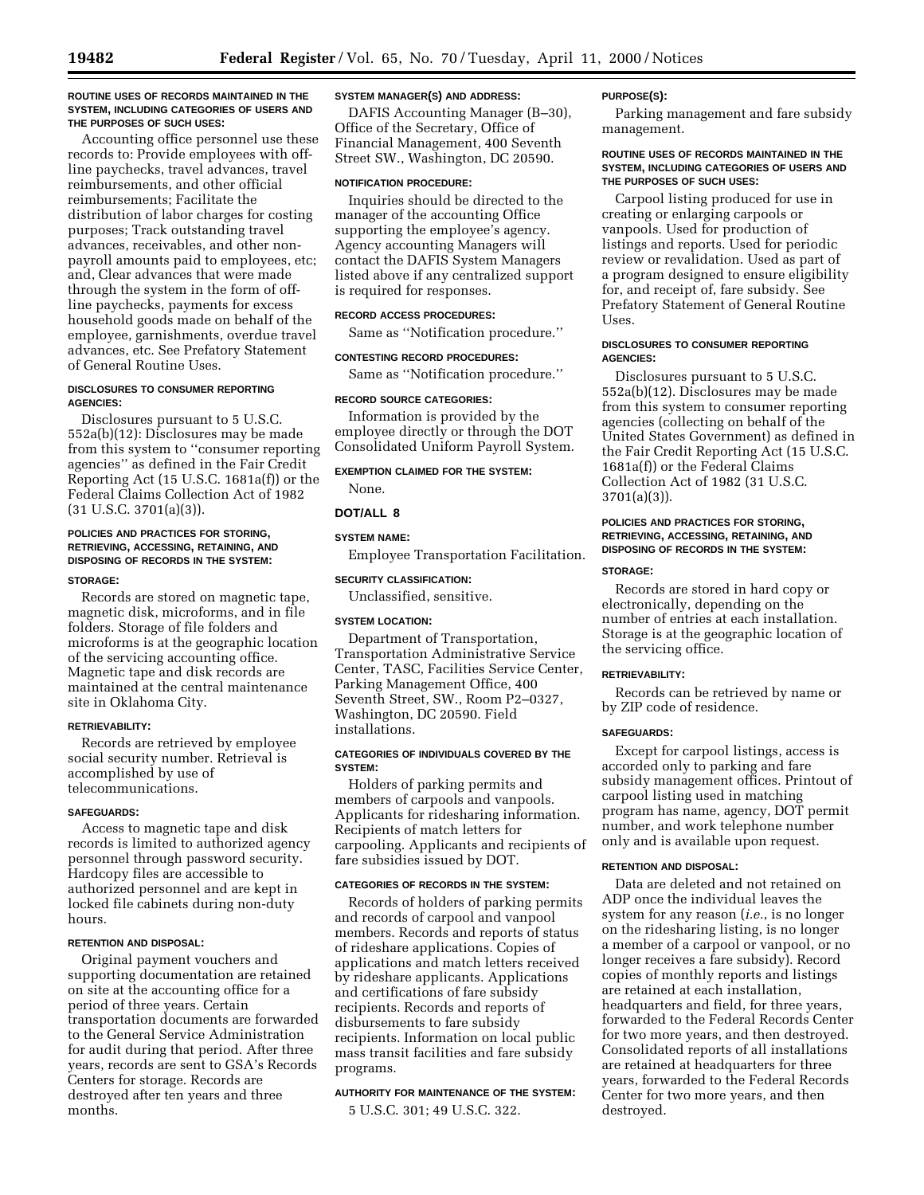#### ROUTINE USES OF RECORDS MAINTAINED IN THE SYSTEM, INCLUDING CATEGORIES OF USERS AND THE PURPOSES OF SUCH USES:

Accounting office personnel use these records to: Provide employees with off-line paychecks, travel advances, travel reimbursements, and other official reimbursements; Facilitate the distribution of labor charges for costing purposes; Track outstanding travel advances, receivables, and other non-payroll amounts paid to employees, etc; and, Clear advances that were made through the system in the form of off-line paychecks, payments for excess household goods made on behalf of the employee, garnishments, overdue travel advances, etc. See Prefatory Statement of General Routine Uses.

#### DISCLOSURES TO CONSUMER REPORTING AGENCIES:

Disclosures pursuant to 5 U.S.C. 552a(b)(12): Disclosures may be made from this system to ''consumer reporting agencies'' as defined in the Fair Credit Reporting Act (15 U.S.C. 1681a(f)) or the Federal Claims Collection Act of 1982 (31 U.S.C. 3701(a)(3)).

#### POLICIES AND PRACTICES FOR STORING, RETRIEVING, ACCESSING, RETAINING, AND DISPOSING OF RECORDS IN THE SYSTEM:

#### STORAGE:

Records are stored on magnetic tape, magnetic disk, microforms, and in file folders. Storage of file folders and microforms is at the geographic location of the servicing accounting office. Magnetic tape and disk records are maintained at the central maintenance site in Oklahoma City.

#### RETRIEVABILITY:

Records are retrieved by employee social security number. Retrieval is accomplished by use of telecommunications.

#### SAFEGUARDS:

Access to magnetic tape and disk records is limited to authorized agency personnel through password security. Hardcopy files are accessible to authorized personnel and are kept in locked file cabinets during non-duty hours.

#### RETENTION AND DISPOSAL:

Original payment vouchers and supporting documentation are retained on site at the accounting office for a period of three years. Certain transportation documents are forwarded to the General Service Administration for audit during that period. After three years, records are sent to GSA's Records Centers for storage. Records are destroyed after ten years and three months.

#### SYSTEM MANAGER(S) AND ADDRESS:

DAFIS Accounting Manager (B–30), Office of the Secretary, Office of Financial Management, 400 Seventh Street SW., Washington, DC 20590.

#### NOTIFICATION PROCEDURE:

Inquiries should be directed to the manager of the accounting Office supporting the employee's agency. Agency accounting Managers will contact the DAFIS System Managers listed above if any centralized support is required for responses.

#### RECORD ACCESS PROCEDURES:

Same as ''Notification procedure.''

#### CONTESTING RECORD PROCEDURES:

Same as ''Notification procedure.''

#### RECORD SOURCE CATEGORIES:

Information is provided by the employee directly or through the DOT Consolidated Uniform Payroll System.

#### EXEMPTION CLAIMED FOR THE SYSTEM:

None.

### DOT/ALL 8

#### SYSTEM NAME:

Employee Transportation Facilitation.

#### SECURITY CLASSIFICATION:

Unclassified, sensitive.

#### SYSTEM LOCATION:

Department of Transportation, Transportation Administrative Service Center, TASC, Facilities Service Center, Parking Management Office, 400 Seventh Street, SW., Room P2–0327, Washington, DC 20590. Field installations.

#### CATEGORIES OF INDIVIDUALS COVERED BY THE SYSTEM:

Holders of parking permits and members of carpools and vanpools. Applicants for ridesharing information. Recipients of match letters for carpooling. Applicants and recipients of fare subsidies issued by DOT.

#### CATEGORIES OF RECORDS IN THE SYSTEM:

Records of holders of parking permits and records of carpool and vanpool members. Records and reports of status of rideshare applications. Copies of applications and match letters received by rideshare applicants. Applications and certifications of fare subsidy recipients. Records and reports of disbursements to fare subsidy recipients. Information on local public mass transit facilities and fare subsidy programs.

#### AUTHORITY FOR MAINTENANCE OF THE SYSTEM:

5 U.S.C. 301; 49 U.S.C. 322.

#### PURPOSE(S):

Parking management and fare subsidy management.

#### ROUTINE USES OF RECORDS MAINTAINED IN THE SYSTEM, INCLUDING CATEGORIES OF USERS AND THE PURPOSES OF SUCH USES:

Carpool listing produced for use in creating or enlarging carpools or vanpools. Used for production of listings and reports. Used for periodic review or revalidation. Used as part of a program designed to ensure eligibility for, and receipt of, fare subsidy. See Prefatory Statement of General Routine Uses.

#### DISCLOSURES TO CONSUMER REPORTING AGENCIES:

Disclosures pursuant to 5 U.S.C. 552a(b)(12). Disclosures may be made from this system to consumer reporting agencies (collecting on behalf of the United States Government) as defined in the Fair Credit Reporting Act (15 U.S.C. 1681a(f)) or the Federal Claims Collection Act of 1982 (31 U.S.C. 3701(a)(3)).

#### POLICIES AND PRACTICES FOR STORING, RETRIEVING, ACCESSING, RETAINING, AND DISPOSING OF RECORDS IN THE SYSTEM:

#### STORAGE:

Records are stored in hard copy or electronically, depending on the number of entries at each installation. Storage is at the geographic location of the servicing office.

#### RETRIEVABILITY:

Records can be retrieved by name or by ZIP code of residence.

#### SAFEGUARDS:

Except for carpool listings, access is accorded only to parking and fare subsidy management offices. Printout of carpool listing used in matching program has name, agency, DOT permit number, and work telephone number only and is available upon request.

#### RETENTION AND DISPOSAL:

Data are deleted and not retained on ADP once the individual leaves the system for any reason (*i.e.*, is no longer on the ridesharing listing, is no longer a member of a carpool or vanpool, or no longer receives a fare subsidy). Record copies of monthly reports and listings are retained at each installation, headquarters and field, for three years, forwarded to the Federal Records Center for two more years, and then destroyed. Consolidated reports of all installations are retained at headquarters for three years, forwarded to the Federal Records Center for two more years, and then destroyed.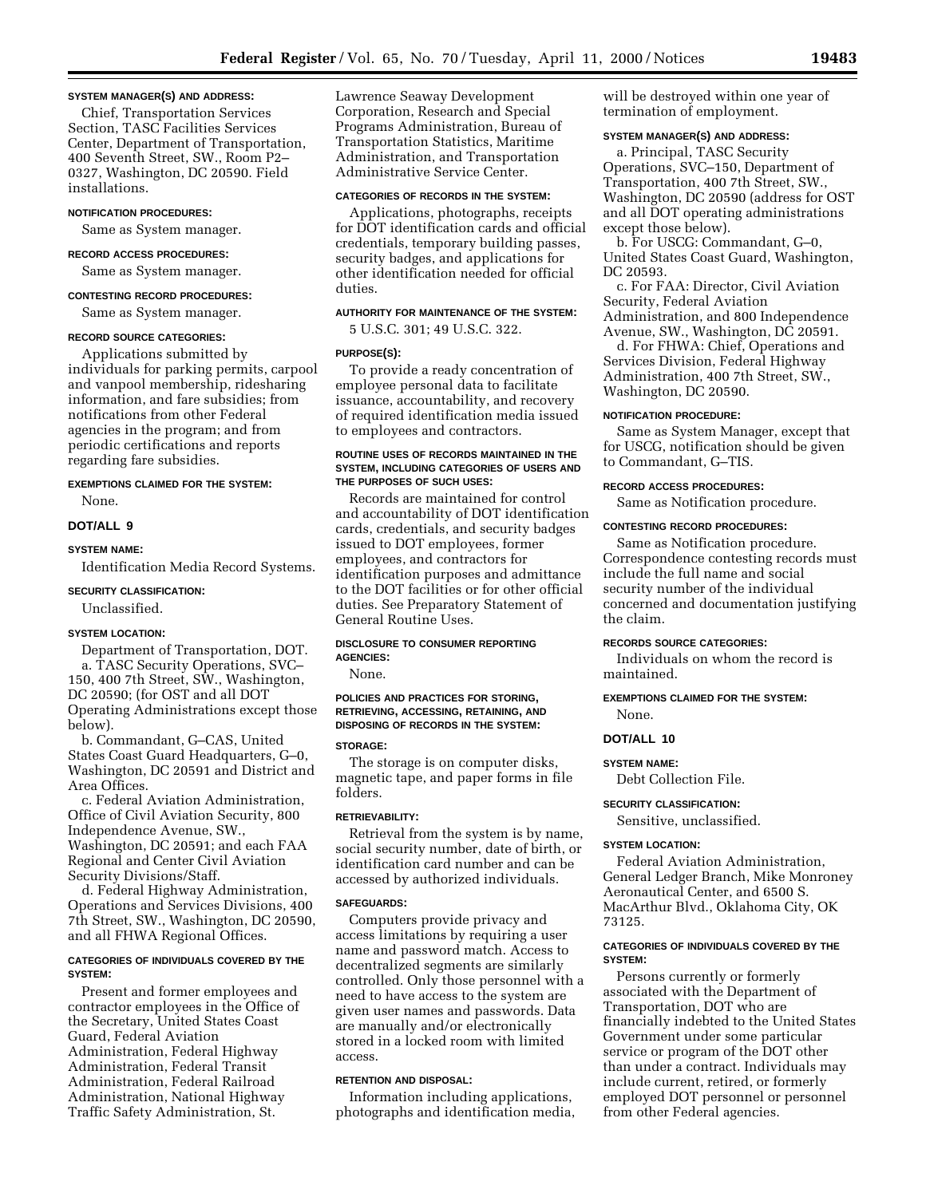**SYSTEM MANAGER(S) AND ADDRESS:**

Chief, Transportation Services Section, TASC Facilities Services Center, Department of Transportation, 400 Seventh Street, SW., Room P2–0327, Washington, DC 20590. Field installations.

**NOTIFICATION PROCEDURES:**

Same as System manager.

**RECORD ACCESS PROCEDURES:**

Same as System manager.

**CONTESTING RECORD PROCEDURES:**

Same as System manager.

**RECORD SOURCE CATEGORIES:**

Applications submitted by individuals for parking permits, carpool and vanpool membership, ridesharing information, and fare subsidies; from notifications from other Federal agencies in the program; and from periodic certifications and reports regarding fare subsidies.

**EXEMPTIONS CLAIMED FOR THE SYSTEM:**

None.

## DOT/ALL 9

**SYSTEM NAME:**

Identification Media Record Systems.

**SECURITY CLASSIFICATION:**

Unclassified.

**SYSTEM LOCATION:**

Department of Transportation, DOT.

a. TASC Security Operations, SVC–150, 400 7th Street, SW., Washington, DC 20590; (for OST and all DOT Operating Administrations except those below).

b. Commandant, G–CAS, United States Coast Guard Headquarters, G–0, Washington, DC 20591 and District and Area Offices.

c. Federal Aviation Administration, Office of Civil Aviation Security, 800 Independence Avenue, SW., Washington, DC 20591; and each FAA Regional and Center Civil Aviation Security Divisions/Staff.

d. Federal Highway Administration, Operations and Services Divisions, 400 7th Street, SW., Washington, DC 20590, and all FHWA Regional Offices.

**CATEGORIES OF INDIVIDUALS COVERED BY THE SYSTEM:**

Present and former employees and contractor employees in the Office of the Secretary, United States Coast Guard, Federal Aviation Administration, Federal Highway Administration, Federal Transit Administration, Federal Railroad Administration, National Highway Traffic Safety Administration, St. Lawrence Seaway Development Corporation, Research and Special Programs Administration, Bureau of Transportation Statistics, Maritime Administration, and Transportation Administrative Service Center.

**CATEGORIES OF RECORDS IN THE SYSTEM:**

Applications, photographs, receipts for DOT identification cards and official credentials, temporary building passes, security badges, and applications for other identification needed for official duties.

**AUTHORITY FOR MAINTENANCE OF THE SYSTEM:**

5 U.S.C. 301; 49 U.S.C. 322.

**PURPOSE(S):**

To provide a ready concentration of employee personal data to facilitate issuance, accountability, and recovery of required identification media issued to employees and contractors.

**ROUTINE USES OF RECORDS MAINTAINED IN THE SYSTEM, INCLUDING CATEGORIES OF USERS AND THE PURPOSES OF SUCH USES:**

Records are maintained for control and accountability of DOT identification cards, credentials, and security badges issued to DOT employees, former employees, and contractors for identification purposes and admittance to the DOT facilities or for other official duties. See Preparatory Statement of General Routine Uses.

**DISCLOSURE TO CONSUMER REPORTING AGENCIES:**

None.

**POLICIES AND PRACTICES FOR STORING, RETRIEVING, ACCESSING, RETAINING, AND DISPOSING OF RECORDS IN THE SYSTEM:**

**STORAGE:**

The storage is on computer disks, magnetic tape, and paper forms in file folders.

**RETRIEVABILITY:**

Retrieval from the system is by name, social security number, date of birth, or identification card number and can be accessed by authorized individuals.

**SAFEGUARDS:**

Computers provide privacy and access limitations by requiring a user name and password match. Access to decentralized segments are similarly controlled. Only those personnel with a need to have access to the system are given user names and passwords. Data are manually and/or electronically stored in a locked room with limited access.

**RETENTION AND DISPOSAL:**

Information including applications, photographs and identification media, will be destroyed within one year of termination of employment.

**SYSTEM MANAGER(S) AND ADDRESS:**

a. Principal, TASC Security Operations, SVC–150, Department of Transportation, 400 7th Street, SW., Washington, DC 20590 (address for OST and all DOT operating administrations except those below).

b. For USCG: Commandant, G–0, United States Coast Guard, Washington, DC 20593.

c. For FAA: Director, Civil Aviation Security, Federal Aviation Administration, and 800 Independence Avenue, SW., Washington, DC 20591.

d. For FHWA: Chief, Operations and Services Division, Federal Highway Administration, 400 7th Street, SW., Washington, DC 20590.

**NOTIFICATION PROCEDURE:**

Same as System Manager, except that for USCG, notification should be given to Commandant, G–TIS.

**RECORD ACCESS PROCEDURES:**

Same as Notification procedure.

**CONTESTING RECORD PROCEDURES:**

Same as Notification procedure. Correspondence contesting records must include the full name and social security number of the individual concerned and documentation justifying the claim.

**RECORDS SOURCE CATEGORIES:**

Individuals on whom the record is maintained.

**EXEMPTIONS CLAIMED FOR THE SYSTEM:**

None.

## DOT/ALL 10

**SYSTEM NAME:**

Debt Collection File.

**SECURITY CLASSIFICATION:**

Sensitive, unclassified.

**SYSTEM LOCATION:**

Federal Aviation Administration, General Ledger Branch, Mike Monroney Aeronautical Center, and 6500 S. MacArthur Blvd., Oklahoma City, OK 73125.

**CATEGORIES OF INDIVIDUALS COVERED BY THE SYSTEM:**

Persons currently or formerly associated with the Department of Transportation, DOT who are financially indebted to the United States Government under some particular service or program of the DOT other than under a contract. Individuals may include current, retired, or formerly employed DOT personnel or personnel from other Federal agencies.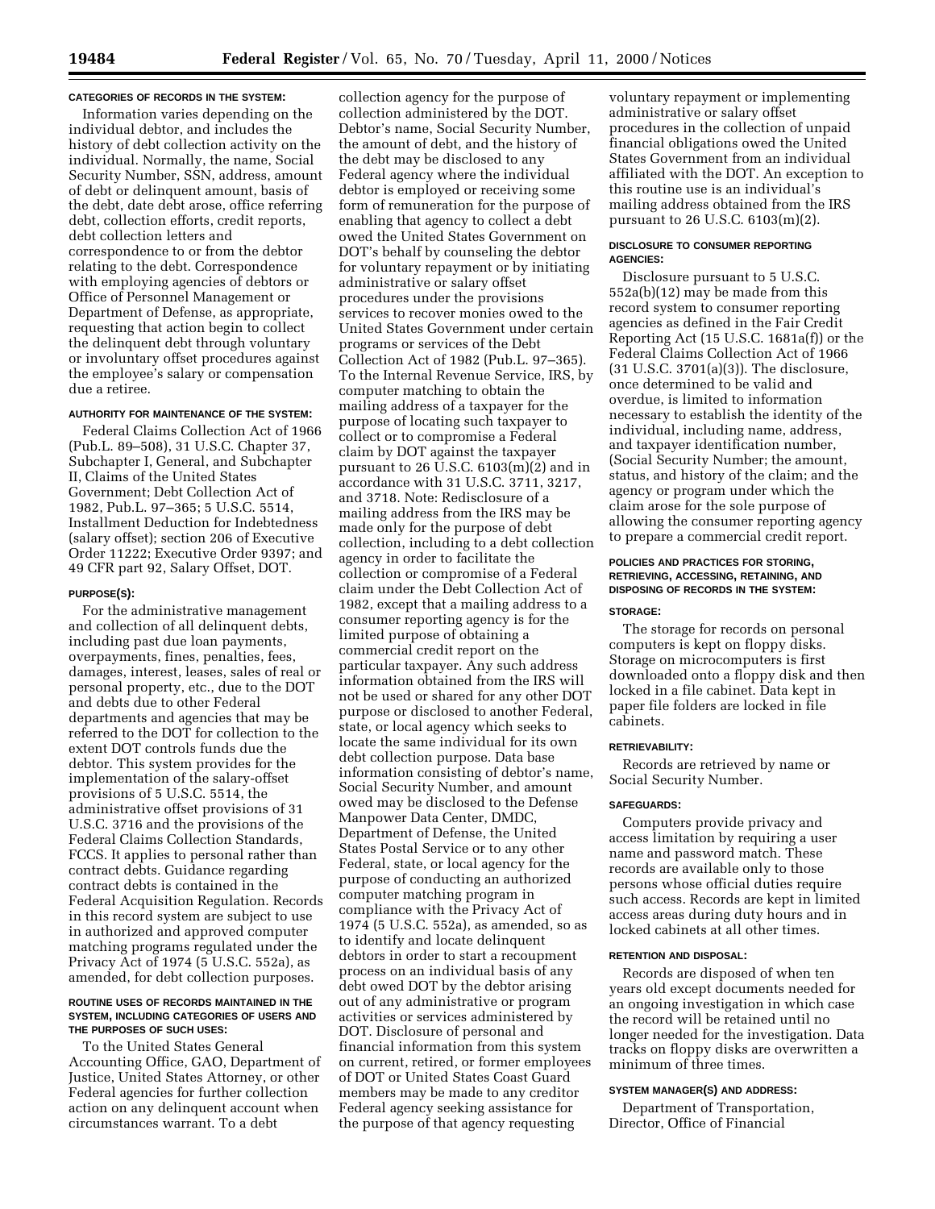**CATEGORIES OF RECORDS IN THE SYSTEM:**

Information varies depending on the individual debtor, and includes the history of debt collection activity on the individual. Normally, the name, Social Security Number, SSN, address, amount of debt or delinquent amount, basis of the debt, date debt arose, office referring debt, collection efforts, credit reports, debt collection letters and correspondence to or from the debtor relating to the debt. Correspondence with employing agencies of debtors or Office of Personnel Management or Department of Defense, as appropriate, requesting that action begin to collect the delinquent debt through voluntary or involuntary offset procedures against the employee's salary or compensation due a retiree.

**AUTHORITY FOR MAINTENANCE OF THE SYSTEM:**

Federal Claims Collection Act of 1966 (Pub.L. 89–508), 31 U.S.C. Chapter 37, Subchapter I, General, and Subchapter II, Claims of the United States Government; Debt Collection Act of 1982, Pub.L. 97–365; 5 U.S.C. 5514, Installment Deduction for Indebtedness (salary offset); section 206 of Executive Order 11222; Executive Order 9397; and 49 CFR part 92, Salary Offset, DOT.

**PURPOSE(S):**

For the administrative management and collection of all delinquent debts, including past due loan payments, overpayments, fines, penalties, fees, damages, interest, leases, sales of real or personal property, etc., due to the DOT and debts due to other Federal departments and agencies that may be referred to the DOT for collection to the extent DOT controls funds due the debtor. This system provides for the implementation of the salary-offset provisions of 5 U.S.C. 5514, the administrative offset provisions of 31 U.S.C. 3716 and the provisions of the Federal Claims Collection Standards, FCCS. It applies to personal rather than contract debts. Guidance regarding contract debts is contained in the Federal Acquisition Regulation. Records in this record system are subject to use in authorized and approved computer matching programs regulated under the Privacy Act of 1974 (5 U.S.C. 552a), as amended, for debt collection purposes.

**ROUTINE USES OF RECORDS MAINTAINED IN THE SYSTEM, INCLUDING CATEGORIES OF USERS AND THE PURPOSES OF SUCH USES:**

To the United States General Accounting Office, GAO, Department of Justice, United States Attorney, or other Federal agencies for further collection action on any delinquent account when circumstances warrant. To a debt collection agency for the purpose of collection administered by the DOT. Debtor's name, Social Security Number, the amount of debt, and the history of the debt may be disclosed to any Federal agency where the individual debtor is employed or receiving some form of remuneration for the purpose of enabling that agency to collect a debt owed the United States Government on DOT's behalf by counseling the debtor for voluntary repayment or by initiating administrative or salary offset procedures under the provisions services to recover monies owed to the United States Government under certain programs or services of the Debt Collection Act of 1982 (Pub.L. 97–365). To the Internal Revenue Service, IRS, by computer matching to obtain the mailing address of a taxpayer for the purpose of locating such taxpayer to collect or to compromise a Federal claim by DOT against the taxpayer pursuant to 26 U.S.C. 6103(m)(2) and in accordance with 31 U.S.C. 3711, 3217, and 3718. Note: Redisclosure of a mailing address from the IRS may be made only for the purpose of debt collection, including to a debt collection agency in order to facilitate the collection or compromise of a Federal claim under the Debt Collection Act of 1982, except that a mailing address to a consumer reporting agency is for the limited purpose of obtaining a commercial credit report on the particular taxpayer. Any such address information obtained from the IRS will not be used or shared for any other DOT purpose or disclosed to another Federal, state, or local agency which seeks to locate the same individual for its own debt collection purpose. Data base information consisting of debtor's name, Social Security Number, and amount owed may be disclosed to the Defense Manpower Data Center, DMDC, Department of Defense, the United States Postal Service or to any other Federal, state, or local agency for the purpose of conducting an authorized computer matching program in compliance with the Privacy Act of 1974 (5 U.S.C. 552a), as amended, so as to identify and locate delinquent debtors in order to start a recoupment process on an individual basis of any debt owed DOT by the debtor arising out of any administrative or program activities or services administered by DOT. Disclosure of personal and financial information from this system on current, retired, or former employees of DOT or United States Coast Guard members may be made to any creditor Federal agency seeking assistance for the purpose of that agency requesting voluntary repayment or implementing administrative or salary offset procedures in the collection of unpaid financial obligations owed the United States Government from an individual affiliated with the DOT. An exception to this routine use is an individual's mailing address obtained from the IRS pursuant to 26 U.S.C. 6103(m)(2).

**DISCLOSURE TO CONSUMER REPORTING AGENCIES:**

Disclosure pursuant to 5 U.S.C. 552a(b)(12) may be made from this record system to consumer reporting agencies as defined in the Fair Credit Reporting Act (15 U.S.C. 1681a(f)) or the Federal Claims Collection Act of 1966 (31 U.S.C. 3701(a)(3)). The disclosure, once determined to be valid and overdue, is limited to information necessary to establish the identity of the individual, including name, address, and taxpayer identification number, (Social Security Number; the amount, status, and history of the claim; and the agency or program under which the claim arose for the sole purpose of allowing the consumer reporting agency to prepare a commercial credit report.

**POLICIES AND PRACTICES FOR STORING, RETRIEVING, ACCESSING, RETAINING, AND DISPOSING OF RECORDS IN THE SYSTEM:**

**STORAGE:**

The storage for records on personal computers is kept on floppy disks. Storage on microcomputers is first downloaded onto a floppy disk and then locked in a file cabinet. Data kept in paper file folders are locked in file cabinets.

**RETRIEVABILITY:**

Records are retrieved by name or Social Security Number.

**SAFEGUARDS:**

Computers provide privacy and access limitation by requiring a user name and password match. These records are available only to those persons whose official duties require such access. Records are kept in limited access areas during duty hours and in locked cabinets at all other times.

**RETENTION AND DISPOSAL:**

Records are disposed of when ten years old except documents needed for an ongoing investigation in which case the record will be retained until no longer needed for the investigation. Data tracks on floppy disks are overwritten a minimum of three times.

**SYSTEM MANAGER(S) AND ADDRESS:**

Department of Transportation, Director, Office of Financial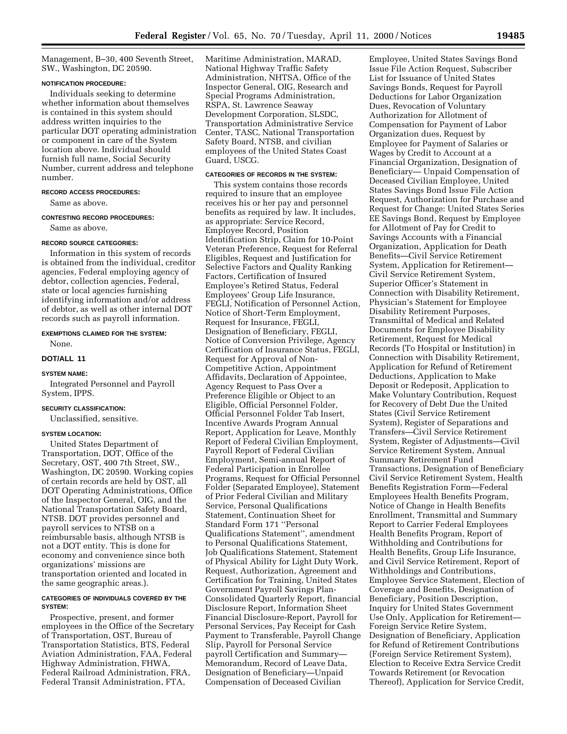Management, B–30, 400 Seventh Street, SW., Washington, DC 20590.

#### NOTIFICATION PROCEDURE:

Individuals seeking to determine whether information about themselves is contained in this system should address written inquiries to the particular DOT operating administration or component in care of the System location above. Individual should furnish full name, Social Security Number, current address and telephone number.

#### RECORD ACCESS PROCEDURES:

Same as above.

#### CONTESTING RECORD PROCEDURES:

Same as above.

#### RECORD SOURCE CATEGORIES:

Information in this system of records is obtained from the individual, creditor agencies, Federal employing agency of debtor, collection agencies, Federal, state or local agencies furnishing identifying information and/or address of debtor, as well as other internal DOT records such as payroll information.

#### EXEMPTIONS CLAIMED FOR THE SYSTEM:

None.

### DOT/ALL 11

#### SYSTEM NAME:

Integrated Personnel and Payroll System, IPPS.

#### SECURITY CLASSIFICATION:

Unclassified, sensitive.

#### SYSTEM LOCATION:

United States Department of Transportation, DOT, Office of the Secretary, OST, 400 7th Street, SW., Washington, DC 20590. Working copies of certain records are held by OST, all DOT Operating Administrations, Office of the Inspector General, OIG, and the National Transportation Safety Board, NTSB. DOT provides personnel and payroll services to NTSB on a reimbursable basis, although NTSB is not a DOT entity. This is done for economy and convenience since both organizations' missions are transportation oriented and located in the same geographic areas.).

#### CATEGORIES OF INDIVIDUALS COVERED BY THE SYSTEM:

Prospective, present, and former employees in the Office of the Secretary of Transportation, OST, Bureau of Transportation Statistics, BTS, Federal Aviation Administration, FAA, Federal Highway Administration, FHWA, Federal Railroad Administration, FRA, Federal Transit Administration, FTA, Maritime Administration, MARAD, National Highway Traffic Safety Administration, NHTSA, Office of the Inspector General, OIG, Research and Special Programs Administration, RSPA, St. Lawrence Seaway Development Corporation, SLSDC, Transportation Administrative Service Center, TASC, National Transportation Safety Board, NTSB, and civilian employees of the United States Coast Guard, USCG.

#### CATEGORIES OF RECORDS IN THE SYSTEM:

This system contains those records required to insure that an employee receives his or her pay and personnel benefits as required by law. It includes, as appropriate: Service Record, Employee Record, Position Identification Strip, Claim for 10-Point Veteran Preference, Request for Referral Eligibles, Request and Justification for Selective Factors and Quality Ranking Factors, Certification of Insured Employee's Retired Status, Federal Employees' Group Life Insurance, FEGLI, Notification of Personnel Action, Notice of Short-Term Employment, Request for Insurance, FEGLI, Designation of Beneficiary, FEGLI, Notice of Conversion Privilege, Agency Certification of Insurance Status, FEGLI, Request for Approval of Non-Competitive Action, Appointment Affidavits, Declaration of Appointee, Agency Request to Pass Over a Preference Eligible or Object to an Eligible, Official Personnel Folder, Official Personnel Folder Tab Insert, Incentive Awards Program Annual Report, Application for Leave, Monthly Report of Federal Civilian Employment, Payroll Report of Federal Civilian Employment, Semi-annual Report of Federal Participation in Enrollee Programs, Request for Official Personnel Folder (Separated Employee), Statement of Prior Federal Civilian and Military Service, Personal Qualifications Statement, Continuation Sheet for Standard Form 171 ''Personal Qualifications Statement'', amendment to Personal Qualifications Statement, Job Qualifications Statement, Statement of Physical Ability for Light Duty Work, Request, Authorization, Agreement and Certification for Training, United States Government Payroll Savings Plan-Consolidated Quarterly Report, financial Disclosure Report, Information Sheet Financial Disclosure-Report, Payroll for Personal Services, Pay Receipt for Cash Payment to Transferable, Payroll Change Slip, Payroll for Personal Service payroll Certification and Summary—Memorandum, Record of Leave Data, Designation of Beneficiary—Unpaid Compensation of Deceased Civilian Employee, United States Savings Bond Issue File Action Request, Subscriber List for Issuance of United States Savings Bonds, Request for Payroll Deductions for Labor Organization Dues, Revocation of Voluntary Authorization for Allotment of Compensation for Payment of Labor Organization dues, Request by Employee for Payment of Salaries or Wages by Credit to Account at a Financial Organization, Designation of Beneficiary— Unpaid Compensation of Deceased Civilian Employee, United States Savings Bond Issue File Action Request, Authorization for Purchase and Request for Change: United States Series EE Savings Bond, Request by Employee for Allotment of Pay for Credit to Savings Accounts with a Financial Organization, Application for Death Benefits—Civil Service Retirement System, Application for Retirement—Civil Service Retirement System, Superior Officer's Statement in Connection with Disability Retirement, Physician's Statement for Employee Disability Retirement Purposes, Transmittal of Medical and Related Documents for Employee Disability Retirement, Request for Medical Records (To Hospital or Institution) in Connection with Disability Retirement, Application for Refund of Retirement Deductions, Application to Make Deposit or Redeposit, Application to Make Voluntary Contribution, Request for Recovery of Debt Due the United States (Civil Service Retirement System), Register of Separations and Transfers—Civil Service Retirement System, Register of Adjustments—Civil Service Retirement System, Annual Summary Retirement Fund Transactions, Designation of Beneficiary Civil Service Retirement System, Health Benefits Registration Form—Federal Employees Health Benefits Program, Notice of Change in Health Benefits Enrollment, Transmittal and Summary Report to Carrier Federal Employees Health Benefits Program, Report of Withholding and Contributions for Health Benefits, Group Life Insurance, and Civil Service Retirement, Report of Withholdings and Contributions, Employee Service Statement, Election of Coverage and Benefits, Designation of Beneficiary, Position Description, Inquiry for United States Government Use Only, Application for Retirement—Foreign Service Retire System, Designation of Beneficiary, Application for Refund of Retirement Contributions (Foreign Service Retirement System), Election to Receive Extra Service Credit Towards Retirement (or Revocation Thereof), Application for Service Credit,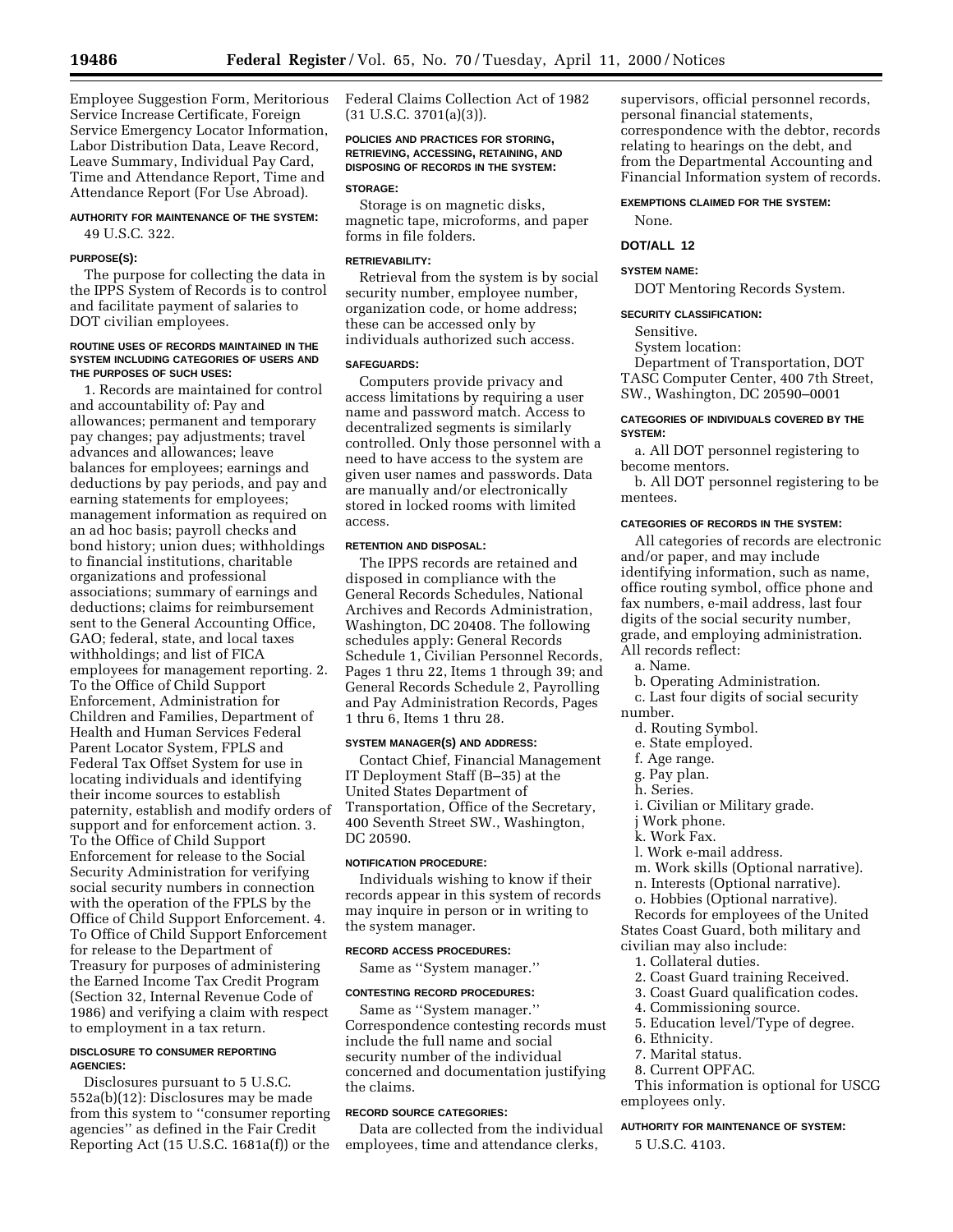Employee Suggestion Form, Meritorious Service Increase Certificate, Foreign Service Emergency Locator Information, Labor Distribution Data, Leave Record, Leave Summary, Individual Pay Card, Time and Attendance Report, Time and Attendance Report (For Use Abroad).

**AUTHORITY FOR MAINTENANCE OF THE SYSTEM:**

49 U.S.C. 322.

**PURPOSE(S):**

The purpose for collecting the data in the IPPS System of Records is to control and facilitate payment of salaries to DOT civilian employees.

**ROUTINE USES OF RECORDS MAINTAINED IN THE SYSTEM INCLUDING CATEGORIES OF USERS AND THE PURPOSES OF SUCH USES:**

1. Records are maintained for control and accountability of: Pay and allowances; permanent and temporary pay changes; pay adjustments; travel advances and allowances; leave balances for employees; earnings and deductions by pay periods, and pay and earning statements for employees; management information as required on an ad hoc basis; payroll checks and bond history; union dues; withholdings to financial institutions, charitable organizations and professional associations; summary of earnings and deductions; claims for reimbursement sent to the General Accounting Office, GAO; federal, state, and local taxes withholdings; and list of FICA employees for management reporting. 2. To the Office of Child Support Enforcement, Administration for Children and Families, Department of Health and Human Services Federal Parent Locator System, FPLS and Federal Tax Offset System for use in locating individuals and identifying their income sources to establish paternity, establish and modify orders of support and for enforcement action. 3. To the Office of Child Support Enforcement for release to the Social Security Administration for verifying social security numbers in connection with the operation of the FPLS by the Office of Child Support Enforcement. 4. To Office of Child Support Enforcement for release to the Department of Treasury for purposes of administering the Earned Income Tax Credit Program (Section 32, Internal Revenue Code of 1986) and verifying a claim with respect to employment in a tax return.

**DISCLOSURE TO CONSUMER REPORTING AGENCIES:**

Disclosures pursuant to 5 U.S.C. 552a(b)(12): Disclosures may be made from this system to ''consumer reporting agencies'' as defined in the Fair Credit Reporting Act (15 U.S.C. 1681a(f)) or the Federal Claims Collection Act of 1982 (31 U.S.C. 3701(a)(3)).

**POLICIES AND PRACTICES FOR STORING, RETRIEVING, ACCESSING, RETAINING, AND DISPOSING OF RECORDS IN THE SYSTEM:**

**STORAGE:**

Storage is on magnetic disks, magnetic tape, microforms, and paper forms in file folders.

**RETRIEVABILITY:**

Retrieval from the system is by social security number, employee number, organization code, or home address; these can be accessed only by individuals authorized such access.

**SAFEGUARDS:**

Computers provide privacy and access limitations by requiring a user name and password match. Access to decentralized segments is similarly controlled. Only those personnel with a need to have access to the system are given user names and passwords. Data are manually and/or electronically stored in locked rooms with limited access.

**RETENTION AND DISPOSAL:**

The IPPS records are retained and disposed in compliance with the General Records Schedules, National Archives and Records Administration, Washington, DC 20408. The following schedules apply: General Records Schedule 1, Civilian Personnel Records, Pages 1 thru 22, Items 1 through 39; and General Records Schedule 2, Payrolling and Pay Administration Records, Pages 1 thru 6, Items 1 thru 28.

**SYSTEM MANAGER(S) AND ADDRESS:**

Contact Chief, Financial Management IT Deployment Staff (B–35) at the United States Department of Transportation, Office of the Secretary, 400 Seventh Street SW., Washington, DC 20590.

**NOTIFICATION PROCEDURE:**

Individuals wishing to know if their records appear in this system of records may inquire in person or in writing to the system manager.

**RECORD ACCESS PROCEDURES:**

Same as ''System manager.''

**CONTESTING RECORD PROCEDURES:**

Same as ''System manager.'' Correspondence contesting records must include the full name and social security number of the individual concerned and documentation justifying the claims.

**RECORD SOURCE CATEGORIES:**

Data are collected from the individual employees, time and attendance clerks, supervisors, official personnel records, personal financial statements, correspondence with the debtor, records relating to hearings on the debt, and from the Departmental Accounting and Financial Information system of records.

**EXEMPTIONS CLAIMED FOR THE SYSTEM:**

None.

## DOT/ALL 12

**SYSTEM NAME:**

DOT Mentoring Records System.

**SECURITY CLASSIFICATION:**

Sensitive.

System location:

Department of Transportation, DOT TASC Computer Center, 400 7th Street, SW., Washington, DC 20590–0001

**CATEGORIES OF INDIVIDUALS COVERED BY THE SYSTEM:**

a. All DOT personnel registering to become mentors.

b. All DOT personnel registering to be mentees.

**CATEGORIES OF RECORDS IN THE SYSTEM:**

All categories of records are electronic and/or paper, and may include identifying information, such as name, office routing symbol, office phone and fax numbers, e-mail address, last four digits of the social security number, grade, and employing administration. All records reflect:

a. Name.
b. Operating Administration.
c. Last four digits of social security number.
d. Routing Symbol.
e. State employed.
f. Age range.
g. Pay plan.
h. Series.
i. Civilian or Military grade.
j Work phone.
k. Work Fax.
l. Work e-mail address.
m. Work skills (Optional narrative).
n. Interests (Optional narrative).
o. Hobbies (Optional narrative).

Records for employees of the United States Coast Guard, both military and civilian may also include:

1. Collateral duties.
2. Coast Guard training Received.
3. Coast Guard qualification codes.
4. Commissioning source.
5. Education level/Type of degree.
6. Ethnicity.
7. Marital status.
8. Current OPFAC.

This information is optional for USCG employees only.

**AUTHORITY FOR MAINTENANCE OF SYSTEM:**

5 U.S.C. 4103.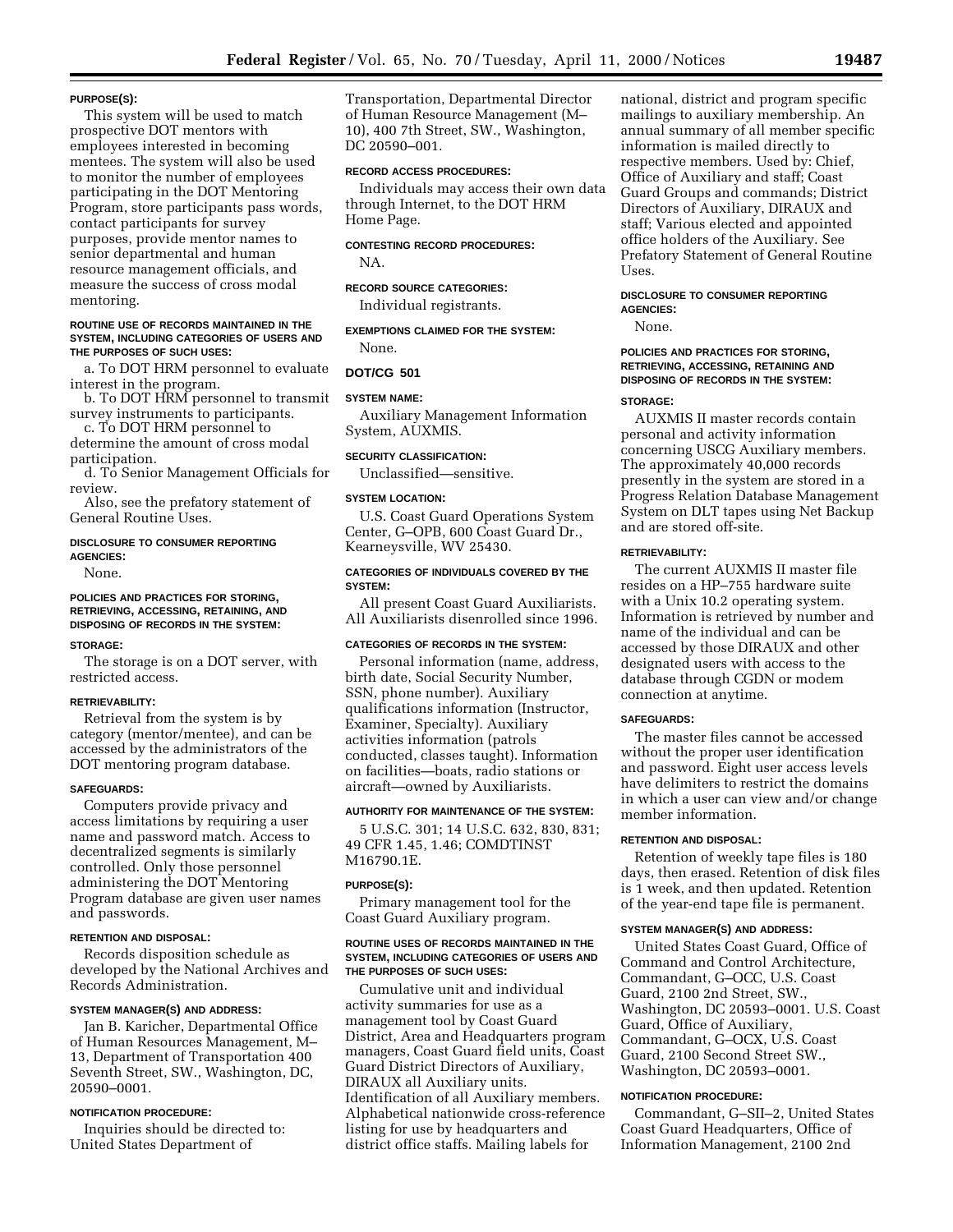**PURPOSE(S):**

This system will be used to match prospective DOT mentors with employees interested in becoming mentees. The system will also be used to monitor the number of employees participating in the DOT Mentoring Program, store participants pass words, contact participants for survey purposes, provide mentor names to senior departmental and human resource management officials, and measure the success of cross modal mentoring.

**ROUTINE USE OF RECORDS MAINTAINED IN THE SYSTEM, INCLUDING CATEGORIES OF USERS AND THE PURPOSES OF SUCH USES:**

a. To DOT HRM personnel to evaluate interest in the program.

b. To DOT HRM personnel to transmit survey instruments to participants.

c. To DOT HRM personnel to determine the amount of cross modal participation.

d. To Senior Management Officials for review.

Also, see the prefatory statement of General Routine Uses.

**DISCLOSURE TO CONSUMER REPORTING AGENCIES:**

None.

**POLICIES AND PRACTICES FOR STORING, RETRIEVING, ACCESSING, RETAINING, AND DISPOSING OF RECORDS IN THE SYSTEM:**

**STORAGE:**

The storage is on a DOT server, with restricted access.

**RETRIEVABILITY:**

Retrieval from the system is by category (mentor/mentee), and can be accessed by the administrators of the DOT mentoring program database.

**SAFEGUARDS:**

Computers provide privacy and access limitations by requiring a user name and password match. Access to decentralized segments is similarly controlled. Only those personnel administering the DOT Mentoring Program database are given user names and passwords.

**RETENTION AND DISPOSAL:**

Records disposition schedule as developed by the National Archives and Records Administration.

**SYSTEM MANAGER(S) AND ADDRESS:**

Jan B. Karicher, Departmental Office of Human Resources Management, M–13, Department of Transportation 400 Seventh Street, SW., Washington, DC, 20590–0001.

**NOTIFICATION PROCEDURE:**

Inquiries should be directed to: United States Department of Transportation, Departmental Director of Human Resource Management (M–10), 400 7th Street, SW., Washington, DC 20590–001.

**RECORD ACCESS PROCEDURES:**

Individuals may access their own data through Internet, to the DOT HRM Home Page.

**CONTESTING RECORD PROCEDURES:**

NA.

**RECORD SOURCE CATEGORIES:**

Individual registrants.

**EXEMPTIONS CLAIMED FOR THE SYSTEM:**

None.

## DOT/CG 501

**SYSTEM NAME:**

Auxiliary Management Information System, AUXMIS.

**SECURITY CLASSIFICATION:**

Unclassified—sensitive.

**SYSTEM LOCATION:**

U.S. Coast Guard Operations System Center, G–OPB, 600 Coast Guard Dr., Kearneysville, WV 25430.

**CATEGORIES OF INDIVIDUALS COVERED BY THE SYSTEM:**

All present Coast Guard Auxiliarists. All Auxiliarists disenrolled since 1996.

**CATEGORIES OF RECORDS IN THE SYSTEM:**

Personal information (name, address, birth date, Social Security Number, SSN, phone number). Auxiliary qualifications information (Instructor, Examiner, Specialty). Auxiliary activities information (patrols conducted, classes taught). Information on facilities—boats, radio stations or aircraft—owned by Auxiliarists.

**AUTHORITY FOR MAINTENANCE OF THE SYSTEM:**

5 U.S.C. 301; 14 U.S.C. 632, 830, 831; 49 CFR 1.45, 1.46; COMDTINST M16790.1E.

**PURPOSE(S):**

Primary management tool for the Coast Guard Auxiliary program.

**ROUTINE USES OF RECORDS MAINTAINED IN THE SYSTEM, INCLUDING CATEGORIES OF USERS AND THE PURPOSES OF SUCH USES:**

Cumulative unit and individual activity summaries for use as a management tool by Coast Guard District, Area and Headquarters program managers, Coast Guard field units, Coast Guard District Directors of Auxiliary, DIRAUX all Auxiliary units. Identification of all Auxiliary members. Alphabetical nationwide cross-reference listing for use by headquarters and district office staffs. Mailing labels for national, district and program specific mailings to auxiliary membership. An annual summary of all member specific information is mailed directly to respective members. Used by: Chief, Office of Auxiliary and staff; Coast Guard Groups and commands; District Directors of Auxiliary, DIRAUX and staff; Various elected and appointed office holders of the Auxiliary. See Prefatory Statement of General Routine Uses.

**DISCLOSURE TO CONSUMER REPORTING AGENCIES:**

None.

**POLICIES AND PRACTICES FOR STORING, RETRIEVING, ACCESSING, RETAINING AND DISPOSING OF RECORDS IN THE SYSTEM:**

**STORAGE:**

AUXMIS II master records contain personal and activity information concerning USCG Auxiliary members. The approximately 40,000 records presently in the system are stored in a Progress Relation Database Management System on DLT tapes using Net Backup and are stored off-site.

**RETRIEVABILITY:**

The current AUXMIS II master file resides on a HP–755 hardware suite with a Unix 10.2 operating system. Information is retrieved by number and name of the individual and can be accessed by those DIRAUX and other designated users with access to the database through CGDN or modem connection at anytime.

**SAFEGUARDS:**

The master files cannot be accessed without the proper user identification and password. Eight user access levels have delimiters to restrict the domains in which a user can view and/or change member information.

**RETENTION AND DISPOSAL:**

Retention of weekly tape files is 180 days, then erased. Retention of disk files is 1 week, and then updated. Retention of the year-end tape file is permanent.

**SYSTEM MANAGER(S) AND ADDRESS:**

United States Coast Guard, Office of Command and Control Architecture, Commandant, G–OCC, U.S. Coast Guard, 2100 2nd Street, SW., Washington, DC 20593–0001. U.S. Coast Guard, Office of Auxiliary, Commandant, G–OCX, U.S. Coast Guard, 2100 Second Street SW., Washington, DC 20593–0001.

**NOTIFICATION PROCEDURE:**

Commandant, G–SII–2, United States Coast Guard Headquarters, Office of Information Management, 2100 2nd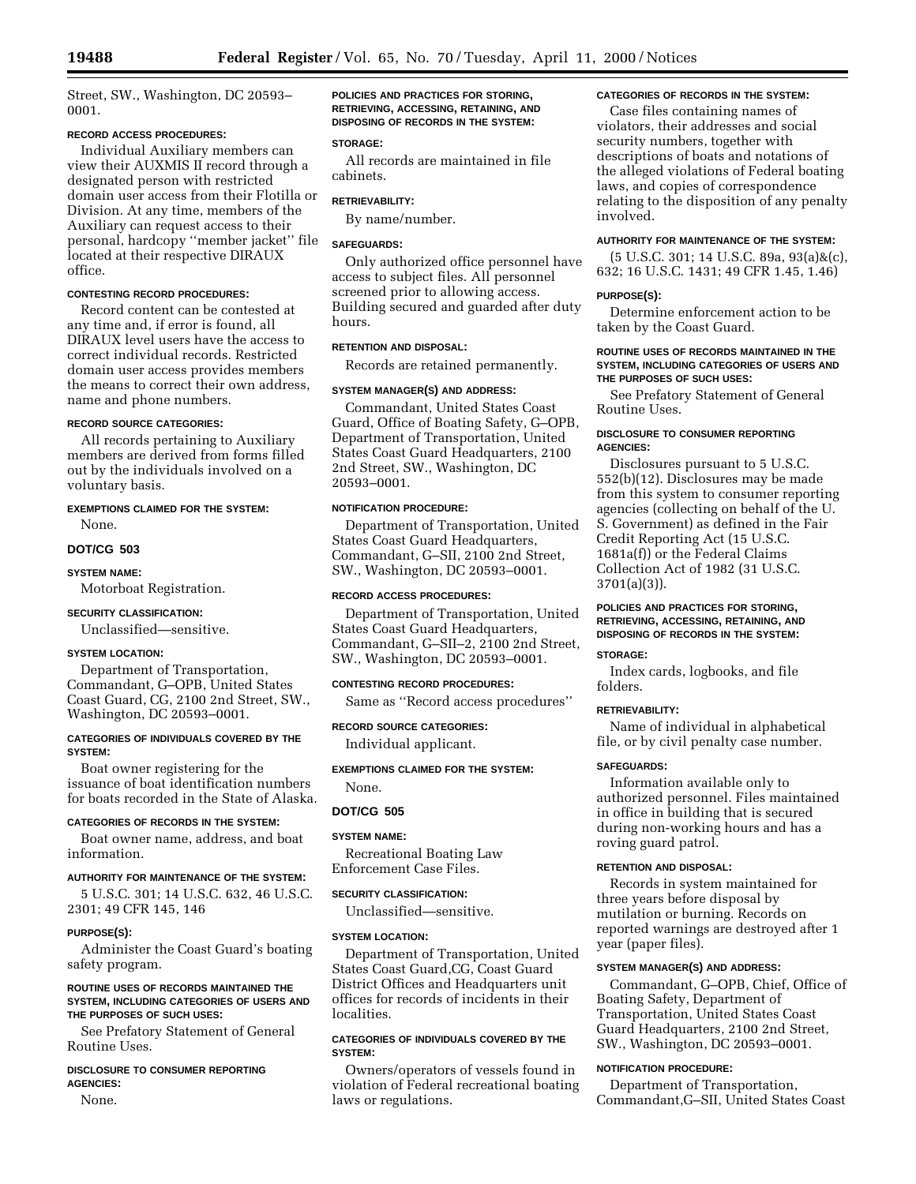Street, SW., Washington, DC 20593–0001.

**RECORD ACCESS PROCEDURES:**

Individual Auxiliary members can view their AUXMIS II record through a designated person with restricted domain user access from their Flotilla or Division. At any time, members of the Auxiliary can request access to their personal, hardcopy ''member jacket'' file located at their respective DIRAUX office.

**CONTESTING RECORD PROCEDURES:**

Record content can be contested at any time and, if error is found, all DIRAUX level users have the access to correct individual records. Restricted domain user access provides members the means to correct their own address, name and phone numbers.

**RECORD SOURCE CATEGORIES:**

All records pertaining to Auxiliary members are derived from forms filled out by the individuals involved on a voluntary basis.

**EXEMPTIONS CLAIMED FOR THE SYSTEM:**

None.

## DOT/CG 503

**SYSTEM NAME:**

Motorboat Registration.

**SECURITY CLASSIFICATION:**

Unclassified—sensitive.

**SYSTEM LOCATION:**

Department of Transportation, Commandant, G–OPB, United States Coast Guard, CG, 2100 2nd Street, SW., Washington, DC 20593–0001.

**CATEGORIES OF INDIVIDUALS COVERED BY THE SYSTEM:**

Boat owner registering for the issuance of boat identification numbers for boats recorded in the State of Alaska.

**CATEGORIES OF RECORDS IN THE SYSTEM:**

Boat owner name, address, and boat information.

**AUTHORITY FOR MAINTENANCE OF THE SYSTEM:**

5 U.S.C. 301; 14 U.S.C. 632, 46 U.S.C. 2301; 49 CFR 145, 146

**PURPOSE(S):**

Administer the Coast Guard's boating safety program.

**ROUTINE USES OF RECORDS MAINTAINED THE SYSTEM, INCLUDING CATEGORIES OF USERS AND THE PURPOSES OF SUCH USES:**

See Prefatory Statement of General Routine Uses.

**DISCLOSURE TO CONSUMER REPORTING AGENCIES:**

None.

**POLICIES AND PRACTICES FOR STORING, RETRIEVING, ACCESSING, RETAINING, AND DISPOSING OF RECORDS IN THE SYSTEM:**

**STORAGE:**

All records are maintained in file cabinets.

**RETRIEVABILITY:**

By name/number.

**SAFEGUARDS:**

Only authorized office personnel have access to subject files. All personnel screened prior to allowing access. Building secured and guarded after duty hours.

**RETENTION AND DISPOSAL:**

Records are retained permanently.

**SYSTEM MANAGER(S) AND ADDRESS:**

Commandant, United States Coast Guard, Office of Boating Safety, G–OPB, Department of Transportation, United States Coast Guard Headquarters, 2100 2nd Street, SW., Washington, DC 20593–0001.

**NOTIFICATION PROCEDURE:**

Department of Transportation, United States Coast Guard Headquarters, Commandant, G–SII, 2100 2nd Street, SW., Washington, DC 20593–0001.

**RECORD ACCESS PROCEDURES:**

Department of Transportation, United States Coast Guard Headquarters, Commandant, G–SII–2, 2100 2nd Street, SW., Washington, DC 20593–0001.

**CONTESTING RECORD PROCEDURES:**

Same as ''Record access procedures''

**RECORD SOURCE CATEGORIES:**

Individual applicant.

**EXEMPTIONS CLAIMED FOR THE SYSTEM:**

None.

## DOT/CG 505

**SYSTEM NAME:**

Recreational Boating Law Enforcement Case Files.

**SECURITY CLASSIFICATION:**

Unclassified—sensitive.

**SYSTEM LOCATION:**

Department of Transportation, United States Coast Guard,CG, Coast Guard District Offices and Headquarters unit offices for records of incidents in their localities.

**CATEGORIES OF INDIVIDUALS COVERED BY THE SYSTEM:**

Owners/operators of vessels found in violation of Federal recreational boating laws or regulations.

**CATEGORIES OF RECORDS IN THE SYSTEM:**

Case files containing names of violators, their addresses and social security numbers, together with descriptions of boats and notations of the alleged violations of Federal boating laws, and copies of correspondence relating to the disposition of any penalty involved.

**AUTHORITY FOR MAINTENANCE OF THE SYSTEM:**

(5 U.S.C. 301; 14 U.S.C. 89a, 93(a)&(c), 632; 16 U.S.C. 1431; 49 CFR 1.45, 1.46)

**PURPOSE(S):**

Determine enforcement action to be taken by the Coast Guard.

**ROUTINE USES OF RECORDS MAINTAINED IN THE SYSTEM, INCLUDING CATEGORIES OF USERS AND THE PURPOSES OF SUCH USES:**

See Prefatory Statement of General Routine Uses.

**DISCLOSURE TO CONSUMER REPORTING AGENCIES:**

Disclosures pursuant to 5 U.S.C. 552(b)(12). Disclosures may be made from this system to consumer reporting agencies (collecting on behalf of the U. S. Government) as defined in the Fair Credit Reporting Act (15 U.S.C. 1681a(f)) or the Federal Claims Collection Act of 1982 (31 U.S.C. 3701(a)(3)).

**POLICIES AND PRACTICES FOR STORING, RETRIEVING, ACCESSING, RETAINING, AND DISPOSING OF RECORDS IN THE SYSTEM:**

**STORAGE:**

Index cards, logbooks, and file folders.

**RETRIEVABILITY:**

Name of individual in alphabetical file, or by civil penalty case number.

**SAFEGUARDS:**

Information available only to authorized personnel. Files maintained in office in building that is secured during non-working hours and has a roving guard patrol.

**RETENTION AND DISPOSAL:**

Records in system maintained for three years before disposal by mutilation or burning. Records on reported warnings are destroyed after 1 year (paper files).

**SYSTEM MANAGER(S) AND ADDRESS:**

Commandant, G–OPB, Chief, Office of Boating Safety, Department of Transportation, United States Coast Guard Headquarters, 2100 2nd Street, SW., Washington, DC 20593–0001.

**NOTIFICATION PROCEDURE:**

Department of Transportation, Commandant,G–SII, United States Coast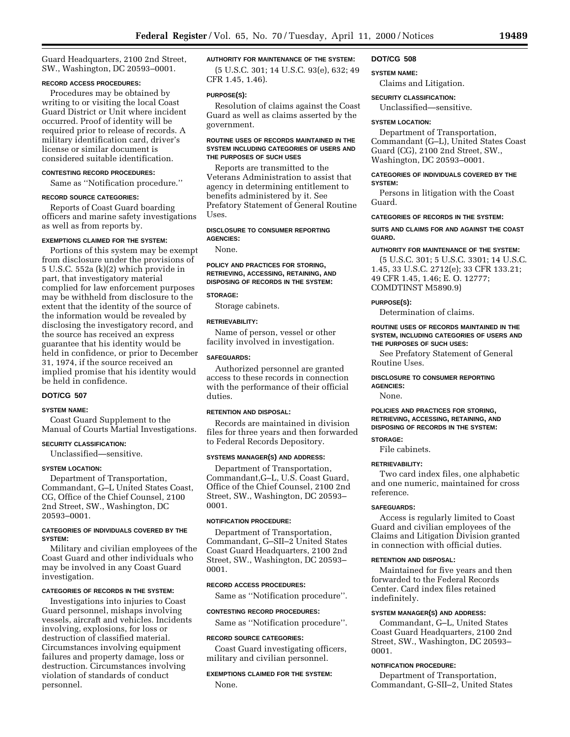Guard Headquarters, 2100 2nd Street, SW., Washington, DC 20593–0001.

**RECORD ACCESS PROCEDURES:**

Procedures may be obtained by writing to or visiting the local Coast Guard District or Unit where incident occurred. Proof of identity will be required prior to release of records. A military identification card, driver's license or similar document is considered suitable identification.

**CONTESTING RECORD PROCEDURES:**

Same as ''Notification procedure.''

**RECORD SOURCE CATEGORIES:**

Reports of Coast Guard boarding officers and marine safety investigations as well as from reports by.

**EXEMPTIONS CLAIMED FOR THE SYSTEM:**

Portions of this system may be exempt from disclosure under the provisions of 5 U.S.C. 552a (k)(2) which provide in part, that investigatory material complied for law enforcement purposes may be withheld from disclosure to the extent that the identity of the source of the information would be revealed by disclosing the investigatory record, and the source has received an express guarantee that his identity would be held in confidence, or prior to December 31, 1974, if the source received an implied promise that his identity would be held in confidence.

## DOT/CG 507

**SYSTEM NAME:**

Coast Guard Supplement to the Manual of Courts Martial Investigations.

**SECURITY CLASSIFICATION:**

Unclassified—sensitive.

**SYSTEM LOCATION:**

Department of Transportation, Commandant, G–L United States Coast, CG, Office of the Chief Counsel, 2100 2nd Street, SW., Washington, DC 20593–0001.

**CATEGORIES OF INDIVIDUALS COVERED BY THE SYSTEM:**

Military and civilian employees of the Coast Guard and other individuals who may be involved in any Coast Guard investigation.

**CATEGORIES OF RECORDS IN THE SYSTEM:**

Investigations into injuries to Coast Guard personnel, mishaps involving vessels, aircraft and vehicles. Incidents involving, explosions, for loss or destruction of classified material. Circumstances involving equipment failures and property damage, loss or destruction. Circumstances involving violation of standards of conduct personnel.

**AUTHORITY FOR MAINTENANCE OF THE SYSTEM:**

(5 U.S.C. 301; 14 U.S.C. 93(e), 632; 49 CFR 1.45, 1.46).

**PURPOSE(S):**

Resolution of claims against the Coast Guard as well as claims asserted by the government.

**ROUTINE USES OF RECORDS MAINTAINED IN THE SYSTEM INCLUDING CATEGORIES OF USERS AND THE PURPOSES OF SUCH USES**

Reports are transmitted to the Veterans Administration to assist that agency in determining entitlement to benefits administered by it. See Prefatory Statement of General Routine Uses.

**DISCLOSURE TO CONSUMER REPORTING AGENCIES:**

None.

**POLICY AND PRACTICES FOR STORING, RETRIEVING, ACCESSING, RETAINING, AND DISPOSING OF RECORDS IN THE SYSTEM:**

**STORAGE:**

Storage cabinets.

**RETRIEVABILITY:**

Name of person, vessel or other facility involved in investigation.

**SAFEGUARDS:**

Authorized personnel are granted access to these records in connection with the performance of their official duties.

**RETENTION AND DISPOSAL:**

Records are maintained in division files for three years and then forwarded to Federal Records Depository.

**SYSTEMS MANAGER(S) AND ADDRESS:**

Department of Transportation, Commandant,G–L, U.S. Coast Guard, Office of the Chief Counsel, 2100 2nd Street, SW., Washington, DC 20593–0001.

**NOTIFICATION PROCEDURE:**

Department of Transportation, Commandant, G–SII–2 United States Coast Guard Headquarters, 2100 2nd Street, SW., Washington, DC 20593–0001.

**RECORD ACCESS PROCEDURES:**

Same as ''Notification procedure''.

**CONTESTING RECORD PROCEDURES:**

Same as ''Notification procedure''.

**RECORD SOURCE CATEGORIES:**

Coast Guard investigating officers, military and civilian personnel.

**EXEMPTIONS CLAIMED FOR THE SYSTEM:**

None.

## DOT/CG 508

**SYSTEM NAME:**

Claims and Litigation.

**SECURITY CLASSIFICATION:**

Unclassified—sensitive.

**SYSTEM LOCATION:**

Department of Transportation, Commandant (G–L), United States Coast Guard (CG), 2100 2nd Street, SW., Washington, DC 20593–0001.

**CATEGORIES OF INDIVIDUALS COVERED BY THE SYSTEM:**

Persons in litigation with the Coast Guard.

**CATEGORIES OF RECORDS IN THE SYSTEM:**

**SUITS AND CLAIMS FOR AND AGAINST THE COAST GUARD.**

**AUTHORITY FOR MAINTENANCE OF THE SYSTEM:**

(5 U.S.C. 301; 5 U.S.C. 3301; 14 U.S.C. 1.45, 33 U.S.C. 2712(e); 33 CFR 133.21; 49 CFR 1.45, 1.46; E. O. 12777; COMDTINST M5890.9)

**PURPOSE(S):**

Determination of claims.

**ROUTINE USES OF RECORDS MAINTAINED IN THE SYSTEM, INCLUDING CATEGORIES OF USERS AND THE PURPOSES OF SUCH USES:**

See Prefatory Statement of General Routine Uses.

**DISCLOSURE TO CONSUMER REPORTING AGENCIES:**

None.

**POLICIES AND PRACTICES FOR STORING, RETRIEVING, ACCESSING, RETAINING, AND DISPOSING OF RECORDS IN THE SYSTEM:**

**STORAGE:**

File cabinets.

**RETRIEVABILITY:**

Two card index files, one alphabetic and one numeric, maintained for cross reference.

**SAFEGUARDS:**

Access is regularly limited to Coast Guard and civilian employees of the Claims and Litigation Division granted in connection with official duties.

**RETENTION AND DISPOSAL:**

Maintained for five years and then forwarded to the Federal Records Center. Card index files retained indefinitely.

**SYSTEM MANAGER(S) AND ADDRESS:**

Commandant, G–L, United States Coast Guard Headquarters, 2100 2nd Street, SW., Washington, DC 20593–0001.

**NOTIFICATION PROCEDURE:**

Department of Transportation, Commandant, G-SII–2, United States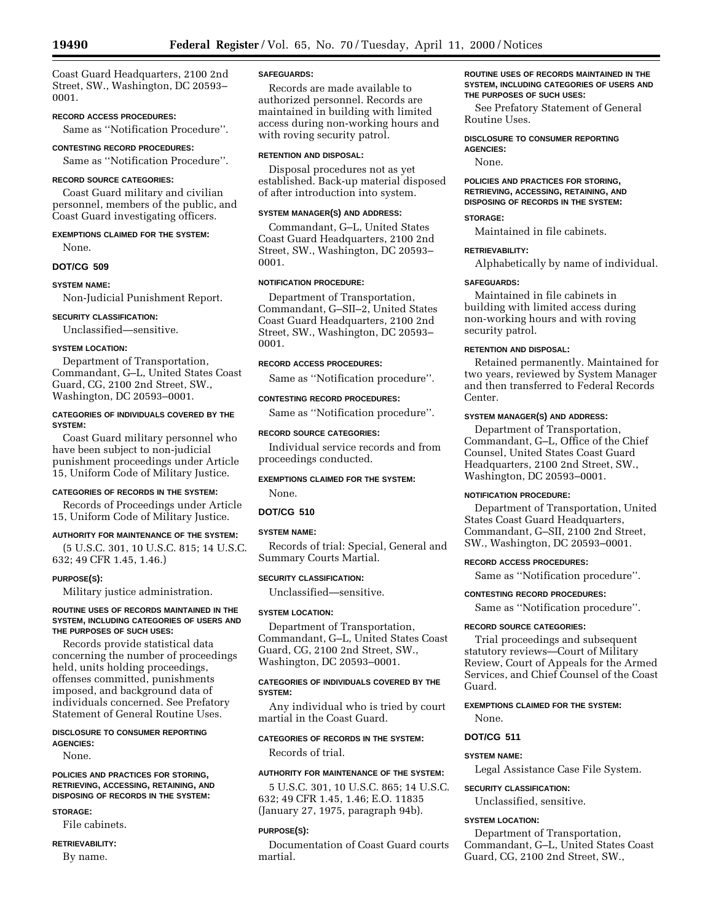Coast Guard Headquarters, 2100 2nd Street, SW., Washington, DC 20593–0001.

**RECORD ACCESS PROCEDURES:**

Same as ''Notification Procedure''.

**CONTESTING RECORD PROCEDURES:**

Same as ''Notification Procedure''.

**RECORD SOURCE CATEGORIES:**

Coast Guard military and civilian personnel, members of the public, and Coast Guard investigating officers.

**EXEMPTIONS CLAIMED FOR THE SYSTEM:**

None.

## DOT/CG 509

**SYSTEM NAME:**

Non-Judicial Punishment Report.

**SECURITY CLASSIFICATION:**

Unclassified—sensitive.

**SYSTEM LOCATION:**

Department of Transportation, Commandant, G–L, United States Coast Guard, CG, 2100 2nd Street, SW., Washington, DC 20593–0001.

**CATEGORIES OF INDIVIDUALS COVERED BY THE SYSTEM:**

Coast Guard military personnel who have been subject to non-judicial punishment proceedings under Article 15, Uniform Code of Military Justice.

**CATEGORIES OF RECORDS IN THE SYSTEM:**

Records of Proceedings under Article 15, Uniform Code of Military Justice.

**AUTHORITY FOR MAINTENANCE OF THE SYSTEM:**

(5 U.S.C. 301, 10 U.S.C. 815; 14 U.S.C. 632; 49 CFR 1.45, 1.46.)

**PURPOSE(S):**

Military justice administration.

**ROUTINE USES OF RECORDS MAINTAINED IN THE SYSTEM, INCLUDING CATEGORIES OF USERS AND THE PURPOSES OF SUCH USES:**

Records provide statistical data concerning the number of proceedings held, units holding proceedings, offenses committed, punishments imposed, and background data of individuals concerned. See Prefatory Statement of General Routine Uses.

**DISCLOSURE TO CONSUMER REPORTING AGENCIES:**

None.

**POLICIES AND PRACTICES FOR STORING, RETRIEVING, ACCESSING, RETAINING, AND DISPOSING OF RECORDS IN THE SYSTEM:**

**STORAGE:**

File cabinets.

**RETRIEVABILITY:**

By name.

**SAFEGUARDS:**

Records are made available to authorized personnel. Records are maintained in building with limited access during non-working hours and with roving security patrol.

**RETENTION AND DISPOSAL:**

Disposal procedures not as yet established. Back-up material disposed of after introduction into system.

**SYSTEM MANAGER(S) AND ADDRESS:**

Commandant, G–L, United States Coast Guard Headquarters, 2100 2nd Street, SW., Washington, DC 20593–0001.

**NOTIFICATION PROCEDURE:**

Department of Transportation, Commandant, G–SII–2, United States Coast Guard Headquarters, 2100 2nd Street, SW., Washington, DC 20593–0001.

**RECORD ACCESS PROCEDURES:**

Same as ''Notification procedure''.

**CONTESTING RECORD PROCEDURES:**

Same as ''Notification procedure''.

**RECORD SOURCE CATEGORIES:**

Individual service records and from proceedings conducted.

**EXEMPTIONS CLAIMED FOR THE SYSTEM:**

None.

## DOT/CG 510

**SYSTEM NAME:**

Records of trial: Special, General and Summary Courts Martial.

**SECURITY CLASSIFICATION:**

Unclassified—sensitive.

**SYSTEM LOCATION:**

Department of Transportation, Commandant, G–L, United States Coast Guard, CG, 2100 2nd Street, SW., Washington, DC 20593–0001.

**CATEGORIES OF INDIVIDUALS COVERED BY THE SYSTEM:**

Any individual who is tried by court martial in the Coast Guard.

**CATEGORIES OF RECORDS IN THE SYSTEM:**

Records of trial.

**AUTHORITY FOR MAINTENANCE OF THE SYSTEM:**

5 U.S.C. 301, 10 U.S.C. 865; 14 U.S.C. 632; 49 CFR 1.45, 1.46; E.O. 11835 (January 27, 1975, paragraph 94b).

**PURPOSE(S):**

Documentation of Coast Guard courts martial.

**ROUTINE USES OF RECORDS MAINTAINED IN THE SYSTEM, INCLUDING CATEGORIES OF USERS AND THE PURPOSES OF SUCH USES:**

See Prefatory Statement of General Routine Uses.

**DISCLOSURE TO CONSUMER REPORTING AGENCIES:**

None.

**POLICIES AND PRACTICES FOR STORING, RETRIEVING, ACCESSING, RETAINING, AND DISPOSING OF RECORDS IN THE SYSTEM:**

**STORAGE:**

Maintained in file cabinets.

**RETRIEVABILITY:**

Alphabetically by name of individual.

**SAFEGUARDS:**

Maintained in file cabinets in building with limited access during non-working hours and with roving security patrol.

**RETENTION AND DISPOSAL:**

Retained permanently. Maintained for two years, reviewed by System Manager and then transferred to Federal Records Center.

**SYSTEM MANAGER(S) AND ADDRESS:**

Department of Transportation, Commandant, G–L, Office of the Chief Counsel, United States Coast Guard Headquarters, 2100 2nd Street, SW., Washington, DC 20593–0001.

**NOTIFICATION PROCEDURE:**

Department of Transportation, United States Coast Guard Headquarters, Commandant, G–SII, 2100 2nd Street, SW., Washington, DC 20593–0001.

**RECORD ACCESS PROCEDURES:**

Same as ''Notification procedure''.

**CONTESTING RECORD PROCEDURES:**

Same as ''Notification procedure''.

**RECORD SOURCE CATEGORIES:**

Trial proceedings and subsequent statutory reviews—Court of Military Review, Court of Appeals for the Armed Services, and Chief Counsel of the Coast Guard.

**EXEMPTIONS CLAIMED FOR THE SYSTEM:**

None.

## DOT/CG 511

**SYSTEM NAME:**

Legal Assistance Case File System.

**SECURITY CLASSIFICATION:**

Unclassified, sensitive.

**SYSTEM LOCATION:**

Department of Transportation, Commandant, G–L, United States Coast Guard, CG, 2100 2nd Street, SW.,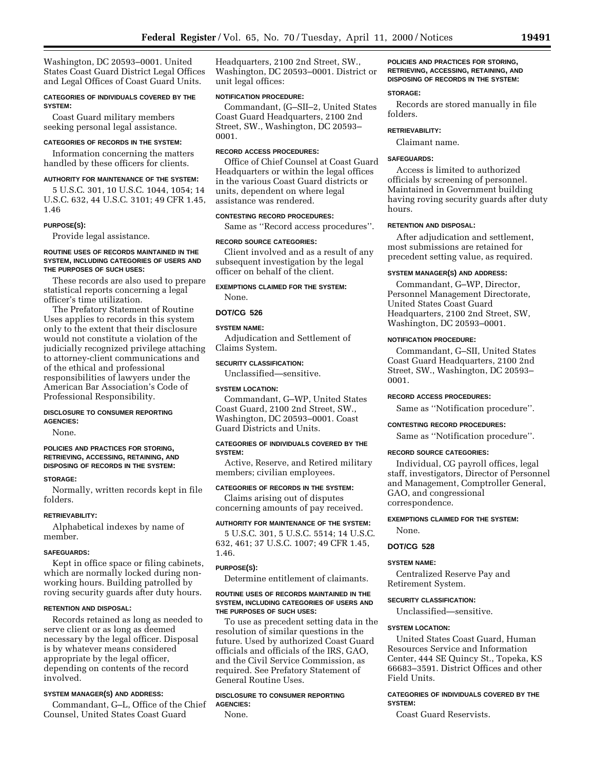Washington, DC 20593–0001. United States Coast Guard District Legal Offices and Legal Offices of Coast Guard Units.

**CATEGORIES OF INDIVIDUALS COVERED BY THE SYSTEM:**

Coast Guard military members seeking personal legal assistance.

**CATEGORIES OF RECORDS IN THE SYSTEM:**

Information concerning the matters handled by these officers for clients.

**AUTHORITY FOR MAINTENANCE OF THE SYSTEM:**

5 U.S.C. 301, 10 U.S.C. 1044, 1054; 14 U.S.C. 632, 44 U.S.C. 3101; 49 CFR 1.45, 1.46

**PURPOSE(S):**

Provide legal assistance.

**ROUTINE USES OF RECORDS MAINTAINED IN THE SYSTEM, INCLUDING CATEGORIES OF USERS AND THE PURPOSES OF SUCH USES:**

These records are also used to prepare statistical reports concerning a legal officer's time utilization.

The Prefatory Statement of Routine Uses applies to records in this system only to the extent that their disclosure would not constitute a violation of the judicially recognized privilege attaching to attorney-client communications and of the ethical and professional responsibilities of lawyers under the American Bar Association's Code of Professional Responsibility.

**DISCLOSURE TO CONSUMER REPORTING AGENCIES:**

None.

**POLICIES AND PRACTICES FOR STORING, RETRIEVING, ACCESSING, RETAINING, AND DISPOSING OF RECORDS IN THE SYSTEM:**

**STORAGE:**

Normally, written records kept in file folders.

**RETRIEVABILITY:**

Alphabetical indexes by name of member.

**SAFEGUARDS:**

Kept in office space or filing cabinets, which are normally locked during non-working hours. Building patrolled by roving security guards after duty hours.

**RETENTION AND DISPOSAL:**

Records retained as long as needed to serve client or as long as deemed necessary by the legal officer. Disposal is by whatever means considered appropriate by the legal officer, depending on contents of the record involved.

**SYSTEM MANAGER(S) AND ADDRESS:**

Commandant, G–L, Office of the Chief Counsel, United States Coast Guard Headquarters, 2100 2nd Street, SW., Washington, DC 20593–0001. District or unit legal offices:

**NOTIFICATION PROCEDURE:**

Commandant, (G–SII–2, United States Coast Guard Headquarters, 2100 2nd Street, SW., Washington, DC 20593–0001.

**RECORD ACCESS PROCEDURES:**

Office of Chief Counsel at Coast Guard Headquarters or within the legal offices in the various Coast Guard districts or units, dependent on where legal assistance was rendered.

**CONTESTING RECORD PROCEDURES:**

Same as ''Record access procedures''.

**RECORD SOURCE CATEGORIES:**

Client involved and as a result of any subsequent investigation by the legal officer on behalf of the client.

**EXEMPTIONS CLAIMED FOR THE SYSTEM:**

None.

## DOT/CG 526

**SYSTEM NAME:**

Adjudication and Settlement of Claims System.

**SECURITY CLASSIFICATION:**

Unclassified—sensitive.

**SYSTEM LOCATION:**

Commandant, G–WP, United States Coast Guard, 2100 2nd Street, SW., Washington, DC 20593–0001. Coast Guard Districts and Units.

**CATEGORIES OF INDIVIDUALS COVERED BY THE SYSTEM:**

Active, Reserve, and Retired military members; civilian employees.

**CATEGORIES OF RECORDS IN THE SYSTEM:**

Claims arising out of disputes concerning amounts of pay received.

**AUTHORITY FOR MAINTENANCE OF THE SYSTEM:**

5 U.S.C. 301, 5 U.S.C. 5514; 14 U.S.C. 632, 461; 37 U.S.C. 1007; 49 CFR 1.45, 1.46.

**PURPOSE(S):**

Determine entitlement of claimants.

**ROUTINE USES OF RECORDS MAINTAINED IN THE SYSTEM, INCLUDING CATEGORIES OF USERS AND THE PURPOSES OF SUCH USES:**

To use as precedent setting data in the resolution of similar questions in the future. Used by authorized Coast Guard officials and officials of the IRS, GAO, and the Civil Service Commission, as required. See Prefatory Statement of General Routine Uses.

**DISCLOSURE TO CONSUMER REPORTING AGENCIES:**

None.

**POLICIES AND PRACTICES FOR STORING, RETRIEVING, ACCESSING, RETAINING, AND DISPOSING OF RECORDS IN THE SYSTEM:**

**STORAGE:**

Records are stored manually in file folders.

**RETRIEVABILITY:**

Claimant name.

**SAFEGUARDS:**

Access is limited to authorized officials by screening of personnel. Maintained in Government building having roving security guards after duty hours.

**RETENTION AND DISPOSAL:**

After adjudication and settlement, most submissions are retained for precedent setting value, as required.

**SYSTEM MANAGER(S) AND ADDRESS:**

Commandant, G–WP, Director, Personnel Management Directorate, United States Coast Guard Headquarters, 2100 2nd Street, SW, Washington, DC 20593–0001.

**NOTIFICATION PROCEDURE:**

Commandant, G–SII, United States Coast Guard Headquarters, 2100 2nd Street, SW., Washington, DC 20593–0001.

**RECORD ACCESS PROCEDURES:**

Same as ''Notification procedure''.

**CONTESTING RECORD PROCEDURES:**

Same as ''Notification procedure''.

**RECORD SOURCE CATEGORIES:**

Individual, CG payroll offices, legal staff, investigators, Director of Personnel and Management, Comptroller General, GAO, and congressional correspondence.

**EXEMPTIONS CLAIMED FOR THE SYSTEM:**

None.

## DOT/CG 528

**SYSTEM NAME:**

Centralized Reserve Pay and Retirement System.

**SECURITY CLASSIFICATION:**

Unclassified—sensitive.

**SYSTEM LOCATION:**

United States Coast Guard, Human Resources Service and Information Center, 444 SE Quincy St., Topeka, KS 66683–3591. District Offices and other Field Units.

**CATEGORIES OF INDIVIDUALS COVERED BY THE SYSTEM:**

Coast Guard Reservists.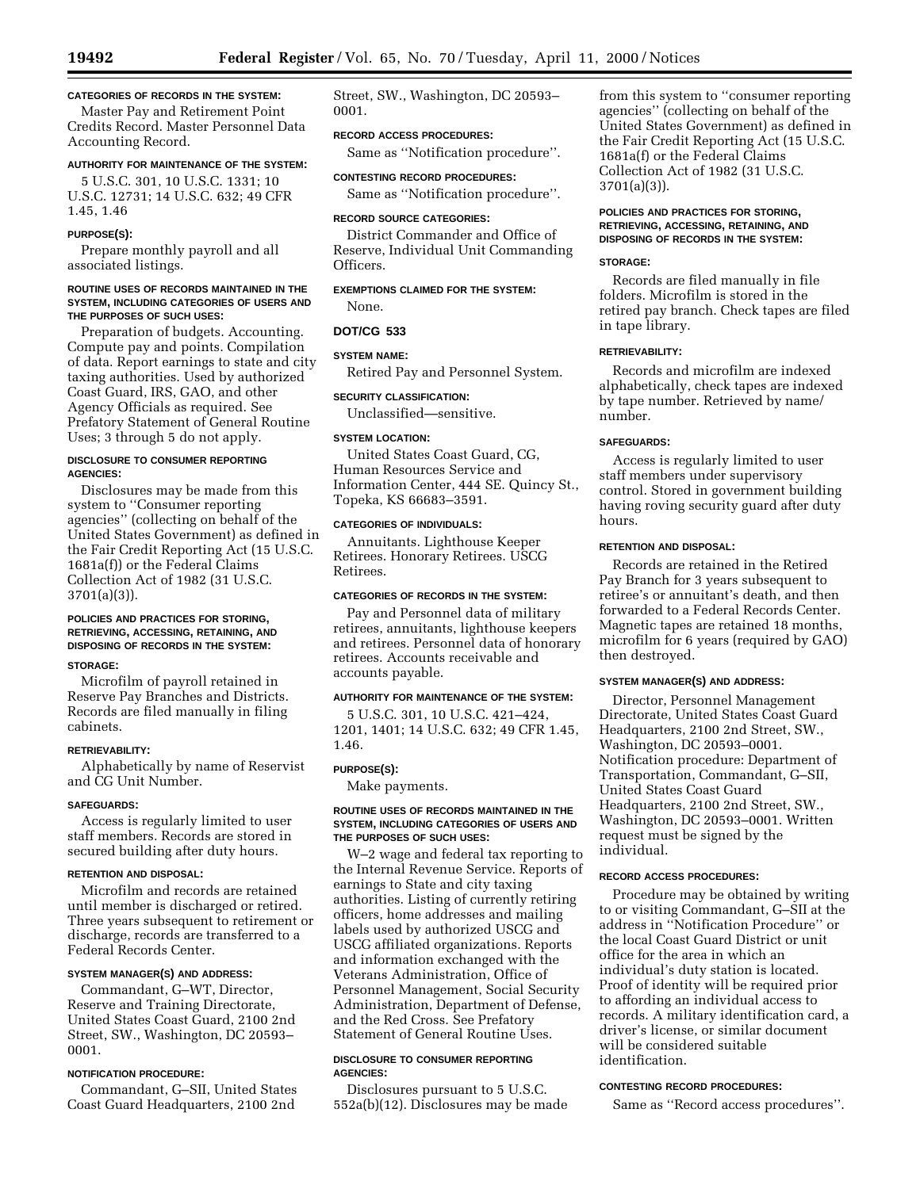**CATEGORIES OF RECORDS IN THE SYSTEM:**

Master Pay and Retirement Point Credits Record. Master Personnel Data Accounting Record.

**AUTHORITY FOR MAINTENANCE OF THE SYSTEM:**

5 U.S.C. 301, 10 U.S.C. 1331; 10 U.S.C. 12731; 14 U.S.C. 632; 49 CFR 1.45, 1.46

**PURPOSE(S):**

Prepare monthly payroll and all associated listings.

**ROUTINE USES OF RECORDS MAINTAINED IN THE SYSTEM, INCLUDING CATEGORIES OF USERS AND THE PURPOSES OF SUCH USES:**

Preparation of budgets. Accounting. Compute pay and points. Compilation of data. Report earnings to state and city taxing authorities. Used by authorized Coast Guard, IRS, GAO, and other Agency Officials as required. See Prefatory Statement of General Routine Uses; 3 through 5 do not apply.

**DISCLOSURE TO CONSUMER REPORTING AGENCIES:**

Disclosures may be made from this system to ''Consumer reporting agencies'' (collecting on behalf of the United States Government) as defined in the Fair Credit Reporting Act (15 U.S.C. 1681a(f)) or the Federal Claims Collection Act of 1982 (31 U.S.C. 3701(a)(3)).

**POLICIES AND PRACTICES FOR STORING, RETRIEVING, ACCESSING, RETAINING, AND DISPOSING OF RECORDS IN THE SYSTEM:**

**STORAGE:**

Microfilm of payroll retained in Reserve Pay Branches and Districts. Records are filed manually in filing cabinets.

**RETRIEVABILITY:**

Alphabetically by name of Reservist and CG Unit Number.

**SAFEGUARDS:**

Access is regularly limited to user staff members. Records are stored in secured building after duty hours.

**RETENTION AND DISPOSAL:**

Microfilm and records are retained until member is discharged or retired. Three years subsequent to retirement or discharge, records are transferred to a Federal Records Center.

**SYSTEM MANAGER(S) AND ADDRESS:**

Commandant, G–WT, Director, Reserve and Training Directorate, United States Coast Guard, 2100 2nd Street, SW., Washington, DC 20593–0001.

**NOTIFICATION PROCEDURE:**

Commandant, G–SII, United States Coast Guard Headquarters, 2100 2nd Street, SW., Washington, DC 20593–0001.

**RECORD ACCESS PROCEDURES:**

Same as ''Notification procedure''.

**CONTESTING RECORD PROCEDURES:**

Same as ''Notification procedure''.

**RECORD SOURCE CATEGORIES:**

District Commander and Office of Reserve, Individual Unit Commanding Officers.

**EXEMPTIONS CLAIMED FOR THE SYSTEM:**

None.

## DOT/CG 533

**SYSTEM NAME:**

Retired Pay and Personnel System.

**SECURITY CLASSIFICATION:**

Unclassified—sensitive.

**SYSTEM LOCATION:**

United States Coast Guard, CG, Human Resources Service and Information Center, 444 SE. Quincy St., Topeka, KS 66683–3591.

**CATEGORIES OF INDIVIDUALS:**

Annuitants. Lighthouse Keeper Retirees. Honorary Retirees. USCG Retirees.

**CATEGORIES OF RECORDS IN THE SYSTEM:**

Pay and Personnel data of military retirees, annuitants, lighthouse keepers and retirees. Personnel data of honorary retirees. Accounts receivable and accounts payable.

**AUTHORITY FOR MAINTENANCE OF THE SYSTEM:**

5 U.S.C. 301, 10 U.S.C. 421–424, 1201, 1401; 14 U.S.C. 632; 49 CFR 1.45, 1.46.

**PURPOSE(S):**

Make payments.

**ROUTINE USES OF RECORDS MAINTAINED IN THE SYSTEM, INCLUDING CATEGORIES OF USERS AND THE PURPOSES OF SUCH USES:**

W–2 wage and federal tax reporting to the Internal Revenue Service. Reports of earnings to State and city taxing authorities. Listing of currently retiring officers, home addresses and mailing labels used by authorized USCG and USCG affiliated organizations. Reports and information exchanged with the Veterans Administration, Office of Personnel Management, Social Security Administration, Department of Defense, and the Red Cross. See Prefatory Statement of General Routine Uses.

**DISCLOSURE TO CONSUMER REPORTING AGENCIES:**

Disclosures pursuant to 5 U.S.C. 552a(b)(12). Disclosures may be made from this system to ''consumer reporting agencies'' (collecting on behalf of the United States Government) as defined in the Fair Credit Reporting Act (15 U.S.C. 1681a(f) or the Federal Claims Collection Act of 1982 (31 U.S.C. 3701(a)(3)).

**POLICIES AND PRACTICES FOR STORING, RETRIEVING, ACCESSING, RETAINING, AND DISPOSING OF RECORDS IN THE SYSTEM:**

**STORAGE:**

Records are filed manually in file folders. Microfilm is stored in the retired pay branch. Check tapes are filed in tape library.

**RETRIEVABILITY:**

Records and microfilm are indexed alphabetically, check tapes are indexed by tape number. Retrieved by name/number.

**SAFEGUARDS:**

Access is regularly limited to user staff members under supervisory control. Stored in government building having roving security guard after duty hours.

**RETENTION AND DISPOSAL:**

Records are retained in the Retired Pay Branch for 3 years subsequent to retiree's or annuitant's death, and then forwarded to a Federal Records Center. Magnetic tapes are retained 18 months, microfilm for 6 years (required by GAO) then destroyed.

**SYSTEM MANAGER(S) AND ADDRESS:**

Director, Personnel Management Directorate, United States Coast Guard Headquarters, 2100 2nd Street, SW., Washington, DC 20593–0001. Notification procedure: Department of Transportation, Commandant, G–SII, United States Coast Guard Headquarters, 2100 2nd Street, SW., Washington, DC 20593–0001. Written request must be signed by the individual.

**RECORD ACCESS PROCEDURES:**

Procedure may be obtained by writing to or visiting Commandant, G–SII at the address in ''Notification Procedure'' or the local Coast Guard District or unit office for the area in which an individual's duty station is located. Proof of identity will be required prior to affording an individual access to records. A military identification card, a driver's license, or similar document will be considered suitable identification.

**CONTESTING RECORD PROCEDURES:**

Same as ''Record access procedures''.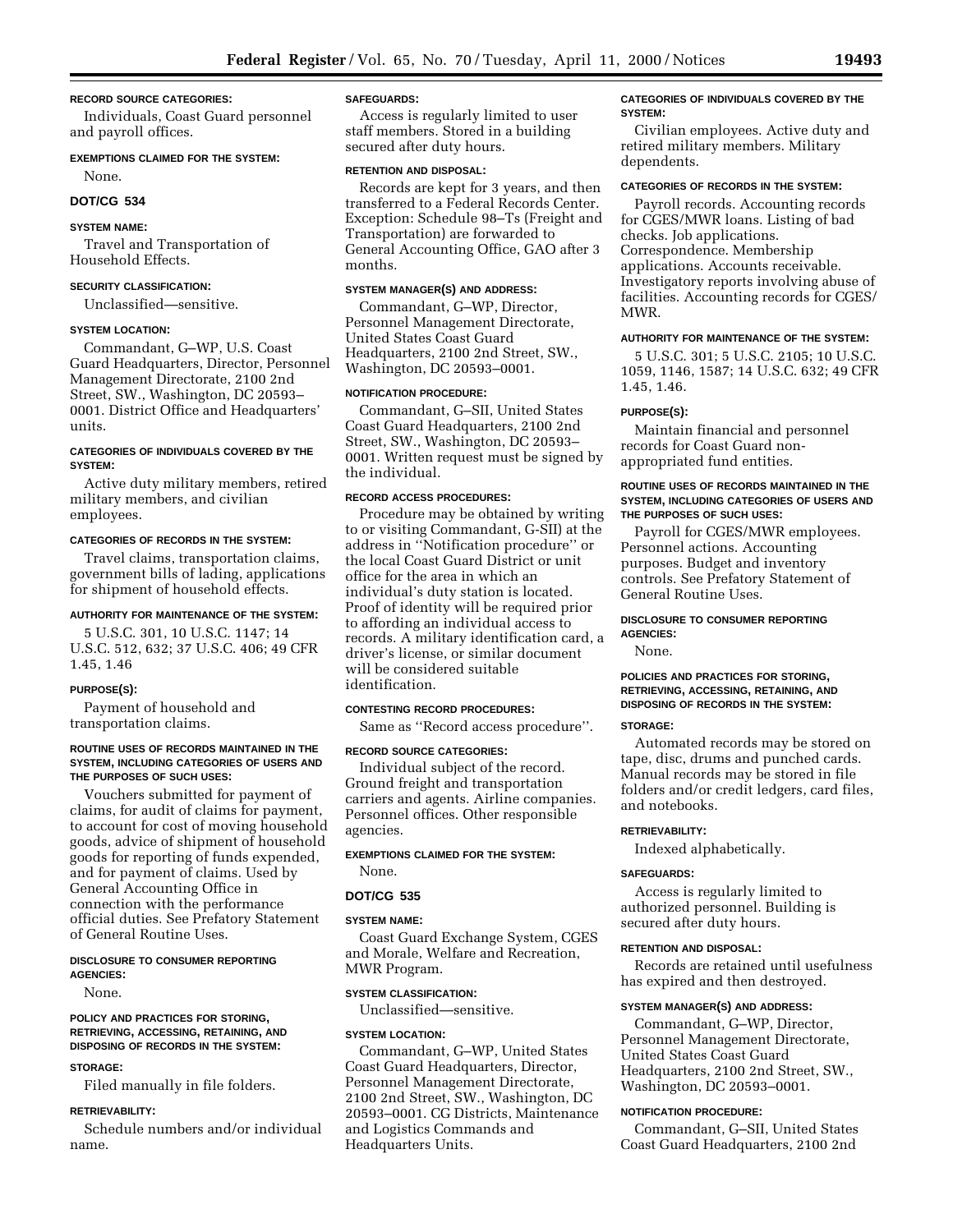**RECORD SOURCE CATEGORIES:**

Individuals, Coast Guard personnel and payroll offices.

**EXEMPTIONS CLAIMED FOR THE SYSTEM:**

None.

### DOT/CG 534

**SYSTEM NAME:**

Travel and Transportation of Household Effects.

**SECURITY CLASSIFICATION:**

Unclassified—sensitive.

**SYSTEM LOCATION:**

Commandant, G–WP, U.S. Coast Guard Headquarters, Director, Personnel Management Directorate, 2100 2nd Street, SW., Washington, DC 20593–0001. District Office and Headquarters' units.

**CATEGORIES OF INDIVIDUALS COVERED BY THE SYSTEM:**

Active duty military members, retired military members, and civilian employees.

**CATEGORIES OF RECORDS IN THE SYSTEM:**

Travel claims, transportation claims, government bills of lading, applications for shipment of household effects.

**AUTHORITY FOR MAINTENANCE OF THE SYSTEM:**

5 U.S.C. 301, 10 U.S.C. 1147; 14 U.S.C. 512, 632; 37 U.S.C. 406; 49 CFR 1.45, 1.46

**PURPOSE(S):**

Payment of household and transportation claims.

**ROUTINE USES OF RECORDS MAINTAINED IN THE SYSTEM, INCLUDING CATEGORIES OF USERS AND THE PURPOSES OF SUCH USES:**

Vouchers submitted for payment of claims, for audit of claims for payment, to account for cost of moving household goods, advice of shipment of household goods for reporting of funds expended, and for payment of claims. Used by General Accounting Office in connection with the performance official duties. See Prefatory Statement of General Routine Uses.

**DISCLOSURE TO CONSUMER REPORTING AGENCIES:**

None.

**POLICY AND PRACTICES FOR STORING, RETRIEVING, ACCESSING, RETAINING, AND DISPOSING OF RECORDS IN THE SYSTEM:**

**STORAGE:**

Filed manually in file folders.

**RETRIEVABILITY:**

Schedule numbers and/or individual name.

**SAFEGUARDS:**

Access is regularly limited to user staff members. Stored in a building secured after duty hours.

**RETENTION AND DISPOSAL:**

Records are kept for 3 years, and then transferred to a Federal Records Center. Exception: Schedule 98–Ts (Freight and Transportation) are forwarded to General Accounting Office, GAO after 3 months.

**SYSTEM MANAGER(S) AND ADDRESS:**

Commandant, G–WP, Director, Personnel Management Directorate, United States Coast Guard Headquarters, 2100 2nd Street, SW., Washington, DC 20593–0001.

**NOTIFICATION PROCEDURE:**

Commandant, G–SII, United States Coast Guard Headquarters, 2100 2nd Street, SW., Washington, DC 20593–0001. Written request must be signed by the individual.

**RECORD ACCESS PROCEDURES:**

Procedure may be obtained by writing to or visiting Commandant, G-SII) at the address in ''Notification procedure'' or the local Coast Guard District or unit office for the area in which an individual's duty station is located. Proof of identity will be required prior to affording an individual access to records. A military identification card, a driver's license, or similar document will be considered suitable identification.

**CONTESTING RECORD PROCEDURES:**

Same as ''Record access procedure''.

**RECORD SOURCE CATEGORIES:**

Individual subject of the record. Ground freight and transportation carriers and agents. Airline companies. Personnel offices. Other responsible agencies.

**EXEMPTIONS CLAIMED FOR THE SYSTEM:**

None.

### DOT/CG 535

**SYSTEM NAME:**

Coast Guard Exchange System, CGES and Morale, Welfare and Recreation, MWR Program.

**SYSTEM CLASSIFICATION:**

Unclassified—sensitive.

**SYSTEM LOCATION:**

Commandant, G–WP, United States Coast Guard Headquarters, Director, Personnel Management Directorate, 2100 2nd Street, SW., Washington, DC 20593–0001. CG Districts, Maintenance and Logistics Commands and Headquarters Units.

**CATEGORIES OF INDIVIDUALS COVERED BY THE SYSTEM:**

Civilian employees. Active duty and retired military members. Military dependents.

**CATEGORIES OF RECORDS IN THE SYSTEM:**

Payroll records. Accounting records for CGES/MWR loans. Listing of bad checks. Job applications. Correspondence. Membership applications. Accounts receivable. Investigatory reports involving abuse of facilities. Accounting records for CGES/MWR.

**AUTHORITY FOR MAINTENANCE OF THE SYSTEM:**

5 U.S.C. 301; 5 U.S.C. 2105; 10 U.S.C. 1059, 1146, 1587; 14 U.S.C. 632; 49 CFR 1.45, 1.46.

**PURPOSE(S):**

Maintain financial and personnel records for Coast Guard non-appropriated fund entities.

**ROUTINE USES OF RECORDS MAINTAINED IN THE SYSTEM, INCLUDING CATEGORIES OF USERS AND THE PURPOSES OF SUCH USES:**

Payroll for CGES/MWR employees. Personnel actions. Accounting purposes. Budget and inventory controls. See Prefatory Statement of General Routine Uses.

**DISCLOSURE TO CONSUMER REPORTING AGENCIES:**

None.

**POLICIES AND PRACTICES FOR STORING, RETRIEVING, ACCESSING, RETAINING, AND DISPOSING OF RECORDS IN THE SYSTEM:**

**STORAGE:**

Automated records may be stored on tape, disc, drums and punched cards. Manual records may be stored in file folders and/or credit ledgers, card files, and notebooks.

**RETRIEVABILITY:**

Indexed alphabetically.

**SAFEGUARDS:**

Access is regularly limited to authorized personnel. Building is secured after duty hours.

**RETENTION AND DISPOSAL:**

Records are retained until usefulness has expired and then destroyed.

**SYSTEM MANAGER(S) AND ADDRESS:**

Commandant, G–WP, Director, Personnel Management Directorate, United States Coast Guard Headquarters, 2100 2nd Street, SW., Washington, DC 20593–0001.

**NOTIFICATION PROCEDURE:**

Commandant, G–SII, United States Coast Guard Headquarters, 2100 2nd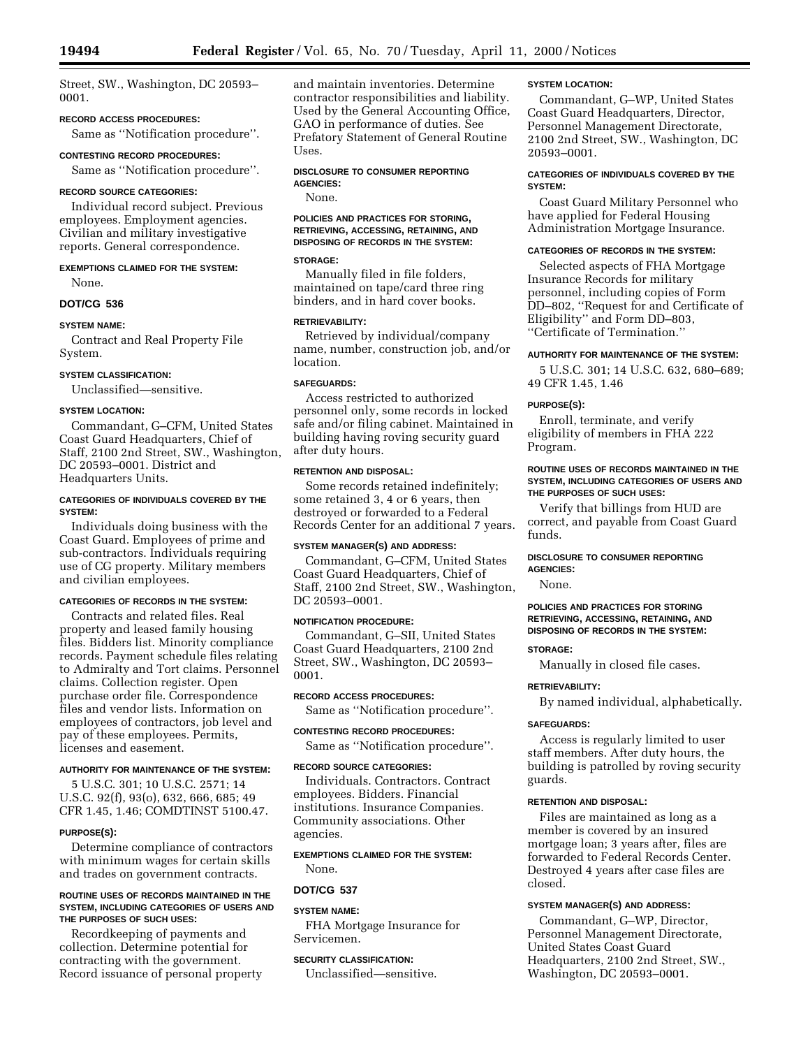Street, SW., Washington, DC 20593–0001.

**RECORD ACCESS PROCEDURES:**

Same as ''Notification procedure''.

**CONTESTING RECORD PROCEDURES:**

Same as ''Notification procedure''.

**RECORD SOURCE CATEGORIES:**

Individual record subject. Previous employees. Employment agencies. Civilian and military investigative reports. General correspondence.

**EXEMPTIONS CLAIMED FOR THE SYSTEM:**

None.

## DOT/CG 536

**SYSTEM NAME:**

Contract and Real Property File System.

**SYSTEM CLASSIFICATION:**

Unclassified—sensitive.

**SYSTEM LOCATION:**

Commandant, G–CFM, United States Coast Guard Headquarters, Chief of Staff, 2100 2nd Street, SW., Washington, DC 20593–0001. District and Headquarters Units.

**CATEGORIES OF INDIVIDUALS COVERED BY THE SYSTEM:**

Individuals doing business with the Coast Guard. Employees of prime and sub-contractors. Individuals requiring use of CG property. Military members and civilian employees.

**CATEGORIES OF RECORDS IN THE SYSTEM:**

Contracts and related files. Real property and leased family housing files. Bidders list. Minority compliance records. Payment schedule files relating to Admiralty and Tort claims. Personnel claims. Collection register. Open purchase order file. Correspondence files and vendor lists. Information on employees of contractors, job level and pay of these employees. Permits, licenses and easement.

**AUTHORITY FOR MAINTENANCE OF THE SYSTEM:**

5 U.S.C. 301; 10 U.S.C. 2571; 14 U.S.C. 92(f), 93(o), 632, 666, 685; 49 CFR 1.45, 1.46; COMDTINST 5100.47.

**PURPOSE(S):**

Determine compliance of contractors with minimum wages for certain skills and trades on government contracts.

**ROUTINE USES OF RECORDS MAINTAINED IN THE SYSTEM, INCLUDING CATEGORIES OF USERS AND THE PURPOSES OF SUCH USES:**

Recordkeeping of payments and collection. Determine potential for contracting with the government. Record issuance of personal property and maintain inventories. Determine contractor responsibilities and liability. Used by the General Accounting Office, GAO in performance of duties. See Prefatory Statement of General Routine Uses.

**DISCLOSURE TO CONSUMER REPORTING AGENCIES:**

None.

**POLICIES AND PRACTICES FOR STORING, RETRIEVING, ACCESSING, RETAINING, AND DISPOSING OF RECORDS IN THE SYSTEM:**

**STORAGE:**

Manually filed in file folders, maintained on tape/card three ring binders, and in hard cover books.

**RETRIEVABILITY:**

Retrieved by individual/company name, number, construction job, and/or location.

**SAFEGUARDS:**

Access restricted to authorized personnel only, some records in locked safe and/or filing cabinet. Maintained in building having roving security guard after duty hours.

**RETENTION AND DISPOSAL:**

Some records retained indefinitely; some retained 3, 4 or 6 years, then destroyed or forwarded to a Federal Records Center for an additional 7 years.

**SYSTEM MANAGER(S) AND ADDRESS:**

Commandant, G–CFM, United States Coast Guard Headquarters, Chief of Staff, 2100 2nd Street, SW., Washington, DC 20593–0001.

**NOTIFICATION PROCEDURE:**

Commandant, G–SII, United States Coast Guard Headquarters, 2100 2nd Street, SW., Washington, DC 20593–0001.

**RECORD ACCESS PROCEDURES:**

Same as ''Notification procedure''.

**CONTESTING RECORD PROCEDURES:**

Same as ''Notification procedure''.

**RECORD SOURCE CATEGORIES:**

Individuals. Contractors. Contract employees. Bidders. Financial institutions. Insurance Companies. Community associations. Other agencies.

**EXEMPTIONS CLAIMED FOR THE SYSTEM:**

None.

## DOT/CG 537

**SYSTEM NAME:**

FHA Mortgage Insurance for Servicemen.

**SECURITY CLASSIFICATION:**

Unclassified—sensitive.

**SYSTEM LOCATION:**

Commandant, G–WP, United States Coast Guard Headquarters, Director, Personnel Management Directorate, 2100 2nd Street, SW., Washington, DC 20593–0001.

**CATEGORIES OF INDIVIDUALS COVERED BY THE SYSTEM:**

Coast Guard Military Personnel who have applied for Federal Housing Administration Mortgage Insurance.

**CATEGORIES OF RECORDS IN THE SYSTEM:**

Selected aspects of FHA Mortgage Insurance Records for military personnel, including copies of Form DD–802, ''Request for and Certificate of Eligibility'' and Form DD–803, ''Certificate of Termination.''

**AUTHORITY FOR MAINTENANCE OF THE SYSTEM:**

5 U.S.C. 301; 14 U.S.C. 632, 680–689; 49 CFR 1.45, 1.46

**PURPOSE(S):**

Enroll, terminate, and verify eligibility of members in FHA 222 Program.

**ROUTINE USES OF RECORDS MAINTAINED IN THE SYSTEM, INCLUDING CATEGORIES OF USERS AND THE PURPOSES OF SUCH USES:**

Verify that billings from HUD are correct, and payable from Coast Guard funds.

**DISCLOSURE TO CONSUMER REPORTING AGENCIES:**

None.

**POLICIES AND PRACTICES FOR STORING RETRIEVING, ACCESSING, RETAINING, AND DISPOSING OF RECORDS IN THE SYSTEM:**

**STORAGE:**

Manually in closed file cases.

**RETRIEVABILITY:**

By named individual, alphabetically.

**SAFEGUARDS:**

Access is regularly limited to user staff members. After duty hours, the building is patrolled by roving security guards.

**RETENTION AND DISPOSAL:**

Files are maintained as long as a member is covered by an insured mortgage loan; 3 years after, files are forwarded to Federal Records Center. Destroyed 4 years after case files are closed.

**SYSTEM MANAGER(S) AND ADDRESS:**

Commandant, G–WP, Director, Personnel Management Directorate, United States Coast Guard Headquarters, 2100 2nd Street, SW., Washington, DC 20593–0001.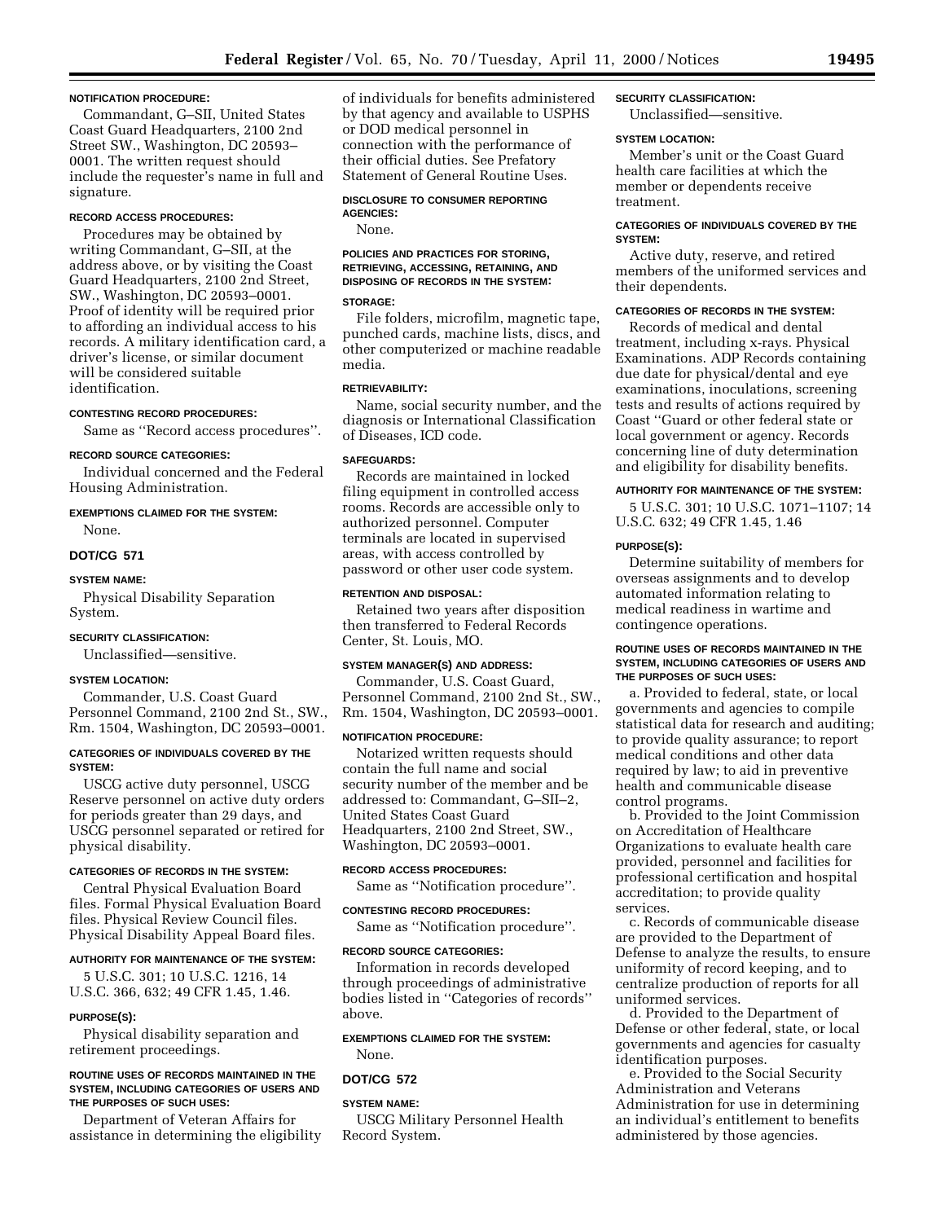**NOTIFICATION PROCEDURE:**

Commandant, G–SII, United States Coast Guard Headquarters, 2100 2nd Street SW., Washington, DC 20593–0001. The written request should include the requester's name in full and signature.

**RECORD ACCESS PROCEDURES:**

Procedures may be obtained by writing Commandant, G–SII, at the address above, or by visiting the Coast Guard Headquarters, 2100 2nd Street, SW., Washington, DC 20593–0001. Proof of identity will be required prior to affording an individual access to his records. A military identification card, a driver's license, or similar document will be considered suitable identification.

**CONTESTING RECORD PROCEDURES:**

Same as ''Record access procedures''.

**RECORD SOURCE CATEGORIES:**

Individual concerned and the Federal Housing Administration.

**EXEMPTIONS CLAIMED FOR THE SYSTEM:**

None.

## DOT/CG 571

**SYSTEM NAME:**

Physical Disability Separation System.

**SECURITY CLASSIFICATION:**

Unclassified—sensitive.

**SYSTEM LOCATION:**

Commander, U.S. Coast Guard Personnel Command, 2100 2nd St., SW., Rm. 1504, Washington, DC 20593–0001.

**CATEGORIES OF INDIVIDUALS COVERED BY THE SYSTEM:**

USCG active duty personnel, USCG Reserve personnel on active duty orders for periods greater than 29 days, and USCG personnel separated or retired for physical disability.

**CATEGORIES OF RECORDS IN THE SYSTEM:**

Central Physical Evaluation Board files. Formal Physical Evaluation Board files. Physical Review Council files. Physical Disability Appeal Board files.

**AUTHORITY FOR MAINTENANCE OF THE SYSTEM:**

5 U.S.C. 301; 10 U.S.C. 1216, 14 U.S.C. 366, 632; 49 CFR 1.45, 1.46.

**PURPOSE(S):**

Physical disability separation and retirement proceedings.

**ROUTINE USES OF RECORDS MAINTAINED IN THE SYSTEM, INCLUDING CATEGORIES OF USERS AND THE PURPOSES OF SUCH USES:**

Department of Veteran Affairs for assistance in determining the eligibility of individuals for benefits administered by that agency and available to USPHS or DOD medical personnel in connection with the performance of their official duties. See Prefatory Statement of General Routine Uses.

**DISCLOSURE TO CONSUMER REPORTING AGENCIES:**

None.

**POLICIES AND PRACTICES FOR STORING, RETRIEVING, ACCESSING, RETAINING, AND DISPOSING OF RECORDS IN THE SYSTEM:**

**STORAGE:**

File folders, microfilm, magnetic tape, punched cards, machine lists, discs, and other computerized or machine readable media.

**RETRIEVABILITY:**

Name, social security number, and the diagnosis or International Classification of Diseases, ICD code.

**SAFEGUARDS:**

Records are maintained in locked filing equipment in controlled access rooms. Records are accessible only to authorized personnel. Computer terminals are located in supervised areas, with access controlled by password or other user code system.

**RETENTION AND DISPOSAL:**

Retained two years after disposition then transferred to Federal Records Center, St. Louis, MO.

**SYSTEM MANAGER(S) AND ADDRESS:**

Commander, U.S. Coast Guard, Personnel Command, 2100 2nd St., SW., Rm. 1504, Washington, DC 20593–0001.

**NOTIFICATION PROCEDURE:**

Notarized written requests should contain the full name and social security number of the member and be addressed to: Commandant, G–SII–2, United States Coast Guard Headquarters, 2100 2nd Street, SW., Washington, DC 20593–0001.

**RECORD ACCESS PROCEDURES:**

Same as ''Notification procedure''.

**CONTESTING RECORD PROCEDURES:**

Same as ''Notification procedure''.

**RECORD SOURCE CATEGORIES:**

Information in records developed through proceedings of administrative bodies listed in ''Categories of records'' above.

**EXEMPTIONS CLAIMED FOR THE SYSTEM:**

None.

## DOT/CG 572

**SYSTEM NAME:**

USCG Military Personnel Health Record System.

**SECURITY CLASSIFICATION:**

Unclassified—sensitive.

**SYSTEM LOCATION:**

Member's unit or the Coast Guard health care facilities at which the member or dependents receive treatment.

**CATEGORIES OF INDIVIDUALS COVERED BY THE SYSTEM:**

Active duty, reserve, and retired members of the uniformed services and their dependents.

**CATEGORIES OF RECORDS IN THE SYSTEM:**

Records of medical and dental treatment, including x-rays. Physical Examinations. ADP Records containing due date for physical/dental and eye examinations, inoculations, screening tests and results of actions required by Coast ''Guard or other federal state or local government or agency. Records concerning line of duty determination and eligibility for disability benefits.

**AUTHORITY FOR MAINTENANCE OF THE SYSTEM:**

5 U.S.C. 301; 10 U.S.C. 1071–1107; 14 U.S.C. 632; 49 CFR 1.45, 1.46

**PURPOSE(S):**

Determine suitability of members for overseas assignments and to develop automated information relating to medical readiness in wartime and contingence operations.

**ROUTINE USES OF RECORDS MAINTAINED IN THE SYSTEM, INCLUDING CATEGORIES OF USERS AND THE PURPOSES OF SUCH USES:**

a. Provided to federal, state, or local governments and agencies to compile statistical data for research and auditing; to provide quality assurance; to report medical conditions and other data required by law; to aid in preventive health and communicable disease control programs.

b. Provided to the Joint Commission on Accreditation of Healthcare Organizations to evaluate health care provided, personnel and facilities for professional certification and hospital accreditation; to provide quality services.

c. Records of communicable disease are provided to the Department of Defense to analyze the results, to ensure uniformity of record keeping, and to centralize production of reports for all uniformed services.

d. Provided to the Department of Defense or other federal, state, or local governments and agencies for casualty identification purposes.

e. Provided to the Social Security Administration and Veterans Administration for use in determining an individual's entitlement to benefits administered by those agencies.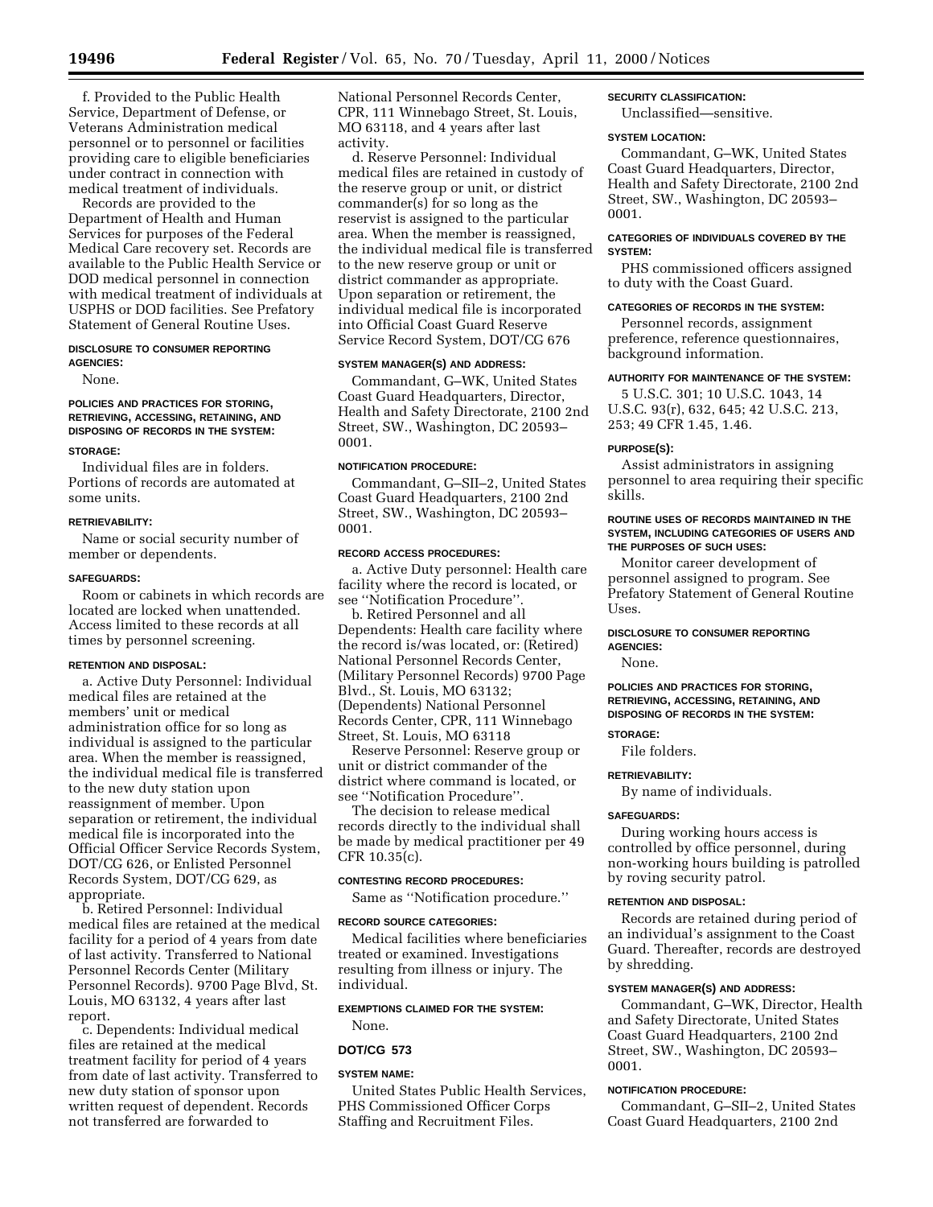f. Provided to the Public Health Service, Department of Defense, or Veterans Administration medical personnel or to personnel or facilities providing care to eligible beneficiaries under contract in connection with medical treatment of individuals.

Records are provided to the Department of Health and Human Services for purposes of the Federal Medical Care recovery set. Records are available to the Public Health Service or DOD medical personnel in connection with medical treatment of individuals at USPHS or DOD facilities. See Prefatory Statement of General Routine Uses.

#### DISCLOSURE TO CONSUMER REPORTING AGENCIES:

None.

#### POLICIES AND PRACTICES FOR STORING, RETRIEVING, ACCESSING, RETAINING, AND DISPOSING OF RECORDS IN THE SYSTEM:

#### STORAGE:

Individual files are in folders. Portions of records are automated at some units.

#### RETRIEVABILITY:

Name or social security number of member or dependents.

#### SAFEGUARDS:

Room or cabinets in which records are located are locked when unattended. Access limited to these records at all times by personnel screening.

#### RETENTION AND DISPOSAL:

a. Active Duty Personnel: Individual medical files are retained at the members' unit or medical administration office for so long as individual is assigned to the particular area. When the member is reassigned, the individual medical file is transferred to the new duty station upon reassignment of member. Upon separation or retirement, the individual medical file is incorporated into the Official Officer Service Records System, DOT/CG 626, or Enlisted Personnel Records System, DOT/CG 629, as appropriate.

b. Retired Personnel: Individual medical files are retained at the medical facility for a period of 4 years from date of last activity. Transferred to National Personnel Records Center (Military Personnel Records). 9700 Page Blvd, St. Louis, MO 63132, 4 years after last report.

c. Dependents: Individual medical files are retained at the medical treatment facility for period of 4 years from date of last activity. Transferred to new duty station of sponsor upon written request of dependent. Records not transferred are forwarded to National Personnel Records Center, CPR, 111 Winnebago Street, St. Louis, MO 63118, and 4 years after last activity.

d. Reserve Personnel: Individual medical files are retained in custody of the reserve group or unit, or district commander(s) for so long as the reservist is assigned to the particular area. When the member is reassigned, the individual medical file is transferred to the new reserve group or unit or district commander as appropriate. Upon separation or retirement, the individual medical file is incorporated into Official Coast Guard Reserve Service Record System, DOT/CG 676

#### SYSTEM MANAGER(S) AND ADDRESS:

Commandant, G–WK, United States Coast Guard Headquarters, Director, Health and Safety Directorate, 2100 2nd Street, SW., Washington, DC 20593–0001.

#### NOTIFICATION PROCEDURE:

Commandant, G–SII–2, United States Coast Guard Headquarters, 2100 2nd Street, SW., Washington, DC 20593–0001.

#### RECORD ACCESS PROCEDURES:

a. Active Duty personnel: Health care facility where the record is located, or see ''Notification Procedure''.

b. Retired Personnel and all Dependents: Health care facility where the record is/was located, or: (Retired) National Personnel Records Center, (Military Personnel Records) 9700 Page Blvd., St. Louis, MO 63132; (Dependents) National Personnel Records Center, CPR, 111 Winnebago Street, St. Louis, MO 63118

Reserve Personnel: Reserve group or unit or district commander of the district where command is located, or see ''Notification Procedure''.

The decision to release medical records directly to the individual shall be made by medical practitioner per 49 CFR 10.35(c).

#### CONTESTING RECORD PROCEDURES:

Same as ''Notification procedure.''

#### RECORD SOURCE CATEGORIES:

Medical facilities where beneficiaries treated or examined. Investigations resulting from illness or injury. The individual.

#### EXEMPTIONS CLAIMED FOR THE SYSTEM:

None.

### DOT/CG 573

#### SYSTEM NAME:

United States Public Health Services, PHS Commissioned Officer Corps Staffing and Recruitment Files.

#### SECURITY CLASSIFICATION:

Unclassified—sensitive.

#### SYSTEM LOCATION:

Commandant, G–WK, United States Coast Guard Headquarters, Director, Health and Safety Directorate, 2100 2nd Street, SW., Washington, DC 20593–0001.

#### CATEGORIES OF INDIVIDUALS COVERED BY THE SYSTEM:

PHS commissioned officers assigned to duty with the Coast Guard.

#### CATEGORIES OF RECORDS IN THE SYSTEM:

Personnel records, assignment preference, reference questionnaires, background information.

#### AUTHORITY FOR MAINTENANCE OF THE SYSTEM:

5 U.S.C. 301; 10 U.S.C. 1043, 14 U.S.C. 93(r), 632, 645; 42 U.S.C. 213, 253; 49 CFR 1.45, 1.46.

#### PURPOSE(S):

Assist administrators in assigning personnel to area requiring their specific skills.

#### ROUTINE USES OF RECORDS MAINTAINED IN THE SYSTEM, INCLUDING CATEGORIES OF USERS AND THE PURPOSES OF SUCH USES:

Monitor career development of personnel assigned to program. See Prefatory Statement of General Routine Uses.

#### DISCLOSURE TO CONSUMER REPORTING AGENCIES:

None.

#### POLICIES AND PRACTICES FOR STORING, RETRIEVING, ACCESSING, RETAINING, AND DISPOSING OF RECORDS IN THE SYSTEM:

#### STORAGE:

File folders.

#### RETRIEVABILITY:

By name of individuals.

#### SAFEGUARDS:

During working hours access is controlled by office personnel, during non-working hours building is patrolled by roving security patrol.

#### RETENTION AND DISPOSAL:

Records are retained during period of an individual's assignment to the Coast Guard. Thereafter, records are destroyed by shredding.

#### SYSTEM MANAGER(S) AND ADDRESS:

Commandant, G–WK, Director, Health and Safety Directorate, United States Coast Guard Headquarters, 2100 2nd Street, SW., Washington, DC 20593–0001.

#### NOTIFICATION PROCEDURE:

Commandant, G–SII–2, United States Coast Guard Headquarters, 2100 2nd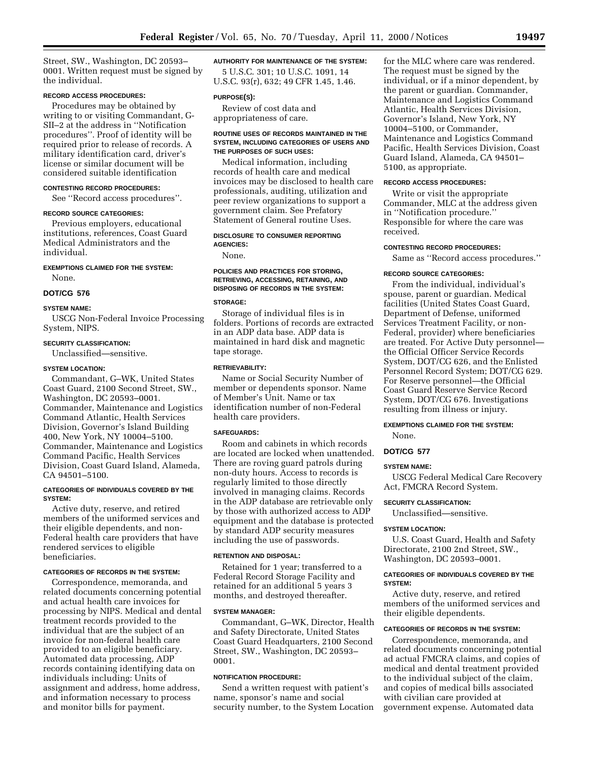Street, SW., Washington, DC 20593–0001. Written request must be signed by the individual.

**RECORD ACCESS PROCEDURES:**

Procedures may be obtained by writing to or visiting Commandant, G-SII–2 at the address in ''Notification procedures''. Proof of identity will be required prior to release of records. A military identification card, driver's license or similar document will be considered suitable identification

**CONTESTING RECORD PROCEDURES:**

See ''Record access procedures''.

**RECORD SOURCE CATEGORIES:**

Previous employers, educational institutions, references, Coast Guard Medical Administrators and the individual.

**EXEMPTIONS CLAIMED FOR THE SYSTEM:**

None.

### DOT/CG 576

**SYSTEM NAME:**

USCG Non-Federal Invoice Processing System, NIPS.

**SECURITY CLASSIFICATION:**

Unclassified—sensitive.

**SYSTEM LOCATION:**

Commandant, G–WK, United States Coast Guard, 2100 Second Street, SW., Washington, DC 20593–0001. Commander, Maintenance and Logistics Command Atlantic, Health Services Division, Governor's Island Building 400, New York, NY 10004–5100. Commander, Maintenance and Logistics Command Pacific, Health Services Division, Coast Guard Island, Alameda, CA 94501–5100.

**CATEGORIES OF INDIVIDUALS COVERED BY THE SYSTEM:**

Active duty, reserve, and retired members of the uniformed services and their eligible dependents, and non-Federal health care providers that have rendered services to eligible beneficiaries.

**CATEGORIES OF RECORDS IN THE SYSTEM:**

Correspondence, memoranda, and related documents concerning potential and actual health care invoices for processing by NIPS. Medical and dental treatment records provided to the individual that are the subject of an invoice for non-federal health care provided to an eligible beneficiary. Automated data processing, ADP records containing identifying data on individuals including: Units of assignment and address, home address, and information necessary to process and monitor bills for payment.

**AUTHORITY FOR MAINTENANCE OF THE SYSTEM:**

5 U.S.C. 301; 10 U.S.C. 1091, 14 U.S.C. 93(r), 632; 49 CFR 1.45, 1.46.

**PURPOSE(S):**

Review of cost data and appropriateness of care.

**ROUTINE USES OF RECORDS MAINTAINED IN THE SYSTEM, INCLUDING CATEGORIES OF USERS AND THE PURPOSES OF SUCH USES:**

Medical information, including records of health care and medical invoices may be disclosed to health care professionals, auditing, utilization and peer review organizations to support a government claim. See Prefatory Statement of General routine Uses.

**DISCLOSURE TO CONSUMER REPORTING AGENCIES:**

None.

**POLICIES AND PRACTICES FOR STORING, RETRIEVING, ACCESSING, RETAINING, AND DISPOSING OF RECORDS IN THE SYSTEM:**

**STORAGE:**

Storage of individual files is in folders. Portions of records are extracted in an ADP data base. ADP data is maintained in hard disk and magnetic tape storage.

**RETRIEVABILITY:**

Name or Social Security Number of member or dependents sponsor. Name of Member's Unit. Name or tax identification number of non-Federal health care providers.

**SAFEGUARDS:**

Room and cabinets in which records are located are locked when unattended. There are roving guard patrols during non-duty hours. Access to records is regularly limited to those directly involved in managing claims. Records in the ADP database are retrievable only by those with authorized access to ADP equipment and the database is protected by standard ADP security measures including the use of passwords.

**RETENTION AND DISPOSAL:**

Retained for 1 year; transferred to a Federal Record Storage Facility and retained for an additional 5 years 3 months, and destroyed thereafter.

**SYSTEM MANAGER:**

Commandant, G–WK, Director, Health and Safety Directorate, United States Coast Guard Headquarters, 2100 Second Street, SW., Washington, DC 20593–0001.

**NOTIFICATION PROCEDURE:**

Send a written request with patient's name, sponsor's name and social security number, to the System Location for the MLC where care was rendered. The request must be signed by the individual, or if a minor dependent, by the parent or guardian. Commander, Maintenance and Logistics Command Atlantic, Health Services Division, Governor's Island, New York, NY 10004–5100, or Commander, Maintenance and Logistics Command Pacific, Health Services Division, Coast Guard Island, Alameda, CA 94501–5100, as appropriate.

**RECORD ACCESS PROCEDURES:**

Write or visit the appropriate Commander, MLC at the address given in ''Notification procedure.'' Responsible for where the care was received.

**CONTESTING RECORD PROCEDURES:**

Same as ''Record access procedures.''

**RECORD SOURCE CATEGORIES:**

From the individual, individual's spouse, parent or guardian. Medical facilities (United States Coast Guard, Department of Defense, uniformed Services Treatment Facility, or non-Federal, provider) where beneficiaries are treated. For Active Duty personnel—the Official Officer Service Records System, DOT/CG 626, and the Enlisted Personnel Record System; DOT/CG 629. For Reserve personnel—the Official Coast Guard Reserve Service Record System, DOT/CG 676. Investigations resulting from illness or injury.

**EXEMPTIONS CLAIMED FOR THE SYSTEM:**

None.

### DOT/CG 577

**SYSTEM NAME:**

USCG Federal Medical Care Recovery Act, FMCRA Record System.

**SECURITY CLASSIFICATION:**

Unclassified—sensitive.

**SYSTEM LOCATION:**

U.S. Coast Guard, Health and Safety Directorate, 2100 2nd Street, SW., Washington, DC 20593–0001.

**CATEGORIES OF INDIVIDUALS COVERED BY THE SYSTEM:**

Active duty, reserve, and retired members of the uniformed services and their eligible dependents.

**CATEGORIES OF RECORDS IN THE SYSTEM:**

Correspondence, memoranda, and related documents concerning potential ad actual FMCRA claims, and copies of medical and dental treatment provided to the individual subject of the claim, and copies of medical bills associated with civilian care provided at government expense. Automated data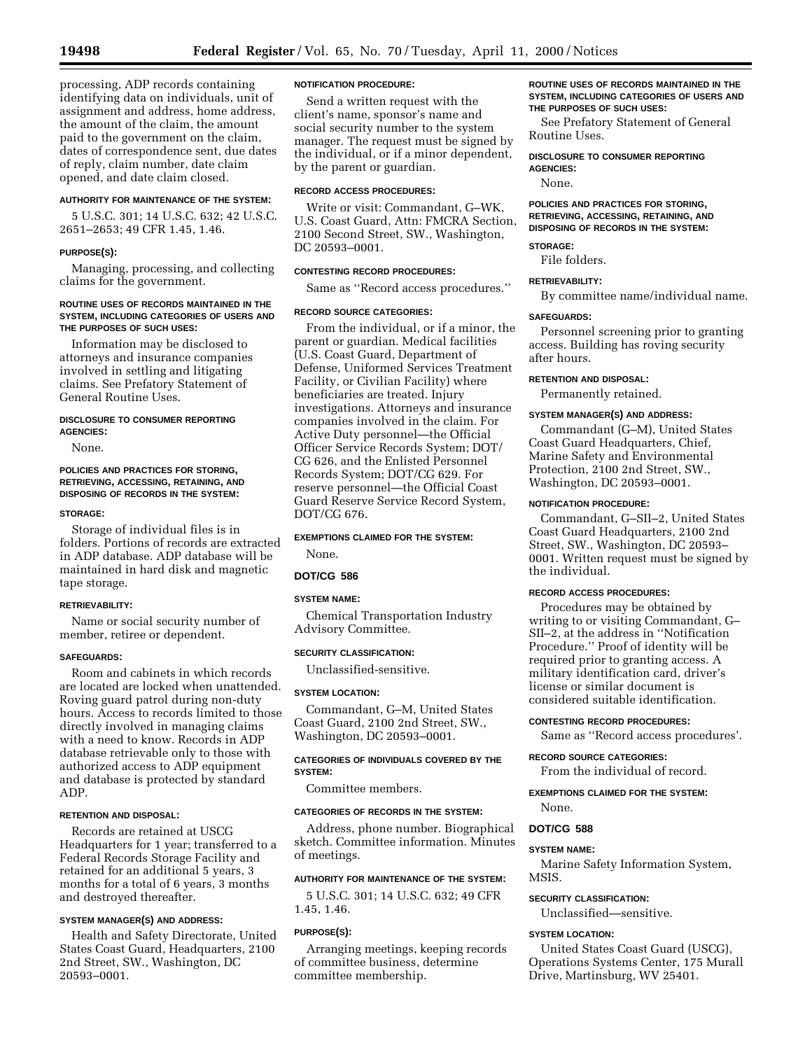processing, ADP records containing identifying data on individuals, unit of assignment and address, home address, the amount of the claim, the amount paid to the government on the claim, dates of correspondence sent, due dates of reply, claim number, date claim opened, and date claim closed.

#### AUTHORITY FOR MAINTENANCE OF THE SYSTEM:

5 U.S.C. 301; 14 U.S.C. 632; 42 U.S.C. 2651–2653; 49 CFR 1.45, 1.46.

#### PURPOSE(S):

Managing, processing, and collecting claims for the government.

#### ROUTINE USES OF RECORDS MAINTAINED IN THE SYSTEM, INCLUDING CATEGORIES OF USERS AND THE PURPOSES OF SUCH USES:

Information may be disclosed to attorneys and insurance companies involved in settling and litigating claims. See Prefatory Statement of General Routine Uses.

#### DISCLOSURE TO CONSUMER REPORTING AGENCIES:

None.

#### POLICIES AND PRACTICES FOR STORING, RETRIEVING, ACCESSING, RETAINING, AND DISPOSING OF RECORDS IN THE SYSTEM:

#### STORAGE:

Storage of individual files is in folders. Portions of records are extracted in ADP database. ADP database will be maintained in hard disk and magnetic tape storage.

#### RETRIEVABILITY:

Name or social security number of member, retiree or dependent.

#### SAFEGUARDS:

Room and cabinets in which records are located are locked when unattended. Roving guard patrol during non-duty hours. Access to records limited to those directly involved in managing claims with a need to know. Records in ADP database retrievable only to those with authorized access to ADP equipment and database is protected by standard ADP.

#### RETENTION AND DISPOSAL:

Records are retained at USCG Headquarters for 1 year; transferred to a Federal Records Storage Facility and retained for an additional 5 years, 3 months for a total of 6 years, 3 months and destroyed thereafter.

#### SYSTEM MANAGER(S) AND ADDRESS:

Health and Safety Directorate, United States Coast Guard, Headquarters, 2100 2nd Street, SW., Washington, DC 20593–0001.

#### NOTIFICATION PROCEDURE:

Send a written request with the client's name, sponsor's name and social security number to the system manager. The request must be signed by the individual, or if a minor dependent, by the parent or guardian.

#### RECORD ACCESS PROCEDURES:

Write or visit: Commandant, G–WK, U.S. Coast Guard, Attn: FMCRA Section, 2100 Second Street, SW., Washington, DC 20593–0001.

#### CONTESTING RECORD PROCEDURES:

Same as ''Record access procedures.''

#### RECORD SOURCE CATEGORIES:

From the individual, or if a minor, the parent or guardian. Medical facilities (U.S. Coast Guard, Department of Defense, Uniformed Services Treatment Facility, or Civilian Facility) where beneficiaries are treated. Injury investigations. Attorneys and insurance companies involved in the claim. For Active Duty personnel—the Official Officer Service Records System; DOT/CG 626, and the Enlisted Personnel Records System; DOT/CG 629. For reserve personnel—the Official Coast Guard Reserve Service Record System, DOT/CG 676.

#### EXEMPTIONS CLAIMED FOR THE SYSTEM:

None.

### DOT/CG 586

#### SYSTEM NAME:

Chemical Transportation Industry Advisory Committee.

#### SECURITY CLASSIFICATION:

Unclassified-sensitive.

#### SYSTEM LOCATION:

Commandant, G–M, United States Coast Guard, 2100 2nd Street, SW., Washington, DC 20593–0001.

#### CATEGORIES OF INDIVIDUALS COVERED BY THE SYSTEM:

Committee members.

#### CATEGORIES OF RECORDS IN THE SYSTEM:

Address, phone number. Biographical sketch. Committee information. Minutes of meetings.

#### AUTHORITY FOR MAINTENANCE OF THE SYSTEM:

5 U.S.C. 301; 14 U.S.C. 632; 49 CFR 1.45, 1.46.

#### PURPOSE(S):

Arranging meetings, keeping records of committee business, determine committee membership.

#### ROUTINE USES OF RECORDS MAINTAINED IN THE SYSTEM, INCLUDING CATEGORIES OF USERS AND THE PURPOSES OF SUCH USES:

See Prefatory Statement of General Routine Uses.

#### DISCLOSURE TO CONSUMER REPORTING AGENCIES:

None.

#### POLICIES AND PRACTICES FOR STORING, RETRIEVING, ACCESSING, RETAINING, AND DISPOSING OF RECORDS IN THE SYSTEM:

#### STORAGE:

File folders.

#### RETRIEVABILITY:

By committee name/individual name.

#### SAFEGUARDS:

Personnel screening prior to granting access. Building has roving security after hours.

#### RETENTION AND DISPOSAL:

Permanently retained.

#### SYSTEM MANAGER(S) AND ADDRESS:

Commandant (G–M), United States Coast Guard Headquarters, Chief, Marine Safety and Environmental Protection, 2100 2nd Street, SW., Washington, DC 20593–0001.

#### NOTIFICATION PROCEDURE:

Commandant, G–SII–2, United States Coast Guard Headquarters, 2100 2nd Street, SW., Washington, DC 20593–0001. Written request must be signed by the individual.

#### RECORD ACCESS PROCEDURES:

Procedures may be obtained by writing to or visiting Commandant, G–SII–2, at the address in ''Notification Procedure.'' Proof of identity will be required prior to granting access. A military identification card, driver's license or similar document is considered suitable identification.

#### CONTESTING RECORD PROCEDURES:

Same as ''Record access procedures'.

#### RECORD SOURCE CATEGORIES:

From the individual of record.

#### EXEMPTIONS CLAIMED FOR THE SYSTEM:

None.

### DOT/CG 588

#### SYSTEM NAME:

Marine Safety Information System, MSIS.

#### SECURITY CLASSIFICATION:

Unclassified—sensitive.

#### SYSTEM LOCATION:

United States Coast Guard (USCG), Operations Systems Center, 175 Murall Drive, Martinsburg, WV 25401.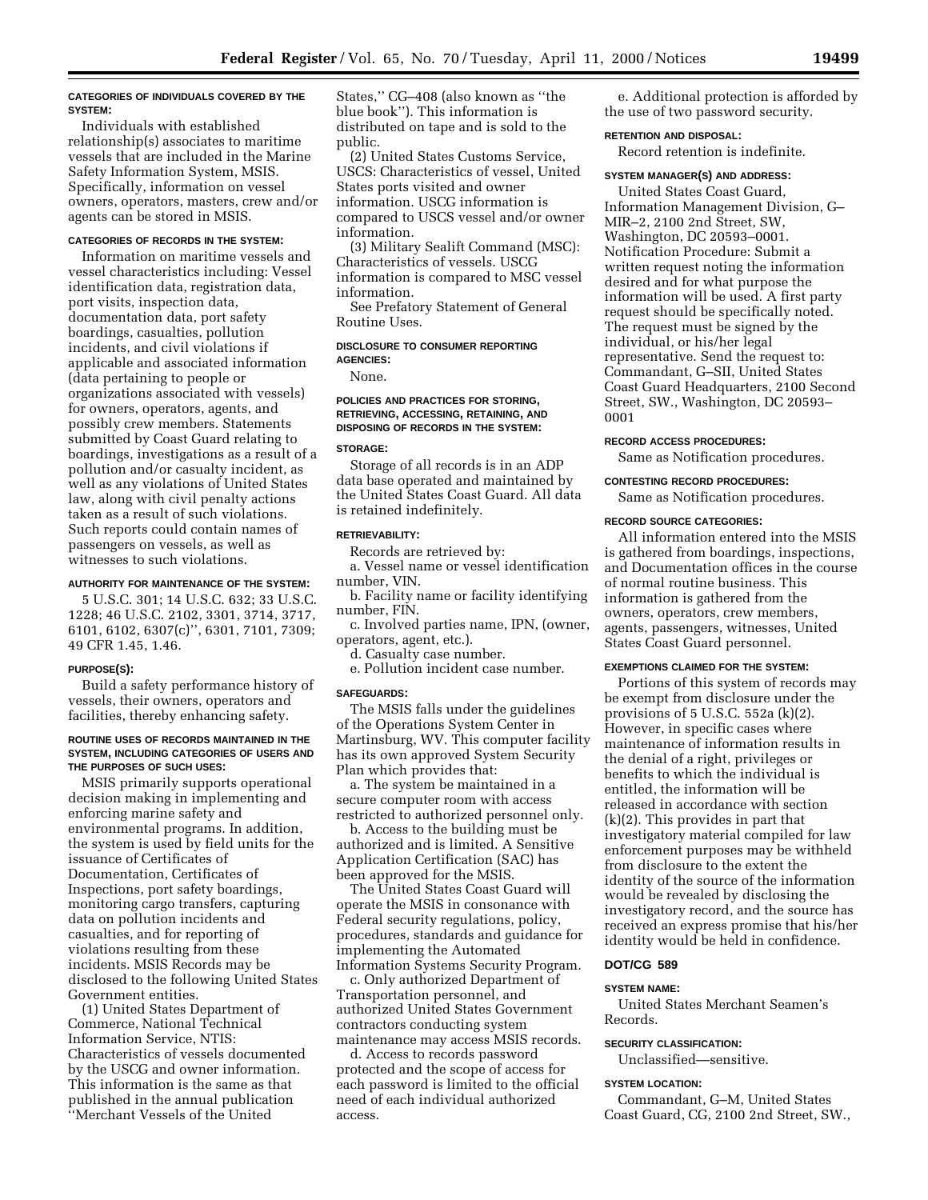**CATEGORIES OF INDIVIDUALS COVERED BY THE SYSTEM:**

Individuals with established relationship(s) associates to maritime vessels that are included in the Marine Safety Information System, MSIS. Specifically, information on vessel owners, operators, masters, crew and/or agents can be stored in MSIS.

**CATEGORIES OF RECORDS IN THE SYSTEM:**

Information on maritime vessels and vessel characteristics including: Vessel identification data, registration data, port visits, inspection data, documentation data, port safety boardings, casualties, pollution incidents, and civil violations if applicable and associated information (data pertaining to people or organizations associated with vessels) for owners, operators, agents, and possibly crew members. Statements submitted by Coast Guard relating to boardings, investigations as a result of a pollution and/or casualty incident, as well as any violations of United States law, along with civil penalty actions taken as a result of such violations. Such reports could contain names of passengers on vessels, as well as witnesses to such violations.

**AUTHORITY FOR MAINTENANCE OF THE SYSTEM:**

5 U.S.C. 301; 14 U.S.C. 632; 33 U.S.C. 1228; 46 U.S.C. 2102, 3301, 3714, 3717, 6101, 6102, 6307(c)'', 6301, 7101, 7309; 49 CFR 1.45, 1.46.

**PURPOSE(S):**

Build a safety performance history of vessels, their owners, operators and facilities, thereby enhancing safety.

**ROUTINE USES OF RECORDS MAINTAINED IN THE SYSTEM, INCLUDING CATEGORIES OF USERS AND THE PURPOSES OF SUCH USES:**

MSIS primarily supports operational decision making in implementing and enforcing marine safety and environmental programs. In addition, the system is used by field units for the issuance of Certificates of Documentation, Certificates of Inspections, port safety boardings, monitoring cargo transfers, capturing data on pollution incidents and casualties, and for reporting of violations resulting from these incidents. MSIS Records may be disclosed to the following United States Government entities.

(1) United States Department of Commerce, National Technical Information Service, NTIS: Characteristics of vessels documented by the USCG and owner information. This information is the same as that published in the annual publication ''Merchant Vessels of the United States,'' CG–408 (also known as ''the blue book''). This information is distributed on tape and is sold to the public.

(2) United States Customs Service, USCS: Characteristics of vessel, United States ports visited and owner information. USCG information is compared to USCS vessel and/or owner information.

(3) Military Sealift Command (MSC): Characteristics of vessels. USCG information is compared to MSC vessel information.

See Prefatory Statement of General Routine Uses.

**DISCLOSURE TO CONSUMER REPORTING AGENCIES:**

None.

**POLICIES AND PRACTICES FOR STORING, RETRIEVING, ACCESSING, RETAINING, AND DISPOSING OF RECORDS IN THE SYSTEM:**

**STORAGE:**

Storage of all records is in an ADP data base operated and maintained by the United States Coast Guard. All data is retained indefinitely.

**RETRIEVABILITY:**

Records are retrieved by:

a. Vessel name or vessel identification number, VIN.

b. Facility name or facility identifying number, FIN.

c. Involved parties name, IPN, (owner, operators, agent, etc.).

d. Casualty case number.

e. Pollution incident case number.

**SAFEGUARDS:**

The MSIS falls under the guidelines of the Operations System Center in Martinsburg, WV. This computer facility has its own approved System Security Plan which provides that:

a. The system be maintained in a secure computer room with access restricted to authorized personnel only.

b. Access to the building must be authorized and is limited. A Sensitive Application Certification (SAC) has been approved for the MSIS.

The United States Coast Guard will operate the MSIS in consonance with Federal security regulations, policy, procedures, standards and guidance for implementing the Automated Information Systems Security Program.

c. Only authorized Department of Transportation personnel, and authorized United States Government contractors conducting system maintenance may access MSIS records.

d. Access to records password protected and the scope of access for each password is limited to the official need of each individual authorized access.

e. Additional protection is afforded by the use of two password security.

**RETENTION AND DISPOSAL:**

Record retention is indefinite.

**SYSTEM MANAGER(S) AND ADDRESS:**

United States Coast Guard, Information Management Division, G–MIR–2, 2100 2nd Street, SW, Washington, DC 20593–0001. Notification Procedure: Submit a written request noting the information desired and for what purpose the information will be used. A first party request should be specifically noted. The request must be signed by the individual, or his/her legal representative. Send the request to: Commandant, G–SII, United States Coast Guard Headquarters, 2100 Second Street, SW., Washington, DC 20593–0001

**RECORD ACCESS PROCEDURES:**

Same as Notification procedures.

**CONTESTING RECORD PROCEDURES:**

Same as Notification procedures.

**RECORD SOURCE CATEGORIES:**

All information entered into the MSIS is gathered from boardings, inspections, and Documentation offices in the course of normal routine business. This information is gathered from the owners, operators, crew members, agents, passengers, witnesses, United States Coast Guard personnel.

**EXEMPTIONS CLAIMED FOR THE SYSTEM:**

Portions of this system of records may be exempt from disclosure under the provisions of 5 U.S.C. 552a (k)(2). However, in specific cases where maintenance of information results in the denial of a right, privileges or benefits to which the individual is entitled, the information will be released in accordance with section (k)(2). This provides in part that investigatory material compiled for law enforcement purposes may be withheld from disclosure to the extent the identity of the source of the information would be revealed by disclosing the investigatory record, and the source has received an express promise that his/her identity would be held in confidence.

## DOT/CG 589

**SYSTEM NAME:**

United States Merchant Seamen's Records.

**SECURITY CLASSIFICATION:**

Unclassified—sensitive.

**SYSTEM LOCATION:**

Commandant, G–M, United States Coast Guard, CG, 2100 2nd Street, SW.,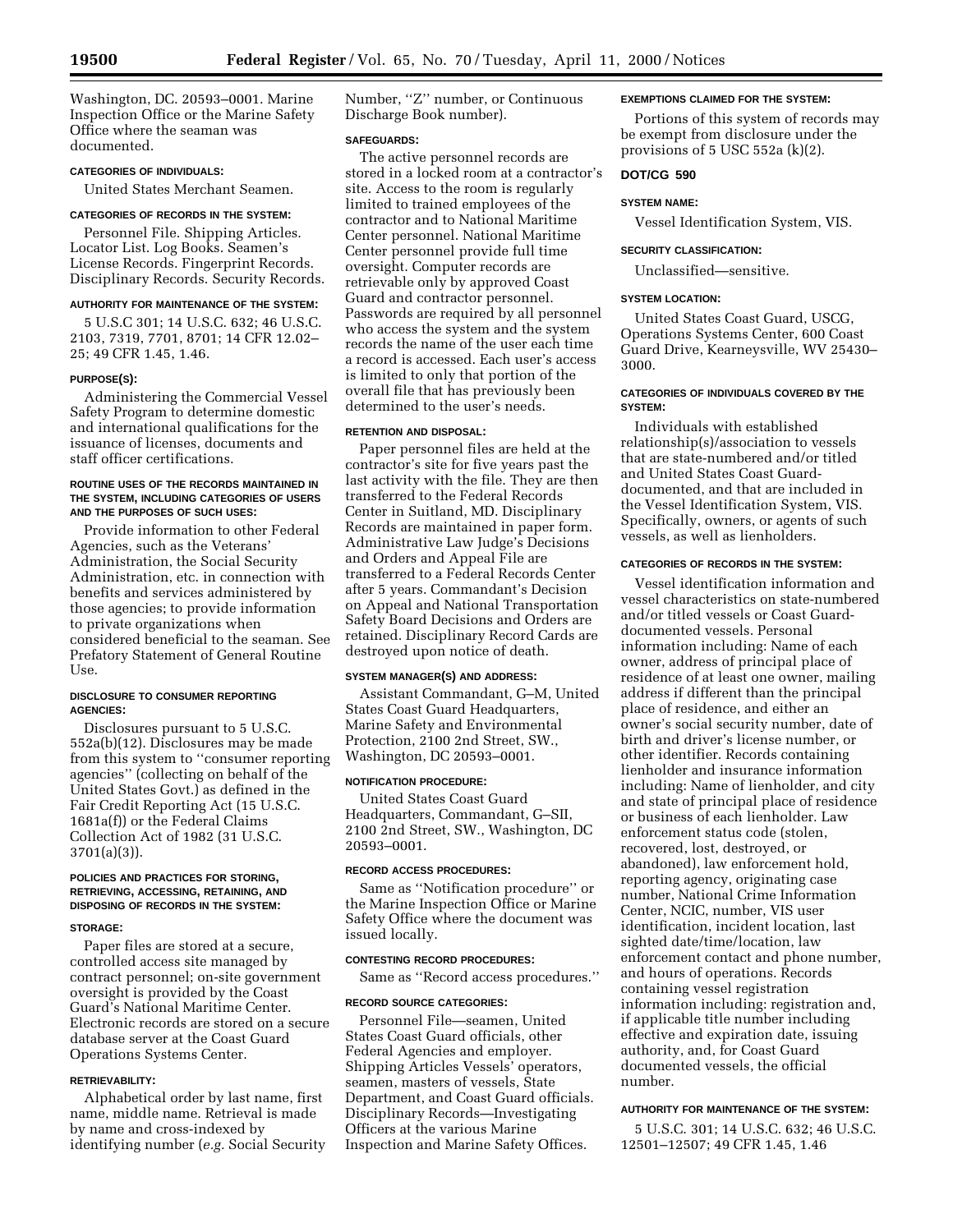Washington, DC. 20593–0001. Marine Inspection Office or the Marine Safety Office where the seaman was documented.

#### CATEGORIES OF INDIVIDUALS:

United States Merchant Seamen.

#### CATEGORIES OF RECORDS IN THE SYSTEM:

Personnel File. Shipping Articles. Locator List. Log Books. Seamen's License Records. Fingerprint Records. Disciplinary Records. Security Records.

#### AUTHORITY FOR MAINTENANCE OF THE SYSTEM:

5 U.S.C 301; 14 U.S.C. 632; 46 U.S.C. 2103, 7319, 7701, 8701; 14 CFR 12.02–25; 49 CFR 1.45, 1.46.

#### PURPOSE(S):

Administering the Commercial Vessel Safety Program to determine domestic and international qualifications for the issuance of licenses, documents and staff officer certifications.

#### ROUTINE USES OF THE RECORDS MAINTAINED IN THE SYSTEM, INCLUDING CATEGORIES OF USERS AND THE PURPOSES OF SUCH USES:

Provide information to other Federal Agencies, such as the Veterans' Administration, the Social Security Administration, etc. in connection with benefits and services administered by those agencies; to provide information to private organizations when considered beneficial to the seaman. See Prefatory Statement of General Routine Use.

#### DISCLOSURE TO CONSUMER REPORTING AGENCIES:

Disclosures pursuant to 5 U.S.C. 552a(b)(12). Disclosures may be made from this system to ''consumer reporting agencies'' (collecting on behalf of the United States Govt.) as defined in the Fair Credit Reporting Act (15 U.S.C. 1681a(f)) or the Federal Claims Collection Act of 1982 (31 U.S.C. 3701(a)(3)).

#### POLICIES AND PRACTICES FOR STORING, RETRIEVING, ACCESSING, RETAINING, AND DISPOSING OF RECORDS IN THE SYSTEM:

#### STORAGE:

Paper files are stored at a secure, controlled access site managed by contract personnel; on-site government oversight is provided by the Coast Guard's National Maritime Center. Electronic records are stored on a secure database server at the Coast Guard Operations Systems Center.

#### RETRIEVABILITY:

Alphabetical order by last name, first name, middle name. Retrieval is made by name and cross-indexed by identifying number (*e.g.* Social Security Number, ''Z'' number, or Continuous Discharge Book number).

#### SAFEGUARDS:

The active personnel records are stored in a locked room at a contractor's site. Access to the room is regularly limited to trained employees of the contractor and to National Maritime Center personnel. National Maritime Center personnel provide full time oversight. Computer records are retrievable only by approved Coast Guard and contractor personnel. Passwords are required by all personnel who access the system and the system records the name of the user each time a record is accessed. Each user's access is limited to only that portion of the overall file that has previously been determined to the user's needs.

#### RETENTION AND DISPOSAL:

Paper personnel files are held at the contractor's site for five years past the last activity with the file. They are then transferred to the Federal Records Center in Suitland, MD. Disciplinary Records are maintained in paper form. Administrative Law Judge's Decisions and Orders and Appeal File are transferred to a Federal Records Center after 5 years. Commandant's Decision on Appeal and National Transportation Safety Board Decisions and Orders are retained. Disciplinary Record Cards are destroyed upon notice of death.

#### SYSTEM MANAGER(S) AND ADDRESS:

Assistant Commandant, G–M, United States Coast Guard Headquarters, Marine Safety and Environmental Protection, 2100 2nd Street, SW., Washington, DC 20593–0001.

#### NOTIFICATION PROCEDURE:

United States Coast Guard Headquarters, Commandant, G–SII, 2100 2nd Street, SW., Washington, DC 20593–0001.

#### RECORD ACCESS PROCEDURES:

Same as ''Notification procedure'' or the Marine Inspection Office or Marine Safety Office where the document was issued locally.

#### CONTESTING RECORD PROCEDURES:

Same as ''Record access procedures.''

#### RECORD SOURCE CATEGORIES:

Personnel File—seamen, United States Coast Guard officials, other Federal Agencies and employer. Shipping Articles Vessels' operators, seamen, masters of vessels, State Department, and Coast Guard officials. Disciplinary Records—Investigating Officers at the various Marine Inspection and Marine Safety Offices.

#### EXEMPTIONS CLAIMED FOR THE SYSTEM:

Portions of this system of records may be exempt from disclosure under the provisions of 5 USC 552a (k)(2).

### DOT/CG 590

#### SYSTEM NAME:

Vessel Identification System, VIS.

#### SECURITY CLASSIFICATION:

Unclassified—sensitive.

#### SYSTEM LOCATION:

United States Coast Guard, USCG, Operations Systems Center, 600 Coast Guard Drive, Kearneysville, WV 25430–3000.

#### CATEGORIES OF INDIVIDUALS COVERED BY THE SYSTEM:

Individuals with established relationship(s)/association to vessels that are state-numbered and/or titled and United States Coast Guard-documented, and that are included in the Vessel Identification System, VIS. Specifically, owners, or agents of such vessels, as well as lienholders.

#### CATEGORIES OF RECORDS IN THE SYSTEM:

Vessel identification information and vessel characteristics on state-numbered and/or titled vessels or Coast Guard-documented vessels. Personal information including: Name of each owner, address of principal place of residence of at least one owner, mailing address if different than the principal place of residence, and either an owner's social security number, date of birth and driver's license number, or other identifier. Records containing lienholder and insurance information including: Name of lienholder, and city and state of principal place of residence or business of each lienholder. Law enforcement status code (stolen, recovered, lost, destroyed, or abandoned), law enforcement hold, reporting agency, originating case number, National Crime Information Center, NCIC, number, VIS user identification, incident location, last sighted date/time/location, law enforcement contact and phone number, and hours of operations. Records containing vessel registration information including: registration and, if applicable title number including effective and expiration date, issuing authority, and, for Coast Guard documented vessels, the official number.

#### AUTHORITY FOR MAINTENANCE OF THE SYSTEM:

5 U.S.C. 301; 14 U.S.C. 632; 46 U.S.C. 12501–12507; 49 CFR 1.45, 1.46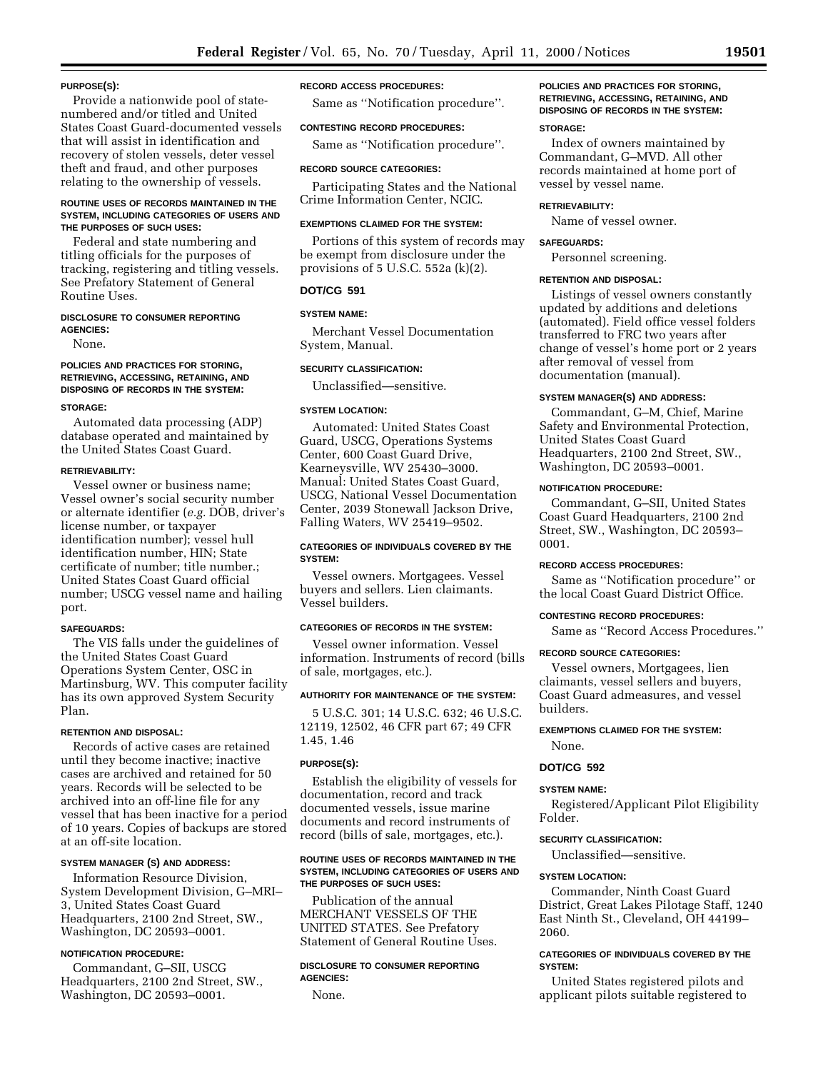**PURPOSE(S):**

Provide a nationwide pool of state-numbered and/or titled and United States Coast Guard-documented vessels that will assist in identification and recovery of stolen vessels, deter vessel theft and fraud, and other purposes relating to the ownership of vessels.

**ROUTINE USES OF RECORDS MAINTAINED IN THE SYSTEM, INCLUDING CATEGORIES OF USERS AND THE PURPOSES OF SUCH USES:**

Federal and state numbering and titling officials for the purposes of tracking, registering and titling vessels. See Prefatory Statement of General Routine Uses.

**DISCLOSURE TO CONSUMER REPORTING AGENCIES:**

None.

**POLICIES AND PRACTICES FOR STORING, RETRIEVING, ACCESSING, RETAINING, AND DISPOSING OF RECORDS IN THE SYSTEM:**

**STORAGE:**

Automated data processing (ADP) database operated and maintained by the United States Coast Guard.

**RETRIEVABILITY:**

Vessel owner or business name; Vessel owner's social security number or alternate identifier (*e.g.* DOB, driver's license number, or taxpayer identification number); vessel hull identification number, HIN; State certificate of number; title number.; United States Coast Guard official number; USCG vessel name and hailing port.

**SAFEGUARDS:**

The VIS falls under the guidelines of the United States Coast Guard Operations System Center, OSC in Martinsburg, WV. This computer facility has its own approved System Security Plan.

**RETENTION AND DISPOSAL:**

Records of active cases are retained until they become inactive; inactive cases are archived and retained for 50 years. Records will be selected to be archived into an off-line file for any vessel that has been inactive for a period of 10 years. Copies of backups are stored at an off-site location.

**SYSTEM MANAGER (S) AND ADDRESS:**

Information Resource Division, System Development Division, G–MRI–3, United States Coast Guard Headquarters, 2100 2nd Street, SW., Washington, DC 20593–0001.

**NOTIFICATION PROCEDURE:**

Commandant, G–SII, USCG Headquarters, 2100 2nd Street, SW., Washington, DC 20593–0001.

**RECORD ACCESS PROCEDURES:**

Same as ''Notification procedure''.

**CONTESTING RECORD PROCEDURES:**

Same as ''Notification procedure''.

**RECORD SOURCE CATEGORIES:**

Participating States and the National Crime Information Center, NCIC.

**EXEMPTIONS CLAIMED FOR THE SYSTEM:**

Portions of this system of records may be exempt from disclosure under the provisions of 5 U.S.C. 552a (k)(2).

## DOT/CG 591

**SYSTEM NAME:**

Merchant Vessel Documentation System, Manual.

**SECURITY CLASSIFICATION:**

Unclassified—sensitive.

**SYSTEM LOCATION:**

Automated: United States Coast Guard, USCG, Operations Systems Center, 600 Coast Guard Drive, Kearneysville, WV 25430–3000. Manual: United States Coast Guard, USCG, National Vessel Documentation Center, 2039 Stonewall Jackson Drive, Falling Waters, WV 25419–9502.

**CATEGORIES OF INDIVIDUALS COVERED BY THE SYSTEM:**

Vessel owners. Mortgagees. Vessel buyers and sellers. Lien claimants. Vessel builders.

**CATEGORIES OF RECORDS IN THE SYSTEM:**

Vessel owner information. Vessel information. Instruments of record (bills of sale, mortgages, etc.).

**AUTHORITY FOR MAINTENANCE OF THE SYSTEM:**

5 U.S.C. 301; 14 U.S.C. 632; 46 U.S.C. 12119, 12502, 46 CFR part 67; 49 CFR 1.45, 1.46

**PURPOSE(S):**

Establish the eligibility of vessels for documentation, record and track documented vessels, issue marine documents and record instruments of record (bills of sale, mortgages, etc.).

**ROUTINE USES OF RECORDS MAINTAINED IN THE SYSTEM, INCLUDING CATEGORIES OF USERS AND THE PURPOSES OF SUCH USES:**

Publication of the annual MERCHANT VESSELS OF THE UNITED STATES. See Prefatory Statement of General Routine Uses.

**DISCLOSURE TO CONSUMER REPORTING AGENCIES:**

None.

**POLICIES AND PRACTICES FOR STORING, RETRIEVING, ACCESSING, RETAINING, AND DISPOSING OF RECORDS IN THE SYSTEM:**

**STORAGE:**

Index of owners maintained by Commandant, G–MVD. All other records maintained at home port of vessel by vessel name.

**RETRIEVABILITY:**

Name of vessel owner.

**SAFEGUARDS:**

Personnel screening.

**RETENTION AND DISPOSAL:**

Listings of vessel owners constantly updated by additions and deletions (automated). Field office vessel folders transferred to FRC two years after change of vessel's home port or 2 years after removal of vessel from documentation (manual).

**SYSTEM MANAGER(S) AND ADDRESS:**

Commandant, G–M, Chief, Marine Safety and Environmental Protection, United States Coast Guard Headquarters, 2100 2nd Street, SW., Washington, DC 20593–0001.

**NOTIFICATION PROCEDURE:**

Commandant, G–SII, United States Coast Guard Headquarters, 2100 2nd Street, SW., Washington, DC 20593–0001.

**RECORD ACCESS PROCEDURES:**

Same as ''Notification procedure'' or the local Coast Guard District Office.

**CONTESTING RECORD PROCEDURES:**

Same as ''Record Access Procedures.''

**RECORD SOURCE CATEGORIES:**

Vessel owners, Mortgagees, lien claimants, vessel sellers and buyers, Coast Guard admeasures, and vessel builders.

**EXEMPTIONS CLAIMED FOR THE SYSTEM:**

None.

## DOT/CG 592

**SYSTEM NAME:**

Registered/Applicant Pilot Eligibility Folder.

**SECURITY CLASSIFICATION:**

Unclassified—sensitive.

**SYSTEM LOCATION:**

Commander, Ninth Coast Guard District, Great Lakes Pilotage Staff, 1240 East Ninth St., Cleveland, OH 44199–2060.

**CATEGORIES OF INDIVIDUALS COVERED BY THE SYSTEM:**

United States registered pilots and applicant pilots suitable registered to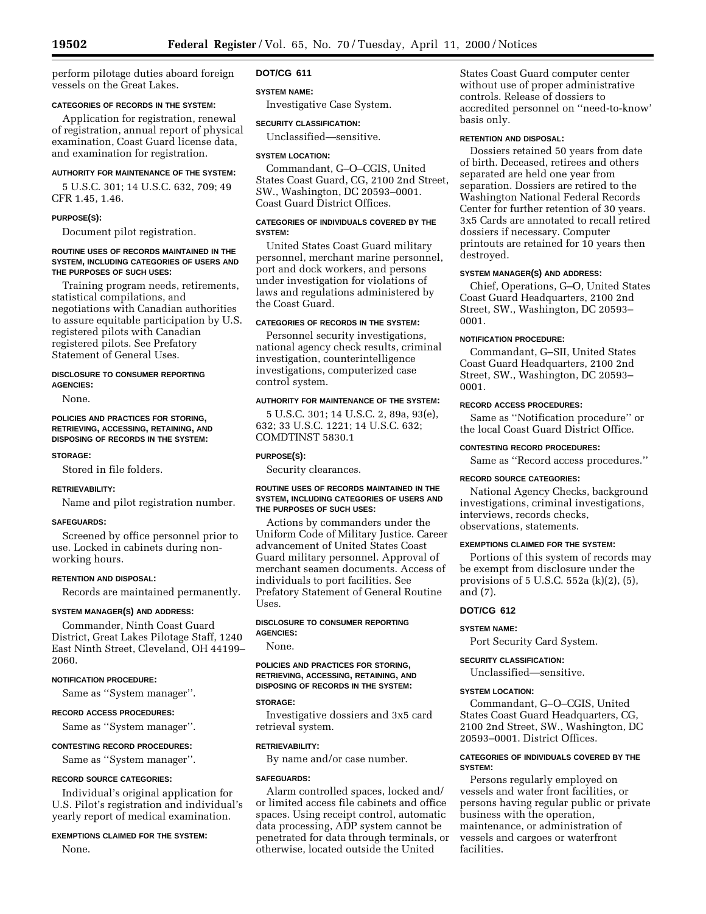perform pilotage duties aboard foreign vessels on the Great Lakes.

**CATEGORIES OF RECORDS IN THE SYSTEM:**

Application for registration, renewal of registration, annual report of physical examination, Coast Guard license data, and examination for registration.

**AUTHORITY FOR MAINTENANCE OF THE SYSTEM:**

5 U.S.C. 301; 14 U.S.C. 632, 709; 49 CFR 1.45, 1.46.

**PURPOSE(S):**

Document pilot registration.

**ROUTINE USES OF RECORDS MAINTAINED IN THE SYSTEM, INCLUDING CATEGORIES OF USERS AND THE PURPOSES OF SUCH USES:**

Training program needs, retirements, statistical compilations, and negotiations with Canadian authorities to assure equitable participation by U.S. registered pilots with Canadian registered pilots. See Prefatory Statement of General Uses.

**DISCLOSURE TO CONSUMER REPORTING AGENCIES:**

None.

**POLICIES AND PRACTICES FOR STORING, RETRIEVING, ACCESSING, RETAINING, AND DISPOSING OF RECORDS IN THE SYSTEM:**

**STORAGE:**

Stored in file folders.

**RETRIEVABILITY:**

Name and pilot registration number.

**SAFEGUARDS:**

Screened by office personnel prior to use. Locked in cabinets during non-working hours.

**RETENTION AND DISPOSAL:**

Records are maintained permanently.

**SYSTEM MANAGER(S) AND ADDRESS:**

Commander, Ninth Coast Guard District, Great Lakes Pilotage Staff, 1240 East Ninth Street, Cleveland, OH 44199–2060.

**NOTIFICATION PROCEDURE:**

Same as ''System manager''.

**RECORD ACCESS PROCEDURES:**

Same as ''System manager''.

**CONTESTING RECORD PROCEDURES:**

Same as ''System manager''.

**RECORD SOURCE CATEGORIES:**

Individual's original application for U.S. Pilot's registration and individual's yearly report of medical examination.

**EXEMPTIONS CLAIMED FOR THE SYSTEM:**

None.

## DOT/CG 611

**SYSTEM NAME:**

Investigative Case System.

**SECURITY CLASSIFICATION:**

Unclassified—sensitive.

**SYSTEM LOCATION:**

Commandant, G–O–CGIS, United States Coast Guard, CG, 2100 2nd Street, SW., Washington, DC 20593–0001. Coast Guard District Offices.

**CATEGORIES OF INDIVIDUALS COVERED BY THE SYSTEM:**

United States Coast Guard military personnel, merchant marine personnel, port and dock workers, and persons under investigation for violations of laws and regulations administered by the Coast Guard.

**CATEGORIES OF RECORDS IN THE SYSTEM:**

Personnel security investigations, national agency check results, criminal investigation, counterintelligence investigations, computerized case control system.

**AUTHORITY FOR MAINTENANCE OF THE SYSTEM:**

5 U.S.C. 301; 14 U.S.C. 2, 89a, 93(e), 632; 33 U.S.C. 1221; 14 U.S.C. 632; COMDTINST 5830.1

**PURPOSE(S):**

Security clearances.

**ROUTINE USES OF RECORDS MAINTAINED IN THE SYSTEM, INCLUDING CATEGORIES OF USERS AND THE PURPOSES OF SUCH USES:**

Actions by commanders under the Uniform Code of Military Justice. Career advancement of United States Coast Guard military personnel. Approval of merchant seamen documents. Access of individuals to port facilities. See Prefatory Statement of General Routine Uses.

**DISCLOSURE TO CONSUMER REPORTING AGENCIES:**

None.

**POLICIES AND PRACTICES FOR STORING, RETRIEVING, ACCESSING, RETAINING, AND DISPOSING OF RECORDS IN THE SYSTEM:**

**STORAGE:**

Investigative dossiers and 3x5 card retrieval system.

**RETRIEVABILITY:**

By name and/or case number.

**SAFEGUARDS:**

Alarm controlled spaces, locked and/or limited access file cabinets and office spaces. Using receipt control, automatic data processing, ADP system cannot be penetrated for data through terminals, or otherwise, located outside the United States Coast Guard computer center without use of proper administrative controls. Release of dossiers to accredited personnel on ''need-to-know' basis only.

**RETENTION AND DISPOSAL:**

Dossiers retained 50 years from date of birth. Deceased, retirees and others separated are held one year from separation. Dossiers are retired to the Washington National Federal Records Center for further retention of 30 years. 3x5 Cards are annotated to recall retired dossiers if necessary. Computer printouts are retained for 10 years then destroyed.

**SYSTEM MANAGER(S) AND ADDRESS:**

Chief, Operations, G–O, United States Coast Guard Headquarters, 2100 2nd Street, SW., Washington, DC 20593–0001.

**NOTIFICATION PROCEDURE:**

Commandant, G–SII, United States Coast Guard Headquarters, 2100 2nd Street, SW., Washington, DC 20593–0001.

**RECORD ACCESS PROCEDURES:**

Same as ''Notification procedure'' or the local Coast Guard District Office.

**CONTESTING RECORD PROCEDURES:**

Same as ''Record access procedures.''

**RECORD SOURCE CATEGORIES:**

National Agency Checks, background investigations, criminal investigations, interviews, records checks, observations, statements.

**EXEMPTIONS CLAIMED FOR THE SYSTEM:**

Portions of this system of records may be exempt from disclosure under the provisions of 5 U.S.C. 552a (k)(2), (5), and (7).

## DOT/CG 612

**SYSTEM NAME:**

Port Security Card System.

**SECURITY CLASSIFICATION:**

Unclassified—sensitive.

**SYSTEM LOCATION:**

Commandant, G–O–CGIS, United States Coast Guard Headquarters, CG, 2100 2nd Street, SW., Washington, DC 20593–0001. District Offices.

**CATEGORIES OF INDIVIDUALS COVERED BY THE SYSTEM:**

Persons regularly employed on vessels and water front facilities, or persons having regular public or private business with the operation, maintenance, or administration of vessels and cargoes or waterfront facilities.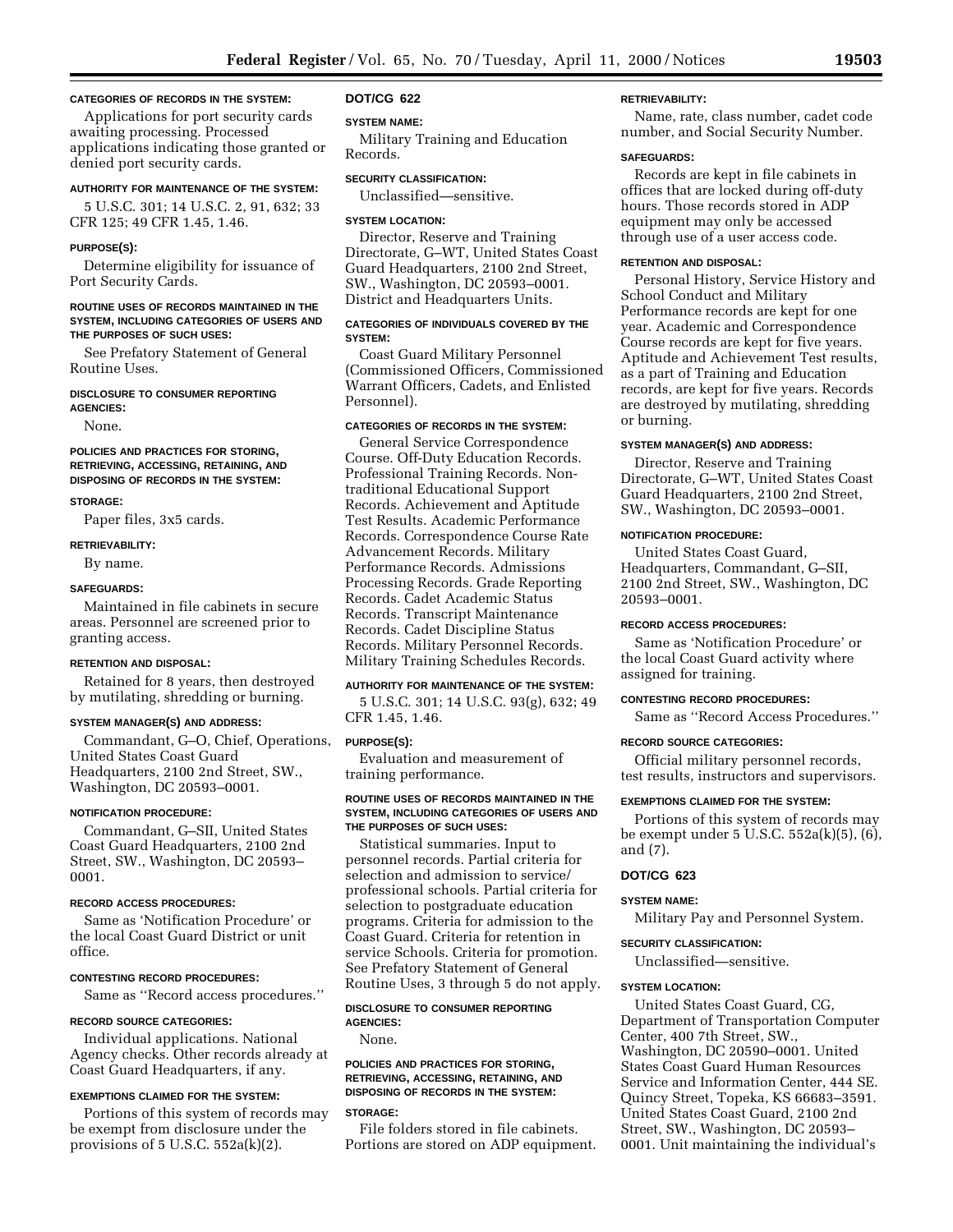#### CATEGORIES OF RECORDS IN THE SYSTEM:

Applications for port security cards awaiting processing. Processed applications indicating those granted or denied port security cards.

#### AUTHORITY FOR MAINTENANCE OF THE SYSTEM:

5 U.S.C. 301; 14 U.S.C. 2, 91, 632; 33 CFR 125; 49 CFR 1.45, 1.46.

#### PURPOSE(S):

Determine eligibility for issuance of Port Security Cards.

#### ROUTINE USES OF RECORDS MAINTAINED IN THE SYSTEM, INCLUDING CATEGORIES OF USERS AND THE PURPOSES OF SUCH USES:

See Prefatory Statement of General Routine Uses.

#### DISCLOSURE TO CONSUMER REPORTING AGENCIES:

None.

#### POLICIES AND PRACTICES FOR STORING, RETRIEVING, ACCESSING, RETAINING, AND DISPOSING OF RECORDS IN THE SYSTEM:

#### STORAGE:

Paper files, 3x5 cards.

#### RETRIEVABILITY:

By name.

#### SAFEGUARDS:

Maintained in file cabinets in secure areas. Personnel are screened prior to granting access.

#### RETENTION AND DISPOSAL:

Retained for 8 years, then destroyed by mutilating, shredding or burning.

#### SYSTEM MANAGER(S) AND ADDRESS:

Commandant, G–O, Chief, Operations, United States Coast Guard Headquarters, 2100 2nd Street, SW., Washington, DC 20593–0001.

#### NOTIFICATION PROCEDURE:

Commandant, G–SII, United States Coast Guard Headquarters, 2100 2nd Street, SW., Washington, DC 20593–0001.

#### RECORD ACCESS PROCEDURES:

Same as 'Notification Procedure' or the local Coast Guard District or unit office.

#### CONTESTING RECORD PROCEDURES:

Same as ''Record access procedures.''

#### RECORD SOURCE CATEGORIES:

Individual applications. National Agency checks. Other records already at Coast Guard Headquarters, if any.

#### EXEMPTIONS CLAIMED FOR THE SYSTEM:

Portions of this system of records may be exempt from disclosure under the provisions of 5 U.S.C. 552a(k)(2).

### DOT/CG 622

#### SYSTEM NAME:

Military Training and Education Records.

#### SECURITY CLASSIFICATION:

Unclassified—sensitive.

#### SYSTEM LOCATION:

Director, Reserve and Training Directorate, G–WT, United States Coast Guard Headquarters, 2100 2nd Street, SW., Washington, DC 20593–0001. District and Headquarters Units.

#### CATEGORIES OF INDIVIDUALS COVERED BY THE SYSTEM:

Coast Guard Military Personnel (Commissioned Officers, Commissioned Warrant Officers, Cadets, and Enlisted Personnel).

#### CATEGORIES OF RECORDS IN THE SYSTEM:

General Service Correspondence Course. Off-Duty Education Records. Professional Training Records. Non-traditional Educational Support Records. Achievement and Aptitude Test Results. Academic Performance Records. Correspondence Course Rate Advancement Records. Military Performance Records. Admissions Processing Records. Grade Reporting Records. Cadet Academic Status Records. Transcript Maintenance Records. Cadet Discipline Status Records. Military Personnel Records. Military Training Schedules Records.

#### AUTHORITY FOR MAINTENANCE OF THE SYSTEM:

5 U.S.C. 301; 14 U.S.C. 93(g), 632; 49 CFR 1.45, 1.46.

#### PURPOSE(S):

Evaluation and measurement of training performance.

#### ROUTINE USES OF RECORDS MAINTAINED IN THE SYSTEM, INCLUDING CATEGORIES OF USERS AND THE PURPOSES OF SUCH USES:

Statistical summaries. Input to personnel records. Partial criteria for selection and admission to service/professional schools. Partial criteria for selection to postgraduate education programs. Criteria for admission to the Coast Guard. Criteria for retention in service Schools. Criteria for promotion. See Prefatory Statement of General Routine Uses, 3 through 5 do not apply.

#### DISCLOSURE TO CONSUMER REPORTING AGENCIES:

None.

#### POLICIES AND PRACTICES FOR STORING, RETRIEVING, ACCESSING, RETAINING, AND DISPOSING OF RECORDS IN THE SYSTEM:

#### STORAGE:

File folders stored in file cabinets. Portions are stored on ADP equipment.

#### RETRIEVABILITY:

Name, rate, class number, cadet code number, and Social Security Number.

#### SAFEGUARDS:

Records are kept in file cabinets in offices that are locked during off-duty hours. Those records stored in ADP equipment may only be accessed through use of a user access code.

#### RETENTION AND DISPOSAL:

Personal History, Service History and School Conduct and Military Performance records are kept for one year. Academic and Correspondence Course records are kept for five years. Aptitude and Achievement Test results, as a part of Training and Education records, are kept for five years. Records are destroyed by mutilating, shredding or burning.

#### SYSTEM MANAGER(S) AND ADDRESS:

Director, Reserve and Training Directorate, G–WT, United States Coast Guard Headquarters, 2100 2nd Street, SW., Washington, DC 20593–0001.

#### NOTIFICATION PROCEDURE:

United States Coast Guard, Headquarters, Commandant, G–SII, 2100 2nd Street, SW., Washington, DC 20593–0001.

#### RECORD ACCESS PROCEDURES:

Same as 'Notification Procedure' or the local Coast Guard activity where assigned for training.

#### CONTESTING RECORD PROCEDURES:

Same as ''Record Access Procedures.''

#### RECORD SOURCE CATEGORIES:

Official military personnel records, test results, instructors and supervisors.

#### EXEMPTIONS CLAIMED FOR THE SYSTEM:

Portions of this system of records may be exempt under 5 U.S.C. 552a(k)(5), (6), and (7).

### DOT/CG 623

#### SYSTEM NAME:

Military Pay and Personnel System.

#### SECURITY CLASSIFICATION:

Unclassified—sensitive.

#### SYSTEM LOCATION:

United States Coast Guard, CG, Department of Transportation Computer Center, 400 7th Street, SW., Washington, DC 20590–0001. United States Coast Guard Human Resources Service and Information Center, 444 SE. Quincy Street, Topeka, KS 66683–3591. United States Coast Guard, 2100 2nd Street, SW., Washington, DC 20593–0001. Unit maintaining the individual's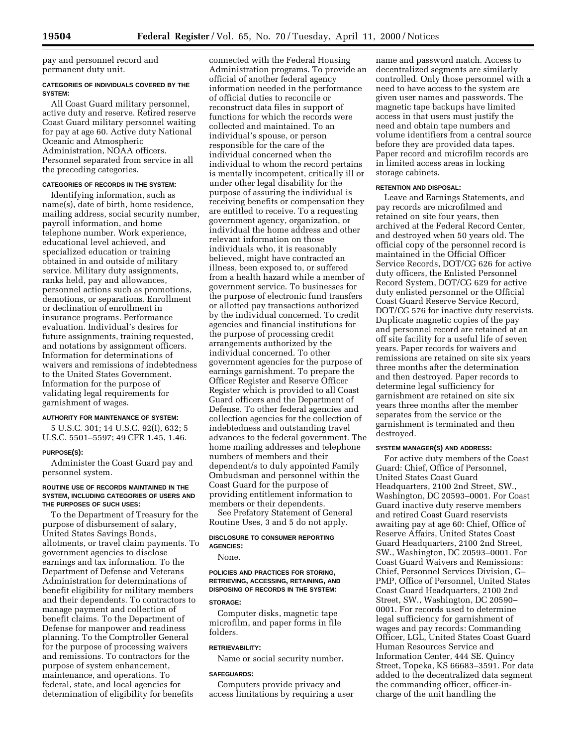pay and personnel record and permanent duty unit.

#### CATEGORIES OF INDIVIDUALS COVERED BY THE SYSTEM:

All Coast Guard military personnel, active duty and reserve. Retired reserve Coast Guard military personnel waiting for pay at age 60. Active duty National Oceanic and Atmospheric Administration, NOAA officers. Personnel separated from service in all the preceding categories.

#### CATEGORIES OF RECORDS IN THE SYSTEM:

Identifying information, such as name(s), date of birth, home residence, mailing address, social security number, payroll information, and home telephone number. Work experience, educational level achieved, and specialized education or training obtained in and outside of military service. Military duty assignments, ranks held, pay and allowances, personnel actions such as promotions, demotions, or separations. Enrollment or declination of enrollment in insurance programs. Performance evaluation. Individual's desires for future assignments, training requested, and notations by assignment officers. Information for determinations of waivers and remissions of indebtedness to the United States Government. Information for the purpose of validating legal requirements for garnishment of wages.

#### AUTHORITY FOR MAINTENANCE OF SYSTEM:

5 U.S.C. 301; 14 U.S.C. 92(I), 632; 5 U.S.C. 5501–5597; 49 CFR 1.45, 1.46.

#### PURPOSE(S):

Administer the Coast Guard pay and personnel system.

#### ROUTINE USE OF RECORDS MAINTAINED IN THE SYSTEM, INCLUDING CATEGORIES OF USERS AND THE PURPOSES OF SUCH USES:

To the Department of Treasury for the purpose of disbursement of salary, United States Savings Bonds, allotments, or travel claim payments. To government agencies to disclose earnings and tax information. To the Department of Defense and Veterans Administration for determinations of benefit eligibility for military members and their dependents. To contractors to manage payment and collection of benefit claims. To the Department of Defense for manpower and readiness planning. To the Comptroller General for the purpose of processing waivers and remissions. To contractors for the purpose of system enhancement, maintenance, and operations. To federal, state, and local agencies for determination of eligibility for benefits connected with the Federal Housing Administration programs. To provide an official of another federal agency information needed in the performance of official duties to reconcile or reconstruct data files in support of functions for which the records were collected and maintained. To an individual's spouse, or person responsible for the care of the individual concerned when the individual to whom the record pertains is mentally incompetent, critically ill or under other legal disability for the purpose of assuring the individual is receiving benefits or compensation they are entitled to receive. To a requesting government agency, organization, or individual the home address and other relevant information on those individuals who, it is reasonably believed, might have contracted an illness, been exposed to, or suffered from a health hazard while a member of government service. To businesses for the purpose of electronic fund transfers or allotted pay transactions authorized by the individual concerned. To credit agencies and financial institutions for the purpose of processing credit arrangements authorized by the individual concerned. To other government agencies for the purpose of earnings garnishment. To prepare the Officer Register and Reserve Officer Register which is provided to all Coast Guard officers and the Department of Defense. To other federal agencies and collection agencies for the collection of indebtedness and outstanding travel advances to the federal government. The home mailing addresses and telephone numbers of members and their dependent/s to duly appointed Family Ombudsman and personnel within the Coast Guard for the purpose of providing entitlement information to members or their dependents.

See Prefatory Statement of General Routine Uses, 3 and 5 do not apply.

#### DISCLOSURE TO CONSUMER REPORTING AGENCIES:

None.

#### POLICIES AND PRACTICES FOR STORING, RETRIEVING, ACCESSING, RETAINING, AND DISPOSING OF RECORDS IN THE SYSTEM:

#### STORAGE:

Computer disks, magnetic tape microfilm, and paper forms in file folders.

#### RETRIEVABILITY:

Name or social security number.

#### SAFEGUARDS:

Computers provide privacy and access limitations by requiring a user name and password match. Access to decentralized segments are similarly controlled. Only those personnel with a need to have access to the system are given user names and passwords. The magnetic tape backups have limited access in that users must justify the need and obtain tape numbers and volume identifiers from a central source before they are provided data tapes. Paper record and microfilm records are in limited access areas in locking storage cabinets.

#### RETENTION AND DISPOSAL:

Leave and Earnings Statements, and pay records are microfilmed and retained on site four years, then archived at the Federal Record Center, and destroyed when 50 years old. The official copy of the personnel record is maintained in the Official Officer Service Records, DOT/CG 626 for active duty officers, the Enlisted Personnel Record System, DOT/CG 629 for active duty enlisted personnel or the Official Coast Guard Reserve Service Record, DOT/CG 576 for inactive duty reservists. Duplicate magnetic copies of the pay and personnel record are retained at an off site facility for a useful life of seven years. Paper records for waivers and remissions are retained on site six years three months after the determination and then destroyed. Paper records to determine legal sufficiency for garnishment are retained on site six years three months after the member separates from the service or the garnishment is terminated and then destroyed.

#### SYSTEM MANAGER(S) AND ADDRESS:

For active duty members of the Coast Guard: Chief, Office of Personnel, United States Coast Guard Headquarters, 2100 2nd Street, SW., Washington, DC 20593–0001. For Coast Guard inactive duty reserve members and retired Coast Guard reservists awaiting pay at age 60: Chief, Office of Reserve Affairs, United States Coast Guard Headquarters, 2100 2nd Street, SW., Washington, DC 20593–0001. For Coast Guard Waivers and Remissions: Chief, Personnel Services Division, G–PMP, Office of Personnel, United States Coast Guard Headquarters, 2100 2nd Street, SW., Washington, DC 20590–0001. For records used to determine legal sufficiency for garnishment of wages and pay records: Commanding Officer, LGL, United States Coast Guard Human Resources Service and Information Center, 444 SE. Quincy Street, Topeka, KS 66683–3591. For data added to the decentralized data segment the commanding officer, officer-in-charge of the unit handling the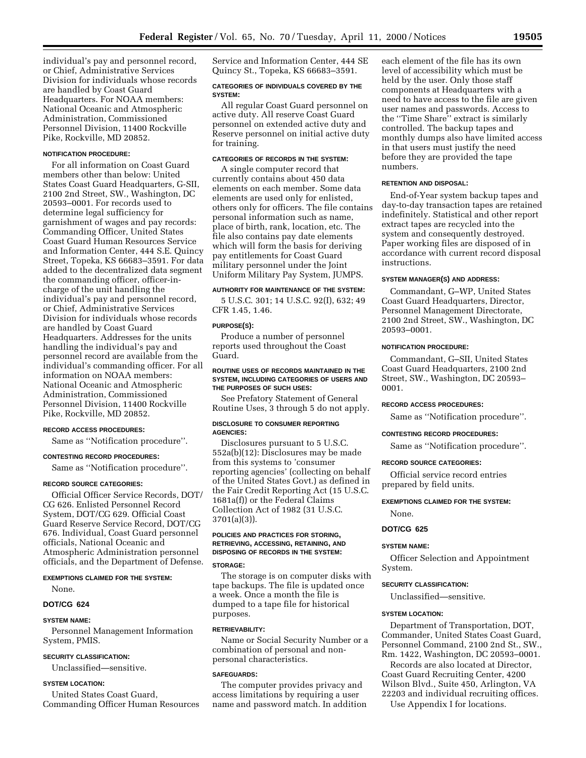individual's pay and personnel record, or Chief, Administrative Services Division for individuals whose records are handled by Coast Guard Headquarters. For NOAA members: National Oceanic and Atmospheric Administration, Commissioned Personnel Division, 11400 Rockville Pike, Rockville, MD 20852.

#### NOTIFICATION PROCEDURE:

For all information on Coast Guard members other than below: United States Coast Guard Headquarters, G-SII, 2100 2nd Street, SW., Washington, DC 20593–0001. For records used to determine legal sufficiency for garnishment of wages and pay records: Commanding Officer, United States Coast Guard Human Resources Service and Information Center, 444 S.E. Quincy Street, Topeka, KS 66683–3591. For data added to the decentralized data segment the commanding officer, officer-in-charge of the unit handling the individual's pay and personnel record, or Chief, Administrative Services Division for individuals whose records are handled by Coast Guard Headquarters. Addresses for the units handling the individual's pay and personnel record are available from the individual's commanding officer. For all information on NOAA members: National Oceanic and Atmospheric Administration, Commissioned Personnel Division, 11400 Rockville Pike, Rockville, MD 20852.

#### RECORD ACCESS PROCEDURES:

Same as ''Notification procedure''.

#### CONTESTING RECORD PROCEDURES:

Same as ''Notification procedure''.

#### RECORD SOURCE CATEGORIES:

Official Officer Service Records, DOT/CG 626. Enlisted Personnel Record System, DOT/CG 629. Official Coast Guard Reserve Service Record, DOT/CG 676. Individual, Coast Guard personnel officials, National Oceanic and Atmospheric Administration personnel officials, and the Department of Defense.

#### EXEMPTIONS CLAIMED FOR THE SYSTEM:

None.

### DOT/CG 624

#### SYSTEM NAME:

Personnel Management Information System, PMIS.

#### SECURITY CLASSIFICATION:

Unclassified—sensitive.

#### SYSTEM LOCATION:

United States Coast Guard, Commanding Officer Human Resources Service and Information Center, 444 SE Quincy St., Topeka, KS 66683–3591.

#### CATEGORIES OF INDIVIDUALS COVERED BY THE SYSTEM:

All regular Coast Guard personnel on active duty. All reserve Coast Guard personnel on extended active duty and Reserve personnel on initial active duty for training.

#### CATEGORIES OF RECORDS IN THE SYSTEM:

A single computer record that currently contains about 450 data elements on each member. Some data elements are used only for enlisted, others only for officers. The file contains personal information such as name, place of birth, rank, location, etc. The file also contains pay date elements which will form the basis for deriving pay entitlements for Coast Guard military personnel under the Joint Uniform Military Pay System, JUMPS.

#### AUTHORITY FOR MAINTENANCE OF THE SYSTEM:

5 U.S.C. 301; 14 U.S.C. 92(I), 632; 49 CFR 1.45, 1.46.

#### PURPOSE(S):

Produce a number of personnel reports used throughout the Coast Guard.

#### ROUTINE USES OF RECORDS MAINTAINED IN THE SYSTEM, INCLUDING CATEGORIES OF USERS AND THE PURPOSES OF SUCH USES:

See Prefatory Statement of General Routine Uses, 3 through 5 do not apply.

#### DISCLOSURE TO CONSUMER REPORTING AGENCIES:

Disclosures pursuant to 5 U.S.C. 552a(b)(12): Disclosures may be made from this systems to 'consumer reporting agencies' (collecting on behalf of the United States Govt.) as defined in the Fair Credit Reporting Act (15 U.S.C. 1681a(f)) or the Federal Claims Collection Act of 1982 (31 U.S.C. 3701(a)(3)).

#### POLICIES AND PRACTICES FOR STORING, RETRIEVING, ACCESSING, RETAINING, AND DISPOSING OF RECORDS IN THE SYSTEM:

#### STORAGE:

The storage is on computer disks with tape backups. The file is updated once a week. Once a month the file is dumped to a tape file for historical purposes.

#### RETRIEVABILITY:

Name or Social Security Number or a combination of personal and non-personal characteristics.

#### SAFEGUARDS:

The computer provides privacy and access limitations by requiring a user name and password match. In addition each element of the file has its own level of accessibility which must be held by the user. Only those staff components at Headquarters with a need to have access to the file are given user names and passwords. Access to the ''Time Share'' extract is similarly controlled. The backup tapes and monthly dumps also have limited access in that users must justify the need before they are provided the tape numbers.

#### RETENTION AND DISPOSAL:

End-of-Year system backup tapes and day-to-day transaction tapes are retained indefinitely. Statistical and other report extract tapes are recycled into the system and consequently destroyed. Paper working files are disposed of in accordance with current record disposal instructions.

#### SYSTEM MANAGER(S) AND ADDRESS:

Commandant, G–WP, United States Coast Guard Headquarters, Director, Personnel Management Directorate, 2100 2nd Street, SW., Washington, DC 20593–0001.

#### NOTIFICATION PROCEDURE:

Commandant, G–SII, United States Coast Guard Headquarters, 2100 2nd Street, SW., Washington, DC 20593–0001.

#### RECORD ACCESS PROCEDURES:

Same as ''Notification procedure''.

#### CONTESTING RECORD PROCEDURES:

Same as ''Notification procedure''.

#### RECORD SOURCE CATEGORIES:

Official service record entries prepared by field units.

#### EXEMPTIONS CLAIMED FOR THE SYSTEM:

None.

### DOT/CG 625

#### SYSTEM NAME:

Officer Selection and Appointment System.

#### SECURITY CLASSIFICATION:

Unclassified—sensitive.

#### SYSTEM LOCATION:

Department of Transportation, DOT, Commander, United States Coast Guard, Personnel Command, 2100 2nd St., SW., Rm. 1422, Washington, DC 20593–0001.

Records are also located at Director, Coast Guard Recruiting Center, 4200 Wilson Blvd., Suite 450, Arlington, VA 22203 and individual recruiting offices.

Use Appendix I for locations.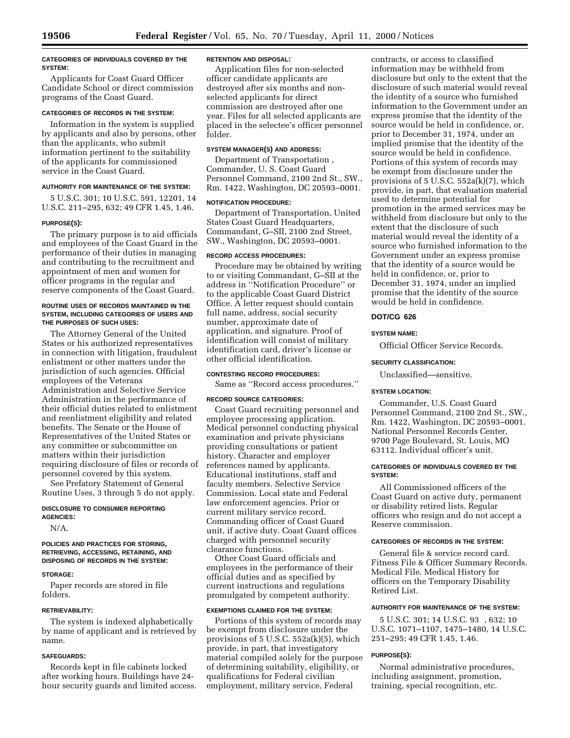**CATEGORIES OF INDIVIDUALS COVERED BY THE SYSTEM:**

Applicants for Coast Guard Officer Candidate School or direct commission programs of the Coast Guard.

**CATEGORIES OF RECORDS IN THE SYSTEM:**

Information in the system is supplied by applicants and also by persons, other than the applicants, who submit information pertinent to the suitability of the applicants for commissioned service in the Coast Guard.

**AUTHORITY FOR MAINTENANCE OF THE SYSTEM:**

5 U.S.C. 301; 10 U.S.C. 591, 12201, 14 U.S.C. 211–295, 632; 49 CFR 1.45, 1.46.

**PURPOSE(S):**

The primary purpose is to aid officials and employees of the Coast Guard in the performance of their duties in managing and contributing to the recruitment and appointment of men and women for officer programs in the regular and reserve components of the Coast Guard.

**ROUTINE USES OF RECORDS MAINTAINED IN THE SYSTEM, INCLUDING CATEGORIES OF USERS AND THE PURPOSES OF SUCH USES:**

The Attorney General of the United States or his authorized representatives in connection with litigation, fraudulent enlistment or other matters under the jurisdiction of such agencies. Official employees of the Veterans Administration and Selective Service Administration in the performance of their official duties related to enlistment and reenlistment eligibility and related benefits. The Senate or the House of Representatives of the United States or any committee or subcommittee on matters within their jurisdiction requiring disclosure of files or records of personnel covered by this system.

See Prefatory Statement of General Routine Uses, 3 through 5 do not apply.

**DISCLOSURE TO CONSUMER REPORTING AGENCIES:**

N/A.

**POLICIES AND PRACTICES FOR STORING, RETRIEVING, ACCESSING, RETAINING, AND DISPOSING OF RECORDS IN THE SYSTEM:**

**STORAGE:**

Paper records are stored in file folders.

**RETRIEVABILITY:**

The system is indexed alphabetically by name of applicant and is retrieved by name.

**SAFEGUARDS:**

Records kept in file cabinets locked after working hours. Buildings have 24-hour security guards and limited access.

**RETENTION AND DISPOSAL:**

Application files for non-selected officer candidate applicants are destroyed after six months and non-selected applicants for direct commission are destroyed after one year. Files for all selected applicants are placed in the selectee's officer personnel folder.

**SYSTEM MANAGER(S) AND ADDRESS:**

Department of Transportation , Commander, U. S. Coast Guard Personnel Command, 2100 2nd St., SW., Rm. 1422, Washington, DC 20593–0001.

**NOTIFICATION PROCEDURE:**

Department of Transportation, United States Coast Guard Headquarters, Commandant, G–SII, 2100 2nd Street, SW., Washington, DC 20593–0001.

**RECORD ACCESS PROCEDURES:**

Procedure may be obtained by writing to or visiting Commandant, G–SII at the address in ''Notification Procedure'' or to the applicable Coast Guard District Office. A letter request should contain full name, address, social security number, approximate date of application, and signature. Proof of identification will consist of military identification card, driver's license or other official identification.

**CONTESTING RECORD PROCEDURES:**

Same as ''Record access procedures.''

**RECORD SOURCE CATEGORIES:**

Coast Guard recruiting personnel and employee processing application. Medical personnel conducting physical examination and private physicians providing consultations or patient history. Character and employer references named by applicants. Educational institutions, staff and faculty members. Selective Service Commission. Local state and Federal law enforcement agencies. Prior or current military service record. Commanding officer of Coast Guard unit, if active duty. Coast Guard offices charged with personnel security clearance functions.

Other Coast Guard officials and employees in the performance of their official duties and as specified by current instructions and regulations promulgated by competent authority.

**EXEMPTIONS CLAIMED FOR THE SYSTEM:**

Portions of this system of records may be exempt from disclosure under the provisions of 5 U.S.C. 552a(k)(5), which provide, in part, that investigatory material compiled solely for the purpose of determining suitability, eligibility, or qualifications for Federal civilian employment, military service, Federal contracts, or access to classified information may be withheld from disclosure but only to the extent that the disclosure of such material would reveal the identity of a source who furnished information to the Government under an express promise that the identity of the source would be held in confidence, or, prior to December 31, 1974, under an implied promise that the identity of the source would be held in confidence. Portions of this system of records may be exempt from disclosure under the provisions of 5 U.S.C. 552a(k)(7), which provide, in part, that evaluation material used to determine potential for promotion in the armed services may be withheld from disclosure but only to the extent that the disclosure of such material would reveal the identity of a source who furnished information to the Government under an express promise that the identity of a source would be held in confidence, or, prior to December 31, 1974, under an implied promise that the identity of the source would be held in confidence.

## DOT/CG 626

**SYSTEM NAME:**

Official Officer Service Records.

**SECURITY CLASSIFICATION:**

Unclassified—sensitive.

**SYSTEM LOCATION:**

Commander, U.S. Coast Guard Personnel Command, 2100 2nd St., SW., Rm. 1422, Washington, DC 20593–0001. National Personnel Records Center, 9700 Page Boulevard, St. Louis, MO 63112. Individual officer's unit.

**CATEGORIES OF INDIVIDUALS COVERED BY THE SYSTEM:**

All Commissioned officers of the Coast Guard on active duty, permanent or disability retired lists. Regular officers who resign and do not accept a Reserve commission.

**CATEGORIES OF RECORDS IN THE SYSTEM:**

General file & service record card. Fitness File & Officer Summary Records. Medical File. Medical History for officers on the Temporary Disability Retired List.

**AUTHORITY FOR MAINTENANCE OF THE SYSTEM:**

5 U.S.C. 301; 14 U.S.C. 93 , 632; 10 U.S.C. 1071–1107, 1475–1480, 14 U.S.C. 251–295; 49 CFR 1.45, 1.46.

**PURPOSE(S):**

Normal administrative procedures, including assignment, promotion, training, special recognition, etc.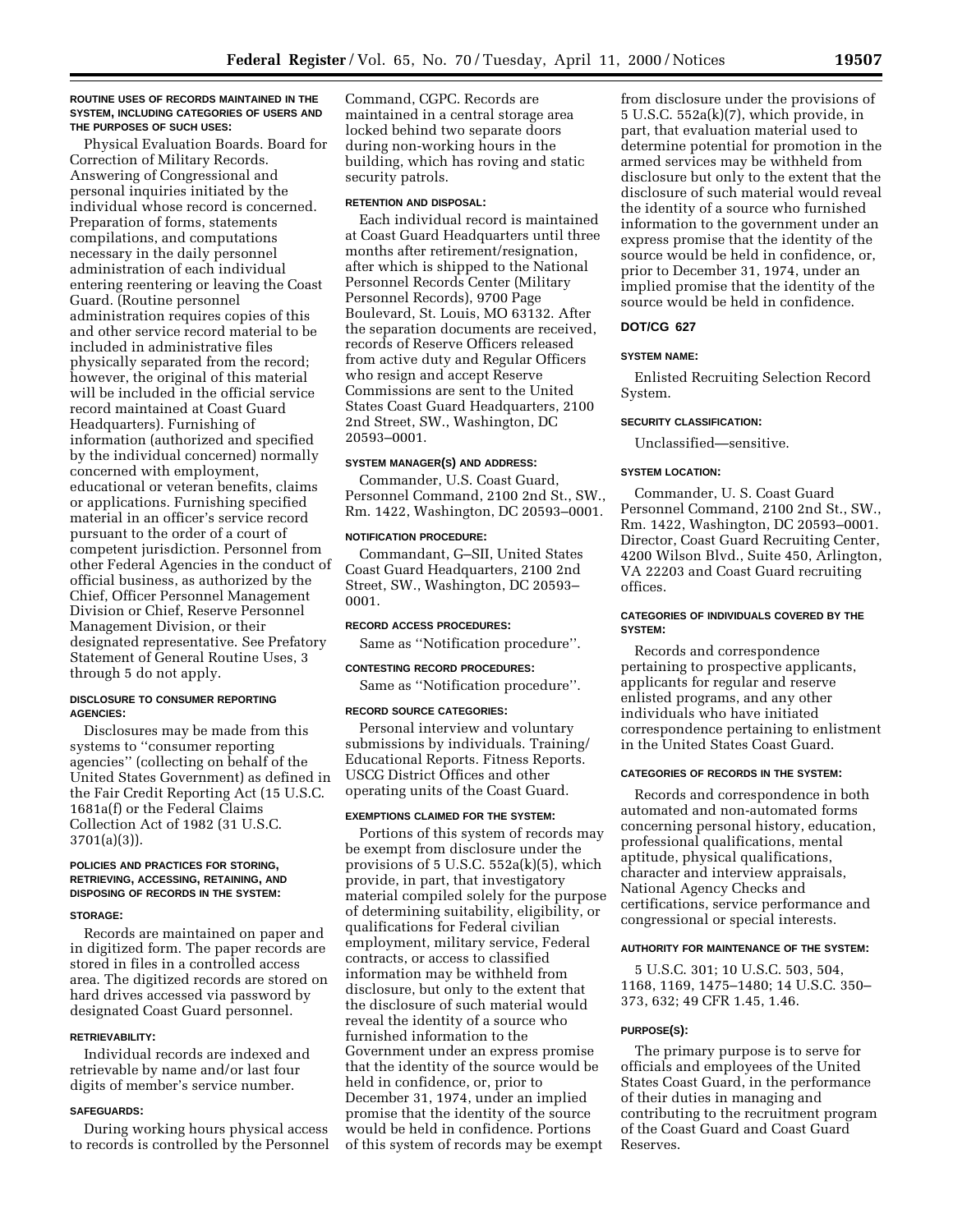**ROUTINE USES OF RECORDS MAINTAINED IN THE SYSTEM, INCLUDING CATEGORIES OF USERS AND THE PURPOSES OF SUCH USES:**

Physical Evaluation Boards. Board for Correction of Military Records. Answering of Congressional and personal inquiries initiated by the individual whose record is concerned. Preparation of forms, statements compilations, and computations necessary in the daily personnel administration of each individual entering reentering or leaving the Coast Guard. (Routine personnel administration requires copies of this and other service record material to be included in administrative files physically separated from the record; however, the original of this material will be included in the official service record maintained at Coast Guard Headquarters). Furnishing of information (authorized and specified by the individual concerned) normally concerned with employment, educational or veteran benefits, claims or applications. Furnishing specified material in an officer's service record pursuant to the order of a court of competent jurisdiction. Personnel from other Federal Agencies in the conduct of official business, as authorized by the Chief, Officer Personnel Management Division or Chief, Reserve Personnel Management Division, or their designated representative. See Prefatory Statement of General Routine Uses, 3 through 5 do not apply.

**DISCLOSURE TO CONSUMER REPORTING AGENCIES:**

Disclosures may be made from this systems to ''consumer reporting agencies'' (collecting on behalf of the United States Government) as defined in the Fair Credit Reporting Act (15 U.S.C. 1681a(f) or the Federal Claims Collection Act of 1982 (31 U.S.C. 3701(a)(3)).

**POLICIES AND PRACTICES FOR STORING, RETRIEVING, ACCESSING, RETAINING, AND DISPOSING OF RECORDS IN THE SYSTEM:**

**STORAGE:**

Records are maintained on paper and in digitized form. The paper records are stored in files in a controlled access area. The digitized records are stored on hard drives accessed via password by designated Coast Guard personnel.

**RETRIEVABILITY:**

Individual records are indexed and retrievable by name and/or last four digits of member's service number.

**SAFEGUARDS:**

During working hours physical access to records is controlled by the Personnel Command, CGPC. Records are maintained in a central storage area locked behind two separate doors during non-working hours in the building, which has roving and static security patrols.

**RETENTION AND DISPOSAL:**

Each individual record is maintained at Coast Guard Headquarters until three months after retirement/resignation, after which is shipped to the National Personnel Records Center (Military Personnel Records), 9700 Page Boulevard, St. Louis, MO 63132. After the separation documents are received, records of Reserve Officers released from active duty and Regular Officers who resign and accept Reserve Commissions are sent to the United States Coast Guard Headquarters, 2100 2nd Street, SW., Washington, DC 20593–0001.

**SYSTEM MANAGER(S) AND ADDRESS:**

Commander, U.S. Coast Guard, Personnel Command, 2100 2nd St., SW., Rm. 1422, Washington, DC 20593–0001.

**NOTIFICATION PROCEDURE:**

Commandant, G–SII, United States Coast Guard Headquarters, 2100 2nd Street, SW., Washington, DC 20593–0001.

**RECORD ACCESS PROCEDURES:**

Same as ''Notification procedure''.

**CONTESTING RECORD PROCEDURES:**

Same as ''Notification procedure''.

**RECORD SOURCE CATEGORIES:**

Personal interview and voluntary submissions by individuals. Training/Educational Reports. Fitness Reports. USCG District Offices and other operating units of the Coast Guard.

**EXEMPTIONS CLAIMED FOR THE SYSTEM:**

Portions of this system of records may be exempt from disclosure under the provisions of 5 U.S.C. 552a(k)(5), which provide, in part, that investigatory material compiled solely for the purpose of determining suitability, eligibility, or qualifications for Federal civilian employment, military service, Federal contracts, or access to classified information may be withheld from disclosure, but only to the extent that the disclosure of such material would reveal the identity of a source who furnished information to the Government under an express promise that the identity of the source would be held in confidence, or, prior to December 31, 1974, under an implied promise that the identity of the source would be held in confidence. Portions of this system of records may be exempt from disclosure under the provisions of 5 U.S.C. 552a(k)(7), which provide, in part, that evaluation material used to determine potential for promotion in the armed services may be withheld from disclosure but only to the extent that the disclosure of such material would reveal the identity of a source who furnished information to the government under an express promise that the identity of the source would be held in confidence, or, prior to December 31, 1974, under an implied promise that the identity of the source would be held in confidence.

## DOT/CG 627

**SYSTEM NAME:**

Enlisted Recruiting Selection Record System.

**SECURITY CLASSIFICATION:**

Unclassified—sensitive.

**SYSTEM LOCATION:**

Commander, U. S. Coast Guard Personnel Command, 2100 2nd St., SW., Rm. 1422, Washington, DC 20593–0001. Director, Coast Guard Recruiting Center, 4200 Wilson Blvd., Suite 450, Arlington, VA 22203 and Coast Guard recruiting offices.

**CATEGORIES OF INDIVIDUALS COVERED BY THE SYSTEM:**

Records and correspondence pertaining to prospective applicants, applicants for regular and reserve enlisted programs, and any other individuals who have initiated correspondence pertaining to enlistment in the United States Coast Guard.

**CATEGORIES OF RECORDS IN THE SYSTEM:**

Records and correspondence in both automated and non-automated forms concerning personal history, education, professional qualifications, mental aptitude, physical qualifications, character and interview appraisals, National Agency Checks and certifications, service performance and congressional or special interests.

**AUTHORITY FOR MAINTENANCE OF THE SYSTEM:**

5 U.S.C. 301; 10 U.S.C. 503, 504, 1168, 1169, 1475–1480; 14 U.S.C. 350–373, 632; 49 CFR 1.45, 1.46.

**PURPOSE(S):**

The primary purpose is to serve for officials and employees of the United States Coast Guard, in the performance of their duties in managing and contributing to the recruitment program of the Coast Guard and Coast Guard Reserves.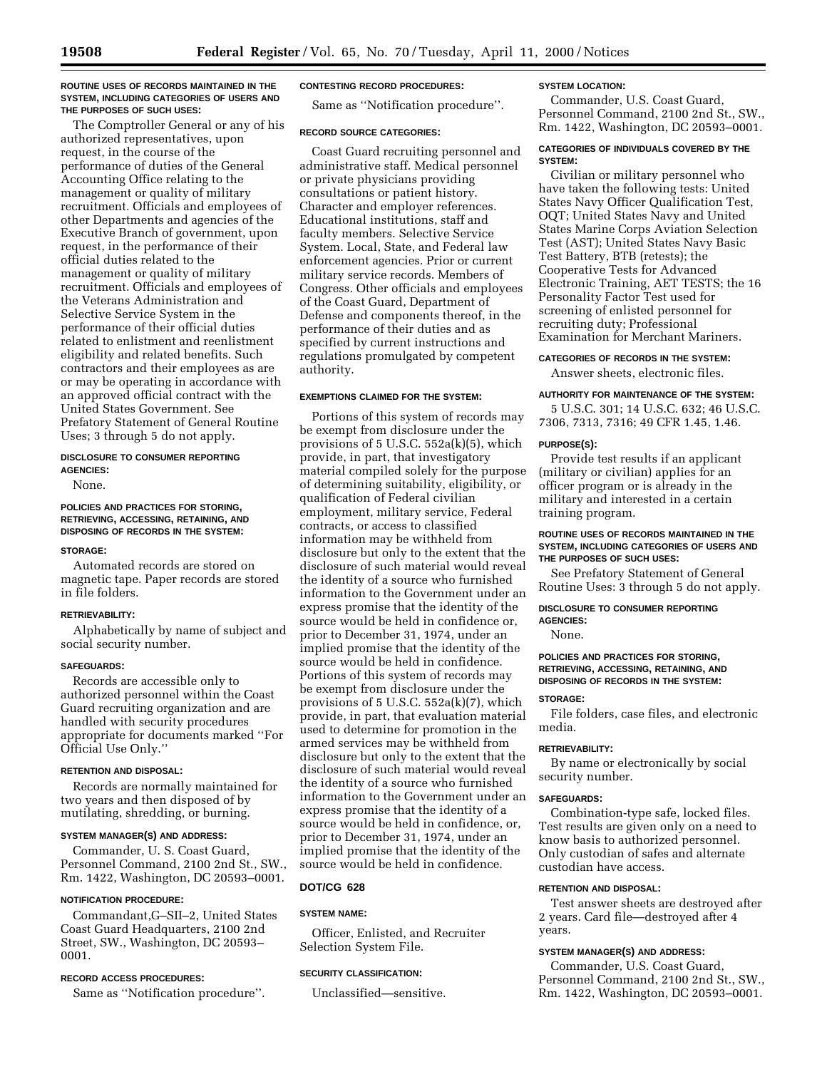#### ROUTINE USES OF RECORDS MAINTAINED IN THE SYSTEM, INCLUDING CATEGORIES OF USERS AND THE PURPOSES OF SUCH USES:

The Comptroller General or any of his authorized representatives, upon request, in the course of the performance of duties of the General Accounting Office relating to the management or quality of military recruitment. Officials and employees of other Departments and agencies of the Executive Branch of government, upon request, in the performance of their official duties related to the management or quality of military recruitment. Officials and employees of the Veterans Administration and Selective Service System in the performance of their official duties related to enlistment and reenlistment eligibility and related benefits. Such contractors and their employees as are or may be operating in accordance with an approved official contract with the United States Government. See Prefatory Statement of General Routine Uses; 3 through 5 do not apply.

#### DISCLOSURE TO CONSUMER REPORTING AGENCIES:

None.

#### POLICIES AND PRACTICES FOR STORING, RETRIEVING, ACCESSING, RETAINING, AND DISPOSING OF RECORDS IN THE SYSTEM:

#### STORAGE:

Automated records are stored on magnetic tape. Paper records are stored in file folders.

#### RETRIEVABILITY:

Alphabetically by name of subject and social security number.

#### SAFEGUARDS:

Records are accessible only to authorized personnel within the Coast Guard recruiting organization and are handled with security procedures appropriate for documents marked ''For Official Use Only.''

#### RETENTION AND DISPOSAL:

Records are normally maintained for two years and then disposed of by mutilating, shredding, or burning.

#### SYSTEM MANAGER(S) AND ADDRESS:

Commander, U. S. Coast Guard, Personnel Command, 2100 2nd St., SW., Rm. 1422, Washington, DC 20593–0001.

#### NOTIFICATION PROCEDURE:

Commandant,G–SII–2, United States Coast Guard Headquarters, 2100 2nd Street, SW., Washington, DC 20593–0001.

#### RECORD ACCESS PROCEDURES:

Same as ''Notification procedure''.

#### CONTESTING RECORD PROCEDURES:

Same as ''Notification procedure''.

#### RECORD SOURCE CATEGORIES:

Coast Guard recruiting personnel and administrative staff. Medical personnel or private physicians providing consultations or patient history. Character and employer references. Educational institutions, staff and faculty members. Selective Service System. Local, State, and Federal law enforcement agencies. Prior or current military service records. Members of Congress. Other officials and employees of the Coast Guard, Department of Defense and components thereof, in the performance of their duties and as specified by current instructions and regulations promulgated by competent authority.

#### EXEMPTIONS CLAIMED FOR THE SYSTEM:

Portions of this system of records may be exempt from disclosure under the provisions of 5 U.S.C. 552a(k)(5), which provide, in part, that investigatory material compiled solely for the purpose of determining suitability, eligibility, or qualification of Federal civilian employment, military service, Federal contracts, or access to classified information may be withheld from disclosure but only to the extent that the disclosure of such material would reveal the identity of a source who furnished information to the Government under an express promise that the identity of the source would be held in confidence or, prior to December 31, 1974, under an implied promise that the identity of the source would be held in confidence. Portions of this system of records may be exempt from disclosure under the provisions of 5 U.S.C. 552a(k)(7), which provide, in part, that evaluation material used to determine for promotion in the armed services may be withheld from disclosure but only to the extent that the disclosure of such material would reveal the identity of a source who furnished information to the Government under an express promise that the identity of a source would be held in confidence, or, prior to December 31, 1974, under an implied promise that the identity of the source would be held in confidence.

## DOT/CG 628

#### SYSTEM NAME:

Officer, Enlisted, and Recruiter Selection System File.

#### SECURITY CLASSIFICATION:

Unclassified—sensitive.

#### SYSTEM LOCATION:

Commander, U.S. Coast Guard, Personnel Command, 2100 2nd St., SW., Rm. 1422, Washington, DC 20593–0001.

#### CATEGORIES OF INDIVIDUALS COVERED BY THE SYSTEM:

Civilian or military personnel who have taken the following tests: United States Navy Officer Qualification Test, OQT; United States Navy and United States Marine Corps Aviation Selection Test (AST); United States Navy Basic Test Battery, BTB (retests); the Cooperative Tests for Advanced Electronic Training, AET TESTS; the 16 Personality Factor Test used for screening of enlisted personnel for recruiting duty; Professional Examination for Merchant Mariners.

#### CATEGORIES OF RECORDS IN THE SYSTEM:

Answer sheets, electronic files.

#### AUTHORITY FOR MAINTENANCE OF THE SYSTEM:

5 U.S.C. 301; 14 U.S.C. 632; 46 U.S.C. 7306, 7313, 7316; 49 CFR 1.45, 1.46.

#### PURPOSE(S):

Provide test results if an applicant (military or civilian) applies for an officer program or is already in the military and interested in a certain training program.

#### ROUTINE USES OF RECORDS MAINTAINED IN THE SYSTEM, INCLUDING CATEGORIES OF USERS AND THE PURPOSES OF SUCH USES:

See Prefatory Statement of General Routine Uses: 3 through 5 do not apply.

#### DISCLOSURE TO CONSUMER REPORTING AGENCIES:

None.

#### POLICIES AND PRACTICES FOR STORING, RETRIEVING, ACCESSING, RETAINING, AND DISPOSING OF RECORDS IN THE SYSTEM:

#### STORAGE:

File folders, case files, and electronic media.

#### RETRIEVABILITY:

By name or electronically by social security number.

#### SAFEGUARDS:

Combination-type safe, locked files. Test results are given only on a need to know basis to authorized personnel. Only custodian of safes and alternate custodian have access.

#### RETENTION AND DISPOSAL:

Test answer sheets are destroyed after 2 years. Card file—destroyed after 4 years.

#### SYSTEM MANAGER(S) AND ADDRESS:

Commander, U.S. Coast Guard, Personnel Command, 2100 2nd St., SW., Rm. 1422, Washington, DC 20593–0001.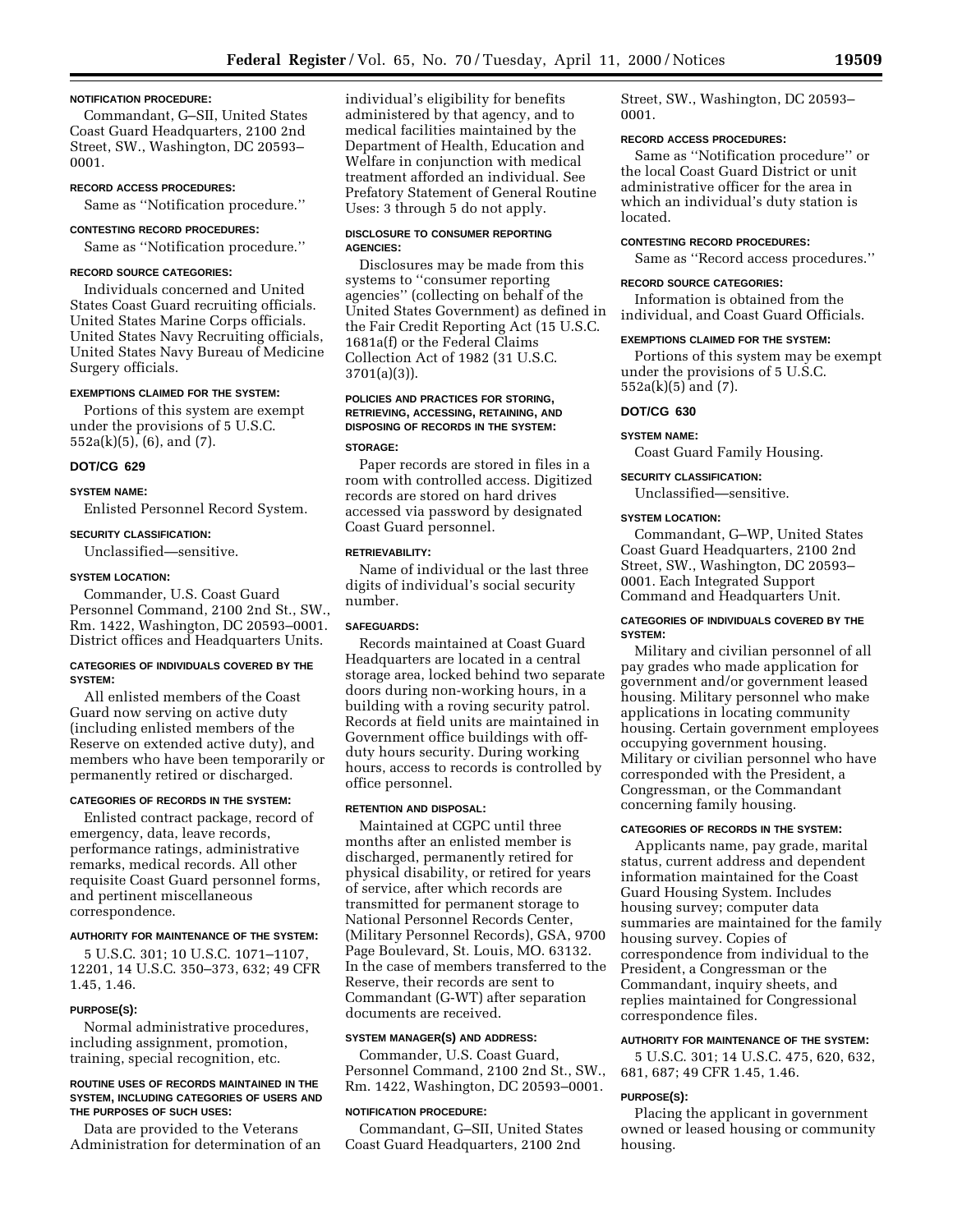**NOTIFICATION PROCEDURE:**

Commandant, G–SII, United States Coast Guard Headquarters, 2100 2nd Street, SW., Washington, DC 20593–0001.

**RECORD ACCESS PROCEDURES:**

Same as ''Notification procedure.''

**CONTESTING RECORD PROCEDURES:**

Same as ''Notification procedure.''

**RECORD SOURCE CATEGORIES:**

Individuals concerned and United States Coast Guard recruiting officials. United States Marine Corps officials. United States Navy Recruiting officials, United States Navy Bureau of Medicine Surgery officials.

**EXEMPTIONS CLAIMED FOR THE SYSTEM:**

Portions of this system are exempt under the provisions of 5 U.S.C. 552a(k)(5), (6), and (7).

### DOT/CG 629

**SYSTEM NAME:**

Enlisted Personnel Record System.

**SECURITY CLASSIFICATION:**

Unclassified—sensitive.

**SYSTEM LOCATION:**

Commander, U.S. Coast Guard Personnel Command, 2100 2nd St., SW., Rm. 1422, Washington, DC 20593–0001. District offices and Headquarters Units.

**CATEGORIES OF INDIVIDUALS COVERED BY THE SYSTEM:**

All enlisted members of the Coast Guard now serving on active duty (including enlisted members of the Reserve on extended active duty), and members who have been temporarily or permanently retired or discharged.

**CATEGORIES OF RECORDS IN THE SYSTEM:**

Enlisted contract package, record of emergency, data, leave records, performance ratings, administrative remarks, medical records. All other requisite Coast Guard personnel forms, and pertinent miscellaneous correspondence.

**AUTHORITY FOR MAINTENANCE OF THE SYSTEM:**

5 U.S.C. 301; 10 U.S.C. 1071–1107, 12201, 14 U.S.C. 350–373, 632; 49 CFR 1.45, 1.46.

**PURPOSE(S):**

Normal administrative procedures, including assignment, promotion, training, special recognition, etc.

**ROUTINE USES OF RECORDS MAINTAINED IN THE SYSTEM, INCLUDING CATEGORIES OF USERS AND THE PURPOSES OF SUCH USES:**

Data are provided to the Veterans Administration for determination of an individual's eligibility for benefits administered by that agency, and to medical facilities maintained by the Department of Health, Education and Welfare in conjunction with medical treatment afforded an individual. See Prefatory Statement of General Routine Uses: 3 through 5 do not apply.

**DISCLOSURE TO CONSUMER REPORTING AGENCIES:**

Disclosures may be made from this systems to ''consumer reporting agencies'' (collecting on behalf of the United States Government) as defined in the Fair Credit Reporting Act (15 U.S.C. 1681a(f) or the Federal Claims Collection Act of 1982 (31 U.S.C. 3701(a)(3)).

**POLICIES AND PRACTICES FOR STORING, RETRIEVING, ACCESSING, RETAINING, AND DISPOSING OF RECORDS IN THE SYSTEM:**

**STORAGE:**

Paper records are stored in files in a room with controlled access. Digitized records are stored on hard drives accessed via password by designated Coast Guard personnel.

**RETRIEVABILITY:**

Name of individual or the last three digits of individual's social security number.

**SAFEGUARDS:**

Records maintained at Coast Guard Headquarters are located in a central storage area, locked behind two separate doors during non-working hours, in a building with a roving security patrol. Records at field units are maintained in Government office buildings with off-duty hours security. During working hours, access to records is controlled by office personnel.

**RETENTION AND DISPOSAL:**

Maintained at CGPC until three months after an enlisted member is discharged, permanently retired for physical disability, or retired for years of service, after which records are transmitted for permanent storage to National Personnel Records Center, (Military Personnel Records), GSA, 9700 Page Boulevard, St. Louis, MO. 63132. In the case of members transferred to the Reserve, their records are sent to Commandant (G-WT) after separation documents are received.

**SYSTEM MANAGER(S) AND ADDRESS:**

Commander, U.S. Coast Guard, Personnel Command, 2100 2nd St., SW., Rm. 1422, Washington, DC 20593–0001.

**NOTIFICATION PROCEDURE:**

Commandant, G–SII, United States Coast Guard Headquarters, 2100 2nd Street, SW., Washington, DC 20593–0001.

**RECORD ACCESS PROCEDURES:**

Same as ''Notification procedure'' or the local Coast Guard District or unit administrative officer for the area in which an individual's duty station is located.

**CONTESTING RECORD PROCEDURES:**

Same as ''Record access procedures.''

**RECORD SOURCE CATEGORIES:**

Information is obtained from the individual, and Coast Guard Officials.

**EXEMPTIONS CLAIMED FOR THE SYSTEM:**

Portions of this system may be exempt under the provisions of 5 U.S.C. 552a(k)(5) and (7).

### DOT/CG 630

**SYSTEM NAME:**

Coast Guard Family Housing.

**SECURITY CLASSIFICATION:**

Unclassified—sensitive.

**SYSTEM LOCATION:**

Commandant, G–WP, United States Coast Guard Headquarters, 2100 2nd Street, SW., Washington, DC 20593–0001. Each Integrated Support Command and Headquarters Unit.

**CATEGORIES OF INDIVIDUALS COVERED BY THE SYSTEM:**

Military and civilian personnel of all pay grades who made application for government and/or government leased housing. Military personnel who make applications in locating community housing. Certain government employees occupying government housing. Military or civilian personnel who have corresponded with the President, a Congressman, or the Commandant concerning family housing.

**CATEGORIES OF RECORDS IN THE SYSTEM:**

Applicants name, pay grade, marital status, current address and dependent information maintained for the Coast Guard Housing System. Includes housing survey; computer data summaries are maintained for the family housing survey. Copies of correspondence from individual to the President, a Congressman or the Commandant, inquiry sheets, and replies maintained for Congressional correspondence files.

**AUTHORITY FOR MAINTENANCE OF THE SYSTEM:**

5 U.S.C. 301; 14 U.S.C. 475, 620, 632, 681, 687; 49 CFR 1.45, 1.46.

**PURPOSE(S):**

Placing the applicant in government owned or leased housing or community housing.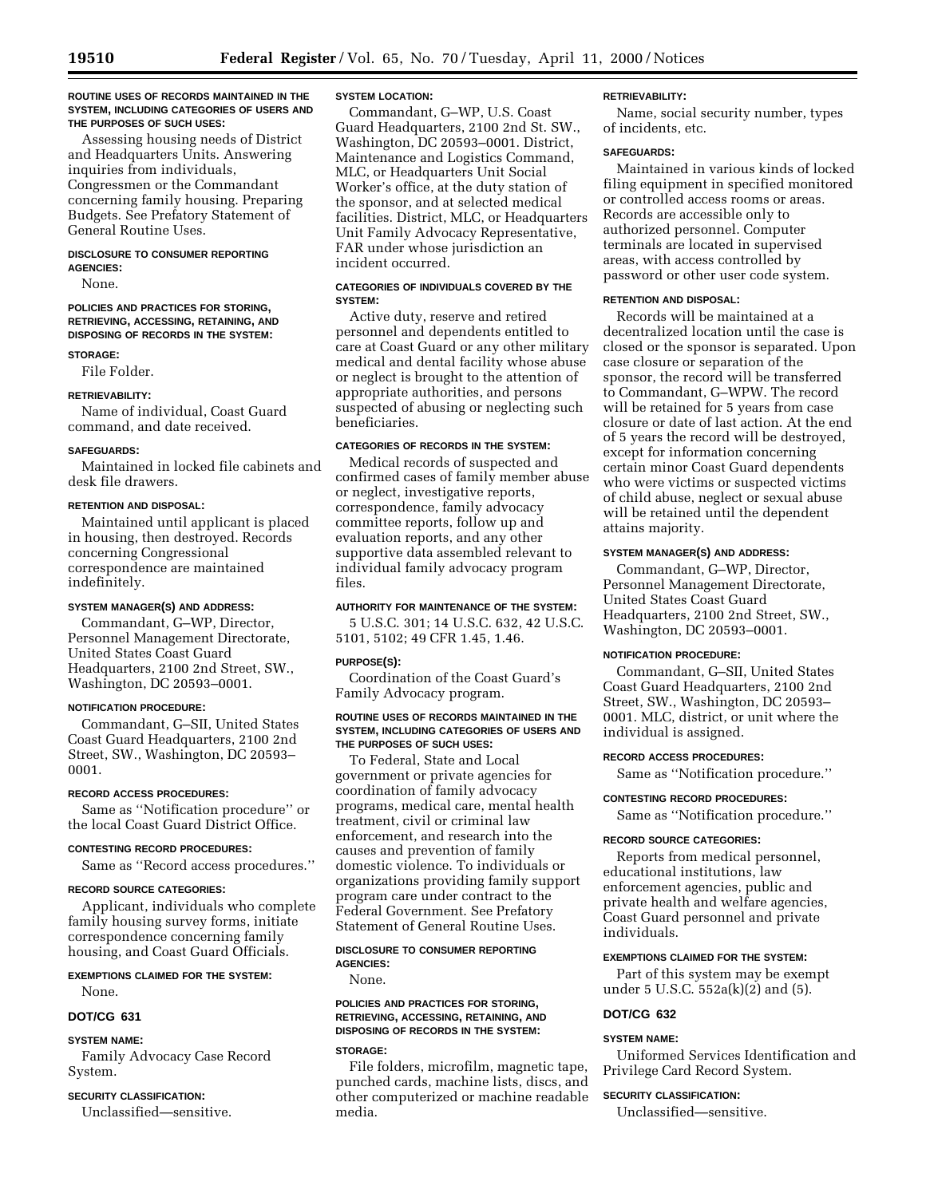**ROUTINE USES OF RECORDS MAINTAINED IN THE SYSTEM, INCLUDING CATEGORIES OF USERS AND THE PURPOSES OF SUCH USES:**

Assessing housing needs of District and Headquarters Units. Answering inquiries from individuals, Congressmen or the Commandant concerning family housing. Preparing Budgets. See Prefatory Statement of General Routine Uses.

**DISCLOSURE TO CONSUMER REPORTING AGENCIES:**

None.

**POLICIES AND PRACTICES FOR STORING, RETRIEVING, ACCESSING, RETAINING, AND DISPOSING OF RECORDS IN THE SYSTEM:**

**STORAGE:**

File Folder.

**RETRIEVABILITY:**

Name of individual, Coast Guard command, and date received.

**SAFEGUARDS:**

Maintained in locked file cabinets and desk file drawers.

**RETENTION AND DISPOSAL:**

Maintained until applicant is placed in housing, then destroyed. Records concerning Congressional correspondence are maintained indefinitely.

**SYSTEM MANAGER(S) AND ADDRESS:**

Commandant, G–WP, Director, Personnel Management Directorate, United States Coast Guard Headquarters, 2100 2nd Street, SW., Washington, DC 20593–0001.

**NOTIFICATION PROCEDURE:**

Commandant, G–SII, United States Coast Guard Headquarters, 2100 2nd Street, SW., Washington, DC 20593–0001.

**RECORD ACCESS PROCEDURES:**

Same as ''Notification procedure'' or the local Coast Guard District Office.

**CONTESTING RECORD PROCEDURES:**

Same as ''Record access procedures.''

**RECORD SOURCE CATEGORIES:**

Applicant, individuals who complete family housing survey forms, initiate correspondence concerning family housing, and Coast Guard Officials.

**EXEMPTIONS CLAIMED FOR THE SYSTEM:**

None.

## DOT/CG 631

**SYSTEM NAME:**

Family Advocacy Case Record System.

**SECURITY CLASSIFICATION:**

Unclassified—sensitive.

**SYSTEM LOCATION:**

Commandant, G–WP, U.S. Coast Guard Headquarters, 2100 2nd St. SW., Washington, DC 20593–0001. District, Maintenance and Logistics Command, MLC, or Headquarters Unit Social Worker's office, at the duty station of the sponsor, and at selected medical facilities. District, MLC, or Headquarters Unit Family Advocacy Representative, FAR under whose jurisdiction an incident occurred.

**CATEGORIES OF INDIVIDUALS COVERED BY THE SYSTEM:**

Active duty, reserve and retired personnel and dependents entitled to care at Coast Guard or any other military medical and dental facility whose abuse or neglect is brought to the attention of appropriate authorities, and persons suspected of abusing or neglecting such beneficiaries.

**CATEGORIES OF RECORDS IN THE SYSTEM:**

Medical records of suspected and confirmed cases of family member abuse or neglect, investigative reports, correspondence, family advocacy committee reports, follow up and evaluation reports, and any other supportive data assembled relevant to individual family advocacy program files.

**AUTHORITY FOR MAINTENANCE OF THE SYSTEM:**

5 U.S.C. 301; 14 U.S.C. 632, 42 U.S.C. 5101, 5102; 49 CFR 1.45, 1.46.

**PURPOSE(S):**

Coordination of the Coast Guard's Family Advocacy program.

**ROUTINE USES OF RECORDS MAINTAINED IN THE SYSTEM, INCLUDING CATEGORIES OF USERS AND THE PURPOSES OF SUCH USES:**

To Federal, State and Local government or private agencies for coordination of family advocacy programs, medical care, mental health treatment, civil or criminal law enforcement, and research into the causes and prevention of family domestic violence. To individuals or organizations providing family support program care under contract to the Federal Government. See Prefatory Statement of General Routine Uses.

**DISCLOSURE TO CONSUMER REPORTING AGENCIES:**

None.

**POLICIES AND PRACTICES FOR STORING, RETRIEVING, ACCESSING, RETAINING, AND DISPOSING OF RECORDS IN THE SYSTEM:**

**STORAGE:**

File folders, microfilm, magnetic tape, punched cards, machine lists, discs, and other computerized or machine readable media.

**RETRIEVABILITY:**

Name, social security number, types of incidents, etc.

**SAFEGUARDS:**

Maintained in various kinds of locked filing equipment in specified monitored or controlled access rooms or areas. Records are accessible only to authorized personnel. Computer terminals are located in supervised areas, with access controlled by password or other user code system.

**RETENTION AND DISPOSAL:**

Records will be maintained at a decentralized location until the case is closed or the sponsor is separated. Upon case closure or separation of the sponsor, the record will be transferred to Commandant, G–WPW. The record will be retained for 5 years from case closure or date of last action. At the end of 5 years the record will be destroyed, except for information concerning certain minor Coast Guard dependents who were victims or suspected victims of child abuse, neglect or sexual abuse will be retained until the dependent attains majority.

**SYSTEM MANAGER(S) AND ADDRESS:**

Commandant, G–WP, Director, Personnel Management Directorate, United States Coast Guard Headquarters, 2100 2nd Street, SW., Washington, DC 20593–0001.

**NOTIFICATION PROCEDURE:**

Commandant, G–SII, United States Coast Guard Headquarters, 2100 2nd Street, SW., Washington, DC 20593–0001. MLC, district, or unit where the individual is assigned.

**RECORD ACCESS PROCEDURES:**

Same as ''Notification procedure.''

**CONTESTING RECORD PROCEDURES:**

Same as ''Notification procedure.''

**RECORD SOURCE CATEGORIES:**

Reports from medical personnel, educational institutions, law enforcement agencies, public and private health and welfare agencies, Coast Guard personnel and private individuals.

**EXEMPTIONS CLAIMED FOR THE SYSTEM:**

Part of this system may be exempt under 5 U.S.C. 552a(k)(2) and (5).

## DOT/CG 632

**SYSTEM NAME:**

Uniformed Services Identification and Privilege Card Record System.

**SECURITY CLASSIFICATION:**

Unclassified—sensitive.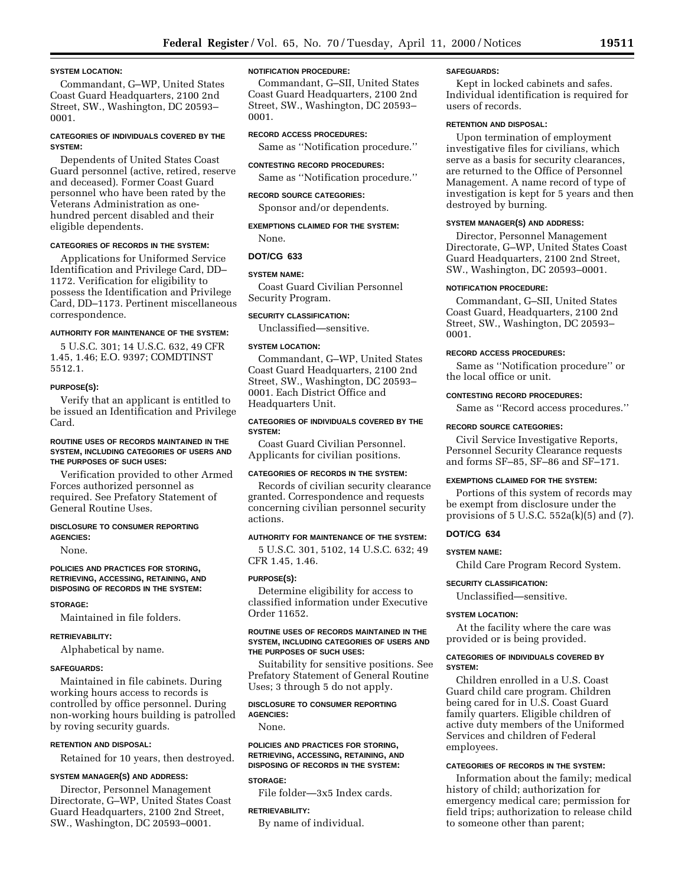**SYSTEM LOCATION:**

Commandant, G–WP, United States Coast Guard Headquarters, 2100 2nd Street, SW., Washington, DC 20593–0001.

**CATEGORIES OF INDIVIDUALS COVERED BY THE SYSTEM:**

Dependents of United States Coast Guard personnel (active, retired, reserve and deceased). Former Coast Guard personnel who have been rated by the Veterans Administration as one-hundred percent disabled and their eligible dependents.

**CATEGORIES OF RECORDS IN THE SYSTEM:**

Applications for Uniformed Service Identification and Privilege Card, DD–1172. Verification for eligibility to possess the Identification and Privilege Card, DD–1173. Pertinent miscellaneous correspondence.

**AUTHORITY FOR MAINTENANCE OF THE SYSTEM:**

5 U.S.C. 301; 14 U.S.C. 632, 49 CFR 1.45, 1.46; E.O. 9397; COMDTINST 5512.1.

**PURPOSE(S):**

Verify that an applicant is entitled to be issued an Identification and Privilege Card.

**ROUTINE USES OF RECORDS MAINTAINED IN THE SYSTEM, INCLUDING CATEGORIES OF USERS AND THE PURPOSES OF SUCH USES:**

Verification provided to other Armed Forces authorized personnel as required. See Prefatory Statement of General Routine Uses.

**DISCLOSURE TO CONSUMER REPORTING AGENCIES:**

None.

**POLICIES AND PRACTICES FOR STORING, RETRIEVING, ACCESSING, RETAINING, AND DISPOSING OF RECORDS IN THE SYSTEM:**

**STORAGE:**

Maintained in file folders.

**RETRIEVABILITY:**

Alphabetical by name.

**SAFEGUARDS:**

Maintained in file cabinets. During working hours access to records is controlled by office personnel. During non-working hours building is patrolled by roving security guards.

**RETENTION AND DISPOSAL:**

Retained for 10 years, then destroyed.

**SYSTEM MANAGER(S) AND ADDRESS:**

Director, Personnel Management Directorate, G–WP, United States Coast Guard Headquarters, 2100 2nd Street, SW., Washington, DC 20593–0001.

**NOTIFICATION PROCEDURE:**

Commandant, G–SII, United States Coast Guard Headquarters, 2100 2nd Street, SW., Washington, DC 20593–0001.

**RECORD ACCESS PROCEDURES:**

Same as ''Notification procedure.''

**CONTESTING RECORD PROCEDURES:**

Same as ''Notification procedure.''

**RECORD SOURCE CATEGORIES:**

Sponsor and/or dependents.

**EXEMPTIONS CLAIMED FOR THE SYSTEM:**

None.

## DOT/CG 633

**SYSTEM NAME:**

Coast Guard Civilian Personnel Security Program.

**SECURITY CLASSIFICATION:**

Unclassified—sensitive.

**SYSTEM LOCATION:**

Commandant, G–WP, United States Coast Guard Headquarters, 2100 2nd Street, SW., Washington, DC 20593–0001. Each District Office and Headquarters Unit.

**CATEGORIES OF INDIVIDUALS COVERED BY THE SYSTEM:**

Coast Guard Civilian Personnel. Applicants for civilian positions.

**CATEGORIES OF RECORDS IN THE SYSTEM:**

Records of civilian security clearance granted. Correspondence and requests concerning civilian personnel security actions.

**AUTHORITY FOR MAINTENANCE OF THE SYSTEM:**

5 U.S.C. 301, 5102, 14 U.S.C. 632; 49 CFR 1.45, 1.46.

**PURPOSE(S):**

Determine eligibility for access to classified information under Executive Order 11652.

**ROUTINE USES OF RECORDS MAINTAINED IN THE SYSTEM, INCLUDING CATEGORIES OF USERS AND THE PURPOSES OF SUCH USES:**

Suitability for sensitive positions. See Prefatory Statement of General Routine Uses; 3 through 5 do not apply.

**DISCLOSURE TO CONSUMER REPORTING AGENCIES:**

None.

**POLICIES AND PRACTICES FOR STORING, RETRIEVING, ACCESSING, RETAINING, AND DISPOSING OF RECORDS IN THE SYSTEM:**

**STORAGE:**

File folder—3x5 Index cards.

**RETRIEVABILITY:**

By name of individual.

**SAFEGUARDS:**

Kept in locked cabinets and safes. Individual identification is required for users of records.

**RETENTION AND DISPOSAL:**

Upon termination of employment investigative files for civilians, which serve as a basis for security clearances, are returned to the Office of Personnel Management. A name record of type of investigation is kept for 5 years and then destroyed by burning.

**SYSTEM MANAGER(S) AND ADDRESS:**

Director, Personnel Management Directorate, G–WP, United States Coast Guard Headquarters, 2100 2nd Street, SW., Washington, DC 20593–0001.

**NOTIFICATION PROCEDURE:**

Commandant, G–SII, United States Coast Guard, Headquarters, 2100 2nd Street, SW., Washington, DC 20593–0001.

**RECORD ACCESS PROCEDURES:**

Same as ''Notification procedure'' or the local office or unit.

**CONTESTING RECORD PROCEDURES:**

Same as ''Record access procedures.''

**RECORD SOURCE CATEGORIES:**

Civil Service Investigative Reports, Personnel Security Clearance requests and forms SF–85, SF–86 and SF–171.

**EXEMPTIONS CLAIMED FOR THE SYSTEM:**

Portions of this system of records may be exempt from disclosure under the provisions of 5 U.S.C. 552a(k)(5) and (7).

## DOT/CG 634

**SYSTEM NAME:**

Child Care Program Record System.

**SECURITY CLASSIFICATION:**

Unclassified—sensitive.

**SYSTEM LOCATION:**

At the facility where the care was provided or is being provided.

**CATEGORIES OF INDIVIDUALS COVERED BY SYSTEM:**

Children enrolled in a U.S. Coast Guard child care program. Children being cared for in U.S. Coast Guard family quarters. Eligible children of active duty members of the Uniformed Services and children of Federal employees.

**CATEGORIES OF RECORDS IN THE SYSTEM:**

Information about the family; medical history of child; authorization for emergency medical care; permission for field trips; authorization to release child to someone other than parent;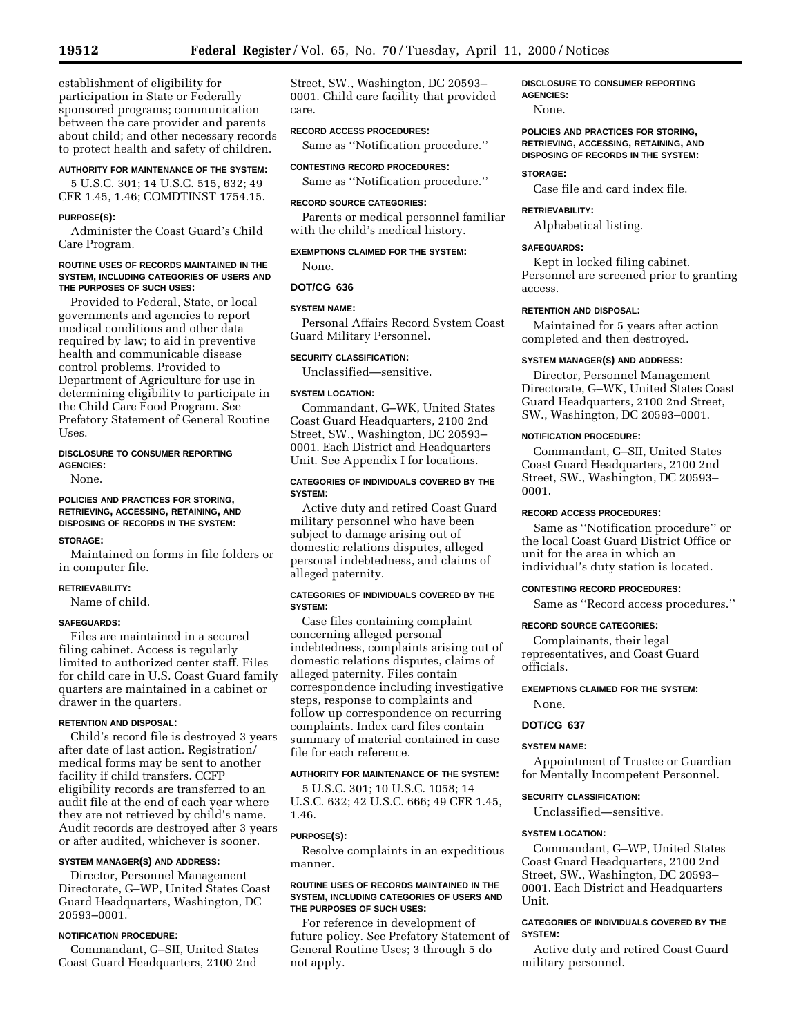establishment of eligibility for participation in State or Federally sponsored programs; communication between the care provider and parents about child; and other necessary records to protect health and safety of children.

#### AUTHORITY FOR MAINTENANCE OF THE SYSTEM:

5 U.S.C. 301; 14 U.S.C. 515, 632; 49 CFR 1.45, 1.46; COMDTINST 1754.15.

#### PURPOSE(S):

Administer the Coast Guard's Child Care Program.

#### ROUTINE USES OF RECORDS MAINTAINED IN THE SYSTEM, INCLUDING CATEGORIES OF USERS AND THE PURPOSES OF SUCH USES:

Provided to Federal, State, or local governments and agencies to report medical conditions and other data required by law; to aid in preventive health and communicable disease control problems. Provided to Department of Agriculture for use in determining eligibility to participate in the Child Care Food Program. See Prefatory Statement of General Routine Uses.

#### DISCLOSURE TO CONSUMER REPORTING AGENCIES:

None.

#### POLICIES AND PRACTICES FOR STORING, RETRIEVING, ACCESSING, RETAINING, AND DISPOSING OF RECORDS IN THE SYSTEM:

#### STORAGE:

Maintained on forms in file folders or in computer file.

#### RETRIEVABILITY:

Name of child.

#### SAFEGUARDS:

Files are maintained in a secured filing cabinet. Access is regularly limited to authorized center staff. Files for child care in U.S. Coast Guard family quarters are maintained in a cabinet or drawer in the quarters.

#### RETENTION AND DISPOSAL:

Child's record file is destroyed 3 years after date of last action. Registration/medical forms may be sent to another facility if child transfers. CCFP eligibility records are transferred to an audit file at the end of each year where they are not retrieved by child's name. Audit records are destroyed after 3 years or after audited, whichever is sooner.

#### SYSTEM MANAGER(S) AND ADDRESS:

Director, Personnel Management Directorate, G–WP, United States Coast Guard Headquarters, Washington, DC 20593–0001.

#### NOTIFICATION PROCEDURE:

Commandant, G–SII, United States Coast Guard Headquarters, 2100 2nd Street, SW., Washington, DC 20593–0001. Child care facility that provided care.

#### RECORD ACCESS PROCEDURES:

Same as ''Notification procedure.''

#### CONTESTING RECORD PROCEDURES:

Same as ''Notification procedure.''

#### RECORD SOURCE CATEGORIES:

Parents or medical personnel familiar with the child's medical history.

#### EXEMPTIONS CLAIMED FOR THE SYSTEM:

None.

### DOT/CG 636

#### SYSTEM NAME:

Personal Affairs Record System Coast Guard Military Personnel.

#### SECURITY CLASSIFICATION:

Unclassified—sensitive.

#### SYSTEM LOCATION:

Commandant, G–WK, United States Coast Guard Headquarters, 2100 2nd Street, SW., Washington, DC 20593–0001. Each District and Headquarters Unit. See Appendix I for locations.

#### CATEGORIES OF INDIVIDUALS COVERED BY THE SYSTEM:

Active duty and retired Coast Guard military personnel who have been subject to damage arising out of domestic relations disputes, alleged personal indebtedness, and claims of alleged paternity.

#### CATEGORIES OF INDIVIDUALS COVERED BY THE SYSTEM:

Case files containing complaint concerning alleged personal indebtedness, complaints arising out of domestic relations disputes, claims of alleged paternity. Files contain correspondence including investigative steps, response to complaints and follow up correspondence on recurring complaints. Index card files contain summary of material contained in case file for each reference.

#### AUTHORITY FOR MAINTENANCE OF THE SYSTEM:

5 U.S.C. 301; 10 U.S.C. 1058; 14 U.S.C. 632; 42 U.S.C. 666; 49 CFR 1.45, 1.46.

#### PURPOSE(S):

Resolve complaints in an expeditious manner.

#### ROUTINE USES OF RECORDS MAINTAINED IN THE SYSTEM, INCLUDING CATEGORIES OF USERS AND THE PURPOSES OF SUCH USES:

For reference in development of future policy. See Prefatory Statement of General Routine Uses; 3 through 5 do not apply.

#### DISCLOSURE TO CONSUMER REPORTING AGENCIES:

None.

#### POLICIES AND PRACTICES FOR STORING, RETRIEVING, ACCESSING, RETAINING, AND DISPOSING OF RECORDS IN THE SYSTEM:

#### STORAGE:

Case file and card index file.

#### RETRIEVABILITY:

Alphabetical listing.

#### SAFEGUARDS:

Kept in locked filing cabinet. Personnel are screened prior to granting access.

#### RETENTION AND DISPOSAL:

Maintained for 5 years after action completed and then destroyed.

#### SYSTEM MANAGER(S) AND ADDRESS:

Director, Personnel Management Directorate, G–WK, United States Coast Guard Headquarters, 2100 2nd Street, SW., Washington, DC 20593–0001.

#### NOTIFICATION PROCEDURE:

Commandant, G–SII, United States Coast Guard Headquarters, 2100 2nd Street, SW., Washington, DC 20593–0001.

#### RECORD ACCESS PROCEDURES:

Same as ''Notification procedure'' or the local Coast Guard District Office or unit for the area in which an individual's duty station is located.

#### CONTESTING RECORD PROCEDURES:

Same as ''Record access procedures.''

#### RECORD SOURCE CATEGORIES:

Complainants, their legal representatives, and Coast Guard officials.

#### EXEMPTIONS CLAIMED FOR THE SYSTEM:

None.

### DOT/CG 637

#### SYSTEM NAME:

Appointment of Trustee or Guardian for Mentally Incompetent Personnel.

#### SECURITY CLASSIFICATION:

Unclassified—sensitive.

#### SYSTEM LOCATION:

Commandant, G–WP, United States Coast Guard Headquarters, 2100 2nd Street, SW., Washington, DC 20593–0001. Each District and Headquarters Unit.

#### CATEGORIES OF INDIVIDUALS COVERED BY THE SYSTEM:

Active duty and retired Coast Guard military personnel.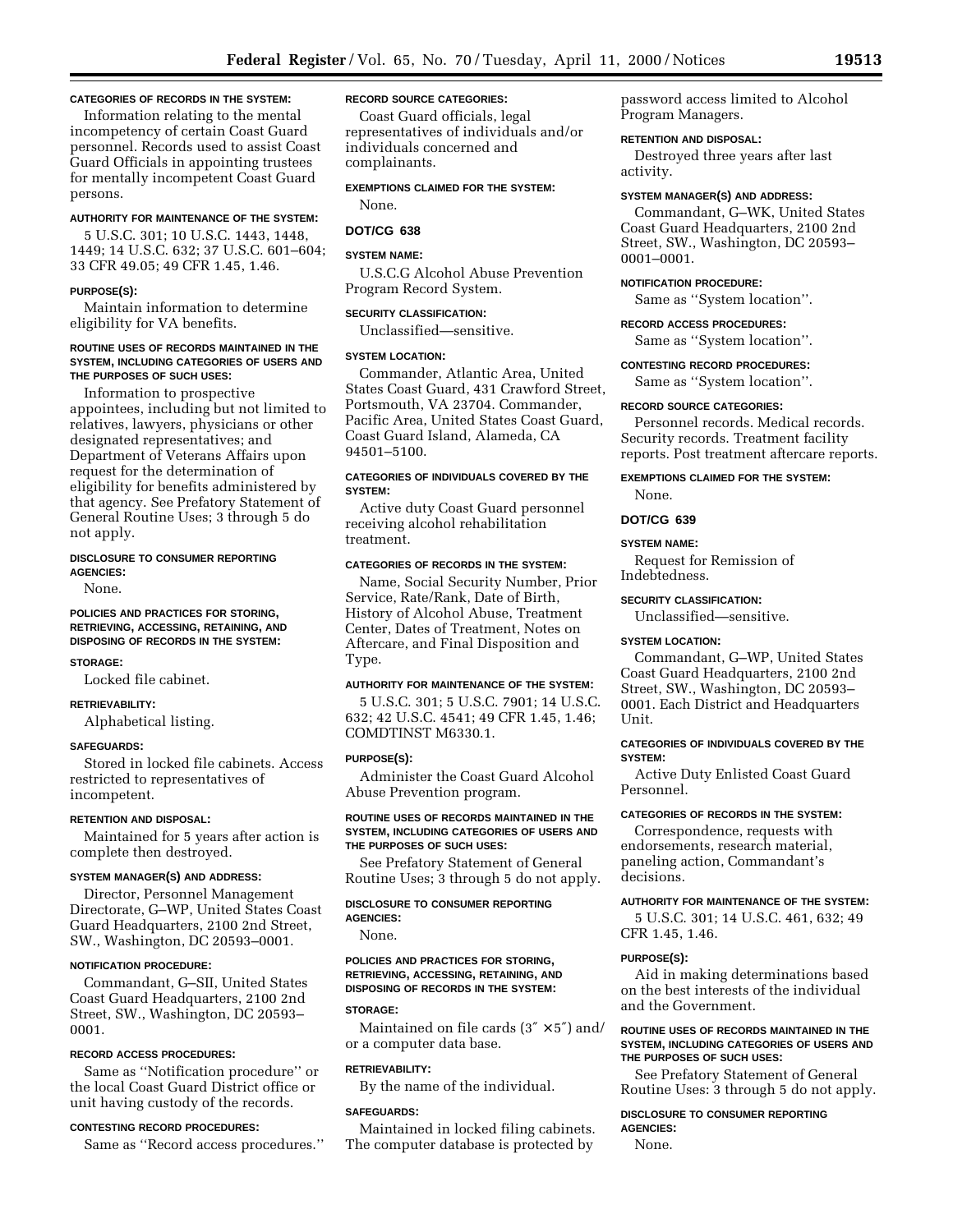**CATEGORIES OF RECORDS IN THE SYSTEM:**

Information relating to the mental incompetency of certain Coast Guard personnel. Records used to assist Coast Guard Officials in appointing trustees for mentally incompetent Coast Guard persons.

**AUTHORITY FOR MAINTENANCE OF THE SYSTEM:**

5 U.S.C. 301; 10 U.S.C. 1443, 1448, 1449; 14 U.S.C. 632; 37 U.S.C. 601–604; 33 CFR 49.05; 49 CFR 1.45, 1.46.

**PURPOSE(S):**

Maintain information to determine eligibility for VA benefits.

**ROUTINE USES OF RECORDS MAINTAINED IN THE SYSTEM, INCLUDING CATEGORIES OF USERS AND THE PURPOSES OF SUCH USES:**

Information to prospective appointees, including but not limited to relatives, lawyers, physicians or other designated representatives; and Department of Veterans Affairs upon request for the determination of eligibility for benefits administered by that agency. See Prefatory Statement of General Routine Uses; 3 through 5 do not apply.

**DISCLOSURE TO CONSUMER REPORTING AGENCIES:**

None.

**POLICIES AND PRACTICES FOR STORING, RETRIEVING, ACCESSING, RETAINING, AND DISPOSING OF RECORDS IN THE SYSTEM:**

**STORAGE:**

Locked file cabinet.

**RETRIEVABILITY:**

Alphabetical listing.

**SAFEGUARDS:**

Stored in locked file cabinets. Access restricted to representatives of incompetent.

**RETENTION AND DISPOSAL:**

Maintained for 5 years after action is complete then destroyed.

**SYSTEM MANAGER(S) AND ADDRESS:**

Director, Personnel Management Directorate, G–WP, United States Coast Guard Headquarters, 2100 2nd Street, SW., Washington, DC 20593–0001.

**NOTIFICATION PROCEDURE:**

Commandant, G–SII, United States Coast Guard Headquarters, 2100 2nd Street, SW., Washington, DC 20593–0001.

**RECORD ACCESS PROCEDURES:**

Same as ''Notification procedure'' or the local Coast Guard District office or unit having custody of the records.

**CONTESTING RECORD PROCEDURES:**

Same as ''Record access procedures.''

**RECORD SOURCE CATEGORIES:**

Coast Guard officials, legal representatives of individuals and/or individuals concerned and complainants.

**EXEMPTIONS CLAIMED FOR THE SYSTEM:**

None.

## DOT/CG 638

**SYSTEM NAME:**

U.S.C.G Alcohol Abuse Prevention Program Record System.

**SECURITY CLASSIFICATION:**

Unclassified—sensitive.

**SYSTEM LOCATION:**

Commander, Atlantic Area, United States Coast Guard, 431 Crawford Street, Portsmouth, VA 23704. Commander, Pacific Area, United States Coast Guard, Coast Guard Island, Alameda, CA 94501–5100.

**CATEGORIES OF INDIVIDUALS COVERED BY THE SYSTEM:**

Active duty Coast Guard personnel receiving alcohol rehabilitation treatment.

**CATEGORIES OF RECORDS IN THE SYSTEM:**

Name, Social Security Number, Prior Service, Rate/Rank, Date of Birth, History of Alcohol Abuse, Treatment Center, Dates of Treatment, Notes on Aftercare, and Final Disposition and Type.

**AUTHORITY FOR MAINTENANCE OF THE SYSTEM:**

5 U.S.C. 301; 5 U.S.C. 7901; 14 U.S.C. 632; 42 U.S.C. 4541; 49 CFR 1.45, 1.46; COMDTINST M6330.1.

**PURPOSE(S):**

Administer the Coast Guard Alcohol Abuse Prevention program.

**ROUTINE USES OF RECORDS MAINTAINED IN THE SYSTEM, INCLUDING CATEGORIES OF USERS AND THE PURPOSES OF SUCH USES:**

See Prefatory Statement of General Routine Uses; 3 through 5 do not apply.

**DISCLOSURE TO CONSUMER REPORTING AGENCIES:**

None.

**POLICIES AND PRACTICES FOR STORING, RETRIEVING, ACCESSING, RETAINING, AND DISPOSING OF RECORDS IN THE SYSTEM:**

**STORAGE:**

Maintained on file cards (3″ × 5″) and/or a computer data base.

**RETRIEVABILITY:**

By the name of the individual.

**SAFEGUARDS:**

Maintained in locked filing cabinets. The computer database is protected by password access limited to Alcohol Program Managers.

**RETENTION AND DISPOSAL:**

Destroyed three years after last activity.

**SYSTEM MANAGER(S) AND ADDRESS:**

Commandant, G–WK, United States Coast Guard Headquarters, 2100 2nd Street, SW., Washington, DC 20593–0001–0001.

**NOTIFICATION PROCEDURE:**

Same as ''System location''.

**RECORD ACCESS PROCEDURES:**

Same as ''System location''.

**CONTESTING RECORD PROCEDURES:**

Same as ''System location''.

**RECORD SOURCE CATEGORIES:**

Personnel records. Medical records. Security records. Treatment facility reports. Post treatment aftercare reports.

**EXEMPTIONS CLAIMED FOR THE SYSTEM:**

None.

## DOT/CG 639

**SYSTEM NAME:**

Request for Remission of Indebtedness.

**SECURITY CLASSIFICATION:**

Unclassified—sensitive.

**SYSTEM LOCATION:**

Commandant, G–WP, United States Coast Guard Headquarters, 2100 2nd Street, SW., Washington, DC 20593–0001. Each District and Headquarters Unit.

**CATEGORIES OF INDIVIDUALS COVERED BY THE SYSTEM:**

Active Duty Enlisted Coast Guard Personnel.

**CATEGORIES OF RECORDS IN THE SYSTEM:**

Correspondence, requests with endorsements, research material, paneling action, Commandant's decisions.

**AUTHORITY FOR MAINTENANCE OF THE SYSTEM:**

5 U.S.C. 301; 14 U.S.C. 461, 632; 49 CFR 1.45, 1.46.

**PURPOSE(S):**

Aid in making determinations based on the best interests of the individual and the Government.

**ROUTINE USES OF RECORDS MAINTAINED IN THE SYSTEM, INCLUDING CATEGORIES OF USERS AND THE PURPOSES OF SUCH USES:**

See Prefatory Statement of General Routine Uses: 3 through 5 do not apply.

**DISCLOSURE TO CONSUMER REPORTING AGENCIES:**

None.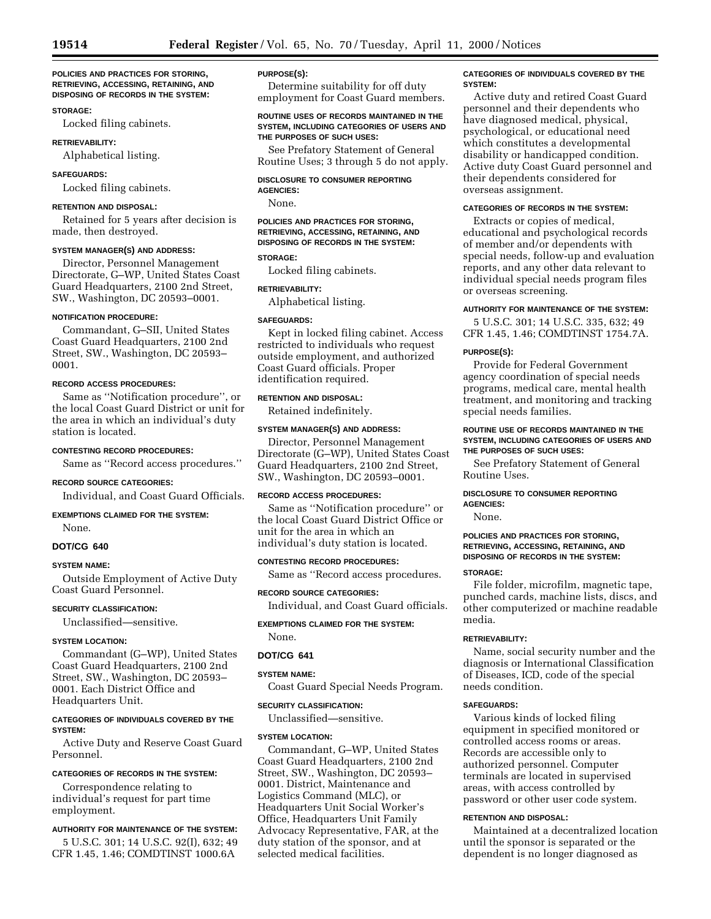**POLICIES AND PRACTICES FOR STORING, RETRIEVING, ACCESSING, RETAINING, AND DISPOSING OF RECORDS IN THE SYSTEM:**

**STORAGE:**

Locked filing cabinets.

**RETRIEVABILITY:**

Alphabetical listing.

**SAFEGUARDS:**

Locked filing cabinets.

**RETENTION AND DISPOSAL:**

Retained for 5 years after decision is made, then destroyed.

**SYSTEM MANAGER(S) AND ADDRESS:**

Director, Personnel Management Directorate, G–WP, United States Coast Guard Headquarters, 2100 2nd Street, SW., Washington, DC 20593–0001.

**NOTIFICATION PROCEDURE:**

Commandant, G–SII, United States Coast Guard Headquarters, 2100 2nd Street, SW., Washington, DC 20593–0001.

**RECORD ACCESS PROCEDURES:**

Same as ''Notification procedure'', or the local Coast Guard District or unit for the area in which an individual's duty station is located.

**CONTESTING RECORD PROCEDURES:**

Same as ''Record access procedures.''

**RECORD SOURCE CATEGORIES:**

Individual, and Coast Guard Officials.

**EXEMPTIONS CLAIMED FOR THE SYSTEM:**

None.

## DOT/CG 640

**SYSTEM NAME:**

Outside Employment of Active Duty Coast Guard Personnel.

**SECURITY CLASSIFICATION:**

Unclassified—sensitive.

**SYSTEM LOCATION:**

Commandant (G–WP), United States Coast Guard Headquarters, 2100 2nd Street, SW., Washington, DC 20593–0001. Each District Office and Headquarters Unit.

**CATEGORIES OF INDIVIDUALS COVERED BY THE SYSTEM:**

Active Duty and Reserve Coast Guard Personnel.

**CATEGORIES OF RECORDS IN THE SYSTEM:**

Correspondence relating to individual's request for part time employment.

**AUTHORITY FOR MAINTENANCE OF THE SYSTEM:**

5 U.S.C. 301; 14 U.S.C. 92(I), 632; 49 CFR 1.45, 1.46; COMDTINST 1000.6A

**PURPOSE(S):**

Determine suitability for off duty employment for Coast Guard members.

**ROUTINE USES OF RECORDS MAINTAINED IN THE SYSTEM, INCLUDING CATEGORIES OF USERS AND THE PURPOSES OF SUCH USES:**

See Prefatory Statement of General Routine Uses; 3 through 5 do not apply.

**DISCLOSURE TO CONSUMER REPORTING AGENCIES:**

None.

**POLICIES AND PRACTICES FOR STORING, RETRIEVING, ACCESSING, RETAINING, AND DISPOSING OF RECORDS IN THE SYSTEM:**

**STORAGE:**

Locked filing cabinets.

**RETRIEVABILITY:**

Alphabetical listing.

**SAFEGUARDS:**

Kept in locked filing cabinet. Access restricted to individuals who request outside employment, and authorized Coast Guard officials. Proper identification required.

**RETENTION AND DISPOSAL:**

Retained indefinitely.

**SYSTEM MANAGER(S) AND ADDRESS:**

Director, Personnel Management Directorate (G–WP), United States Coast Guard Headquarters, 2100 2nd Street, SW., Washington, DC 20593–0001.

**RECORD ACCESS PROCEDURES:**

Same as ''Notification procedure'' or the local Coast Guard District Office or unit for the area in which an individual's duty station is located.

**CONTESTING RECORD PROCEDURES:**

Same as ''Record access procedures.

**RECORD SOURCE CATEGORIES:**

Individual, and Coast Guard officials.

**EXEMPTIONS CLAIMED FOR THE SYSTEM:**

None.

## DOT/CG 641

**SYSTEM NAME:**

Coast Guard Special Needs Program.

**SECURITY CLASSIFICATION:**

Unclassified—sensitive.

**SYSTEM LOCATION:**

Commandant, G–WP, United States Coast Guard Headquarters, 2100 2nd Street, SW., Washington, DC 20593–0001. District, Maintenance and Logistics Command (MLC), or Headquarters Unit Social Worker's Office, Headquarters Unit Family Advocacy Representative, FAR, at the duty station of the sponsor, and at selected medical facilities.

**CATEGORIES OF INDIVIDUALS COVERED BY THE SYSTEM:**

Active duty and retired Coast Guard personnel and their dependents who have diagnosed medical, physical, psychological, or educational need which constitutes a developmental disability or handicapped condition. Active duty Coast Guard personnel and their dependents considered for overseas assignment.

**CATEGORIES OF RECORDS IN THE SYSTEM:**

Extracts or copies of medical, educational and psychological records of member and/or dependents with special needs, follow-up and evaluation reports, and any other data relevant to individual special needs program files or overseas screening.

**AUTHORITY FOR MAINTENANCE OF THE SYSTEM:**

5 U.S.C. 301; 14 U.S.C. 335, 632; 49 CFR 1.45, 1.46; COMDTINST 1754.7A.

**PURPOSE(S):**

Provide for Federal Government agency coordination of special needs programs, medical care, mental health treatment, and monitoring and tracking special needs families.

**ROUTINE USE OF RECORDS MAINTAINED IN THE SYSTEM, INCLUDING CATEGORIES OF USERS AND THE PURPOSES OF SUCH USES:**

See Prefatory Statement of General Routine Uses.

**DISCLOSURE TO CONSUMER REPORTING AGENCIES:**

None.

**POLICIES AND PRACTICES FOR STORING, RETRIEVING, ACCESSING, RETAINING, AND DISPOSING OF RECORDS IN THE SYSTEM:**

**STORAGE:**

File folder, microfilm, magnetic tape, punched cards, machine lists, discs, and other computerized or machine readable media.

**RETRIEVABILITY:**

Name, social security number and the diagnosis or International Classification of Diseases, ICD, code of the special needs condition.

**SAFEGUARDS:**

Various kinds of locked filing equipment in specified monitored or controlled access rooms or areas. Records are accessible only to authorized personnel. Computer terminals are located in supervised areas, with access controlled by password or other user code system.

**RETENTION AND DISPOSAL:**

Maintained at a decentralized location until the sponsor is separated or the dependent is no longer diagnosed as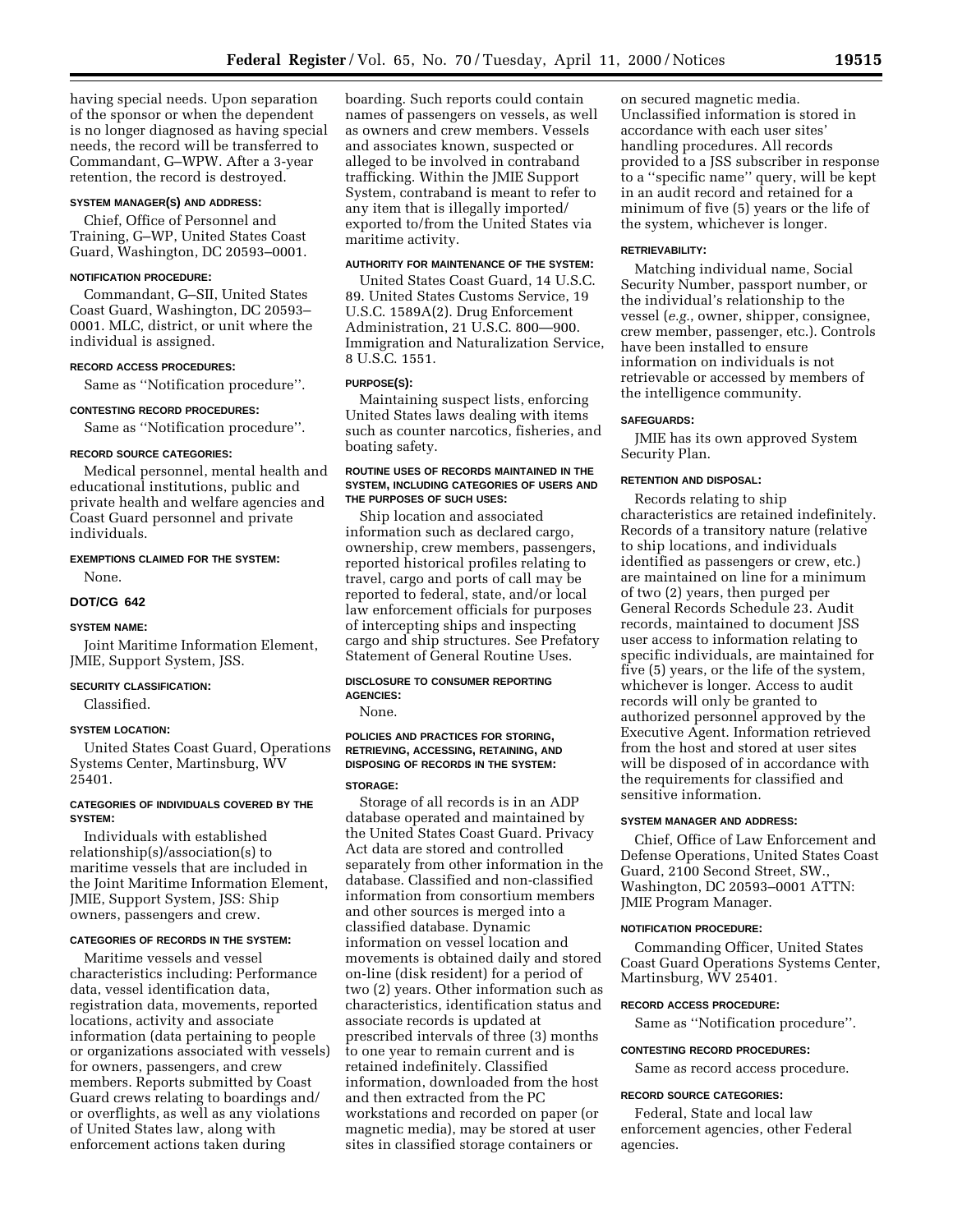having special needs. Upon separation of the sponsor or when the dependent is no longer diagnosed as having special needs, the record will be transferred to Commandant, G–WPW. After a 3-year retention, the record is destroyed.

#### SYSTEM MANAGER(S) AND ADDRESS:

Chief, Office of Personnel and Training, G–WP, United States Coast Guard, Washington, DC 20593–0001.

#### NOTIFICATION PROCEDURE:

Commandant, G–SII, United States Coast Guard, Washington, DC 20593–0001. MLC, district, or unit where the individual is assigned.

#### RECORD ACCESS PROCEDURES:

Same as ''Notification procedure''.

#### CONTESTING RECORD PROCEDURES:

Same as ''Notification procedure''.

#### RECORD SOURCE CATEGORIES:

Medical personnel, mental health and educational institutions, public and private health and welfare agencies and Coast Guard personnel and private individuals.

#### EXEMPTIONS CLAIMED FOR THE SYSTEM:

None.

### DOT/CG 642

#### SYSTEM NAME:

Joint Maritime Information Element, JMIE, Support System, JSS.

#### SECURITY CLASSIFICATION:

Classified.

#### SYSTEM LOCATION:

United States Coast Guard, Operations Systems Center, Martinsburg, WV 25401.

#### CATEGORIES OF INDIVIDUALS COVERED BY THE SYSTEM:

Individuals with established relationship(s)/association(s) to maritime vessels that are included in the Joint Maritime Information Element, JMIE, Support System, JSS: Ship owners, passengers and crew.

#### CATEGORIES OF RECORDS IN THE SYSTEM:

Maritime vessels and vessel characteristics including: Performance data, vessel identification data, registration data, movements, reported locations, activity and associate information (data pertaining to people or organizations associated with vessels) for owners, passengers, and crew members. Reports submitted by Coast Guard crews relating to boardings and/or overflights, as well as any violations of United States law, along with enforcement actions taken during boarding. Such reports could contain names of passengers on vessels, as well as owners and crew members. Vessels and associates known, suspected or alleged to be involved in contraband trafficking. Within the JMIE Support System, contraband is meant to refer to any item that is illegally imported/exported to/from the United States via maritime activity.

#### AUTHORITY FOR MAINTENANCE OF THE SYSTEM:

United States Coast Guard, 14 U.S.C. 89. United States Customs Service, 19 U.S.C. 1589A(2). Drug Enforcement Administration, 21 U.S.C. 800—900. Immigration and Naturalization Service, 8 U.S.C. 1551.

#### PURPOSE(S):

Maintaining suspect lists, enforcing United States laws dealing with items such as counter narcotics, fisheries, and boating safety.

#### ROUTINE USES OF RECORDS MAINTAINED IN THE SYSTEM, INCLUDING CATEGORIES OF USERS AND THE PURPOSES OF SUCH USES:

Ship location and associated information such as declared cargo, ownership, crew members, passengers, reported historical profiles relating to travel, cargo and ports of call may be reported to federal, state, and/or local law enforcement officials for purposes of intercepting ships and inspecting cargo and ship structures. See Prefatory Statement of General Routine Uses.

#### DISCLOSURE TO CONSUMER REPORTING AGENCIES:

None.

#### POLICIES AND PRACTICES FOR STORING, RETRIEVING, ACCESSING, RETAINING, AND DISPOSING OF RECORDS IN THE SYSTEM:

#### STORAGE:

Storage of all records is in an ADP database operated and maintained by the United States Coast Guard. Privacy Act data are stored and controlled separately from other information in the database. Classified and non-classified information from consortium members and other sources is merged into a classified database. Dynamic information on vessel location and movements is obtained daily and stored on-line (disk resident) for a period of two (2) years. Other information such as characteristics, identification status and associate records is updated at prescribed intervals of three (3) months to one year to remain current and is retained indefinitely. Classified information, downloaded from the host and then extracted from the PC workstations and recorded on paper (or magnetic media), may be stored at user sites in classified storage containers or on secured magnetic media. Unclassified information is stored in accordance with each user sites' handling procedures. All records provided to a JSS subscriber in response to a ''specific name'' query, will be kept in an audit record and retained for a minimum of five (5) years or the life of the system, whichever is longer.

#### RETRIEVABILITY:

Matching individual name, Social Security Number, passport number, or the individual's relationship to the vessel (*e.g.*, owner, shipper, consignee, crew member, passenger, etc.). Controls have been installed to ensure information on individuals is not retrievable or accessed by members of the intelligence community.

#### SAFEGUARDS:

JMIE has its own approved System Security Plan.

#### RETENTION AND DISPOSAL:

Records relating to ship characteristics are retained indefinitely. Records of a transitory nature (relative to ship locations, and individuals identified as passengers or crew, etc.) are maintained on line for a minimum of two (2) years, then purged per General Records Schedule 23. Audit records, maintained to document JSS user access to information relating to specific individuals, are maintained for five (5) years, or the life of the system, whichever is longer. Access to audit records will only be granted to authorized personnel approved by the Executive Agent. Information retrieved from the host and stored at user sites will be disposed of in accordance with the requirements for classified and sensitive information.

#### SYSTEM MANAGER AND ADDRESS:

Chief, Office of Law Enforcement and Defense Operations, United States Coast Guard, 2100 Second Street, SW., Washington, DC 20593–0001 ATTN: JMIE Program Manager.

#### NOTIFICATION PROCEDURE:

Commanding Officer, United States Coast Guard Operations Systems Center, Martinsburg, WV 25401.

#### RECORD ACCESS PROCEDURE:

Same as ''Notification procedure''.

#### CONTESTING RECORD PROCEDURES:

Same as record access procedure.

#### RECORD SOURCE CATEGORIES:

Federal, State and local law enforcement agencies, other Federal agencies.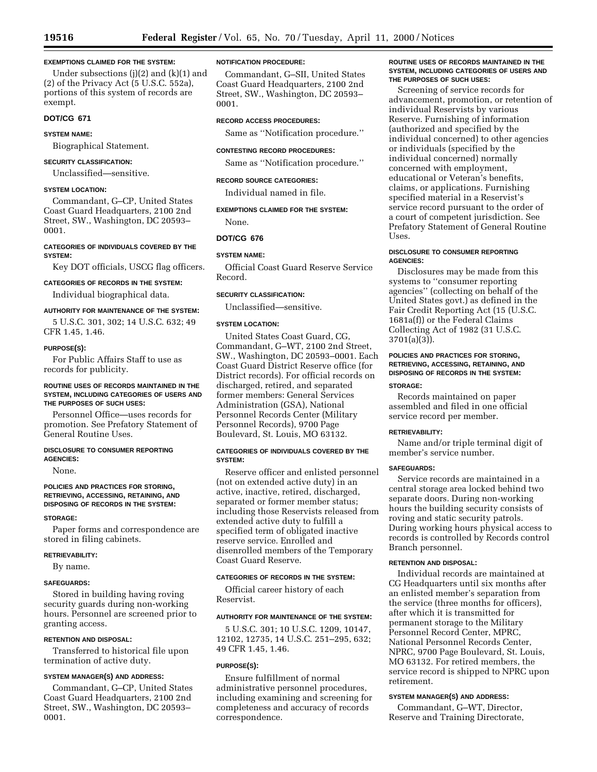**EXEMPTIONS CLAIMED FOR THE SYSTEM:**

Under subsections (j)(2) and (k)(1) and (2) of the Privacy Act (5 U.S.C. 552a), portions of this system of records are exempt.

### DOT/CG 671

**SYSTEM NAME:**

Biographical Statement.

**SECURITY CLASSIFICATION:**

Unclassified—sensitive.

**SYSTEM LOCATION:**

Commandant, G–CP, United States Coast Guard Headquarters, 2100 2nd Street, SW., Washington, DC 20593–0001.

**CATEGORIES OF INDIVIDUALS COVERED BY THE SYSTEM:**

Key DOT officials, USCG flag officers.

**CATEGORIES OF RECORDS IN THE SYSTEM:**

Individual biographical data.

**AUTHORITY FOR MAINTENANCE OF THE SYSTEM:**

5 U.S.C. 301, 302; 14 U.S.C. 632; 49 CFR 1.45, 1.46.

**PURPOSE(S):**

For Public Affairs Staff to use as records for publicity.

**ROUTINE USES OF RECORDS MAINTAINED IN THE SYSTEM, INCLUDING CATEGORIES OF USERS AND THE PURPOSES OF SUCH USES:**

Personnel Office—uses records for promotion. See Prefatory Statement of General Routine Uses.

**DISCLOSURE TO CONSUMER REPORTING AGENCIES:**

None.

**POLICIES AND PRACTICES FOR STORING, RETRIEVING, ACCESSING, RETAINING, AND DISPOSING OF RECORDS IN THE SYSTEM:**

**STORAGE:**

Paper forms and correspondence are stored in filing cabinets.

**RETRIEVABILITY:**

By name.

**SAFEGUARDS:**

Stored in building having roving security guards during non-working hours. Personnel are screened prior to granting access.

**RETENTION AND DISPOSAL:**

Transferred to historical file upon termination of active duty.

**SYSTEM MANAGER(S) AND ADDRESS:**

Commandant, G–CP, United States Coast Guard Headquarters, 2100 2nd Street, SW., Washington, DC 20593–0001.

**NOTIFICATION PROCEDURE:**

Commandant, G–SII, United States Coast Guard Headquarters, 2100 2nd Street, SW., Washington, DC 20593–0001.

**RECORD ACCESS PROCEDURES:**

Same as ''Notification procedure.''

**CONTESTING RECORD PROCEDURES:**

Same as ''Notification procedure.''

**RECORD SOURCE CATEGORIES:**

Individual named in file.

**EXEMPTIONS CLAIMED FOR THE SYSTEM:**

None.

### DOT/CG 676

**SYSTEM NAME:**

Official Coast Guard Reserve Service Record.

**SECURITY CLASSIFICATION:**

Unclassified—sensitive.

**SYSTEM LOCATION:**

United States Coast Guard, CG, Commandant, G–WT, 2100 2nd Street, SW., Washington, DC 20593–0001. Each Coast Guard District Reserve office (for District records). For official records on discharged, retired, and separated former members: General Services Administration (GSA), National Personnel Records Center (Military Personnel Records), 9700 Page Boulevard, St. Louis, MO 63132.

**CATEGORIES OF INDIVIDUALS COVERED BY THE SYSTEM:**

Reserve officer and enlisted personnel (not on extended active duty) in an active, inactive, retired, discharged, separated or former member status; including those Reservists released from extended active duty to fulfill a specified term of obligated inactive reserve service. Enrolled and disenrolled members of the Temporary Coast Guard Reserve.

**CATEGORIES OF RECORDS IN THE SYSTEM:**

Official career history of each Reservist.

**AUTHORITY FOR MAINTENANCE OF THE SYSTEM:**

5 U.S.C. 301; 10 U.S.C. 1209, 10147, 12102, 12735, 14 U.S.C. 251–295, 632; 49 CFR 1.45, 1.46.

**PURPOSE(S):**

Ensure fulfillment of normal administrative personnel procedures, including examining and screening for completeness and accuracy of records correspondence.

**ROUTINE USES OF RECORDS MAINTAINED IN THE SYSTEM, INCLUDING CATEGORIES OF USERS AND THE PURPOSES OF SUCH USES:**

Screening of service records for advancement, promotion, or retention of individual Reservists by various Reserve. Furnishing of information (authorized and specified by the individual concerned) to other agencies or individuals (specified by the individual concerned) normally concerned with employment, educational or Veteran's benefits, claims, or applications. Furnishing specified material in a Reservist's service record pursuant to the order of a court of competent jurisdiction. See Prefatory Statement of General Routine Uses.

**DISCLOSURE TO CONSUMER REPORTING AGENCIES:**

Disclosures may be made from this systems to ''consumer reporting agencies'' (collecting on behalf of the United States govt.) as defined in the Fair Credit Reporting Act (15 (U.S.C. 1681a(f)) or the Federal Claims Collecting Act of 1982 (31 U.S.C. 3701(a)(3)).

**POLICIES AND PRACTICES FOR STORING, RETRIEVING, ACCESSING, RETAINING, AND DISPOSING OF RECORDS IN THE SYSTEM:**

**STORAGE:**

Records maintained on paper assembled and filed in one official service record per member.

**RETRIEVABILITY:**

Name and/or triple terminal digit of member's service number.

**SAFEGUARDS:**

Service records are maintained in a central storage area locked behind two separate doors. During non-working hours the building security consists of roving and static security patrols. During working hours physical access to records is controlled by Records control Branch personnel.

**RETENTION AND DISPOSAL:**

Individual records are maintained at CG Headquarters until six months after an enlisted member's separation from the service (three months for officers), after which it is transmitted for permanent storage to the Military Personnel Record Center, MPRC, National Personnel Records Center, NPRC, 9700 Page Boulevard, St. Louis, MO 63132. For retired members, the service record is shipped to NPRC upon retirement.

**SYSTEM MANAGER(S) AND ADDRESS:**

Commandant, G–WT, Director, Reserve and Training Directorate,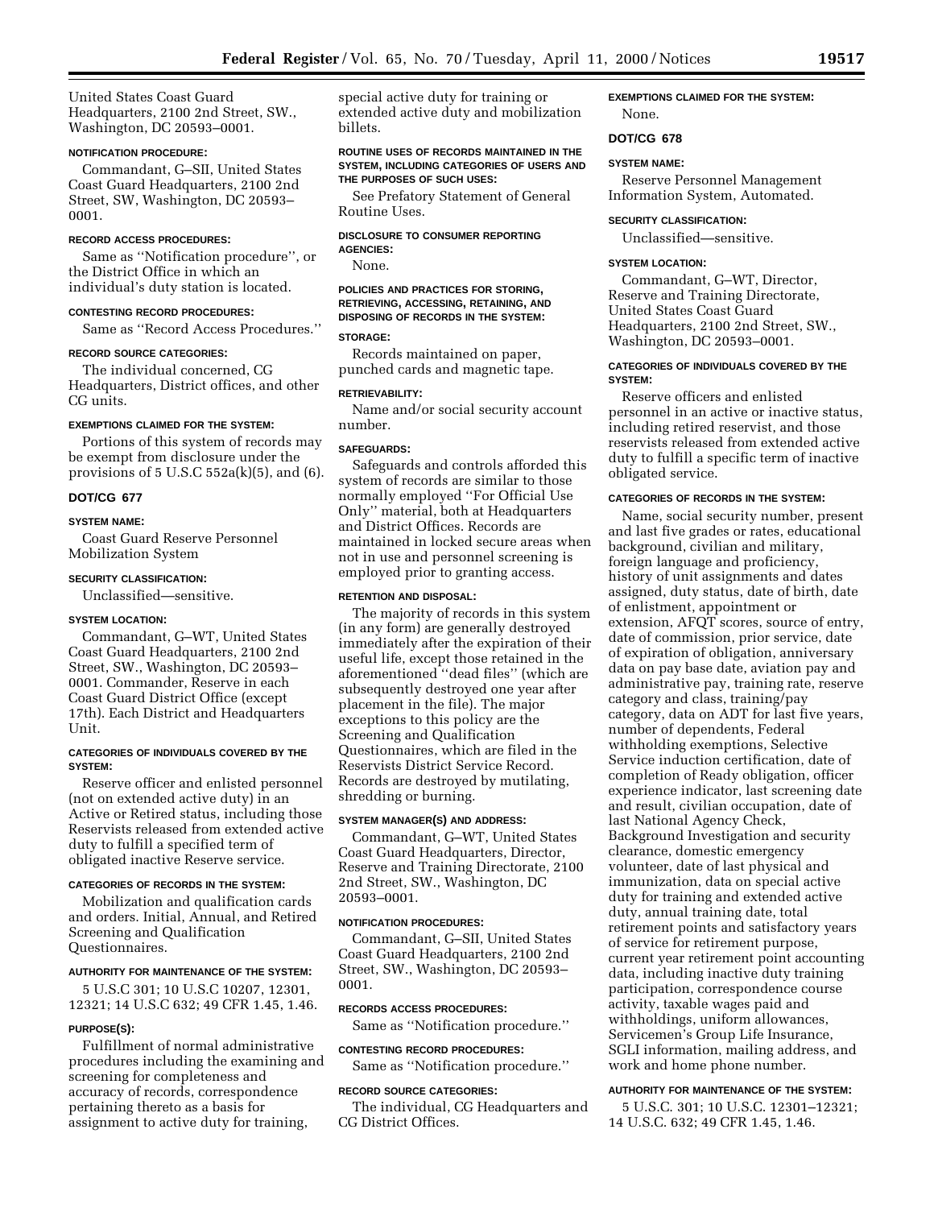United States Coast Guard Headquarters, 2100 2nd Street, SW., Washington, DC 20593–0001.

**NOTIFICATION PROCEDURE:**

Commandant, G–SII, United States Coast Guard Headquarters, 2100 2nd Street, SW, Washington, DC 20593–0001.

**RECORD ACCESS PROCEDURES:**

Same as ''Notification procedure'', or the District Office in which an individual's duty station is located.

**CONTESTING RECORD PROCEDURES:**

Same as ''Record Access Procedures.''

**RECORD SOURCE CATEGORIES:**

The individual concerned, CG Headquarters, District offices, and other CG units.

**EXEMPTIONS CLAIMED FOR THE SYSTEM:**

Portions of this system of records may be exempt from disclosure under the provisions of 5 U.S.C 552a(k)(5), and (6).

## DOT/CG 677

**SYSTEM NAME:**

Coast Guard Reserve Personnel Mobilization System

**SECURITY CLASSIFICATION:**

Unclassified—sensitive.

**SYSTEM LOCATION:**

Commandant, G–WT, United States Coast Guard Headquarters, 2100 2nd Street, SW., Washington, DC 20593–0001. Commander, Reserve in each Coast Guard District Office (except 17th). Each District and Headquarters Unit.

**CATEGORIES OF INDIVIDUALS COVERED BY THE SYSTEM:**

Reserve officer and enlisted personnel (not on extended active duty) in an Active or Retired status, including those Reservists released from extended active duty to fulfill a specified term of obligated inactive Reserve service.

**CATEGORIES OF RECORDS IN THE SYSTEM:**

Mobilization and qualification cards and orders. Initial, Annual, and Retired Screening and Qualification Questionnaires.

**AUTHORITY FOR MAINTENANCE OF THE SYSTEM:**

5 U.S.C 301; 10 U.S.C 10207, 12301, 12321; 14 U.S.C 632; 49 CFR 1.45, 1.46.

**PURPOSE(S):**

Fulfillment of normal administrative procedures including the examining and screening for completeness and accuracy of records, correspondence pertaining thereto as a basis for assignment to active duty for training, special active duty for training or extended active duty and mobilization billets.

**ROUTINE USES OF RECORDS MAINTAINED IN THE SYSTEM, INCLUDING CATEGORIES OF USERS AND THE PURPOSES OF SUCH USES:**

See Prefatory Statement of General Routine Uses.

**DISCLOSURE TO CONSUMER REPORTING AGENCIES:**

None.

**POLICIES AND PRACTICES FOR STORING, RETRIEVING, ACCESSING, RETAINING, AND DISPOSING OF RECORDS IN THE SYSTEM:**

**STORAGE:**

Records maintained on paper, punched cards and magnetic tape.

**RETRIEVABILITY:**

Name and/or social security account number.

**SAFEGUARDS:**

Safeguards and controls afforded this system of records are similar to those normally employed ''For Official Use Only'' material, both at Headquarters and District Offices. Records are maintained in locked secure areas when not in use and personnel screening is employed prior to granting access.

**RETENTION AND DISPOSAL:**

The majority of records in this system (in any form) are generally destroyed immediately after the expiration of their useful life, except those retained in the aforementioned ''dead files'' (which are subsequently destroyed one year after placement in the file). The major exceptions to this policy are the Screening and Qualification Questionnaires, which are filed in the Reservists District Service Record. Records are destroyed by mutilating, shredding or burning.

**SYSTEM MANAGER(S) AND ADDRESS:**

Commandant, G–WT, United States Coast Guard Headquarters, Director, Reserve and Training Directorate, 2100 2nd Street, SW., Washington, DC 20593–0001.

**NOTIFICATION PROCEDURES:**

Commandant, G–SII, United States Coast Guard Headquarters, 2100 2nd Street, SW., Washington, DC 20593–0001.

**RECORDS ACCESS PROCEDURES:**

Same as ''Notification procedure.''

**CONTESTING RECORD PROCEDURES:**

Same as ''Notification procedure.''

**RECORD SOURCE CATEGORIES:**

The individual, CG Headquarters and CG District Offices.

**EXEMPTIONS CLAIMED FOR THE SYSTEM:**

None.

## DOT/CG 678

**SYSTEM NAME:**

Reserve Personnel Management Information System, Automated.

**SECURITY CLASSIFICATION:**

Unclassified—sensitive.

**SYSTEM LOCATION:**

Commandant, G–WT, Director, Reserve and Training Directorate, United States Coast Guard Headquarters, 2100 2nd Street, SW., Washington, DC 20593–0001.

**CATEGORIES OF INDIVIDUALS COVERED BY THE SYSTEM:**

Reserve officers and enlisted personnel in an active or inactive status, including retired reservist, and those reservists released from extended active duty to fulfill a specific term of inactive obligated service.

**CATEGORIES OF RECORDS IN THE SYSTEM:**

Name, social security number, present and last five grades or rates, educational background, civilian and military, foreign language and proficiency, history of unit assignments and dates assigned, duty status, date of birth, date of enlistment, appointment or extension, AFQT scores, source of entry, date of commission, prior service, date of expiration of obligation, anniversary data on pay base date, aviation pay and administrative pay, training rate, reserve category and class, training/pay category, data on ADT for last five years, number of dependents, Federal withholding exemptions, Selective Service induction certification, date of completion of Ready obligation, officer experience indicator, last screening date and result, civilian occupation, date of last National Agency Check, Background Investigation and security clearance, domestic emergency volunteer, date of last physical and immunization, data on special active duty for training and extended active duty, annual training date, total retirement points and satisfactory years of service for retirement purpose, current year retirement point accounting data, including inactive duty training participation, correspondence course activity, taxable wages paid and withholdings, uniform allowances, Servicemen's Group Life Insurance, SGLI information, mailing address, and work and home phone number.

**AUTHORITY FOR MAINTENANCE OF THE SYSTEM:**

5 U.S.C. 301; 10 U.S.C. 12301–12321; 14 U.S.C. 632; 49 CFR 1.45, 1.46.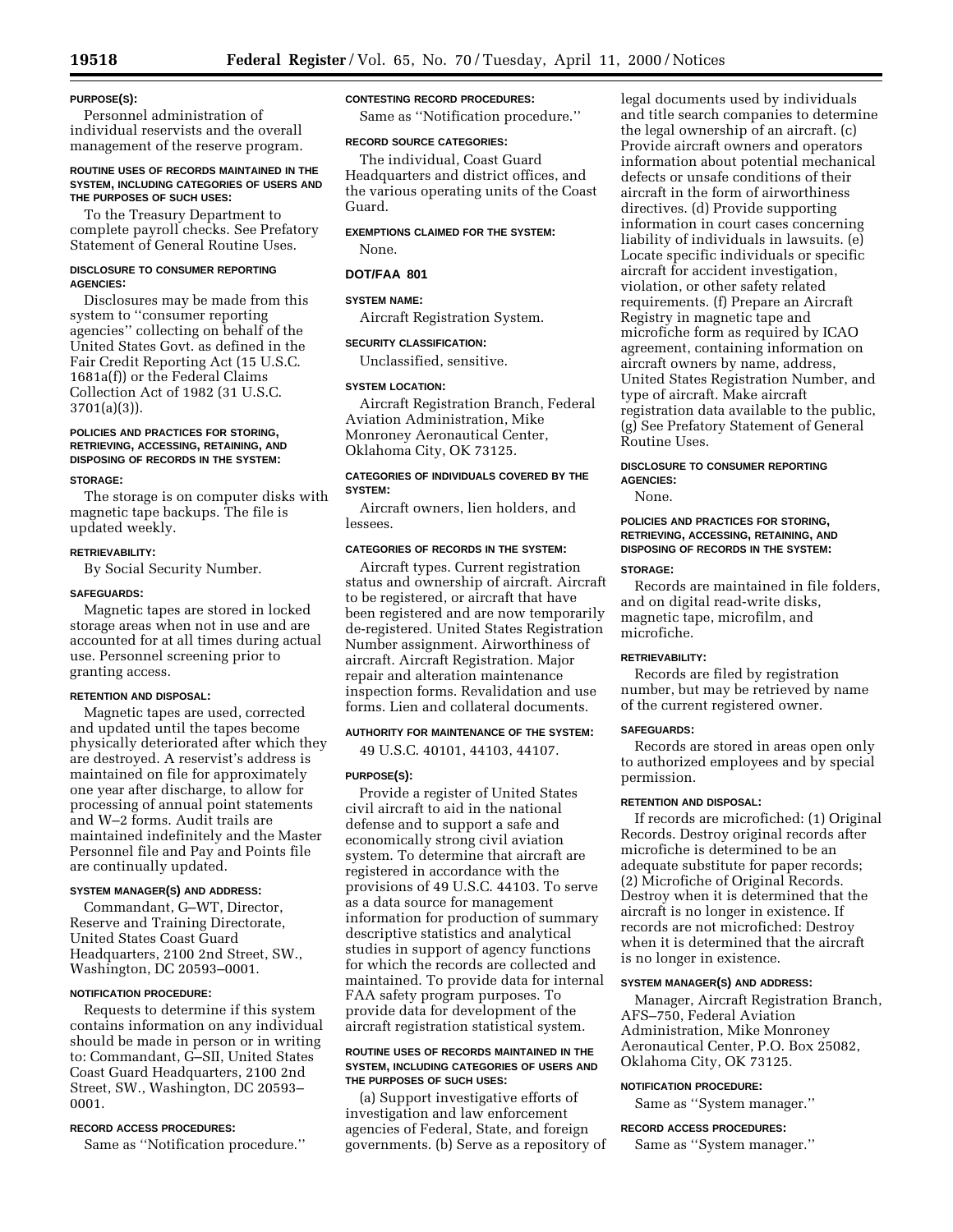#### PURPOSE(S):

Personnel administration of individual reservists and the overall management of the reserve program.

#### ROUTINE USES OF RECORDS MAINTAINED IN THE SYSTEM, INCLUDING CATEGORIES OF USERS AND THE PURPOSES OF SUCH USES:

To the Treasury Department to complete payroll checks. See Prefatory Statement of General Routine Uses.

#### DISCLOSURE TO CONSUMER REPORTING AGENCIES:

Disclosures may be made from this system to ''consumer reporting agencies'' collecting on behalf of the United States Govt. as defined in the Fair Credit Reporting Act (15 U.S.C. 1681a(f)) or the Federal Claims Collection Act of 1982 (31 U.S.C. 3701(a)(3)).

#### POLICIES AND PRACTICES FOR STORING, RETRIEVING, ACCESSING, RETAINING, AND DISPOSING OF RECORDS IN THE SYSTEM:

#### STORAGE:

The storage is on computer disks with magnetic tape backups. The file is updated weekly.

#### RETRIEVABILITY:

By Social Security Number.

#### SAFEGUARDS:

Magnetic tapes are stored in locked storage areas when not in use and are accounted for at all times during actual use. Personnel screening prior to granting access.

#### RETENTION AND DISPOSAL:

Magnetic tapes are used, corrected and updated until the tapes become physically deteriorated after which they are destroyed. A reservist's address is maintained on file for approximately one year after discharge, to allow for processing of annual point statements and W–2 forms. Audit trails are maintained indefinitely and the Master Personnel file and Pay and Points file are continually updated.

#### SYSTEM MANAGER(S) AND ADDRESS:

Commandant, G–WT, Director, Reserve and Training Directorate, United States Coast Guard Headquarters, 2100 2nd Street, SW., Washington, DC 20593–0001.

#### NOTIFICATION PROCEDURE:

Requests to determine if this system contains information on any individual should be made in person or in writing to: Commandant, G–SII, United States Coast Guard Headquarters, 2100 2nd Street, SW., Washington, DC 20593–0001.

#### RECORD ACCESS PROCEDURES:

Same as ''Notification procedure.''

#### CONTESTING RECORD PROCEDURES:

Same as ''Notification procedure.''

#### RECORD SOURCE CATEGORIES:

The individual, Coast Guard Headquarters and district offices, and the various operating units of the Coast Guard.

#### EXEMPTIONS CLAIMED FOR THE SYSTEM:

None.

### DOT/FAA 801

#### SYSTEM NAME:

Aircraft Registration System.

#### SECURITY CLASSIFICATION:

Unclassified, sensitive.

#### SYSTEM LOCATION:

Aircraft Registration Branch, Federal Aviation Administration, Mike Monroney Aeronautical Center, Oklahoma City, OK 73125.

#### CATEGORIES OF INDIVIDUALS COVERED BY THE SYSTEM:

Aircraft owners, lien holders, and lessees.

#### CATEGORIES OF RECORDS IN THE SYSTEM:

Aircraft types. Current registration status and ownership of aircraft. Aircraft to be registered, or aircraft that have been registered and are now temporarily de-registered. United States Registration Number assignment. Airworthiness of aircraft. Aircraft Registration. Major repair and alteration maintenance inspection forms. Revalidation and use forms. Lien and collateral documents.

#### AUTHORITY FOR MAINTENANCE OF THE SYSTEM:

49 U.S.C. 40101, 44103, 44107.

#### PURPOSE(S):

Provide a register of United States civil aircraft to aid in the national defense and to support a safe and economically strong civil aviation system. To determine that aircraft are registered in accordance with the provisions of 49 U.S.C. 44103. To serve as a data source for management information for production of summary descriptive statistics and analytical studies in support of agency functions for which the records are collected and maintained. To provide data for internal FAA safety program purposes. To provide data for development of the aircraft registration statistical system.

#### ROUTINE USES OF RECORDS MAINTAINED IN THE SYSTEM, INCLUDING CATEGORIES OF USERS AND THE PURPOSES OF SUCH USES:

(a) Support investigative efforts of investigation and law enforcement agencies of Federal, State, and foreign governments. (b) Serve as a repository of legal documents used by individuals and title search companies to determine the legal ownership of an aircraft. (c) Provide aircraft owners and operators information about potential mechanical defects or unsafe conditions of their aircraft in the form of airworthiness directives. (d) Provide supporting information in court cases concerning liability of individuals in lawsuits. (e) Locate specific individuals or specific aircraft for accident investigation, violation, or other safety related requirements. (f) Prepare an Aircraft Registry in magnetic tape and microfiche form as required by ICAO agreement, containing information on aircraft owners by name, address, United States Registration Number, and type of aircraft. Make aircraft registration data available to the public, (g) See Prefatory Statement of General Routine Uses.

#### DISCLOSURE TO CONSUMER REPORTING AGENCIES:

None.

#### POLICIES AND PRACTICES FOR STORING, RETRIEVING, ACCESSING, RETAINING, AND DISPOSING OF RECORDS IN THE SYSTEM:

#### STORAGE:

Records are maintained in file folders, and on digital read-write disks, magnetic tape, microfilm, and microfiche.

#### RETRIEVABILITY:

Records are filed by registration number, but may be retrieved by name of the current registered owner.

#### SAFEGUARDS:

Records are stored in areas open only to authorized employees and by special permission.

#### RETENTION AND DISPOSAL:

If records are microfiched: (1) Original Records. Destroy original records after microfiche is determined to be an adequate substitute for paper records; (2) Microfiche of Original Records. Destroy when it is determined that the aircraft is no longer in existence. If records are not microfiched: Destroy when it is determined that the aircraft is no longer in existence.

#### SYSTEM MANAGER(S) AND ADDRESS:

Manager, Aircraft Registration Branch, AFS–750, Federal Aviation Administration, Mike Monroney Aeronautical Center, P.O. Box 25082, Oklahoma City, OK 73125.

#### NOTIFICATION PROCEDURE:

Same as ''System manager.''

#### RECORD ACCESS PROCEDURES:

Same as ''System manager.''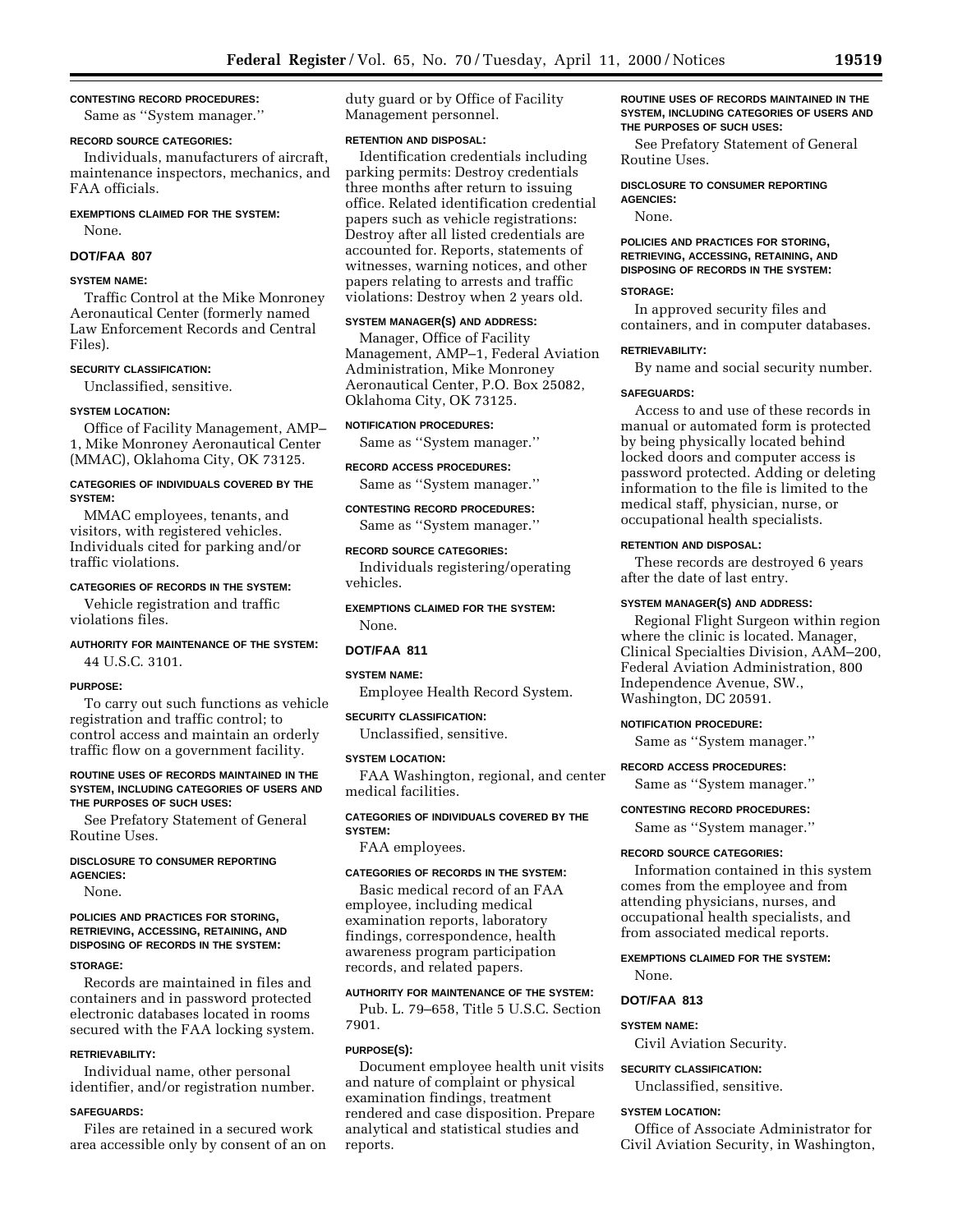**CONTESTING RECORD PROCEDURES:**

Same as ''System manager.''

**RECORD SOURCE CATEGORIES:**

Individuals, manufacturers of aircraft, maintenance inspectors, mechanics, and FAA officials.

**EXEMPTIONS CLAIMED FOR THE SYSTEM:**

None.

## DOT/FAA 807

**SYSTEM NAME:**

Traffic Control at the Mike Monroney Aeronautical Center (formerly named Law Enforcement Records and Central Files).

**SECURITY CLASSIFICATION:**

Unclassified, sensitive.

**SYSTEM LOCATION:**

Office of Facility Management, AMP–1, Mike Monroney Aeronautical Center (MMAC), Oklahoma City, OK 73125.

**CATEGORIES OF INDIVIDUALS COVERED BY THE SYSTEM:**

MMAC employees, tenants, and visitors, with registered vehicles. Individuals cited for parking and/or traffic violations.

**CATEGORIES OF RECORDS IN THE SYSTEM:**

Vehicle registration and traffic violations files.

**AUTHORITY FOR MAINTENANCE OF THE SYSTEM:**

44 U.S.C. 3101.

**PURPOSE:**

To carry out such functions as vehicle registration and traffic control; to control access and maintain an orderly traffic flow on a government facility.

**ROUTINE USES OF RECORDS MAINTAINED IN THE SYSTEM, INCLUDING CATEGORIES OF USERS AND THE PURPOSES OF SUCH USES:**

See Prefatory Statement of General Routine Uses.

**DISCLOSURE TO CONSUMER REPORTING AGENCIES:**

None.

**POLICIES AND PRACTICES FOR STORING, RETRIEVING, ACCESSING, RETAINING, AND DISPOSING OF RECORDS IN THE SYSTEM:**

**STORAGE:**

Records are maintained in files and containers and in password protected electronic databases located in rooms secured with the FAA locking system.

**RETRIEVABILITY:**

Individual name, other personal identifier, and/or registration number.

**SAFEGUARDS:**

Files are retained in a secured work area accessible only by consent of an on duty guard or by Office of Facility Management personnel.

**RETENTION AND DISPOSAL:**

Identification credentials including parking permits: Destroy credentials three months after return to issuing office. Related identification credential papers such as vehicle registrations: Destroy after all listed credentials are accounted for. Reports, statements of witnesses, warning notices, and other papers relating to arrests and traffic violations: Destroy when 2 years old.

**SYSTEM MANAGER(S) AND ADDRESS:**

Manager, Office of Facility Management, AMP–1, Federal Aviation Administration, Mike Monroney Aeronautical Center, P.O. Box 25082, Oklahoma City, OK 73125.

**NOTIFICATION PROCEDURES:**

Same as ''System manager.''

**RECORD ACCESS PROCEDURES:**

Same as ''System manager.''

**CONTESTING RECORD PROCEDURES:**

Same as ''System manager.''

**RECORD SOURCE CATEGORIES:**

Individuals registering/operating vehicles.

**EXEMPTIONS CLAIMED FOR THE SYSTEM:**

None.

## DOT/FAA 811

**SYSTEM NAME:**

Employee Health Record System.

**SECURITY CLASSIFICATION:**

Unclassified, sensitive.

**SYSTEM LOCATION:**

FAA Washington, regional, and center medical facilities.

**CATEGORIES OF INDIVIDUALS COVERED BY THE SYSTEM:**

FAA employees.

**CATEGORIES OF RECORDS IN THE SYSTEM:**

Basic medical record of an FAA employee, including medical examination reports, laboratory findings, correspondence, health awareness program participation records, and related papers.

**AUTHORITY FOR MAINTENANCE OF THE SYSTEM:**

Pub. L. 79–658, Title 5 U.S.C. Section 7901.

**PURPOSE(S):**

Document employee health unit visits and nature of complaint or physical examination findings, treatment rendered and case disposition. Prepare analytical and statistical studies and reports.

**ROUTINE USES OF RECORDS MAINTAINED IN THE SYSTEM, INCLUDING CATEGORIES OF USERS AND THE PURPOSES OF SUCH USES:**

See Prefatory Statement of General Routine Uses.

**DISCLOSURE TO CONSUMER REPORTING AGENCIES:**

None.

**POLICIES AND PRACTICES FOR STORING, RETRIEVING, ACCESSING, RETAINING, AND DISPOSING OF RECORDS IN THE SYSTEM:**

**STORAGE:**

In approved security files and containers, and in computer databases.

**RETRIEVABILITY:**

By name and social security number.

**SAFEGUARDS:**

Access to and use of these records in manual or automated form is protected by being physically located behind locked doors and computer access is password protected. Adding or deleting information to the file is limited to the medical staff, physician, nurse, or occupational health specialists.

**RETENTION AND DISPOSAL:**

These records are destroyed 6 years after the date of last entry.

**SYSTEM MANAGER(S) AND ADDRESS:**

Regional Flight Surgeon within region where the clinic is located. Manager, Clinical Specialties Division, AAM–200, Federal Aviation Administration, 800 Independence Avenue, SW., Washington, DC 20591.

**NOTIFICATION PROCEDURE:**

Same as ''System manager.''

**RECORD ACCESS PROCEDURES:**

Same as ''System manager.''

**CONTESTING RECORD PROCEDURES:**

Same as ''System manager.''

**RECORD SOURCE CATEGORIES:**

Information contained in this system comes from the employee and from attending physicians, nurses, and occupational health specialists, and from associated medical reports.

**EXEMPTIONS CLAIMED FOR THE SYSTEM:**

None.

## DOT/FAA 813

**SYSTEM NAME:**

Civil Aviation Security.

**SECURITY CLASSIFICATION:**

Unclassified, sensitive.

**SYSTEM LOCATION:**

Office of Associate Administrator for Civil Aviation Security, in Washington,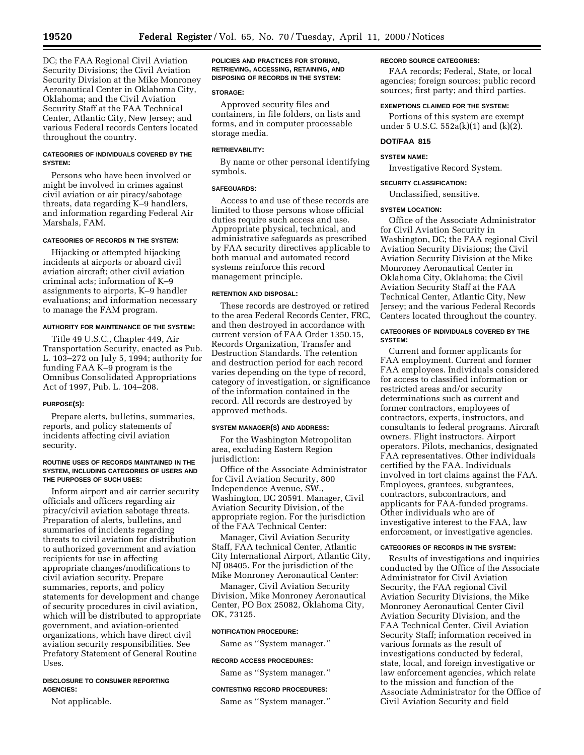DC; the FAA Regional Civil Aviation Security Divisions; the Civil Aviation Security Division at the Mike Monroney Aeronautical Center in Oklahoma City, Oklahoma; and the Civil Aviation Security Staff at the FAA Technical Center, Atlantic City, New Jersey; and various Federal records Centers located throughout the country.

**CATEGORIES OF INDIVIDUALS COVERED BY THE SYSTEM:**

Persons who have been involved or might be involved in crimes against civil aviation or air piracy/sabotage threats, data regarding K–9 handlers, and information regarding Federal Air Marshals, FAM.

**CATEGORIES OF RECORDS IN THE SYSTEM:**

Hijacking or attempted hijacking incidents at airports or aboard civil aviation aircraft; other civil aviation criminal acts; information of K–9 assignments to airports, K–9 handler evaluations; and information necessary to manage the FAM program.

**AUTHORITY FOR MAINTENANCE OF THE SYSTEM:**

Title 49 U.S.C., Chapter 449, Air Transportation Security, enacted as Pub. L. 103–272 on July 5, 1994; authority for funding FAA K–9 program is the Omnibus Consolidated Appropriations Act of 1997, Pub. L. 104–208.

**PURPOSE(S):**

Prepare alerts, bulletins, summaries, reports, and policy statements of incidents affecting civil aviation security.

**ROUTINE USES OF RECORDS MAINTAINED IN THE SYSTEM, INCLUDING CATEGORIES OF USERS AND THE PURPOSES OF SUCH USES:**

Inform airport and air carrier security officials and officers regarding air piracy/civil aviation sabotage threats. Preparation of alerts, bulletins, and summaries of incidents regarding threats to civil aviation for distribution to authorized government and aviation recipients for use in affecting appropriate changes/modifications to civil aviation security. Prepare summaries, reports, and policy statements for development and change of security procedures in civil aviation, which will be distributed to appropriate government, and aviation-oriented organizations, which have direct civil aviation security responsibilities. See Prefatory Statement of General Routine Uses.

**DISCLOSURE TO CONSUMER REPORTING AGENCIES:**

Not applicable.

**POLICIES AND PRACTICES FOR STORING, RETRIEVING, ACCESSING, RETAINING, AND DISPOSING OF RECORDS IN THE SYSTEM:**

**STORAGE:**

Approved security files and containers, in file folders, on lists and forms, and in computer processable storage media.

**RETRIEVABILITY:**

By name or other personal identifying symbols.

**SAFEGUARDS:**

Access to and use of these records are limited to those persons whose official duties require such access and use. Appropriate physical, technical, and administrative safeguards as prescribed by FAA security directives applicable to both manual and automated record systems reinforce this record management principle.

**RETENTION AND DISPOSAL:**

These records are destroyed or retired to the area Federal Records Center, FRC, and then destroyed in accordance with current version of FAA Order 1350.15, Records Organization, Transfer and Destruction Standards. The retention and destruction period for each record varies depending on the type of record, category of investigation, or significance of the information contained in the record. All records are destroyed by approved methods.

**SYSTEM MANAGER(S) AND ADDRESS:**

For the Washington Metropolitan area, excluding Eastern Region jurisdiction:

Office of the Associate Administrator for Civil Aviation Security, 800 Independence Avenue, SW., Washington, DC 20591. Manager, Civil Aviation Security Division, of the appropriate region. For the jurisdiction of the FAA Technical Center:

Manager, Civil Aviation Security Staff, FAA technical Center, Atlantic City International Airport, Atlantic City, NJ 08405. For the jurisdiction of the Mike Monroney Aeronautical Center:

Manager, Civil Aviation Security Division, Mike Monroney Aeronautical Center, PO Box 25082, Oklahoma City, OK, 73125.

**NOTIFICATION PROCEDURE:**

Same as ''System manager.''

**RECORD ACCESS PROCEDURES:**

Same as ''System manager.''

**CONTESTING RECORD PROCEDURES:**

Same as ''System manager.''

**RECORD SOURCE CATEGORIES:**

FAA records; Federal, State, or local agencies; foreign sources; public record sources; first party; and third parties.

**EXEMPTIONS CLAIMED FOR THE SYSTEM:**

Portions of this system are exempt under 5 U.S.C. 552a(k)(1) and (k)(2).

## DOT/FAA 815

**SYSTEM NAME:**

Investigative Record System.

**SECURITY CLASSIFICATION:**

Unclassified, sensitive.

**SYSTEM LOCATION:**

Office of the Associate Administrator for Civil Aviation Security in Washington, DC; the FAA regional Civil Aviation Security Divisions; the Civil Aviation Security Division at the Mike Monroney Aeronautical Center in Oklahoma City, Oklahoma; the Civil Aviation Security Staff at the FAA Technical Center, Atlantic City, New Jersey; and the various Federal Records Centers located throughout the country.

**CATEGORIES OF INDIVIDUALS COVERED BY THE SYSTEM:**

Current and former applicants for FAA employment. Current and former FAA employees. Individuals considered for access to classified information or restricted areas and/or security determinations such as current and former contractors, employees of contractors, experts, instructors, and consultants to federal programs. Aircraft owners. Flight instructors. Airport operators. Pilots, mechanics, designated FAA representatives. Other individuals certified by the FAA. Individuals involved in tort claims against the FAA. Employees, grantees, subgrantees, contractors, subcontractors, and applicants for FAA-funded programs. Other individuals who are of investigative interest to the FAA, law enforcement, or investigative agencies.

**CATEGORIES OF RECORDS IN THE SYSTEM:**

Results of investigations and inquiries conducted by the Office of the Associate Administrator for Civil Aviation Security, the FAA regional Civil Aviation Security Divisions, the Mike Monroney Aeronautical Center Civil Aviation Security Division, and the FAA Technical Center, Civil Aviation Security Staff; information received in various formats as the result of investigations conducted by federal, state, local, and foreign investigative or law enforcement agencies, which relate to the mission and function of the Associate Administrator for the Office of Civil Aviation Security and field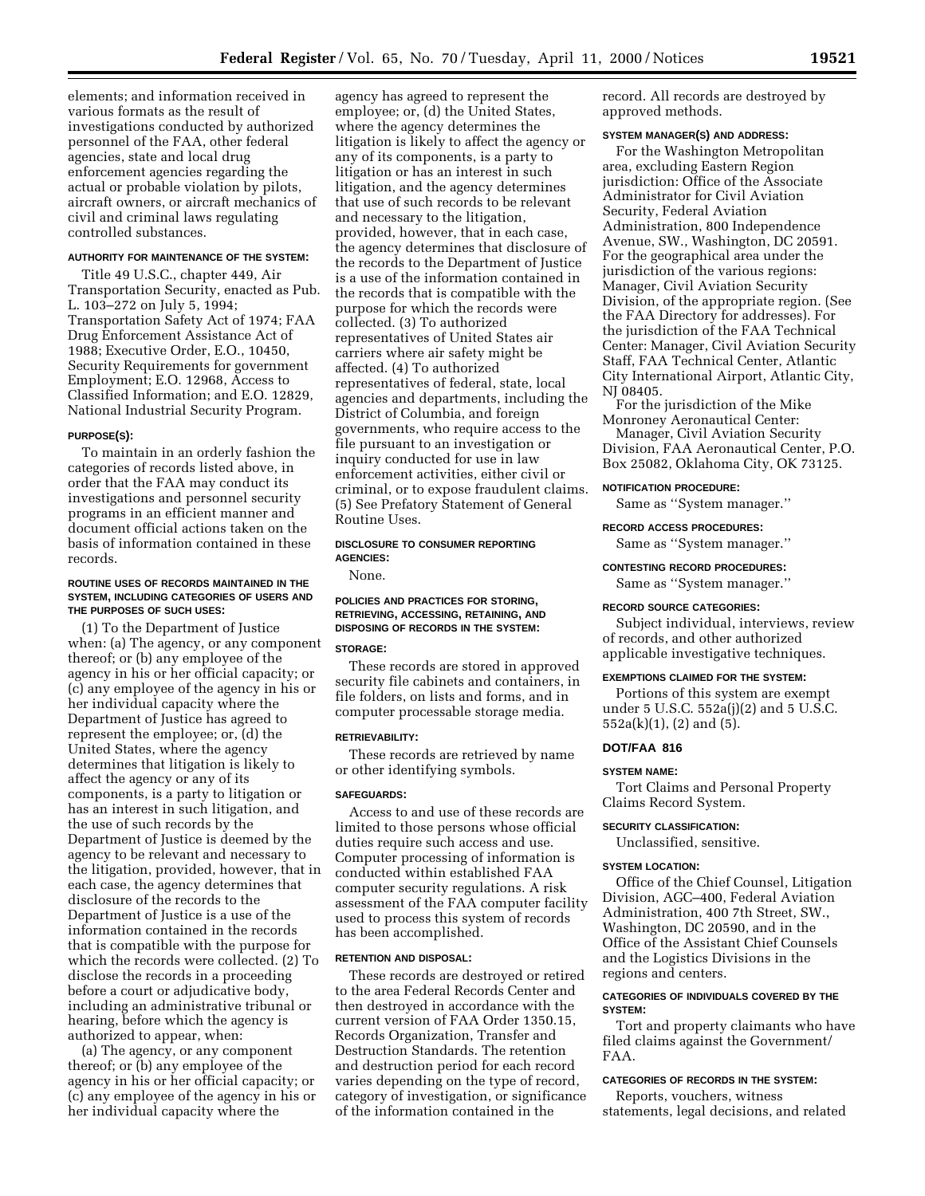elements; and information received in various formats as the result of investigations conducted by authorized personnel of the FAA, other federal agencies, state and local drug enforcement agencies regarding the actual or probable violation by pilots, aircraft owners, or aircraft mechanics of civil and criminal laws regulating controlled substances.

#### AUTHORITY FOR MAINTENANCE OF THE SYSTEM:

Title 49 U.S.C., chapter 449, Air Transportation Security, enacted as Pub. L. 103–272 on July 5, 1994; Transportation Safety Act of 1974; FAA Drug Enforcement Assistance Act of 1988; Executive Order, E.O., 10450, Security Requirements for government Employment; E.O. 12968, Access to Classified Information; and E.O. 12829, National Industrial Security Program.

#### PURPOSE(S):

To maintain in an orderly fashion the categories of records listed above, in order that the FAA may conduct its investigations and personnel security programs in an efficient manner and document official actions taken on the basis of information contained in these records.

#### ROUTINE USES OF RECORDS MAINTAINED IN THE SYSTEM, INCLUDING CATEGORIES OF USERS AND THE PURPOSES OF SUCH USES:

(1) To the Department of Justice when: (a) The agency, or any component thereof; or (b) any employee of the agency in his or her official capacity; or (c) any employee of the agency in his or her individual capacity where the Department of Justice has agreed to represent the employee; or, (d) the United States, where the agency determines that litigation is likely to affect the agency or any of its components, is a party to litigation or has an interest in such litigation, and the use of such records by the Department of Justice is deemed by the agency to be relevant and necessary to the litigation, provided, however, that in each case, the agency determines that disclosure of the records to the Department of Justice is a use of the information contained in the records that is compatible with the purpose for which the records were collected. (2) To disclose the records in a proceeding before a court or adjudicative body, including an administrative tribunal or hearing, before which the agency is authorized to appear, when:

(a) The agency, or any component thereof; or (b) any employee of the agency in his or her official capacity; or (c) any employee of the agency in his or her individual capacity where the agency has agreed to represent the employee; or, (d) the United States, where the agency determines the litigation is likely to affect the agency or any of its components, is a party to litigation or has an interest in such litigation, and the agency determines that use of such records to be relevant and necessary to the litigation, provided, however, that in each case, the agency determines that disclosure of the records to the Department of Justice is a use of the information contained in the records that is compatible with the purpose for which the records were collected. (3) To authorized representatives of United States air carriers where air safety might be affected. (4) To authorized representatives of federal, state, local agencies and departments, including the District of Columbia, and foreign governments, who require access to the file pursuant to an investigation or inquiry conducted for use in law enforcement activities, either civil or criminal, or to expose fraudulent claims. (5) See Prefatory Statement of General Routine Uses.

#### DISCLOSURE TO CONSUMER REPORTING AGENCIES:

None.

#### POLICIES AND PRACTICES FOR STORING, RETRIEVING, ACCESSING, RETAINING, AND DISPOSING OF RECORDS IN THE SYSTEM:

#### STORAGE:

These records are stored in approved security file cabinets and containers, in file folders, on lists and forms, and in computer processable storage media.

#### RETRIEVABILITY:

These records are retrieved by name or other identifying symbols.

#### SAFEGUARDS:

Access to and use of these records are limited to those persons whose official duties require such access and use. Computer processing of information is conducted within established FAA computer security regulations. A risk assessment of the FAA computer facility used to process this system of records has been accomplished.

#### RETENTION AND DISPOSAL:

These records are destroyed or retired to the area Federal Records Center and then destroyed in accordance with the current version of FAA Order 1350.15, Records Organization, Transfer and Destruction Standards. The retention and destruction period for each record varies depending on the type of record, category of investigation, or significance of the information contained in the record. All records are destroyed by approved methods.

#### SYSTEM MANAGER(S) AND ADDRESS:

For the Washington Metropolitan area, excluding Eastern Region jurisdiction: Office of the Associate Administrator for Civil Aviation Security, Federal Aviation Administration, 800 Independence Avenue, SW., Washington, DC 20591. For the geographical area under the jurisdiction of the various regions: Manager, Civil Aviation Security Division, of the appropriate region. (See the FAA Directory for addresses). For the jurisdiction of the FAA Technical Center: Manager, Civil Aviation Security Staff, FAA Technical Center, Atlantic City International Airport, Atlantic City, NJ 08405.

For the jurisdiction of the Mike Monroney Aeronautical Center:

Manager, Civil Aviation Security Division, FAA Aeronautical Center, P.O. Box 25082, Oklahoma City, OK 73125.

#### NOTIFICATION PROCEDURE:

Same as ''System manager.''

#### RECORD ACCESS PROCEDURES:

Same as ''System manager.''

#### CONTESTING RECORD PROCEDURES:

Same as ''System manager.''

#### RECORD SOURCE CATEGORIES:

Subject individual, interviews, review of records, and other authorized applicable investigative techniques.

#### EXEMPTIONS CLAIMED FOR THE SYSTEM:

Portions of this system are exempt under 5 U.S.C. 552a(j)(2) and 5 U.S.C. 552a(k)(1), (2) and (5).

### DOT/FAA 816

#### SYSTEM NAME:

Tort Claims and Personal Property Claims Record System.

#### SECURITY CLASSIFICATION:

Unclassified, sensitive.

#### SYSTEM LOCATION:

Office of the Chief Counsel, Litigation Division, AGC–400, Federal Aviation Administration, 400 7th Street, SW., Washington, DC 20590, and in the Office of the Assistant Chief Counsels and the Logistics Divisions in the regions and centers.

#### CATEGORIES OF INDIVIDUALS COVERED BY THE SYSTEM:

Tort and property claimants who have filed claims against the Government/ FAA.

#### CATEGORIES OF RECORDS IN THE SYSTEM:

Reports, vouchers, witness statements, legal decisions, and related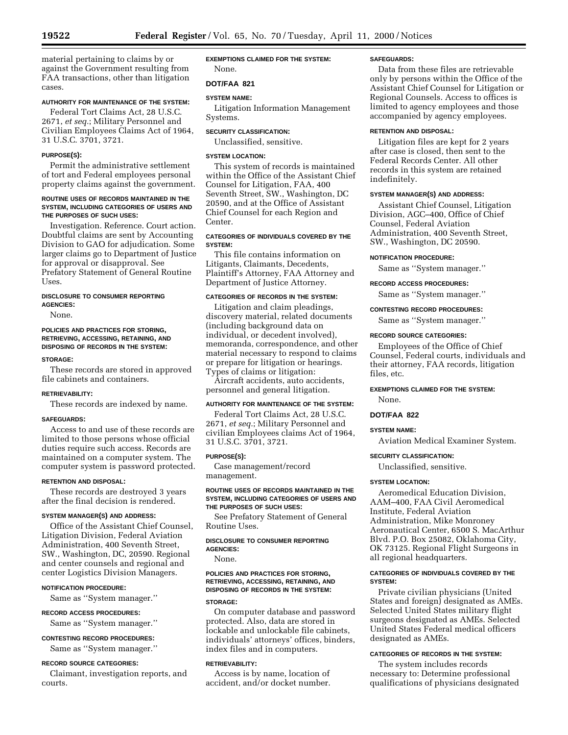material pertaining to claims by or against the Government resulting from FAA transactions, other than litigation cases.

#### AUTHORITY FOR MAINTENANCE OF THE SYSTEM:

Federal Tort Claims Act, 28 U.S.C. 2671, *et seq.*; Military Personnel and Civilian Employees Claims Act of 1964, 31 U.S.C. 3701, 3721.

#### PURPOSE(S):

Permit the administrative settlement of tort and Federal employees personal property claims against the government.

#### ROUTINE USES OF RECORDS MAINTAINED IN THE SYSTEM, INCLUDING CATEGORIES OF USERS AND THE PURPOSES OF SUCH USES:

Investigation. Reference. Court action. Doubtful claims are sent by Accounting Division to GAO for adjudication. Some larger claims go to Department of Justice for approval or disapproval. See Prefatory Statement of General Routine Uses.

#### DISCLOSURE TO CONSUMER REPORTING AGENCIES:

None.

#### POLICIES AND PRACTICES FOR STORING, RETRIEVING, ACCESSING, RETAINING, AND DISPOSING OF RECORDS IN THE SYSTEM:

#### STORAGE:

These records are stored in approved file cabinets and containers.

#### RETRIEVABILITY:

These records are indexed by name.

#### SAFEGUARDS:

Access to and use of these records are limited to those persons whose official duties require such access. Records are maintained on a computer system. The computer system is password protected.

#### RETENTION AND DISPOSAL:

These records are destroyed 3 years after the final decision is rendered.

#### SYSTEM MANAGER(S) AND ADDRESS:

Office of the Assistant Chief Counsel, Litigation Division, Federal Aviation Administration, 400 Seventh Street, SW., Washington, DC, 20590. Regional and center counsels and regional and center Logistics Division Managers.

#### NOTIFICATION PROCEDURE:

Same as ''System manager.''

#### RECORD ACCESS PROCEDURES:

Same as ''System manager.''

#### CONTESTING RECORD PROCEDURES:

Same as ''System manager.''

#### RECORD SOURCE CATEGORIES:

Claimant, investigation reports, and courts.

#### EXEMPTIONS CLAIMED FOR THE SYSTEM:

None.

### DOT/FAA 821

#### SYSTEM NAME:

Litigation Information Management Systems.

#### SECURITY CLASSIFICATION:

Unclassified, sensitive.

#### SYSTEM LOCATION:

This system of records is maintained within the Office of the Assistant Chief Counsel for Litigation, FAA, 400 Seventh Street, SW., Washington, DC 20590, and at the Office of Assistant Chief Counsel for each Region and Center.

#### CATEGORIES OF INDIVIDUALS COVERED BY THE SYSTEM:

This file contains information on Litigants, Claimants, Decedents, Plaintiff's Attorney, FAA Attorney and Department of Justice Attorney.

#### CATEGORIES OF RECORDS IN THE SYSTEM:

Litigation and claim pleadings, discovery material, related documents (including background data on individual, or decedent involved), memoranda, correspondence, and other material necessary to respond to claims or prepare for litigation or hearings. Types of claims or litigation:

Aircraft accidents, auto accidents, personnel and general litigation.

#### AUTHORITY FOR MAINTENANCE OF THE SYSTEM:

Federal Tort Claims Act, 28 U.S.C. 2671, *et seq.*; Military Personnel and civilian Employees claims Act of 1964, 31 U.S.C. 3701, 3721.

#### PURPOSE(S):

Case management/record management.

#### ROUTINE USES OF RECORDS MAINTAINED IN THE SYSTEM, INCLUDING CATEGORIES OF USERS AND THE PURPOSES OF SUCH USES:

See Prefatory Statement of General Routine Uses.

#### DISCLOSURE TO CONSUMER REPORTING AGENCIES:

None.

#### POLICIES AND PRACTICES FOR STORING, RETRIEVING, ACCESSING, RETAINING, AND DISPOSING OF RECORDS IN THE SYSTEM:

#### STORAGE:

On computer database and password protected. Also, data are stored in lockable and unlockable file cabinets, individuals' attorneys' offices, binders, index files and in computers.

#### RETRIEVABILITY:

Access is by name, location of accident, and/or docket number.

#### SAFEGUARDS:

Data from these files are retrievable only by persons within the Office of the Assistant Chief Counsel for Litigation or Regional Counsels. Access to offices is limited to agency employees and those accompanied by agency employees.

#### RETENTION AND DISPOSAL:

Litigation files are kept for 2 years after case is closed, then sent to the Federal Records Center. All other records in this system are retained indefinitely.

#### SYSTEM MANAGER(S) AND ADDRESS:

Assistant Chief Counsel, Litigation Division, AGC–400, Office of Chief Counsel, Federal Aviation Administration, 400 Seventh Street, SW., Washington, DC 20590.

#### NOTIFICATION PROCEDURE:

Same as ''System manager.''

#### RECORD ACCESS PROCEDURES:

Same as ''System manager.''

#### CONTESTING RECORD PROCEDURES:

Same as ''System manager.''

#### RECORD SOURCE CATEGORIES:

Employees of the Office of Chief Counsel, Federal courts, individuals and their attorney, FAA records, litigation files, etc.

#### EXEMPTIONS CLAIMED FOR THE SYSTEM:

None.

### DOT/FAA 822

#### SYSTEM NAME:

Aviation Medical Examiner System.

#### SECURITY CLASSIFICATION:

Unclassified, sensitive.

#### SYSTEM LOCATION:

Aeromedical Education Division, AAM–400, FAA Civil Aeromedical Institute, Federal Aviation Administration, Mike Monroney Aeronautical Center, 6500 S. MacArthur Blvd. P.O. Box 25082, Oklahoma City, OK 73125. Regional Flight Surgeons in all regional headquarters.

#### CATEGORIES OF INDIVIDUALS COVERED BY THE SYSTEM:

Private civilian physicians (United States and foreign) designated as AMEs. Selected United States military flight surgeons designated as AMEs. Selected United States Federal medical officers designated as AMEs.

#### CATEGORIES OF RECORDS IN THE SYSTEM:

The system includes records necessary to: Determine professional qualifications of physicians designated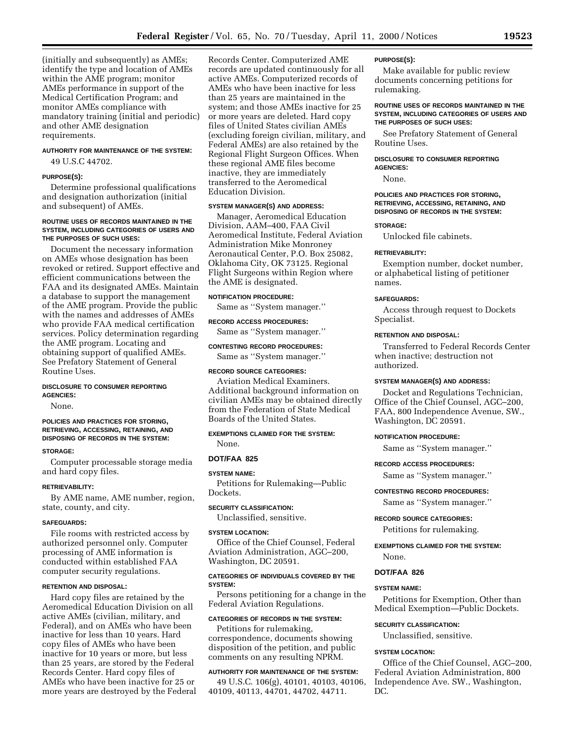(initially and subsequently) as AMEs; identify the type and location of AMEs within the AME program; monitor AMEs performance in support of the Medical Certification Program; and monitor AMEs compliance with mandatory training (initial and periodic) and other AME designation requirements.

#### AUTHORITY FOR MAINTENANCE OF THE SYSTEM:

49 U.S.C 44702.

#### PURPOSE(S):

Determine professional qualifications and designation authorization (initial and subsequent) of AMEs.

#### ROUTINE USES OF RECORDS MAINTAINED IN THE SYSTEM, INCLUDING CATEGORIES OF USERS AND THE PURPOSES OF SUCH USES:

Document the necessary information on AMEs whose designation has been revoked or retired. Support effective and efficient communications between the FAA and its designated AMEs. Maintain a database to support the management of the AME program. Provide the public with the names and addresses of AMEs who provide FAA medical certification services. Policy determination regarding the AME program. Locating and obtaining support of qualified AMEs. See Prefatory Statement of General Routine Uses.

#### DISCLOSURE TO CONSUMER REPORTING AGENCIES:

None.

#### POLICIES AND PRACTICES FOR STORING, RETRIEVING, ACCESSING, RETAINING, AND DISPOSING OF RECORDS IN THE SYSTEM:

#### STORAGE:

Computer processable storage media and hard copy files.

#### RETRIEVABILITY:

By AME name, AME number, region, state, county, and city.

#### SAFEGUARDS:

File rooms with restricted access by authorized personnel only. Computer processing of AME information is conducted within established FAA computer security regulations.

#### RETENTION AND DISPOSAL:

Hard copy files are retained by the Aeromedical Education Division on all active AMEs (civilian, military, and Federal), and on AMEs who have been inactive for less than 10 years. Hard copy files of AMEs who have been inactive for 10 years or more, but less than 25 years, are stored by the Federal Records Center. Hard copy files of AMEs who have been inactive for 25 or more years are destroyed by the Federal Records Center. Computerized AME records are updated continuously for all active AMEs. Computerized records of AMEs who have been inactive for less than 25 years are maintained in the system; and those AMEs inactive for 25 or more years are deleted. Hard copy files of United States civilian AMEs (excluding foreign civilian, military, and Federal AMEs) are also retained by the Regional Flight Surgeon Offices. When these regional AME files become inactive, they are immediately transferred to the Aeromedical Education Division.

#### SYSTEM MANAGER(S) AND ADDRESS:

Manager, Aeromedical Education Division, AAM–400, FAA Civil Aeromedical Institute, Federal Aviation Administration Mike Monroney Aeronautical Center, P.O. Box 25082, Oklahoma City, OK 73125. Regional Flight Surgeons within Region where the AME is designated.

#### NOTIFICATION PROCEDURE:

Same as ''System manager.''

#### RECORD ACCESS PROCEDURES:

Same as ''System manager.''

#### CONTESTING RECORD PROCEDURES:

Same as ''System manager.''

#### RECORD SOURCE CATEGORIES:

Aviation Medical Examiners. Additional background information on civilian AMEs may be obtained directly from the Federation of State Medical Boards of the United States.

#### EXEMPTIONS CLAIMED FOR THE SYSTEM:

None.

### DOT/FAA 825

#### SYSTEM NAME:

Petitions for Rulemaking—Public Dockets.

#### SECURITY CLASSIFICATION:

Unclassified, sensitive.

#### SYSTEM LOCATION:

Office of the Chief Counsel, Federal Aviation Administration, AGC–200, Washington, DC 20591.

#### CATEGORIES OF INDIVIDUALS COVERED BY THE SYSTEM:

Persons petitioning for a change in the Federal Aviation Regulations.

#### CATEGORIES OF RECORDS IN THE SYSTEM:

Petitions for rulemaking, correspondence, documents showing disposition of the petition, and public comments on any resulting NPRM.

#### AUTHORITY FOR MAINTENANCE OF THE SYSTEM:

49 U.S.C. 106(g), 40101, 40103, 40106, 40109, 40113, 44701, 44702, 44711.

#### PURPOSE(S):

Make available for public review documents concerning petitions for rulemaking.

#### ROUTINE USES OF RECORDS MAINTAINED IN THE SYSTEM, INCLUDING CATEGORIES OF USERS AND THE PURPOSES OF SUCH USES:

See Prefatory Statement of General Routine Uses.

#### DISCLOSURE TO CONSUMER REPORTING AGENCIES:

None.

#### POLICIES AND PRACTICES FOR STORING, RETRIEVING, ACCESSING, RETAINING, AND DISPOSING OF RECORDS IN THE SYSTEM:

#### STORAGE:

Unlocked file cabinets.

#### RETRIEVABILITY:

Exemption number, docket number, or alphabetical listing of petitioner names.

#### SAFEGUARDS:

Access through request to Dockets Specialist.

#### RETENTION AND DISPOSAL:

Transferred to Federal Records Center when inactive; destruction not authorized.

#### SYSTEM MANAGER(S) AND ADDRESS:

Docket and Regulations Technician, Office of the Chief Counsel, AGC–200, FAA, 800 Independence Avenue, SW., Washington, DC 20591.

#### NOTIFICATION PROCEDURE:

Same as ''System manager.''

#### RECORD ACCESS PROCEDURES:

Same as ''System manager.''

#### CONTESTING RECORD PROCEDURES:

Same as ''System manager.''

#### RECORD SOURCE CATEGORIES:

Petitions for rulemaking.

#### EXEMPTIONS CLAIMED FOR THE SYSTEM:

None.

### DOT/FAA 826

#### SYSTEM NAME:

Petitions for Exemption, Other than Medical Exemption—Public Dockets.

#### SECURITY CLASSIFICATION:

Unclassified, sensitive.

#### SYSTEM LOCATION:

Office of the Chief Counsel, AGC–200, Federal Aviation Administration, 800 Independence Ave. SW., Washington, DC.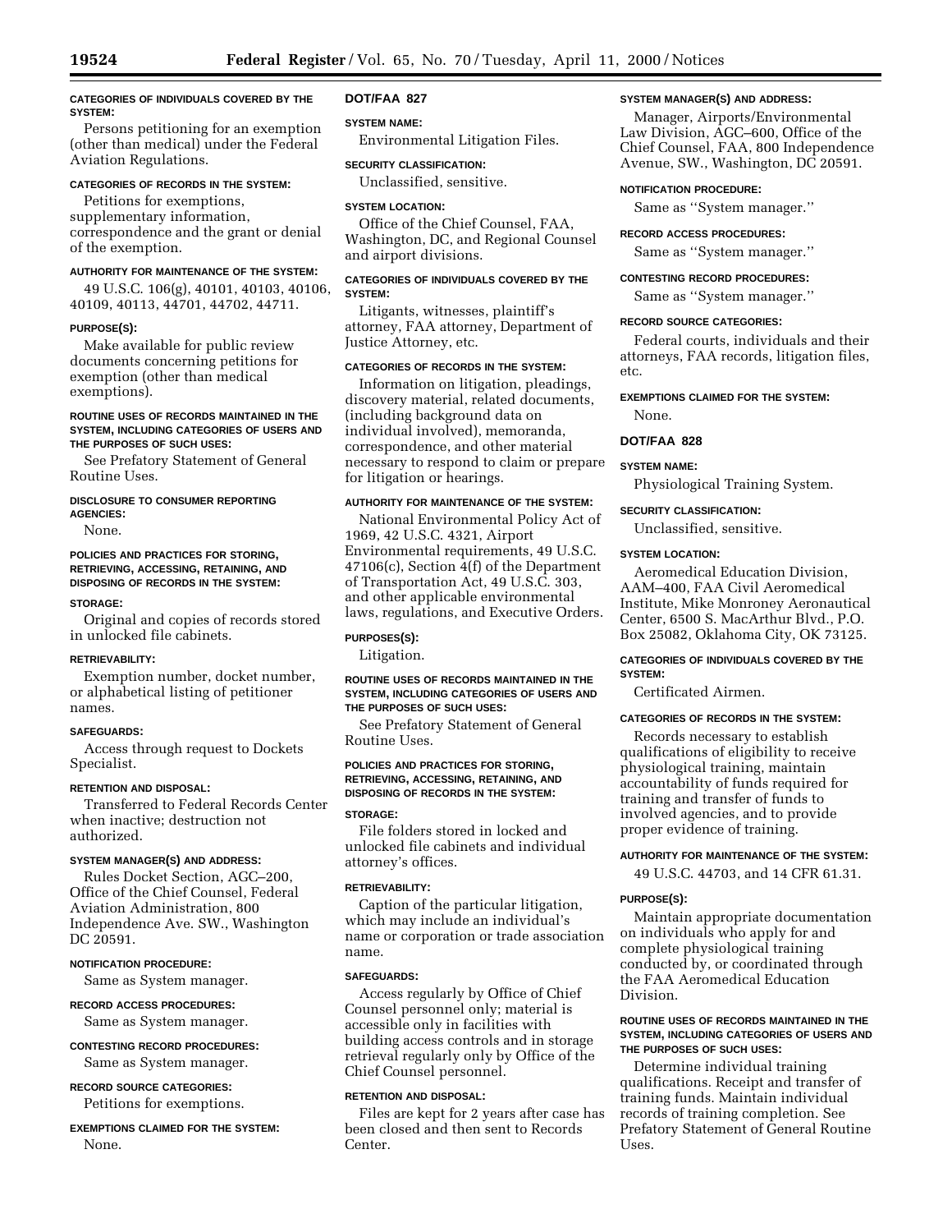**CATEGORIES OF INDIVIDUALS COVERED BY THE SYSTEM:**

Persons petitioning for an exemption (other than medical) under the Federal Aviation Regulations.

**CATEGORIES OF RECORDS IN THE SYSTEM:**

Petitions for exemptions, supplementary information, correspondence and the grant or denial of the exemption.

**AUTHORITY FOR MAINTENANCE OF THE SYSTEM:**

49 U.S.C. 106(g), 40101, 40103, 40106, 40109, 40113, 44701, 44702, 44711.

**PURPOSE(S):**

Make available for public review documents concerning petitions for exemption (other than medical exemptions).

**ROUTINE USES OF RECORDS MAINTAINED IN THE SYSTEM, INCLUDING CATEGORIES OF USERS AND THE PURPOSES OF SUCH USES:**

See Prefatory Statement of General Routine Uses.

**DISCLOSURE TO CONSUMER REPORTING AGENCIES:**

None.

**POLICIES AND PRACTICES FOR STORING, RETRIEVING, ACCESSING, RETAINING, AND DISPOSING OF RECORDS IN THE SYSTEM:**

**STORAGE:**

Original and copies of records stored in unlocked file cabinets.

**RETRIEVABILITY:**

Exemption number, docket number, or alphabetical listing of petitioner names.

**SAFEGUARDS:**

Access through request to Dockets Specialist.

**RETENTION AND DISPOSAL:**

Transferred to Federal Records Center when inactive; destruction not authorized.

**SYSTEM MANAGER(S) AND ADDRESS:**

Rules Docket Section, AGC–200, Office of the Chief Counsel, Federal Aviation Administration, 800 Independence Ave. SW., Washington DC 20591.

**NOTIFICATION PROCEDURE:**

Same as System manager.

**RECORD ACCESS PROCEDURES:**

Same as System manager.

**CONTESTING RECORD PROCEDURES:**

Same as System manager.

**RECORD SOURCE CATEGORIES:**

Petitions for exemptions.

**EXEMPTIONS CLAIMED FOR THE SYSTEM:**

None.

## DOT/FAA 827

**SYSTEM NAME:**

Environmental Litigation Files.

**SECURITY CLASSIFICATION:**

Unclassified, sensitive.

**SYSTEM LOCATION:**

Office of the Chief Counsel, FAA, Washington, DC, and Regional Counsel and airport divisions.

**CATEGORIES OF INDIVIDUALS COVERED BY THE SYSTEM:**

Litigants, witnesses, plaintiff's attorney, FAA attorney, Department of Justice Attorney, etc.

**CATEGORIES OF RECORDS IN THE SYSTEM:**

Information on litigation, pleadings, discovery material, related documents, (including background data on individual involved), memoranda, correspondence, and other material necessary to respond to claim or prepare for litigation or hearings.

**AUTHORITY FOR MAINTENANCE OF THE SYSTEM:**

National Environmental Policy Act of 1969, 42 U.S.C. 4321, Airport Environmental requirements, 49 U.S.C. 47106(c), Section 4(f) of the Department of Transportation Act, 49 U.S.C. 303, and other applicable environmental laws, regulations, and Executive Orders.

**PURPOSES(S):**

Litigation.

**ROUTINE USES OF RECORDS MAINTAINED IN THE SYSTEM, INCLUDING CATEGORIES OF USERS AND THE PURPOSES OF SUCH USES:**

See Prefatory Statement of General Routine Uses.

**POLICIES AND PRACTICES FOR STORING, RETRIEVING, ACCESSING, RETAINING, AND DISPOSING OF RECORDS IN THE SYSTEM:**

**STORAGE:**

File folders stored in locked and unlocked file cabinets and individual attorney's offices.

**RETRIEVABILITY:**

Caption of the particular litigation, which may include an individual's name or corporation or trade association name.

**SAFEGUARDS:**

Access regularly by Office of Chief Counsel personnel only; material is accessible only in facilities with building access controls and in storage retrieval regularly only by Office of the Chief Counsel personnel.

**RETENTION AND DISPOSAL:**

Files are kept for 2 years after case has been closed and then sent to Records Center.

**SYSTEM MANAGER(S) AND ADDRESS:**

Manager, Airports/Environmental Law Division, AGC–600, Office of the Chief Counsel, FAA, 800 Independence Avenue, SW., Washington, DC 20591.

**NOTIFICATION PROCEDURE:**

Same as "System manager."

**RECORD ACCESS PROCEDURES:**

Same as "System manager."

**CONTESTING RECORD PROCEDURES:**

Same as "System manager."

**RECORD SOURCE CATEGORIES:**

Federal courts, individuals and their attorneys, FAA records, litigation files, etc.

**EXEMPTIONS CLAIMED FOR THE SYSTEM:**

None.

## DOT/FAA 828

**SYSTEM NAME:**

Physiological Training System.

**SECURITY CLASSIFICATION:**

Unclassified, sensitive.

**SYSTEM LOCATION:**

Aeromedical Education Division, AAM–400, FAA Civil Aeromedical Institute, Mike Monroney Aeronautical Center, 6500 S. MacArthur Blvd., P.O. Box 25082, Oklahoma City, OK 73125.

**CATEGORIES OF INDIVIDUALS COVERED BY THE SYSTEM:**

Certificated Airmen.

**CATEGORIES OF RECORDS IN THE SYSTEM:**

Records necessary to establish qualifications of eligibility to receive physiological training, maintain accountability of funds required for training and transfer of funds to involved agencies, and to provide proper evidence of training.

**AUTHORITY FOR MAINTENANCE OF THE SYSTEM:**

49 U.S.C. 44703, and 14 CFR 61.31.

**PURPOSE(S):**

Maintain appropriate documentation on individuals who apply for and complete physiological training conducted by, or coordinated through the FAA Aeromedical Education Division.

**ROUTINE USES OF RECORDS MAINTAINED IN THE SYSTEM, INCLUDING CATEGORIES OF USERS AND THE PURPOSES OF SUCH USES:**

Determine individual training qualifications. Receipt and transfer of training funds. Maintain individual records of training completion. See Prefatory Statement of General Routine Uses.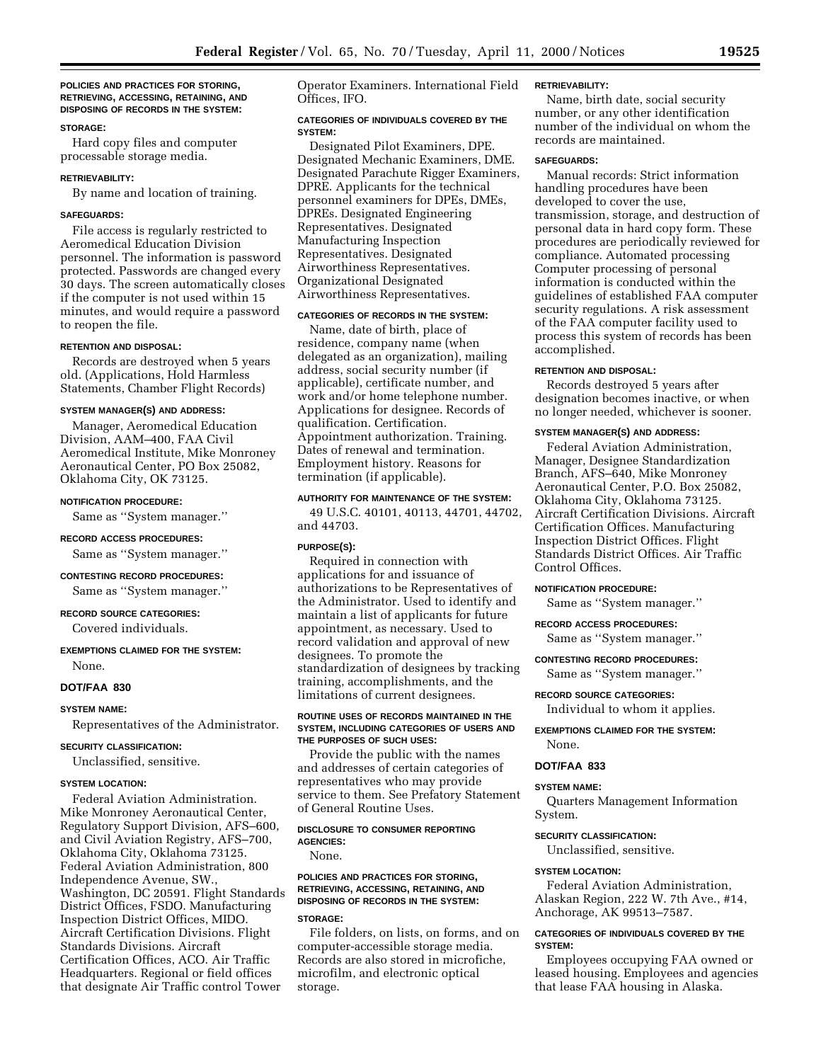**POLICIES AND PRACTICES FOR STORING, RETRIEVING, ACCESSING, RETAINING, AND DISPOSING OF RECORDS IN THE SYSTEM:**

**STORAGE:**

Hard copy files and computer processable storage media.

**RETRIEVABILITY:**

By name and location of training.

**SAFEGUARDS:**

File access is regularly restricted to Aeromedical Education Division personnel. The information is password protected. Passwords are changed every 30 days. The screen automatically closes if the computer is not used within 15 minutes, and would require a password to reopen the file.

**RETENTION AND DISPOSAL:**

Records are destroyed when 5 years old. (Applications, Hold Harmless Statements, Chamber Flight Records)

**SYSTEM MANAGER(S) AND ADDRESS:**

Manager, Aeromedical Education Division, AAM–400, FAA Civil Aeromedical Institute, Mike Monroney Aeronautical Center, PO Box 25082, Oklahoma City, OK 73125.

**NOTIFICATION PROCEDURE:**

Same as ''System manager.''

**RECORD ACCESS PROCEDURES:**

Same as ''System manager.''

**CONTESTING RECORD PROCEDURES:**

Same as ''System manager.''

**RECORD SOURCE CATEGORIES:**

Covered individuals.

**EXEMPTIONS CLAIMED FOR THE SYSTEM:**

None.

## DOT/FAA 830

**SYSTEM NAME:**

Representatives of the Administrator.

**SECURITY CLASSIFICATION:**

Unclassified, sensitive.

**SYSTEM LOCATION:**

Federal Aviation Administration. Mike Monroney Aeronautical Center, Regulatory Support Division, AFS–600, and Civil Aviation Registry, AFS–700, Oklahoma City, Oklahoma 73125. Federal Aviation Administration, 800 Independence Avenue, SW., Washington, DC 20591. Flight Standards District Offices, FSDO. Manufacturing Inspection District Offices, MIDO. Aircraft Certification Divisions. Flight Standards Divisions. Aircraft Certification Offices, ACO. Air Traffic Headquarters. Regional or field offices that designate Air Traffic control Tower Operator Examiners. International Field Offices, IFO.

**CATEGORIES OF INDIVIDUALS COVERED BY THE SYSTEM:**

Designated Pilot Examiners, DPE. Designated Mechanic Examiners, DME. Designated Parachute Rigger Examiners, DPRE. Applicants for the technical personnel examiners for DPEs, DMEs, DPREs. Designated Engineering Representatives. Designated Manufacturing Inspection Representatives. Designated Airworthiness Representatives. Organizational Designated Airworthiness Representatives.

**CATEGORIES OF RECORDS IN THE SYSTEM:**

Name, date of birth, place of residence, company name (when delegated as an organization), mailing address, social security number (if applicable), certificate number, and work and/or home telephone number. Applications for designee. Records of qualification. Certification. Appointment authorization. Training. Dates of renewal and termination. Employment history. Reasons for termination (if applicable).

**AUTHORITY FOR MAINTENANCE OF THE SYSTEM:**

49 U.S.C. 40101, 40113, 44701, 44702, and 44703.

**PURPOSE(S):**

Required in connection with applications for and issuance of authorizations to be Representatives of the Administrator. Used to identify and maintain a list of applicants for future appointment, as necessary. Used to record validation and approval of new designees. To promote the standardization of designees by tracking training, accomplishments, and the limitations of current designees.

**ROUTINE USES OF RECORDS MAINTAINED IN THE SYSTEM, INCLUDING CATEGORIES OF USERS AND THE PURPOSES OF SUCH USES:**

Provide the public with the names and addresses of certain categories of representatives who may provide service to them. See Prefatory Statement of General Routine Uses.

**DISCLOSURE TO CONSUMER REPORTING AGENCIES:**

None.

**POLICIES AND PRACTICES FOR STORING, RETRIEVING, ACCESSING, RETAINING, AND DISPOSING OF RECORDS IN THE SYSTEM:**

**STORAGE:**

File folders, on lists, on forms, and on computer-accessible storage media. Records are also stored in microfiche, microfilm, and electronic optical storage.

**RETRIEVABILITY:**

Name, birth date, social security number, or any other identification number of the individual on whom the records are maintained.

**SAFEGUARDS:**

Manual records: Strict information handling procedures have been developed to cover the use, transmission, storage, and destruction of personal data in hard copy form. These procedures are periodically reviewed for compliance. Automated processing Computer processing of personal information is conducted within the guidelines of established FAA computer security regulations. A risk assessment of the FAA computer facility used to process this system of records has been accomplished.

**RETENTION AND DISPOSAL:**

Records destroyed 5 years after designation becomes inactive, or when no longer needed, whichever is sooner.

**SYSTEM MANAGER(S) AND ADDRESS:**

Federal Aviation Administration, Manager, Designee Standardization Branch, AFS–640, Mike Monroney Aeronautical Center, P.O. Box 25082, Oklahoma City, Oklahoma 73125. Aircraft Certification Divisions. Aircraft Certification Offices. Manufacturing Inspection District Offices. Flight Standards District Offices. Air Traffic Control Offices.

**NOTIFICATION PROCEDURE:**

Same as ''System manager.''

**RECORD ACCESS PROCEDURES:**

Same as ''System manager.''

**CONTESTING RECORD PROCEDURES:**

Same as ''System manager.''

**RECORD SOURCE CATEGORIES:**

Individual to whom it applies.

**EXEMPTIONS CLAIMED FOR THE SYSTEM:**

None.

## DOT/FAA 833

**SYSTEM NAME:**

Quarters Management Information System.

**SECURITY CLASSIFICATION:**

Unclassified, sensitive.

**SYSTEM LOCATION:**

Federal Aviation Administration, Alaskan Region, 222 W. 7th Ave., #14, Anchorage, AK 99513–7587.

**CATEGORIES OF INDIVIDUALS COVERED BY THE SYSTEM:**

Employees occupying FAA owned or leased housing. Employees and agencies that lease FAA housing in Alaska.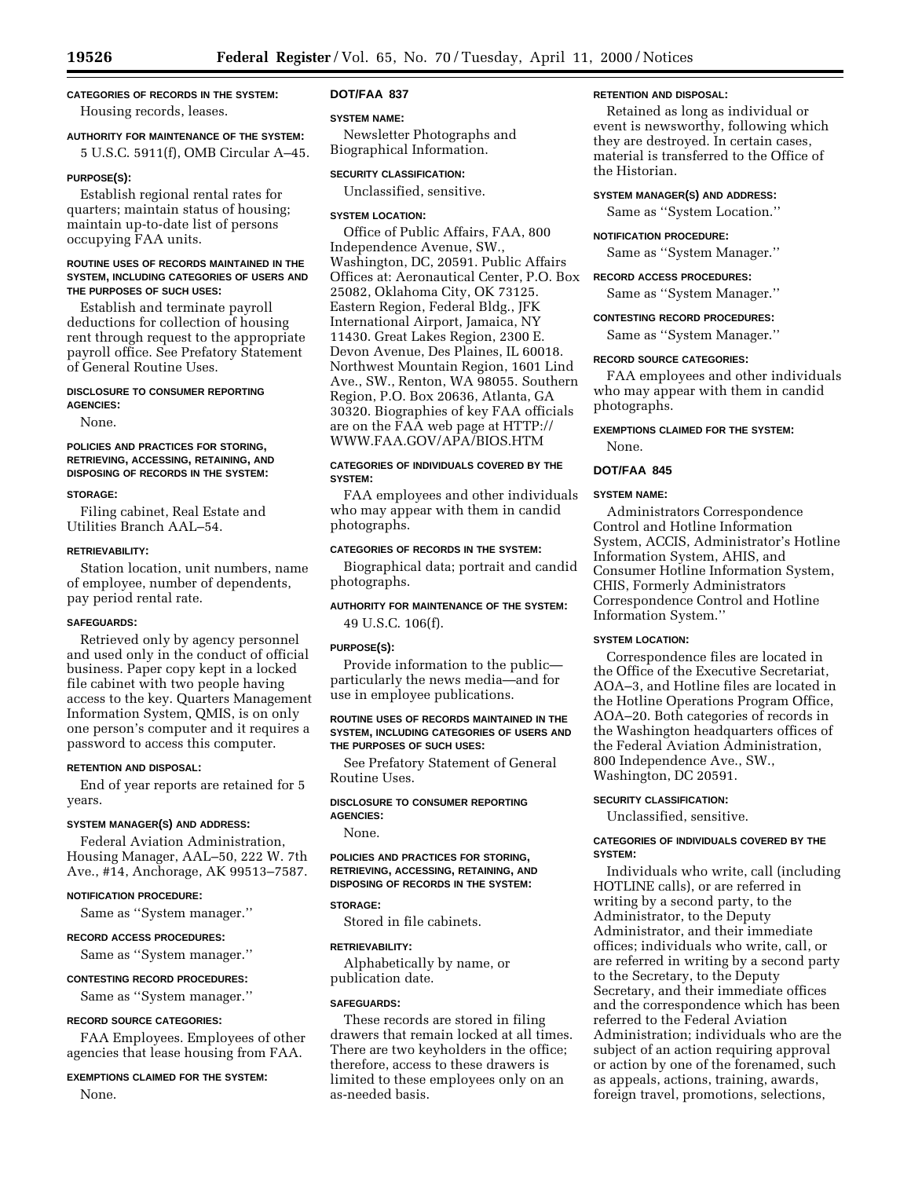**CATEGORIES OF RECORDS IN THE SYSTEM:**

Housing records, leases.

**AUTHORITY FOR MAINTENANCE OF THE SYSTEM:**

5 U.S.C. 5911(f), OMB Circular A–45.

**PURPOSE(S):**

Establish regional rental rates for quarters; maintain status of housing; maintain up-to-date list of persons occupying FAA units.

**ROUTINE USES OF RECORDS MAINTAINED IN THE SYSTEM, INCLUDING CATEGORIES OF USERS AND THE PURPOSES OF SUCH USES:**

Establish and terminate payroll deductions for collection of housing rent through request to the appropriate payroll office. See Prefatory Statement of General Routine Uses.

**DISCLOSURE TO CONSUMER REPORTING AGENCIES:**

None.

**POLICIES AND PRACTICES FOR STORING, RETRIEVING, ACCESSING, RETAINING, AND DISPOSING OF RECORDS IN THE SYSTEM:**

**STORAGE:**

Filing cabinet, Real Estate and Utilities Branch AAL–54.

**RETRIEVABILITY:**

Station location, unit numbers, name of employee, number of dependents, pay period rental rate.

**SAFEGUARDS:**

Retrieved only by agency personnel and used only in the conduct of official business. Paper copy kept in a locked file cabinet with two people having access to the key. Quarters Management Information System, QMIS, is on only one person's computer and it requires a password to access this computer.

**RETENTION AND DISPOSAL:**

End of year reports are retained for 5 years.

**SYSTEM MANAGER(S) AND ADDRESS:**

Federal Aviation Administration, Housing Manager, AAL–50, 222 W. 7th Ave., #14, Anchorage, AK 99513–7587.

**NOTIFICATION PROCEDURE:**

Same as ''System manager.''

**RECORD ACCESS PROCEDURES:**

Same as ''System manager.''

**CONTESTING RECORD PROCEDURES:**

Same as ''System manager.''

**RECORD SOURCE CATEGORIES:**

FAA Employees. Employees of other agencies that lease housing from FAA.

**EXEMPTIONS CLAIMED FOR THE SYSTEM:**

None.

## DOT/FAA 837

**SYSTEM NAME:**

Newsletter Photographs and Biographical Information.

**SECURITY CLASSIFICATION:**

Unclassified, sensitive.

**SYSTEM LOCATION:**

Office of Public Affairs, FAA, 800 Independence Avenue, SW., Washington, DC, 20591. Public Affairs Offices at: Aeronautical Center, P.O. Box 25082, Oklahoma City, OK 73125. Eastern Region, Federal Bldg., JFK International Airport, Jamaica, NY 11430. Great Lakes Region, 2300 E. Devon Avenue, Des Plaines, IL 60018. Northwest Mountain Region, 1601 Lind Ave., SW., Renton, WA 98055. Southern Region, P.O. Box 20636, Atlanta, GA 30320. Biographies of key FAA officials are on the FAA web page at HTTP://WWW.FAA.GOV/APA/BIOS.HTM

**CATEGORIES OF INDIVIDUALS COVERED BY THE SYSTEM:**

FAA employees and other individuals who may appear with them in candid photographs.

**CATEGORIES OF RECORDS IN THE SYSTEM:**

Biographical data; portrait and candid photographs.

**AUTHORITY FOR MAINTENANCE OF THE SYSTEM:**

49 U.S.C. 106(f).

**PURPOSE(S):**

Provide information to the public—particularly the news media—and for use in employee publications.

**ROUTINE USES OF RECORDS MAINTAINED IN THE SYSTEM, INCLUDING CATEGORIES OF USERS AND THE PURPOSES OF SUCH USES:**

See Prefatory Statement of General Routine Uses.

**DISCLOSURE TO CONSUMER REPORTING AGENCIES:**

None.

**POLICIES AND PRACTICES FOR STORING, RETRIEVING, ACCESSING, RETAINING, AND DISPOSING OF RECORDS IN THE SYSTEM:**

**STORAGE:**

Stored in file cabinets.

**RETRIEVABILITY:**

Alphabetically by name, or publication date.

**SAFEGUARDS:**

These records are stored in filing drawers that remain locked at all times. There are two keyholders in the office; therefore, access to these drawers is limited to these employees only on an as-needed basis.

**RETENTION AND DISPOSAL:**

Retained as long as individual or event is newsworthy, following which they are destroyed. In certain cases, material is transferred to the Office of the Historian.

**SYSTEM MANAGER(S) AND ADDRESS:**

Same as ''System Location.''

**NOTIFICATION PROCEDURE:**

Same as ''System Manager.''

**RECORD ACCESS PROCEDURES:**

Same as ''System Manager.''

**CONTESTING RECORD PROCEDURES:**

Same as ''System Manager.''

**RECORD SOURCE CATEGORIES:**

FAA employees and other individuals who may appear with them in candid photographs.

**EXEMPTIONS CLAIMED FOR THE SYSTEM:**

None.

## DOT/FAA 845

**SYSTEM NAME:**

Administrators Correspondence Control and Hotline Information System, ACCIS, Administrator's Hotline Information System, AHIS, and Consumer Hotline Information System, CHIS, Formerly Administrators Correspondence Control and Hotline Information System.''

**SYSTEM LOCATION:**

Correspondence files are located in the Office of the Executive Secretariat, AOA–3, and Hotline files are located in the Hotline Operations Program Office, AOA–20. Both categories of records in the Washington headquarters offices of the Federal Aviation Administration, 800 Independence Ave., SW., Washington, DC 20591.

**SECURITY CLASSIFICATION:**

Unclassified, sensitive.

**CATEGORIES OF INDIVIDUALS COVERED BY THE SYSTEM:**

Individuals who write, call (including HOTLINE calls), or are referred in writing by a second party, to the Administrator, to the Deputy Administrator, and their immediate offices; individuals who write, call, or are referred in writing by a second party to the Secretary, to the Deputy Secretary, and their immediate offices and the correspondence which has been referred to the Federal Aviation Administration; individuals who are the subject of an action requiring approval or action by one of the forenamed, such as appeals, actions, training, awards, foreign travel, promotions, selections,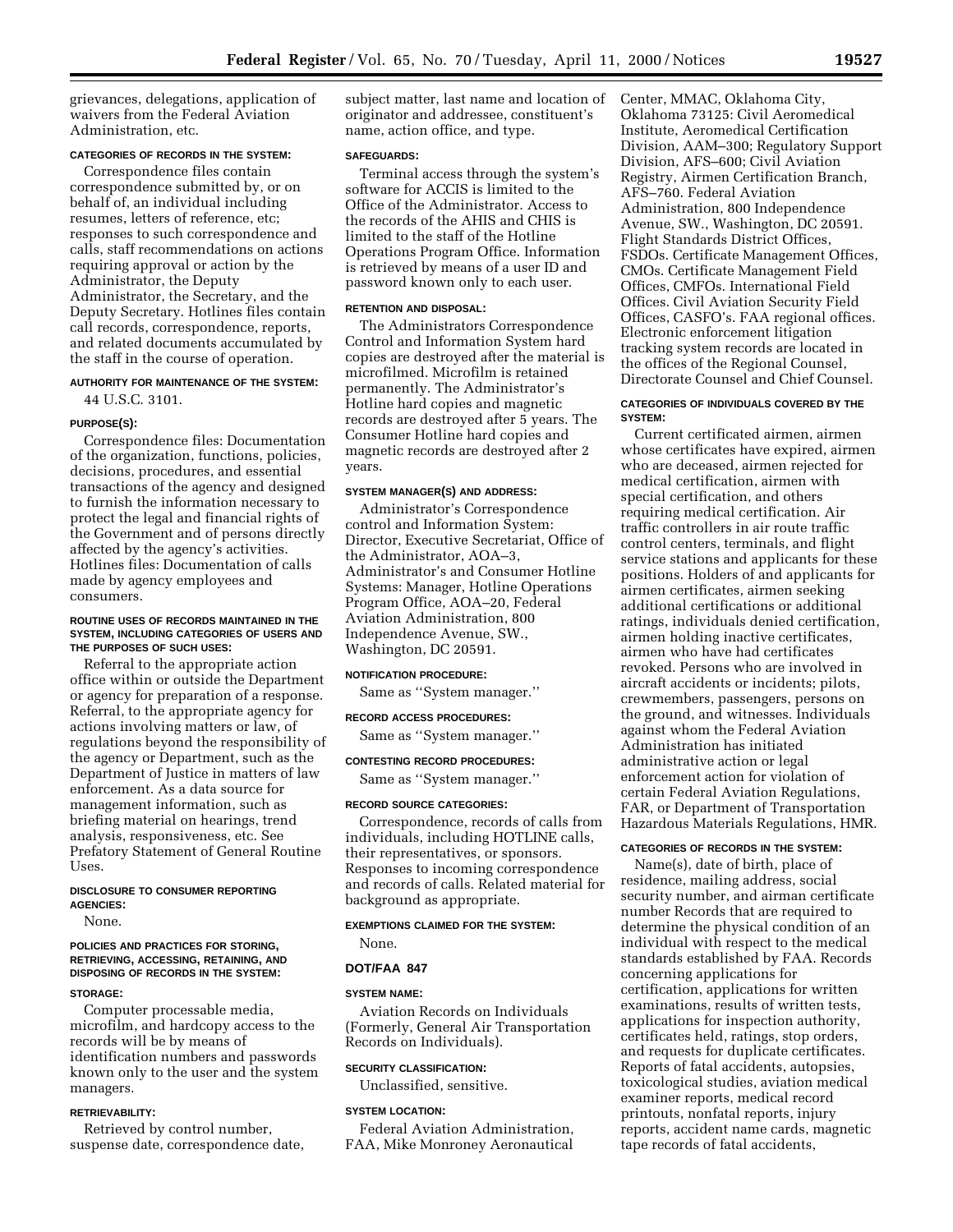grievances, delegations, application of waivers from the Federal Aviation Administration, etc.

#### CATEGORIES OF RECORDS IN THE SYSTEM:

Correspondence files contain correspondence submitted by, or on behalf of, an individual including resumes, letters of reference, etc; responses to such correspondence and calls, staff recommendations on actions requiring approval or action by the Administrator, the Deputy Administrator, the Secretary, and the Deputy Secretary. Hotlines files contain call records, correspondence, reports, and related documents accumulated by the staff in the course of operation.

#### AUTHORITY FOR MAINTENANCE OF THE SYSTEM:

44 U.S.C. 3101.

#### PURPOSE(S):

Correspondence files: Documentation of the organization, functions, policies, decisions, procedures, and essential transactions of the agency and designed to furnish the information necessary to protect the legal and financial rights of the Government and of persons directly affected by the agency's activities. Hotlines files: Documentation of calls made by agency employees and consumers.

#### ROUTINE USES OF RECORDS MAINTAINED IN THE SYSTEM, INCLUDING CATEGORIES OF USERS AND THE PURPOSES OF SUCH USES:

Referral to the appropriate action office within or outside the Department or agency for preparation of a response. Referral, to the appropriate agency for actions involving matters or law, of regulations beyond the responsibility of the agency or Department, such as the Department of Justice in matters of law enforcement. As a data source for management information, such as briefing material on hearings, trend analysis, responsiveness, etc. See Prefatory Statement of General Routine Uses.

#### DISCLOSURE TO CONSUMER REPORTING AGENCIES:

None.

#### POLICIES AND PRACTICES FOR STORING, RETRIEVING, ACCESSING, RETAINING, AND DISPOSING OF RECORDS IN THE SYSTEM:

#### STORAGE:

Computer processable media, microfilm, and hardcopy access to the records will be by means of identification numbers and passwords known only to the user and the system managers.

#### RETRIEVABILITY:

Retrieved by control number, suspense date, correspondence date, subject matter, last name and location of originator and addressee, constituent's name, action office, and type.

#### SAFEGUARDS:

Terminal access through the system's software for ACCIS is limited to the Office of the Administrator. Access to the records of the AHIS and CHIS is limited to the staff of the Hotline Operations Program Office. Information is retrieved by means of a user ID and password known only to each user.

#### RETENTION AND DISPOSAL:

The Administrators Correspondence Control and Information System hard copies are destroyed after the material is microfilmed. Microfilm is retained permanently. The Administrator's Hotline hard copies and magnetic records are destroyed after 5 years. The Consumer Hotline hard copies and magnetic records are destroyed after 2 years.

#### SYSTEM MANAGER(S) AND ADDRESS:

Administrator's Correspondence control and Information System: Director, Executive Secretariat, Office of the Administrator, AOA–3, Administrator's and Consumer Hotline Systems: Manager, Hotline Operations Program Office, AOA–20, Federal Aviation Administration, 800 Independence Avenue, SW., Washington, DC 20591.

#### NOTIFICATION PROCEDURE:

Same as ''System manager.''

#### RECORD ACCESS PROCEDURES:

Same as ''System manager.''

#### CONTESTING RECORD PROCEDURES:

Same as ''System manager.''

#### RECORD SOURCE CATEGORIES:

Correspondence, records of calls from individuals, including HOTLINE calls, their representatives, or sponsors. Responses to incoming correspondence and records of calls. Related material for background as appropriate.

#### EXEMPTIONS CLAIMED FOR THE SYSTEM:

None.

### DOT/FAA 847

#### SYSTEM NAME:

Aviation Records on Individuals (Formerly, General Air Transportation Records on Individuals).

#### SECURITY CLASSIFICATION:

Unclassified, sensitive.

#### SYSTEM LOCATION:

Federal Aviation Administration, FAA, Mike Monroney Aeronautical Center, MMAC, Oklahoma City, Oklahoma 73125: Civil Aeromedical Institute, Aeromedical Certification Division, AAM–300; Regulatory Support Division, AFS–600; Civil Aviation Registry, Airmen Certification Branch, AFS–760. Federal Aviation Administration, 800 Independence Avenue, SW., Washington, DC 20591. Flight Standards District Offices, FSDOs. Certificate Management Offices, CMOs. Certificate Management Field Offices, CMFOs. International Field Offices. Civil Aviation Security Field Offices, CASFO's. FAA regional offices. Electronic enforcement litigation tracking system records are located in the offices of the Regional Counsel, Directorate Counsel and Chief Counsel.

#### CATEGORIES OF INDIVIDUALS COVERED BY THE SYSTEM:

Current certificated airmen, airmen whose certificates have expired, airmen who are deceased, airmen rejected for medical certification, airmen with special certification, and others requiring medical certification. Air traffic controllers in air route traffic control centers, terminals, and flight service stations and applicants for these positions. Holders of and applicants for airmen certificates, airmen seeking additional certifications or additional ratings, individuals denied certification, airmen holding inactive certificates, airmen who have had certificates revoked. Persons who are involved in aircraft accidents or incidents; pilots, crewmembers, passengers, persons on the ground, and witnesses. Individuals against whom the Federal Aviation Administration has initiated administrative action or legal enforcement action for violation of certain Federal Aviation Regulations, FAR, or Department of Transportation Hazardous Materials Regulations, HMR.

#### CATEGORIES OF RECORDS IN THE SYSTEM:

Name(s), date of birth, place of residence, mailing address, social security number, and airman certificate number Records that are required to determine the physical condition of an individual with respect to the medical standards established by FAA. Records concerning applications for certification, applications for written examinations, results of written tests, applications for inspection authority, certificates held, ratings, stop orders, and requests for duplicate certificates. Reports of fatal accidents, autopsies, toxicological studies, aviation medical examiner reports, medical record printouts, nonfatal reports, injury reports, accident name cards, magnetic tape records of fatal accidents,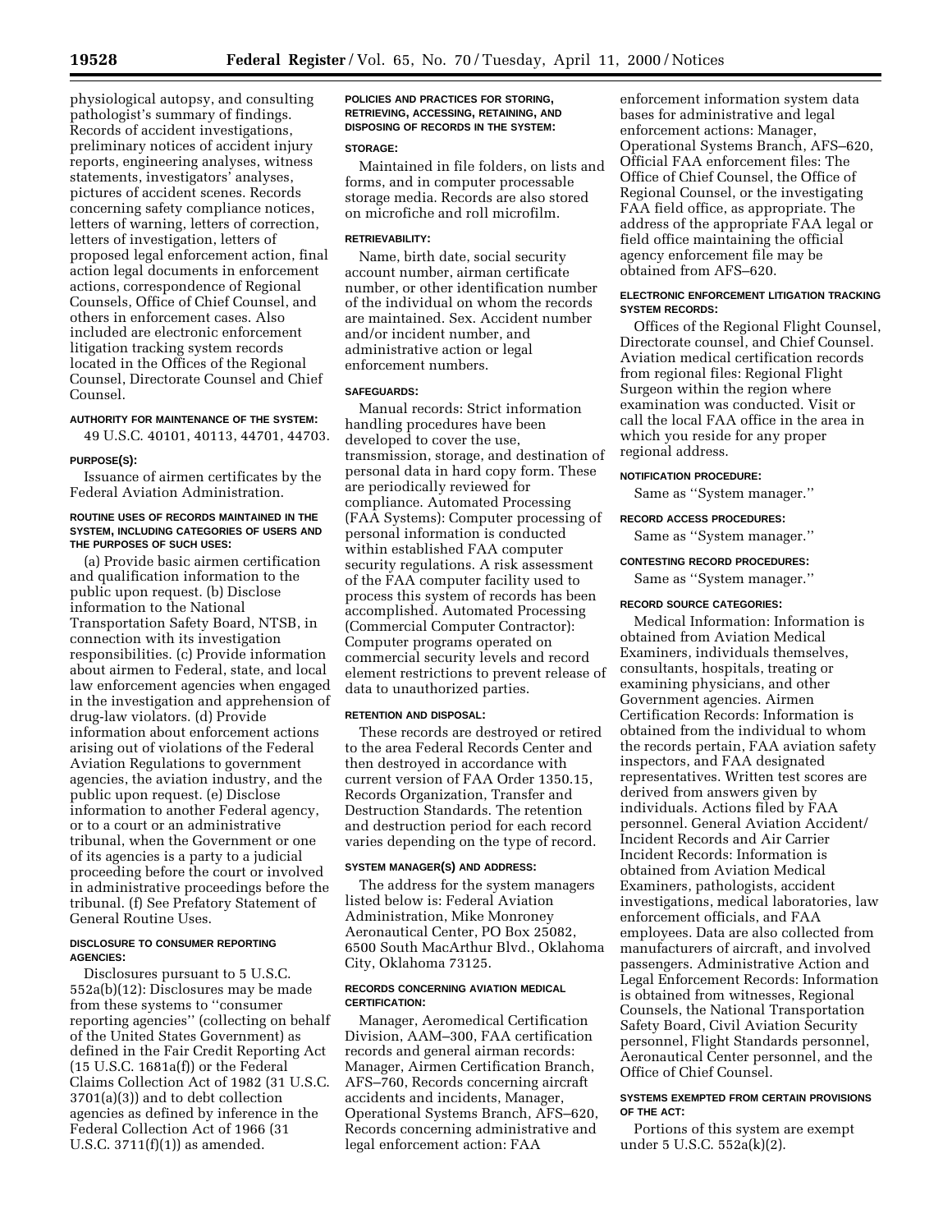physiological autopsy, and consulting pathologist's summary of findings. Records of accident investigations, preliminary notices of accident injury reports, engineering analyses, witness statements, investigators' analyses, pictures of accident scenes. Records concerning safety compliance notices, letters of warning, letters of correction, letters of investigation, letters of proposed legal enforcement action, final action legal documents in enforcement actions, correspondence of Regional Counsels, Office of Chief Counsel, and others in enforcement cases. Also included are electronic enforcement litigation tracking system records located in the Offices of the Regional Counsel, Directorate Counsel and Chief Counsel.

#### AUTHORITY FOR MAINTENANCE OF THE SYSTEM:

49 U.S.C. 40101, 40113, 44701, 44703.

#### PURPOSE(S):

Issuance of airmen certificates by the Federal Aviation Administration.

#### ROUTINE USES OF RECORDS MAINTAINED IN THE SYSTEM, INCLUDING CATEGORIES OF USERS AND THE PURPOSES OF SUCH USES:

(a) Provide basic airmen certification and qualification information to the public upon request. (b) Disclose information to the National Transportation Safety Board, NTSB, in connection with its investigation responsibilities. (c) Provide information about airmen to Federal, state, and local law enforcement agencies when engaged in the investigation and apprehension of drug-law violators. (d) Provide information about enforcement actions arising out of violations of the Federal Aviation Regulations to government agencies, the aviation industry, and the public upon request. (e) Disclose information to another Federal agency, or to a court or an administrative tribunal, when the Government or one of its agencies is a party to a judicial proceeding before the court or involved in administrative proceedings before the tribunal. (f) See Prefatory Statement of General Routine Uses.

#### DISCLOSURE TO CONSUMER REPORTING AGENCIES:

Disclosures pursuant to 5 U.S.C. 552a(b)(12): Disclosures may be made from these systems to ''consumer reporting agencies'' (collecting on behalf of the United States Government) as defined in the Fair Credit Reporting Act (15 U.S.C. 1681a(f)) or the Federal Claims Collection Act of 1982 (31 U.S.C. 3701(a)(3)) and to debt collection agencies as defined by inference in the Federal Collection Act of 1966 (31 U.S.C. 3711(f)(1)) as amended.

#### POLICIES AND PRACTICES FOR STORING, RETRIEVING, ACCESSING, RETAINING, AND DISPOSING OF RECORDS IN THE SYSTEM:

#### STORAGE:

Maintained in file folders, on lists and forms, and in computer processable storage media. Records are also stored on microfiche and roll microfilm.

#### RETRIEVABILITY:

Name, birth date, social security account number, airman certificate number, or other identification number of the individual on whom the records are maintained. Sex. Accident number and/or incident number, and administrative action or legal enforcement numbers.

#### SAFEGUARDS:

Manual records: Strict information handling procedures have been developed to cover the use, transmission, storage, and destination of personal data in hard copy form. These are periodically reviewed for compliance. Automated Processing (FAA Systems): Computer processing of personal information is conducted within established FAA computer security regulations. A risk assessment of the FAA computer facility used to process this system of records has been accomplished. Automated Processing (Commercial Computer Contractor): Computer programs operated on commercial security levels and record element restrictions to prevent release of data to unauthorized parties.

#### RETENTION AND DISPOSAL:

These records are destroyed or retired to the area Federal Records Center and then destroyed in accordance with current version of FAA Order 1350.15, Records Organization, Transfer and Destruction Standards. The retention and destruction period for each record varies depending on the type of record.

#### SYSTEM MANAGER(S) AND ADDRESS:

The address for the system managers listed below is: Federal Aviation Administration, Mike Monroney Aeronautical Center, PO Box 25082, 6500 South MacArthur Blvd., Oklahoma City, Oklahoma 73125.

#### RECORDS CONCERNING AVIATION MEDICAL CERTIFICATION:

Manager, Aeromedical Certification Division, AAM–300, FAA certification records and general airman records: Manager, Airmen Certification Branch, AFS–760, Records concerning aircraft accidents and incidents, Manager, Operational Systems Branch, AFS–620, Records concerning administrative and legal enforcement action: FAA enforcement information system data bases for administrative and legal enforcement actions: Manager, Operational Systems Branch, AFS–620, Official FAA enforcement files: The Office of Chief Counsel, the Office of Regional Counsel, or the investigating FAA field office, as appropriate. The address of the appropriate FAA legal or field office maintaining the official agency enforcement file may be obtained from AFS–620.

#### ELECTRONIC ENFORCEMENT LITIGATION TRACKING SYSTEM RECORDS:

Offices of the Regional Flight Counsel, Directorate counsel, and Chief Counsel. Aviation medical certification records from regional files: Regional Flight Surgeon within the region where examination was conducted. Visit or call the local FAA office in the area in which you reside for any proper regional address.

#### NOTIFICATION PROCEDURE:

Same as ''System manager.''

#### RECORD ACCESS PROCEDURES:

Same as ''System manager.''

#### CONTESTING RECORD PROCEDURES:

Same as ''System manager.''

#### RECORD SOURCE CATEGORIES:

Medical Information: Information is obtained from Aviation Medical Examiners, individuals themselves, consultants, hospitals, treating or examining physicians, and other Government agencies. Airmen Certification Records: Information is obtained from the individual to whom the records pertain, FAA aviation safety inspectors, and FAA designated representatives. Written test scores are derived from answers given by individuals. Actions filed by FAA personnel. General Aviation Accident/Incident Records and Air Carrier Incident Records: Information is obtained from Aviation Medical Examiners, pathologists, accident investigations, medical laboratories, law enforcement officials, and FAA employees. Data are also collected from manufacturers of aircraft, and involved passengers. Administrative Action and Legal Enforcement Records: Information is obtained from witnesses, Regional Counsels, the National Transportation Safety Board, Civil Aviation Security personnel, Flight Standards personnel, Aeronautical Center personnel, and the Office of Chief Counsel.

#### SYSTEMS EXEMPTED FROM CERTAIN PROVISIONS OF THE ACT:

Portions of this system are exempt under 5 U.S.C. 552a(k)(2).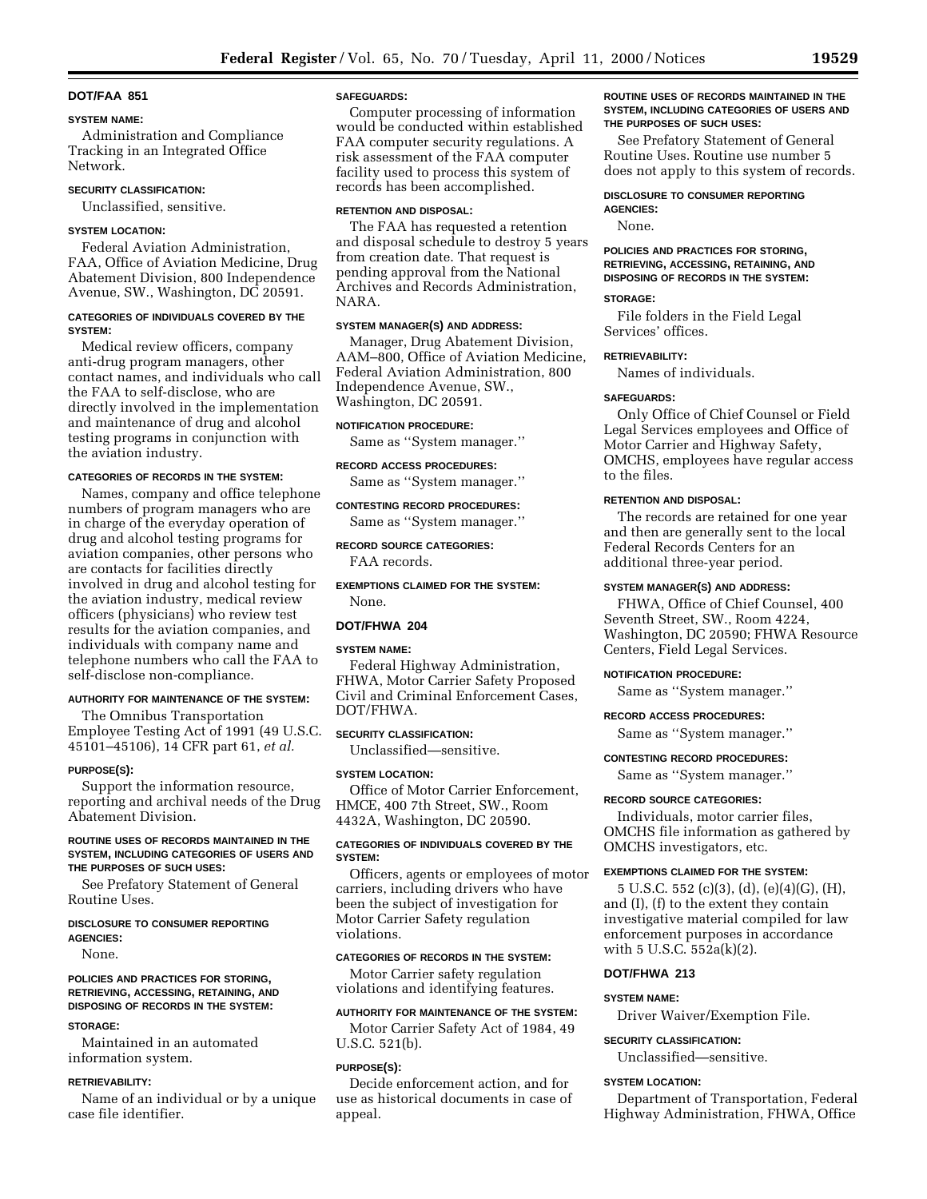## DOT/FAA 851

**SYSTEM NAME:**

Administration and Compliance Tracking in an Integrated Office Network.

**SECURITY CLASSIFICATION:**

Unclassified, sensitive.

**SYSTEM LOCATION:**

Federal Aviation Administration, FAA, Office of Aviation Medicine, Drug Abatement Division, 800 Independence Avenue, SW., Washington, DC 20591.

**CATEGORIES OF INDIVIDUALS COVERED BY THE SYSTEM:**

Medical review officers, company anti-drug program managers, other contact names, and individuals who call the FAA to self-disclose, who are directly involved in the implementation and maintenance of drug and alcohol testing programs in conjunction with the aviation industry.

**CATEGORIES OF RECORDS IN THE SYSTEM:**

Names, company and office telephone numbers of program managers who are in charge of the everyday operation of drug and alcohol testing programs for aviation companies, other persons who are contacts for facilities directly involved in drug and alcohol testing for the aviation industry, medical review officers (physicians) who review test results for the aviation companies, and individuals with company name and telephone numbers who call the FAA to self-disclose non-compliance.

**AUTHORITY FOR MAINTENANCE OF THE SYSTEM:**

The Omnibus Transportation Employee Testing Act of 1991 (49 U.S.C. 45101–45106), 14 CFR part 61, *et al.*

**PURPOSE(S):**

Support the information resource, reporting and archival needs of the Drug Abatement Division.

**ROUTINE USES OF RECORDS MAINTAINED IN THE SYSTEM, INCLUDING CATEGORIES OF USERS AND THE PURPOSES OF SUCH USES:**

See Prefatory Statement of General Routine Uses.

**DISCLOSURE TO CONSUMER REPORTING AGENCIES:**

None.

**POLICIES AND PRACTICES FOR STORING, RETRIEVING, ACCESSING, RETAINING, AND DISPOSING OF RECORDS IN THE SYSTEM:**

**STORAGE:**

Maintained in an automated information system.

**RETRIEVABILITY:**

Name of an individual or by a unique case file identifier.

**SAFEGUARDS:**

Computer processing of information would be conducted within established FAA computer security regulations. A risk assessment of the FAA computer facility used to process this system of records has been accomplished.

**RETENTION AND DISPOSAL:**

The FAA has requested a retention and disposal schedule to destroy 5 years from creation date. That request is pending approval from the National Archives and Records Administration, NARA.

**SYSTEM MANAGER(S) AND ADDRESS:**

Manager, Drug Abatement Division, AAM–800, Office of Aviation Medicine, Federal Aviation Administration, 800 Independence Avenue, SW., Washington, DC 20591.

**NOTIFICATION PROCEDURE:**

Same as ''System manager.''

**RECORD ACCESS PROCEDURES:**

Same as ''System manager.''

**CONTESTING RECORD PROCEDURES:**

Same as ''System manager.''

**RECORD SOURCE CATEGORIES:**

FAA records.

**EXEMPTIONS CLAIMED FOR THE SYSTEM:**

None.

## DOT/FHWA 204

**SYSTEM NAME:**

Federal Highway Administration, FHWA, Motor Carrier Safety Proposed Civil and Criminal Enforcement Cases, DOT/FHWA.

**SECURITY CLASSIFICATION:**

Unclassified—sensitive.

**SYSTEM LOCATION:**

Office of Motor Carrier Enforcement, HMCE, 400 7th Street, SW., Room 4432A, Washington, DC 20590.

**CATEGORIES OF INDIVIDUALS COVERED BY THE SYSTEM:**

Officers, agents or employees of motor carriers, including drivers who have been the subject of investigation for Motor Carrier Safety regulation violations.

**CATEGORIES OF RECORDS IN THE SYSTEM:**

Motor Carrier safety regulation violations and identifying features.

**AUTHORITY FOR MAINTENANCE OF THE SYSTEM:**

Motor Carrier Safety Act of 1984, 49 U.S.C. 521(b).

**PURPOSE(S):**

Decide enforcement action, and for use as historical documents in case of appeal.

**ROUTINE USES OF RECORDS MAINTAINED IN THE SYSTEM, INCLUDING CATEGORIES OF USERS AND THE PURPOSES OF SUCH USES:**

See Prefatory Statement of General Routine Uses. Routine use number 5 does not apply to this system of records.

**DISCLOSURE TO CONSUMER REPORTING AGENCIES:**

None.

**POLICIES AND PRACTICES FOR STORING, RETRIEVING, ACCESSING, RETAINING, AND DISPOSING OF RECORDS IN THE SYSTEM:**

**STORAGE:**

File folders in the Field Legal Services' offices.

**RETRIEVABILITY:**

Names of individuals.

**SAFEGUARDS:**

Only Office of Chief Counsel or Field Legal Services employees and Office of Motor Carrier and Highway Safety, OMCHS, employees have regular access to the files.

**RETENTION AND DISPOSAL:**

The records are retained for one year and then are generally sent to the local Federal Records Centers for an additional three-year period.

**SYSTEM MANAGER(S) AND ADDRESS:**

FHWA, Office of Chief Counsel, 400 Seventh Street, SW., Room 4224, Washington, DC 20590; FHWA Resource Centers, Field Legal Services.

**NOTIFICATION PROCEDURE:**

Same as ''System manager.''

**RECORD ACCESS PROCEDURES:**

Same as ''System manager.''

**CONTESTING RECORD PROCEDURES:**

Same as ''System manager.''

**RECORD SOURCE CATEGORIES:**

Individuals, motor carrier files, OMCHS file information as gathered by OMCHS investigators, etc.

**EXEMPTIONS CLAIMED FOR THE SYSTEM:**

5 U.S.C. 552 (c)(3), (d), (e)(4)(G), (H), and (I), (f) to the extent they contain investigative material compiled for law enforcement purposes in accordance with 5 U.S.C. 552a(k)(2).

## DOT/FHWA 213

**SYSTEM NAME:**

Driver Waiver/Exemption File.

**SECURITY CLASSIFICATION:**

Unclassified—sensitive.

**SYSTEM LOCATION:**

Department of Transportation, Federal Highway Administration, FHWA, Office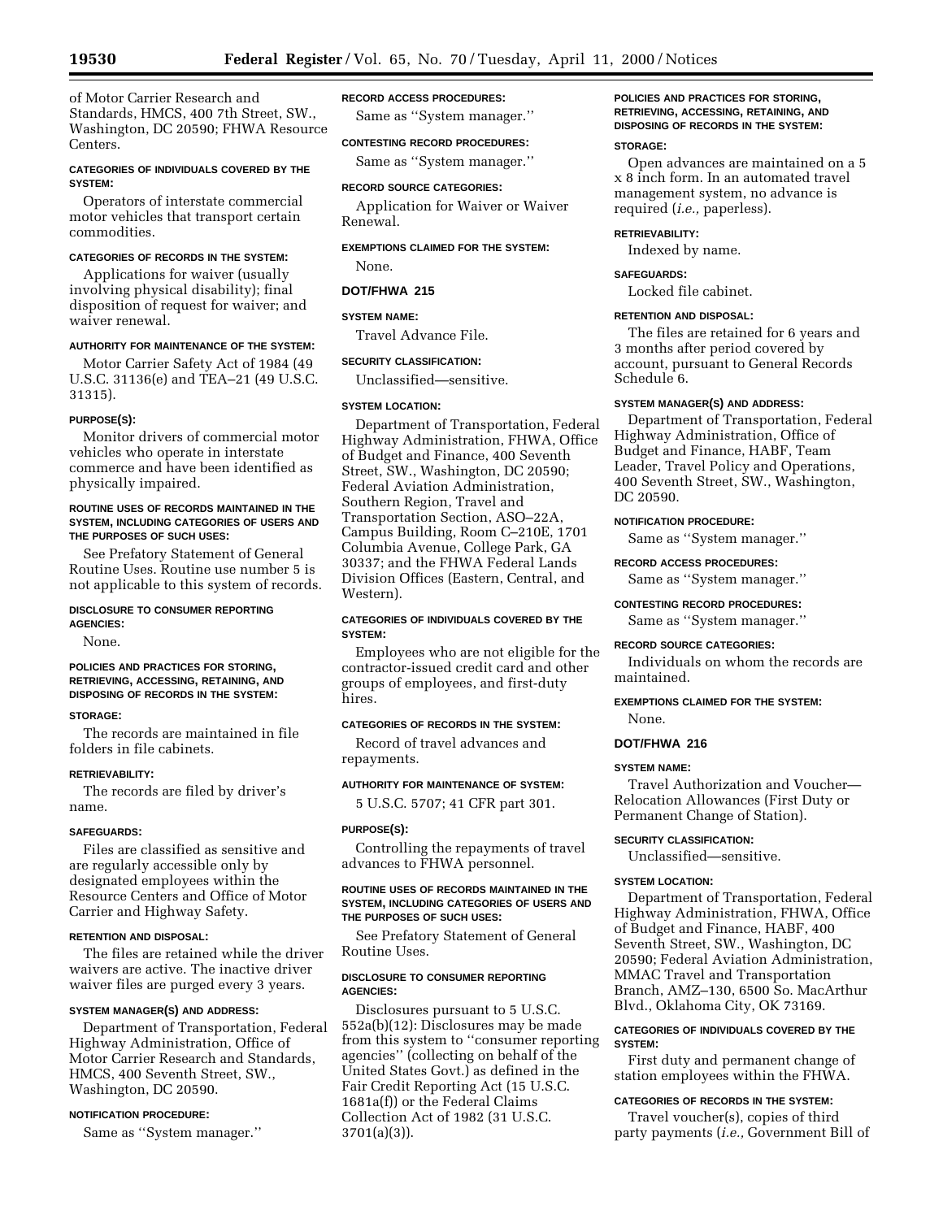of Motor Carrier Research and Standards, HMCS, 400 7th Street, SW., Washington, DC 20590; FHWA Resource Centers.

**CATEGORIES OF INDIVIDUALS COVERED BY THE SYSTEM:**

Operators of interstate commercial motor vehicles that transport certain commodities.

**CATEGORIES OF RECORDS IN THE SYSTEM:**

Applications for waiver (usually involving physical disability); final disposition of request for waiver; and waiver renewal.

**AUTHORITY FOR MAINTENANCE OF THE SYSTEM:**

Motor Carrier Safety Act of 1984 (49 U.S.C. 31136(e) and TEA–21 (49 U.S.C. 31315).

**PURPOSE(S):**

Monitor drivers of commercial motor vehicles who operate in interstate commerce and have been identified as physically impaired.

**ROUTINE USES OF RECORDS MAINTAINED IN THE SYSTEM, INCLUDING CATEGORIES OF USERS AND THE PURPOSES OF SUCH USES:**

See Prefatory Statement of General Routine Uses. Routine use number 5 is not applicable to this system of records.

**DISCLOSURE TO CONSUMER REPORTING AGENCIES:**

None.

**POLICIES AND PRACTICES FOR STORING, RETRIEVING, ACCESSING, RETAINING, AND DISPOSING OF RECORDS IN THE SYSTEM:**

**STORAGE:**

The records are maintained in file folders in file cabinets.

**RETRIEVABILITY:**

The records are filed by driver's name.

**SAFEGUARDS:**

Files are classified as sensitive and are regularly accessible only by designated employees within the Resource Centers and Office of Motor Carrier and Highway Safety.

**RETENTION AND DISPOSAL:**

The files are retained while the driver waivers are active. The inactive driver waiver files are purged every 3 years.

**SYSTEM MANAGER(S) AND ADDRESS:**

Department of Transportation, Federal Highway Administration, Office of Motor Carrier Research and Standards, HMCS, 400 Seventh Street, SW., Washington, DC 20590.

**NOTIFICATION PROCEDURE:**

Same as ''System manager.''

**RECORD ACCESS PROCEDURES:**

Same as ''System manager.''

**CONTESTING RECORD PROCEDURES:**

Same as ''System manager.''

**RECORD SOURCE CATEGORIES:**

Application for Waiver or Waiver Renewal.

**EXEMPTIONS CLAIMED FOR THE SYSTEM:**

None.

## DOT/FHWA 215

**SYSTEM NAME:**

Travel Advance File.

**SECURITY CLASSIFICATION:**

Unclassified—sensitive.

**SYSTEM LOCATION:**

Department of Transportation, Federal Highway Administration, FHWA, Office of Budget and Finance, 400 Seventh Street, SW., Washington, DC 20590; Federal Aviation Administration, Southern Region, Travel and Transportation Section, ASO–22A, Campus Building, Room C–210E, 1701 Columbia Avenue, College Park, GA 30337; and the FHWA Federal Lands Division Offices (Eastern, Central, and Western).

**CATEGORIES OF INDIVIDUALS COVERED BY THE SYSTEM:**

Employees who are not eligible for the contractor-issued credit card and other groups of employees, and first-duty hires.

**CATEGORIES OF RECORDS IN THE SYSTEM:**

Record of travel advances and repayments.

**AUTHORITY FOR MAINTENANCE OF SYSTEM:**

5 U.S.C. 5707; 41 CFR part 301.

**PURPOSE(S):**

Controlling the repayments of travel advances to FHWA personnel.

**ROUTINE USES OF RECORDS MAINTAINED IN THE SYSTEM, INCLUDING CATEGORIES OF USERS AND THE PURPOSES OF SUCH USES:**

See Prefatory Statement of General Routine Uses.

**DISCLOSURE TO CONSUMER REPORTING AGENCIES:**

Disclosures pursuant to 5 U.S.C. 552a(b)(12): Disclosures may be made from this system to ''consumer reporting agencies'' (collecting on behalf of the United States Govt.) as defined in the Fair Credit Reporting Act (15 U.S.C. 1681a(f)) or the Federal Claims Collection Act of 1982 (31 U.S.C. 3701(a)(3)).

**POLICIES AND PRACTICES FOR STORING, RETRIEVING, ACCESSING, RETAINING, AND DISPOSING OF RECORDS IN THE SYSTEM:**

**STORAGE:**

Open advances are maintained on a 5 x 8 inch form. In an automated travel management system, no advance is required (*i.e.,* paperless).

**RETRIEVABILITY:**

Indexed by name.

**SAFEGUARDS:**

Locked file cabinet.

**RETENTION AND DISPOSAL:**

The files are retained for 6 years and 3 months after period covered by account, pursuant to General Records Schedule 6.

**SYSTEM MANAGER(S) AND ADDRESS:**

Department of Transportation, Federal Highway Administration, Office of Budget and Finance, HABF, Team Leader, Travel Policy and Operations, 400 Seventh Street, SW., Washington, DC 20590.

**NOTIFICATION PROCEDURE:**

Same as ''System manager.''

**RECORD ACCESS PROCEDURES:**

Same as ''System manager.''

**CONTESTING RECORD PROCEDURES:**

Same as ''System manager.''

**RECORD SOURCE CATEGORIES:**

Individuals on whom the records are maintained.

**EXEMPTIONS CLAIMED FOR THE SYSTEM:**

None.

## DOT/FHWA 216

**SYSTEM NAME:**

Travel Authorization and Voucher—Relocation Allowances (First Duty or Permanent Change of Station).

**SECURITY CLASSIFICATION:**

Unclassified—sensitive.

**SYSTEM LOCATION:**

Department of Transportation, Federal Highway Administration, FHWA, Office of Budget and Finance, HABF, 400 Seventh Street, SW., Washington, DC 20590; Federal Aviation Administration, MMAC Travel and Transportation Branch, AMZ–130, 6500 So. MacArthur Blvd., Oklahoma City, OK 73169.

**CATEGORIES OF INDIVIDUALS COVERED BY THE SYSTEM:**

First duty and permanent change of station employees within the FHWA.

**CATEGORIES OF RECORDS IN THE SYSTEM:**

Travel voucher(s), copies of third party payments (*i.e.,* Government Bill of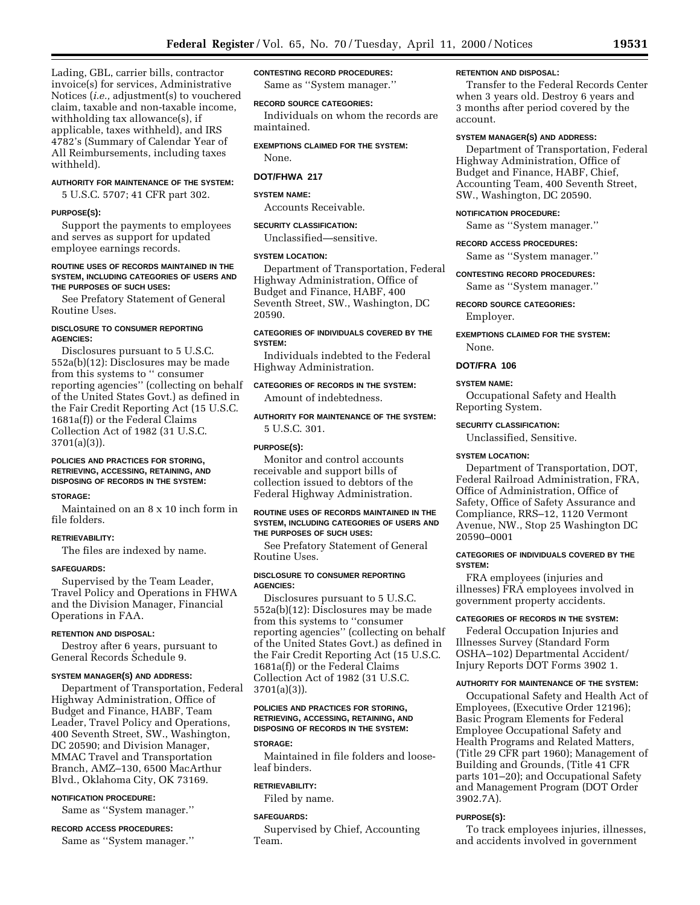Lading, GBL, carrier bills, contractor invoice(s) for services, Administrative Notices (*i.e.,* adjustment(s) to vouchered claim, taxable and non-taxable income, withholding tax allowance(s), if applicable, taxes withheld), and IRS 4782's (Summary of Calendar Year of All Reimbursements, including taxes withheld).

**AUTHORITY FOR MAINTENANCE OF THE SYSTEM:**

5 U.S.C. 5707; 41 CFR part 302.

**PURPOSE(S):**

Support the payments to employees and serves as support for updated employee earnings records.

**ROUTINE USES OF RECORDS MAINTAINED IN THE SYSTEM, INCLUDING CATEGORIES OF USERS AND THE PURPOSES OF SUCH USES:**

See Prefatory Statement of General Routine Uses.

**DISCLOSURE TO CONSUMER REPORTING AGENCIES:**

Disclosures pursuant to 5 U.S.C. 552a(b)(12): Disclosures may be made from this systems to '' consumer reporting agencies'' (collecting on behalf of the United States Govt.) as defined in the Fair Credit Reporting Act (15 U.S.C. 1681a(f)) or the Federal Claims Collection Act of 1982 (31 U.S.C. 3701(a)(3)).

**POLICIES AND PRACTICES FOR STORING, RETRIEVING, ACCESSING, RETAINING, AND DISPOSING OF RECORDS IN THE SYSTEM:**

**STORAGE:**

Maintained on an 8 x 10 inch form in file folders.

**RETRIEVABILITY:**

The files are indexed by name.

**SAFEGUARDS:**

Supervised by the Team Leader, Travel Policy and Operations in FHWA and the Division Manager, Financial Operations in FAA.

**RETENTION AND DISPOSAL:**

Destroy after 6 years, pursuant to General Records Schedule 9.

**SYSTEM MANAGER(S) AND ADDRESS:**

Department of Transportation, Federal Highway Administration, Office of Budget and Finance, HABF, Team Leader, Travel Policy and Operations, 400 Seventh Street, SW., Washington, DC 20590; and Division Manager, MMAC Travel and Transportation Branch, AMZ–130, 6500 MacArthur Blvd., Oklahoma City, OK 73169.

**NOTIFICATION PROCEDURE:**

Same as ''System manager.''

**RECORD ACCESS PROCEDURES:**

Same as ''System manager.''

**CONTESTING RECORD PROCEDURES:**

Same as ''System manager.''

**RECORD SOURCE CATEGORIES:**

Individuals on whom the records are maintained.

**EXEMPTIONS CLAIMED FOR THE SYSTEM:**

None.

## DOT/FHWA 217

**SYSTEM NAME:**

Accounts Receivable.

**SECURITY CLASSIFICATION:**

Unclassified—sensitive.

**SYSTEM LOCATION:**

Department of Transportation, Federal Highway Administration, Office of Budget and Finance, HABF, 400 Seventh Street, SW., Washington, DC 20590.

**CATEGORIES OF INDIVIDUALS COVERED BY THE SYSTEM:**

Individuals indebted to the Federal Highway Administration.

**CATEGORIES OF RECORDS IN THE SYSTEM:**

Amount of indebtedness.

**AUTHORITY FOR MAINTENANCE OF THE SYSTEM:**

5 U.S.C. 301.

**PURPOSE(S):**

Monitor and control accounts receivable and support bills of collection issued to debtors of the Federal Highway Administration.

**ROUTINE USES OF RECORDS MAINTAINED IN THE SYSTEM, INCLUDING CATEGORIES OF USERS AND THE PURPOSES OF SUCH USES:**

See Prefatory Statement of General Routine Uses.

**DISCLOSURE TO CONSUMER REPORTING AGENCIES:**

Disclosures pursuant to 5 U.S.C. 552a(b)(12): Disclosures may be made from this systems to ''consumer reporting agencies'' (collecting on behalf of the United States Govt.) as defined in the Fair Credit Reporting Act (15 U.S.C. 1681a(f)) or the Federal Claims Collection Act of 1982 (31 U.S.C. 3701(a)(3)).

**POLICIES AND PRACTICES FOR STORING, RETRIEVING, ACCESSING, RETAINING, AND DISPOSING OF RECORDS IN THE SYSTEM:**

**STORAGE:**

Maintained in file folders and loose-leaf binders.

**RETRIEVABILITY:**

Filed by name.

**SAFEGUARDS:**

Supervised by Chief, Accounting Team.

**RETENTION AND DISPOSAL:**

Transfer to the Federal Records Center when 3 years old. Destroy 6 years and 3 months after period covered by the account.

**SYSTEM MANAGER(S) AND ADDRESS:**

Department of Transportation, Federal Highway Administration, Office of Budget and Finance, HABF, Chief, Accounting Team, 400 Seventh Street, SW., Washington, DC 20590.

**NOTIFICATION PROCEDURE:**

Same as ''System manager.''

**RECORD ACCESS PROCEDURES:**

Same as ''System manager.''

**CONTESTING RECORD PROCEDURES:**

Same as ''System manager.''

**RECORD SOURCE CATEGORIES:**

Employer.

**EXEMPTIONS CLAIMED FOR THE SYSTEM:**

None.

## DOT/FRA 106

**SYSTEM NAME:**

Occupational Safety and Health Reporting System.

**SECURITY CLASSIFICATION:**

Unclassified, Sensitive.

**SYSTEM LOCATION:**

Department of Transportation, DOT, Federal Railroad Administration, FRA, Office of Administration, Office of Safety, Office of Safety Assurance and Compliance, RRS–12, 1120 Vermont Avenue, NW., Stop 25 Washington DC 20590–0001

**CATEGORIES OF INDIVIDUALS COVERED BY THE SYSTEM:**

FRA employees (injuries and illnesses) FRA employees involved in government property accidents.

**CATEGORIES OF RECORDS IN THE SYSTEM:**

Federal Occupation Injuries and Illnesses Survey (Standard Form OSHA–102) Departmental Accident/Injury Reports DOT Forms 3902 1.

**AUTHORITY FOR MAINTENANCE OF THE SYSTEM:**

Occupational Safety and Health Act of Employees, (Executive Order 12196); Basic Program Elements for Federal Employee Occupational Safety and Health Programs and Related Matters, (Title 29 CFR part 1960); Management of Building and Grounds, (Title 41 CFR parts 101–20); and Occupational Safety and Management Program (DOT Order 3902.7A).

**PURPOSE(S):**

To track employees injuries, illnesses, and accidents involved in government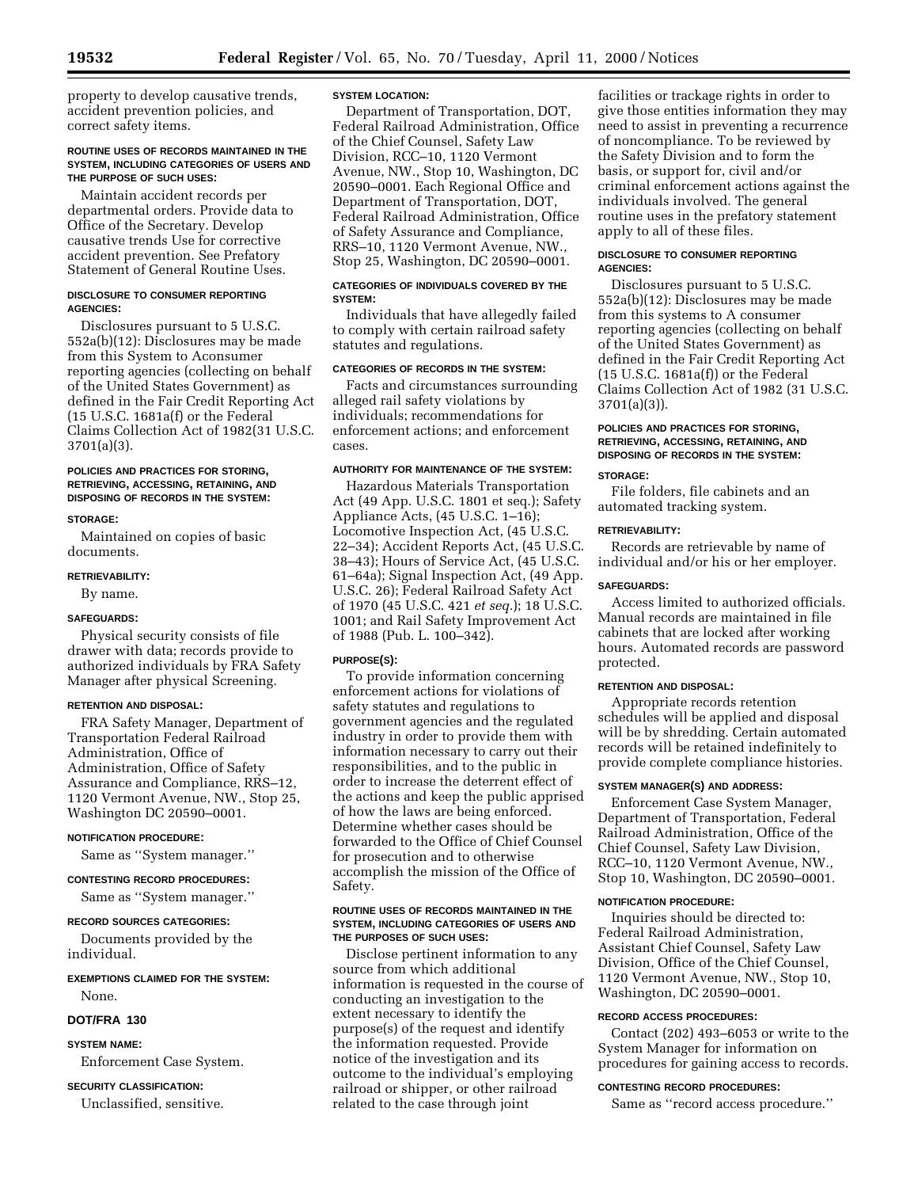property to develop causative trends, accident prevention policies, and correct safety items.

#### ROUTINE USES OF RECORDS MAINTAINED IN THE SYSTEM, INCLUDING CATEGORIES OF USERS AND THE PURPOSE OF SUCH USES:

Maintain accident records per departmental orders. Provide data to Office of the Secretary. Develop causative trends Use for corrective accident prevention. See Prefatory Statement of General Routine Uses.

#### DISCLOSURE TO CONSUMER REPORTING AGENCIES:

Disclosures pursuant to 5 U.S.C. 552a(b)(12): Disclosures may be made from this System to Aconsumer reporting agencies (collecting on behalf of the United States Government) as defined in the Fair Credit Reporting Act (15 U.S.C. 1681a(f) or the Federal Claims Collection Act of 1982(31 U.S.C. 3701(a)(3).

#### POLICIES AND PRACTICES FOR STORING, RETRIEVING, ACCESSING, RETAINING, AND DISPOSING OF RECORDS IN THE SYSTEM:

#### STORAGE:

Maintained on copies of basic documents.

#### RETRIEVABILITY:

By name.

#### SAFEGUARDS:

Physical security consists of file drawer with data; records provide to authorized individuals by FRA Safety Manager after physical Screening.

#### RETENTION AND DISPOSAL:

FRA Safety Manager, Department of Transportation Federal Railroad Administration, Office of Administration, Office of Safety Assurance and Compliance, RRS–12, 1120 Vermont Avenue, NW., Stop 25, Washington DC 20590–0001.

#### NOTIFICATION PROCEDURE:

Same as ''System manager.''

#### CONTESTING RECORD PROCEDURES:

Same as ''System manager.''

#### RECORD SOURCES CATEGORIES:

Documents provided by the individual.

#### EXEMPTIONS CLAIMED FOR THE SYSTEM:

None.

### DOT/FRA 130

#### SYSTEM NAME:

Enforcement Case System.

#### SECURITY CLASSIFICATION:

Unclassified, sensitive.

#### SYSTEM LOCATION:

Department of Transportation, DOT, Federal Railroad Administration, Office of the Chief Counsel, Safety Law Division, RCC–10, 1120 Vermont Avenue, NW., Stop 10, Washington, DC 20590–0001. Each Regional Office and Department of Transportation, DOT, Federal Railroad Administration, Office of Safety Assurance and Compliance, RRS–10, 1120 Vermont Avenue, NW., Stop 25, Washington, DC 20590–0001.

#### CATEGORIES OF INDIVIDUALS COVERED BY THE SYSTEM:

Individuals that have allegedly failed to comply with certain railroad safety statutes and regulations.

#### CATEGORIES OF RECORDS IN THE SYSTEM:

Facts and circumstances surrounding alleged rail safety violations by individuals; recommendations for enforcement actions; and enforcement cases.

#### AUTHORITY FOR MAINTENANCE OF THE SYSTEM:

Hazardous Materials Transportation Act (49 App. U.S.C. 1801 et seq.); Safety Appliance Acts, (45 U.S.C. 1–16); Locomotive Inspection Act, (45 U.S.C. 22–34); Accident Reports Act, (45 U.S.C. 38–43); Hours of Service Act, (45 U.S.C. 61–64a); Signal Inspection Act, (49 App. U.S.C. 26); Federal Railroad Safety Act of 1970 (45 U.S.C. 421 *et seq.*); 18 U.S.C. 1001; and Rail Safety Improvement Act of 1988 (Pub. L. 100–342).

#### PURPOSE(S):

To provide information concerning enforcement actions for violations of safety statutes and regulations to government agencies and the regulated industry in order to provide them with information necessary to carry out their responsibilities, and to the public in order to increase the deterrent effect of the actions and keep the public apprised of how the laws are being enforced. Determine whether cases should be forwarded to the Office of Chief Counsel for prosecution and to otherwise accomplish the mission of the Office of Safety.

#### ROUTINE USES OF RECORDS MAINTAINED IN THE SYSTEM, INCLUDING CATEGORIES OF USERS AND THE PURPOSES OF SUCH USES:

Disclose pertinent information to any source from which additional information is requested in the course of conducting an investigation to the extent necessary to identify the purpose(s) of the request and identify the information requested. Provide notice of the investigation and its outcome to the individual's employing railroad or shipper, or other railroad related to the case through joint facilities or trackage rights in order to give those entities information they may need to assist in preventing a recurrence of noncompliance. To be reviewed by the Safety Division and to form the basis, or support for, civil and/or criminal enforcement actions against the individuals involved. The general routine uses in the prefatory statement apply to all of these files.

#### DISCLOSURE TO CONSUMER REPORTING AGENCIES:

Disclosures pursuant to 5 U.S.C. 552a(b)(12): Disclosures may be made from this systems to A consumer reporting agencies (collecting on behalf of the United States Government) as defined in the Fair Credit Reporting Act (15 U.S.C. 1681a(f)) or the Federal Claims Collection Act of 1982 (31 U.S.C. 3701(a)(3)).

#### POLICIES AND PRACTICES FOR STORING, RETRIEVING, ACCESSING, RETAINING, AND DISPOSING OF RECORDS IN THE SYSTEM:

#### STORAGE:

File folders, file cabinets and an automated tracking system.

#### RETRIEVABILITY:

Records are retrievable by name of individual and/or his or her employer.

#### SAFEGUARDS:

Access limited to authorized officials. Manual records are maintained in file cabinets that are locked after working hours. Automated records are password protected.

#### RETENTION AND DISPOSAL:

Appropriate records retention schedules will be applied and disposal will be by shredding. Certain automated records will be retained indefinitely to provide complete compliance histories.

#### SYSTEM MANAGER(S) AND ADDRESS:

Enforcement Case System Manager, Department of Transportation, Federal Railroad Administration, Office of the Chief Counsel, Safety Law Division, RCC–10, 1120 Vermont Avenue, NW., Stop 10, Washington, DC 20590–0001.

#### NOTIFICATION PROCEDURE:

Inquiries should be directed to: Federal Railroad Administration, Assistant Chief Counsel, Safety Law Division, Office of the Chief Counsel, 1120 Vermont Avenue, NW., Stop 10, Washington, DC 20590–0001.

#### RECORD ACCESS PROCEDURES:

Contact (202) 493–6053 or write to the System Manager for information on procedures for gaining access to records.

#### CONTESTING RECORD PROCEDURES:

Same as ''record access procedure.''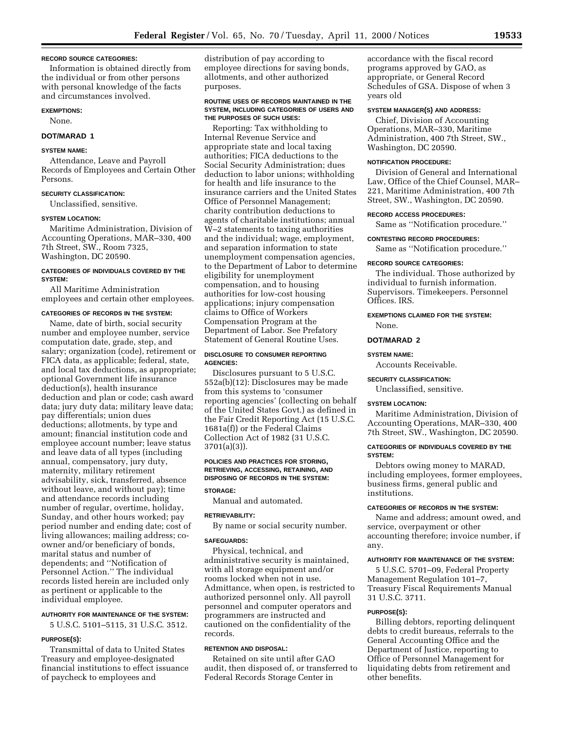**RECORD SOURCE CATEGORIES:**

Information is obtained directly from the individual or from other persons with personal knowledge of the facts and circumstances involved.

**EXEMPTIONS:**

None.

### DOT/MARAD 1

**SYSTEM NAME:**

Attendance, Leave and Payroll Records of Employees and Certain Other Persons.

**SECURITY CLASSIFICATION:**

Unclassified, sensitive.

**SYSTEM LOCATION:**

Maritime Administration, Division of Accounting Operations, MAR–330, 400 7th Street, SW., Room 7325, Washington, DC 20590.

**CATEGORIES OF INDIVIDUALS COVERED BY THE SYSTEM:**

All Maritime Administration employees and certain other employees.

**CATEGORIES OF RECORDS IN THE SYSTEM:**

Name, date of birth, social security number and employee number, service computation date, grade, step, and salary; organization (code), retirement or FICA data, as applicable; federal, state, and local tax deductions, as appropriate; optional Government life insurance deduction(s), health insurance deduction and plan or code; cash award data; jury duty data; military leave data; pay differentials; union dues deductions; allotments, by type and amount; financial institution code and employee account number; leave status and leave data of all types (including annual, compensatory, jury duty, maternity, military retirement advisability, sick, transferred, absence without leave, and without pay); time and attendance records including number of regular, overtime, holiday, Sunday, and other hours worked; pay period number and ending date; cost of living allowances; mailing address; co-owner and/or beneficiary of bonds, marital status and number of dependents; and ''Notification of Personnel Action.'' The individual records listed herein are included only as pertinent or applicable to the individual employee.

**AUTHORITY FOR MAINTENANCE OF THE SYSTEM:**

5 U.S.C. 5101–5115, 31 U.S.C. 3512.

**PURPOSE(S):**

Transmittal of data to United States Treasury and employee-designated financial institutions to effect issuance of paycheck to employees and distribution of pay according to employee directions for saving bonds, allotments, and other authorized purposes.

**ROUTINE USES OF RECORDS MAINTAINED IN THE SYSTEM, INCLUDING CATEGORIES OF USERS AND THE PURPOSES OF SUCH USES:**

Reporting: Tax withholding to Internal Revenue Service and appropriate state and local taxing authorities; FICA deductions to the Social Security Administration; dues deduction to labor unions; withholding for health and life insurance to the insurance carriers and the United States Office of Personnel Management; charity contribution deductions to agents of charitable institutions; annual W–2 statements to taxing authorities and the individual; wage, employment, and separation information to state unemployment compensation agencies, to the Department of Labor to determine eligibility for unemployment compensation, and to housing authorities for low-cost housing applications; injury compensation claims to Office of Workers Compensation Program at the Department of Labor. See Prefatory Statement of General Routine Uses.

**DISCLOSURE TO CONSUMER REPORTING AGENCIES:**

Disclosures pursuant to 5 U.S.C. 552a(b)(12): Disclosures may be made from this systems to 'consumer reporting agencies' (collecting on behalf of the United States Govt.) as defined in the Fair Credit Reporting Act (15 U.S.C. 1681a(f)) or the Federal Claims Collection Act of 1982 (31 U.S.C. 3701(a)(3)).

**POLICIES AND PRACTICES FOR STORING, RETRIEVING, ACCESSING, RETAINING, AND DISPOSING OF RECORDS IN THE SYSTEM:**

**STORAGE:**

Manual and automated.

**RETRIEVABILITY:**

By name or social security number.

**SAFEGUARDS:**

Physical, technical, and administrative security is maintained, with all storage equipment and/or rooms locked when not in use. Admittance, when open, is restricted to authorized personnel only. All payroll personnel and computer operators and programmers are instructed and cautioned on the confidentiality of the records.

**RETENTION AND DISPOSAL:**

Retained on site until after GAO audit, then disposed of, or transferred to Federal Records Storage Center in accordance with the fiscal record programs approved by GAO, as appropriate, or General Record Schedules of GSA. Dispose of when 3 years old

**SYSTEM MANAGER(S) AND ADDRESS:**

Chief, Division of Accounting Operations, MAR–330, Maritime Administration, 400 7th Street, SW., Washington, DC 20590.

**NOTIFICATION PROCEDURE:**

Division of General and International Law, Office of the Chief Counsel, MAR–221, Maritime Administration, 400 7th Street, SW., Washington, DC 20590.

**RECORD ACCESS PROCEDURES:**

Same as ''Notification procedure.''

**CONTESTING RECORD PROCEDURES:**

Same as ''Notification procedure.''

**RECORD SOURCE CATEGORIES:**

The individual. Those authorized by individual to furnish information. Supervisors. Timekeepers. Personnel Offices. IRS.

**EXEMPTIONS CLAIMED FOR THE SYSTEM:**

None.

### DOT/MARAD 2

**SYSTEM NAME:**

Accounts Receivable.

**SECURITY CLASSIFICATION:**

Unclassified, sensitive.

**SYSTEM LOCATION:**

Maritime Administration, Division of Accounting Operations, MAR–330, 400 7th Street, SW., Washington, DC 20590.

**CATEGORIES OF INDIVIDUALS COVERED BY THE SYSTEM:**

Debtors owing money to MARAD, including employees, former employees, business firms, general public and institutions.

**CATEGORIES OF RECORDS IN THE SYSTEM:**

Name and address; amount owed, and service, overpayment or other accounting therefore; invoice number, if any.

**AUTHORITY FOR MAINTENANCE OF THE SYSTEM:**

5 U.S.C. 5701–09, Federal Property Management Regulation 101–7, Treasury Fiscal Requirements Manual 31 U.S.C. 3711.

**PURPOSE(S):**

Billing debtors, reporting delinquent debts to credit bureaus, referrals to the General Accounting Office and the Department of Justice, reporting to Office of Personnel Management for liquidating debts from retirement and other benefits.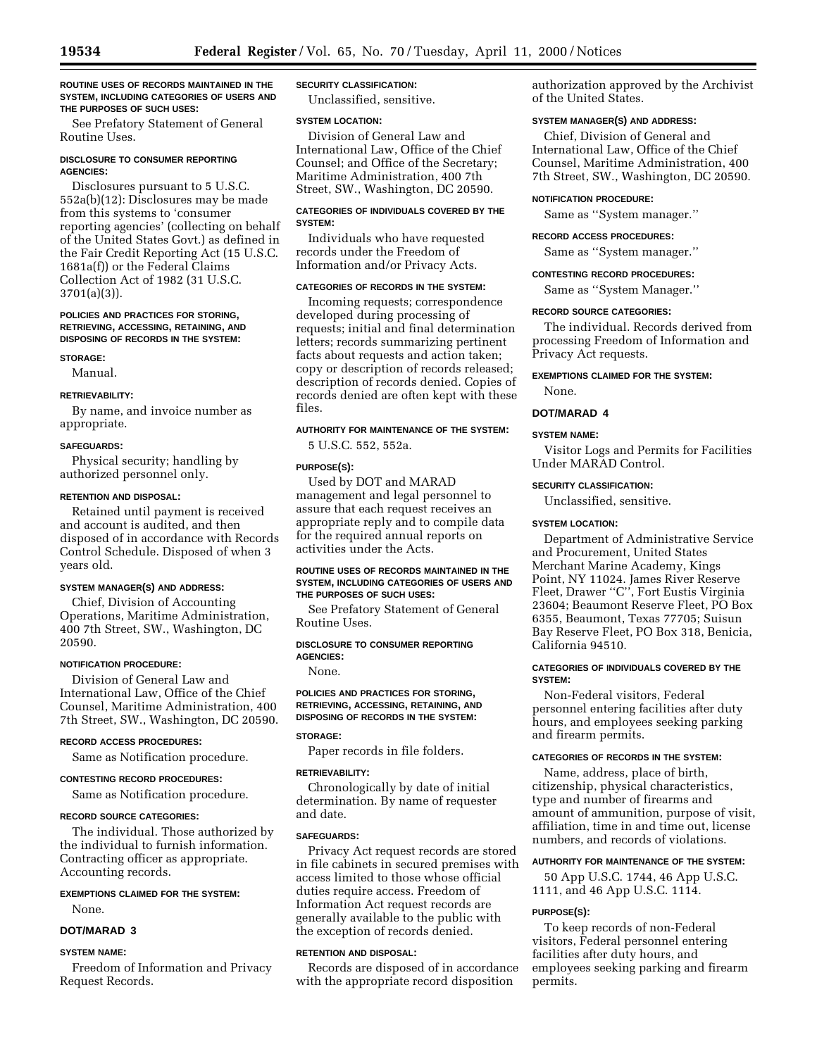**ROUTINE USES OF RECORDS MAINTAINED IN THE SYSTEM, INCLUDING CATEGORIES OF USERS AND THE PURPOSES OF SUCH USES:**

See Prefatory Statement of General Routine Uses.

**DISCLOSURE TO CONSUMER REPORTING AGENCIES:**

Disclosures pursuant to 5 U.S.C. 552a(b)(12): Disclosures may be made from this systems to 'consumer reporting agencies' (collecting on behalf of the United States Govt.) as defined in the Fair Credit Reporting Act (15 U.S.C. 1681a(f)) or the Federal Claims Collection Act of 1982 (31 U.S.C. 3701(a)(3)).

**POLICIES AND PRACTICES FOR STORING, RETRIEVING, ACCESSING, RETAINING, AND DISPOSING OF RECORDS IN THE SYSTEM:**

**STORAGE:**

Manual.

**RETRIEVABILITY:**

By name, and invoice number as appropriate.

**SAFEGUARDS:**

Physical security; handling by authorized personnel only.

**RETENTION AND DISPOSAL:**

Retained until payment is received and account is audited, and then disposed of in accordance with Records Control Schedule. Disposed of when 3 years old.

**SYSTEM MANAGER(S) AND ADDRESS:**

Chief, Division of Accounting Operations, Maritime Administration, 400 7th Street, SW., Washington, DC 20590.

**NOTIFICATION PROCEDURE:**

Division of General Law and International Law, Office of the Chief Counsel, Maritime Administration, 400 7th Street, SW., Washington, DC 20590.

**RECORD ACCESS PROCEDURES:**

Same as Notification procedure.

**CONTESTING RECORD PROCEDURES:**

Same as Notification procedure.

**RECORD SOURCE CATEGORIES:**

The individual. Those authorized by the individual to furnish information. Contracting officer as appropriate. Accounting records.

**EXEMPTIONS CLAIMED FOR THE SYSTEM:**

None.

## DOT/MARAD 3

**SYSTEM NAME:**

Freedom of Information and Privacy Request Records.

**SECURITY CLASSIFICATION:**

Unclassified, sensitive.

**SYSTEM LOCATION:**

Division of General Law and International Law, Office of the Chief Counsel; and Office of the Secretary; Maritime Administration, 400 7th Street, SW., Washington, DC 20590.

**CATEGORIES OF INDIVIDUALS COVERED BY THE SYSTEM:**

Individuals who have requested records under the Freedom of Information and/or Privacy Acts.

**CATEGORIES OF RECORDS IN THE SYSTEM:**

Incoming requests; correspondence developed during processing of requests; initial and final determination letters; records summarizing pertinent facts about requests and action taken; copy or description of records released; description of records denied. Copies of records denied are often kept with these files.

**AUTHORITY FOR MAINTENANCE OF THE SYSTEM:**

5 U.S.C. 552, 552a.

**PURPOSE(S):**

Used by DOT and MARAD management and legal personnel to assure that each request receives an appropriate reply and to compile data for the required annual reports on activities under the Acts.

**ROUTINE USES OF RECORDS MAINTAINED IN THE SYSTEM, INCLUDING CATEGORIES OF USERS AND THE PURPOSES OF SUCH USES:**

See Prefatory Statement of General Routine Uses.

**DISCLOSURE TO CONSUMER REPORTING AGENCIES:**

None.

**POLICIES AND PRACTICES FOR STORING, RETRIEVING, ACCESSING, RETAINING, AND DISPOSING OF RECORDS IN THE SYSTEM:**

**STORAGE:**

Paper records in file folders.

**RETRIEVABILITY:**

Chronologically by date of initial determination. By name of requester and date.

**SAFEGUARDS:**

Privacy Act request records are stored in file cabinets in secured premises with access limited to those whose official duties require access. Freedom of Information Act request records are generally available to the public with the exception of records denied.

**RETENTION AND DISPOSAL:**

Records are disposed of in accordance with the appropriate record disposition authorization approved by the Archivist of the United States.

**SYSTEM MANAGER(S) AND ADDRESS:**

Chief, Division of General and International Law, Office of the Chief Counsel, Maritime Administration, 400 7th Street, SW., Washington, DC 20590.

**NOTIFICATION PROCEDURE:**

Same as ''System manager.''

**RECORD ACCESS PROCEDURES:**

Same as ''System manager.''

**CONTESTING RECORD PROCEDURES:**

Same as ''System Manager.''

**RECORD SOURCE CATEGORIES:**

The individual. Records derived from processing Freedom of Information and Privacy Act requests.

**EXEMPTIONS CLAIMED FOR THE SYSTEM:**

None.

## DOT/MARAD 4

**SYSTEM NAME:**

Visitor Logs and Permits for Facilities Under MARAD Control.

**SECURITY CLASSIFICATION:**

Unclassified, sensitive.

**SYSTEM LOCATION:**

Department of Administrative Service and Procurement, United States Merchant Marine Academy, Kings Point, NY 11024. James River Reserve Fleet, Drawer ''C'', Fort Eustis Virginia 23604; Beaumont Reserve Fleet, PO Box 6355, Beaumont, Texas 77705; Suisun Bay Reserve Fleet, PO Box 318, Benicia, California 94510.

**CATEGORIES OF INDIVIDUALS COVERED BY THE SYSTEM:**

Non-Federal visitors, Federal personnel entering facilities after duty hours, and employees seeking parking and firearm permits.

**CATEGORIES OF RECORDS IN THE SYSTEM:**

Name, address, place of birth, citizenship, physical characteristics, type and number of firearms and amount of ammunition, purpose of visit, affiliation, time in and time out, license numbers, and records of violations.

**AUTHORITY FOR MAINTENANCE OF THE SYSTEM:**

50 App U.S.C. 1744, 46 App U.S.C. 1111, and 46 App U.S.C. 1114.

**PURPOSE(S):**

To keep records of non-Federal visitors, Federal personnel entering facilities after duty hours, and employees seeking parking and firearm permits.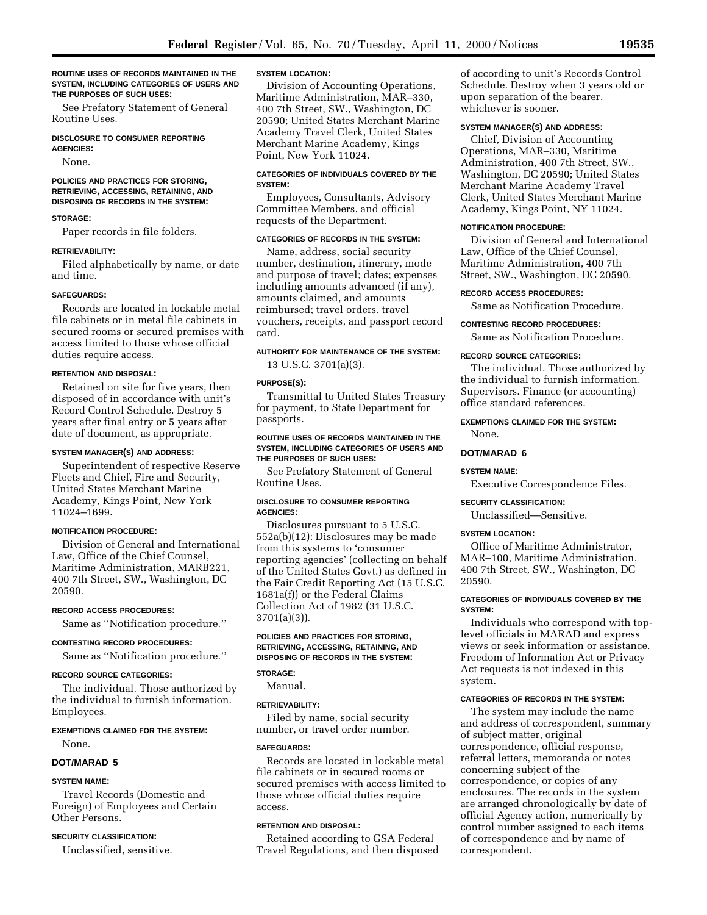**ROUTINE USES OF RECORDS MAINTAINED IN THE SYSTEM, INCLUDING CATEGORIES OF USERS AND THE PURPOSES OF SUCH USES:**

See Prefatory Statement of General Routine Uses.

**DISCLOSURE TO CONSUMER REPORTING AGENCIES:**

None.

**POLICIES AND PRACTICES FOR STORING, RETRIEVING, ACCESSING, RETAINING, AND DISPOSING OF RECORDS IN THE SYSTEM:**

**STORAGE:**

Paper records in file folders.

**RETRIEVABILITY:**

Filed alphabetically by name, or date and time.

**SAFEGUARDS:**

Records are located in lockable metal file cabinets or in metal file cabinets in secured rooms or secured premises with access limited to those whose official duties require access.

**RETENTION AND DISPOSAL:**

Retained on site for five years, then disposed of in accordance with unit's Record Control Schedule. Destroy 5 years after final entry or 5 years after date of document, as appropriate.

**SYSTEM MANAGER(S) AND ADDRESS:**

Superintendent of respective Reserve Fleets and Chief, Fire and Security, United States Merchant Marine Academy, Kings Point, New York 11024–1699.

**NOTIFICATION PROCEDURE:**

Division of General and International Law, Office of the Chief Counsel, Maritime Administration, MARB221, 400 7th Street, SW., Washington, DC 20590.

**RECORD ACCESS PROCEDURES:**

Same as ''Notification procedure.''

**CONTESTING RECORD PROCEDURES:**

Same as ''Notification procedure.''

**RECORD SOURCE CATEGORIES:**

The individual. Those authorized by the individual to furnish information. Employees.

**EXEMPTIONS CLAIMED FOR THE SYSTEM:**

None.

## DOT/MARAD 5

**SYSTEM NAME:**

Travel Records (Domestic and Foreign) of Employees and Certain Other Persons.

**SECURITY CLASSIFICATION:**

Unclassified, sensitive.

**SYSTEM LOCATION:**

Division of Accounting Operations, Maritime Administration, MAR–330, 400 7th Street, SW., Washington, DC 20590; United States Merchant Marine Academy Travel Clerk, United States Merchant Marine Academy, Kings Point, New York 11024.

**CATEGORIES OF INDIVIDUALS COVERED BY THE SYSTEM:**

Employees, Consultants, Advisory Committee Members, and official requests of the Department.

**CATEGORIES OF RECORDS IN THE SYSTEM:**

Name, address, social security number, destination, itinerary, mode and purpose of travel; dates; expenses including amounts advanced (if any), amounts claimed, and amounts reimbursed; travel orders, travel vouchers, receipts, and passport record card.

**AUTHORITY FOR MAINTENANCE OF THE SYSTEM:**

13 U.S.C. 3701(a)(3).

**PURPOSE(S):**

Transmittal to United States Treasury for payment, to State Department for passports.

**ROUTINE USES OF RECORDS MAINTAINED IN THE SYSTEM, INCLUDING CATEGORIES OF USERS AND THE PURPOSES OF SUCH USES:**

See Prefatory Statement of General Routine Uses.

**DISCLOSURE TO CONSUMER REPORTING AGENCIES:**

Disclosures pursuant to 5 U.S.C. 552a(b)(12): Disclosures may be made from this systems to 'consumer reporting agencies' (collecting on behalf of the United States Govt.) as defined in the Fair Credit Reporting Act (15 U.S.C. 1681a(f)) or the Federal Claims Collection Act of 1982 (31 U.S.C. 3701(a)(3)).

**POLICIES AND PRACTICES FOR STORING, RETRIEVING, ACCESSING, RETAINING, AND DISPOSING OF RECORDS IN THE SYSTEM:**

**STORAGE:**

Manual.

**RETRIEVABILITY:**

Filed by name, social security number, or travel order number.

**SAFEGUARDS:**

Records are located in lockable metal file cabinets or in secured rooms or secured premises with access limited to those whose official duties require access.

**RETENTION AND DISPOSAL:**

Retained according to GSA Federal Travel Regulations, and then disposed of according to unit's Records Control Schedule. Destroy when 3 years old or upon separation of the bearer, whichever is sooner.

**SYSTEM MANAGER(S) AND ADDRESS:**

Chief, Division of Accounting Operations, MAR–330, Maritime Administration, 400 7th Street, SW., Washington, DC 20590; United States Merchant Marine Academy Travel Clerk, United States Merchant Marine Academy, Kings Point, NY 11024.

**NOTIFICATION PROCEDURE:**

Division of General and International Law, Office of the Chief Counsel, Maritime Administration, 400 7th Street, SW., Washington, DC 20590.

**RECORD ACCESS PROCEDURES:**

Same as Notification Procedure.

**CONTESTING RECORD PROCEDURES:**

Same as Notification Procedure.

**RECORD SOURCE CATEGORIES:**

The individual. Those authorized by the individual to furnish information. Supervisors. Finance (or accounting) office standard references.

**EXEMPTIONS CLAIMED FOR THE SYSTEM:**

None.

## DOT/MARAD 6

**SYSTEM NAME:**

Executive Correspondence Files.

**SECURITY CLASSIFICATION:**

Unclassified—Sensitive.

**SYSTEM LOCATION:**

Office of Maritime Administrator, MAR–100, Maritime Administration, 400 7th Street, SW., Washington, DC 20590.

**CATEGORIES OF INDIVIDUALS COVERED BY THE SYSTEM:**

Individuals who correspond with top-level officials in MARAD and express views or seek information or assistance. Freedom of Information Act or Privacy Act requests is not indexed in this system.

**CATEGORIES OF RECORDS IN THE SYSTEM:**

The system may include the name and address of correspondent, summary of subject matter, original correspondence, official response, referral letters, memoranda or notes concerning subject of the correspondence, or copies of any enclosures. The records in the system are arranged chronologically by date of official Agency action, numerically by control number assigned to each items of correspondence and by name of correspondent.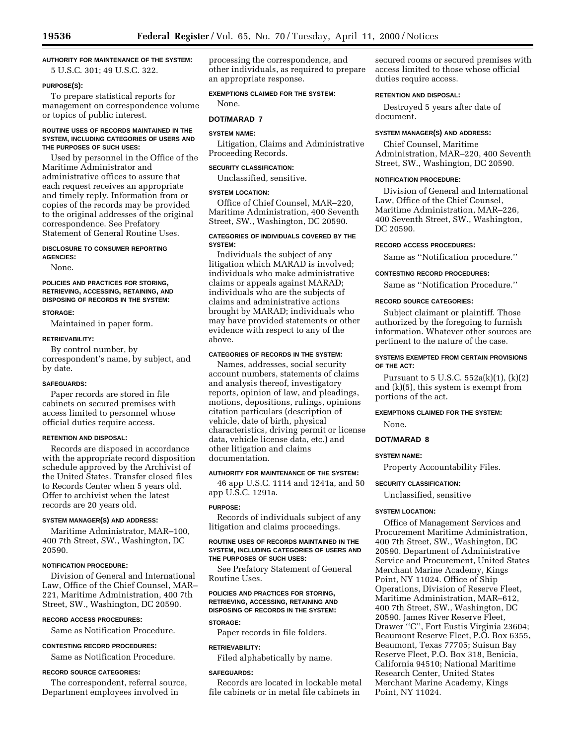**AUTHORITY FOR MAINTENANCE OF THE SYSTEM:**

5 U.S.C. 301; 49 U.S.C. 322.

**PURPOSE(S):**

To prepare statistical reports for management on correspondence volume or topics of public interest.

**ROUTINE USES OF RECORDS MAINTAINED IN THE SYSTEM, INCLUDING CATEGORIES OF USERS AND THE PURPOSES OF SUCH USES:**

Used by personnel in the Office of the Maritime Administrator and administrative offices to assure that each request receives an appropriate and timely reply. Information from or copies of the records may be provided to the original addresses of the original correspondence. See Prefatory Statement of General Routine Uses.

**DISCLOSURE TO CONSUMER REPORTING AGENCIES:**

None.

**POLICIES AND PRACTICES FOR STORING, RETRIEVING, ACCESSING, RETAINING, AND DISPOSING OF RECORDS IN THE SYSTEM:**

**STORAGE:**

Maintained in paper form.

**RETRIEVABILITY:**

By control number, by correspondent's name, by subject, and by date.

**SAFEGUARDS:**

Paper records are stored in file cabinets on secured premises with access limited to personnel whose official duties require access.

**RETENTION AND DISPOSAL:**

Records are disposed in accordance with the appropriate record disposition schedule approved by the Archivist of the United States. Transfer closed files to Records Center when 5 years old. Offer to archivist when the latest records are 20 years old.

**SYSTEM MANAGER(S) AND ADDRESS:**

Maritime Administrator, MAR–100, 400 7th Street, SW., Washington, DC 20590.

**NOTIFICATION PROCEDURE:**

Division of General and International Law, Office of the Chief Counsel, MAR–221, Maritime Administration, 400 7th Street, SW., Washington, DC 20590.

**RECORD ACCESS PROCEDURES:**

Same as Notification Procedure.

**CONTESTING RECORD PROCEDURES:**

Same as Notification Procedure.

**RECORD SOURCE CATEGORIES:**

The correspondent, referral source, Department employees involved in processing the correspondence, and other individuals, as required to prepare an appropriate response.

**EXEMPTIONS CLAIMED FOR THE SYSTEM:**

None.

## DOT/MARAD 7

**SYSTEM NAME:**

Litigation, Claims and Administrative Proceeding Records.

**SECURITY CLASSIFICATION:**

Unclassified, sensitive.

**SYSTEM LOCATION:**

Office of Chief Counsel, MAR–220, Maritime Administration, 400 Seventh Street, SW., Washington, DC 20590.

**CATEGORIES OF INDIVIDUALS COVERED BY THE SYSTEM:**

Individuals the subject of any litigation which MARAD is involved; individuals who make administrative claims or appeals against MARAD; individuals who are the subjects of claims and administrative actions brought by MARAD; individuals who may have provided statements or other evidence with respect to any of the above.

**CATEGORIES OF RECORDS IN THE SYSTEM:**

Names, addresses, social security account numbers, statements of claims and analysis thereof, investigatory reports, opinion of law, and pleadings, motions, depositions, rulings, opinions citation particulars (description of vehicle, date of birth, physical characteristics, driving permit or license data, vehicle license data, etc.) and other litigation and claims documentation.

**AUTHORITY FOR MAINTENANCE OF THE SYSTEM:**

46 app U.S.C. 1114 and 1241a, and 50 app U.S.C. 1291a.

**PURPOSE:**

Records of individuals subject of any litigation and claims proceedings.

**ROUTINE USES OF RECORDS MAINTAINED IN THE SYSTEM, INCLUDING CATEGORIES OF USERS AND THE PURPOSES OF SUCH USES:**

See Prefatory Statement of General Routine Uses.

**POLICIES AND PRACTICES FOR STORING, RETRIEVING, ACCESSING, RETAINING AND DISPOSING OF RECORDS IN THE SYSTEM:**

**STORAGE:**

Paper records in file folders.

**RETRIEVABILITY:**

Filed alphabetically by name.

**SAFEGUARDS:**

Records are located in lockable metal file cabinets or in metal file cabinets in secured rooms or secured premises with access limited to those whose official duties require access.

**RETENTION AND DISPOSAL:**

Destroyed 5 years after date of document.

**SYSTEM MANAGER(S) AND ADDRESS:**

Chief Counsel, Maritime Administration, MAR–220, 400 Seventh Street, SW., Washington, DC 20590.

**NOTIFICATION PROCEDURE:**

Division of General and International Law, Office of the Chief Counsel, Maritime Administration, MAR–226, 400 Seventh Street, SW., Washington, DC 20590.

**RECORD ACCESS PROCEDURES:**

Same as "Notification procedure."

**CONTESTING RECORD PROCEDURES:**

Same as "Notification Procedure."

**RECORD SOURCE CATEGORIES:**

Subject claimant or plaintiff. Those authorized by the foregoing to furnish information. Whatever other sources are pertinent to the nature of the case.

**SYSTEMS EXEMPTED FROM CERTAIN PROVISIONS OF THE ACT:**

Pursuant to 5 U.S.C. 552a(k)(1), (k)(2) and (k)(5), this system is exempt from portions of the act.

**EXEMPTIONS CLAIMED FOR THE SYSTEM:**

None.

## DOT/MARAD 8

**SYSTEM NAME:**

Property Accountability Files.

**SECURITY CLASSIFICATION:**

Unclassified, sensitive

**SYSTEM LOCATION:**

Office of Management Services and Procurement Maritime Administration, 400 7th Street, SW., Washington, DC 20590. Department of Administrative Service and Procurement, United States Merchant Marine Academy, Kings Point, NY 11024. Office of Ship Operations, Division of Reserve Fleet, Maritime Administration, MAR–612, 400 7th Street, SW., Washington, DC 20590. James River Reserve Fleet, Drawer "C", Fort Eustis Virginia 23604; Beaumont Reserve Fleet, P.O. Box 6355, Beaumont, Texas 77705; Suisun Bay Reserve Fleet, P.O. Box 318, Benicia, California 94510; National Maritime Research Center, United States Merchant Marine Academy, Kings Point, NY 11024.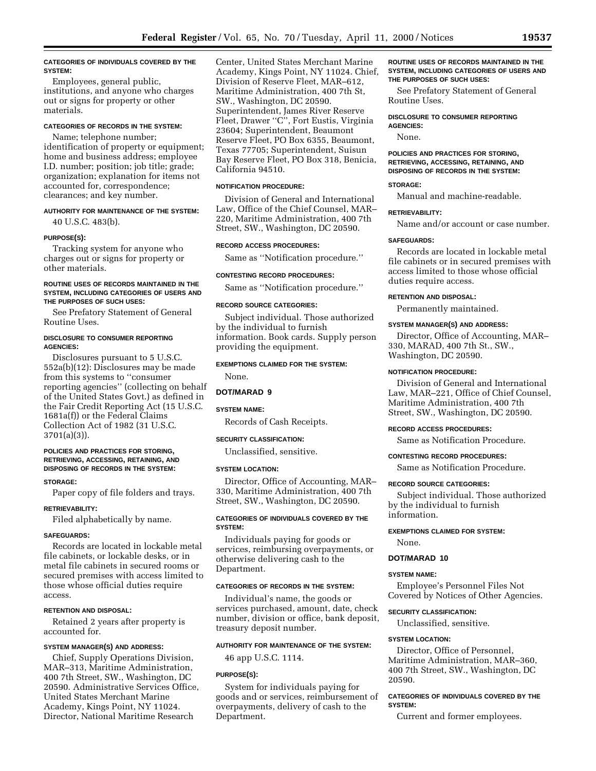#### CATEGORIES OF INDIVIDUALS COVERED BY THE SYSTEM:

Employees, general public, institutions, and anyone who charges out or signs for property or other materials.

#### CATEGORIES OF RECORDS IN THE SYSTEM:

Name; telephone number; identification of property or equipment; home and business address; employee I.D. number; position; job title; grade; organization; explanation for items not accounted for, correspondence; clearances; and key number.

#### AUTHORITY FOR MAINTENANCE OF THE SYSTEM:

40 U.S.C. 483(b).

#### PURPOSE(S):

Tracking system for anyone who charges out or signs for property or other materials.

#### ROUTINE USES OF RECORDS MAINTAINED IN THE SYSTEM, INCLUDING CATEGORIES OF USERS AND THE PURPOSES OF SUCH USES:

See Prefatory Statement of General Routine Uses.

#### DISCLOSURE TO CONSUMER REPORTING AGENCIES:

Disclosures pursuant to 5 U.S.C. 552a(b)(12): Disclosures may be made from this systems to ''consumer reporting agencies'' (collecting on behalf of the United States Govt.) as defined in the Fair Credit Reporting Act (15 U.S.C. 1681a(f)) or the Federal Claims Collection Act of 1982 (31 U.S.C. 3701(a)(3)).

#### POLICIES AND PRACTICES FOR STORING, RETRIEVING, ACCESSING, RETAINING, AND DISPOSING OF RECORDS IN THE SYSTEM:

#### STORAGE:

Paper copy of file folders and trays.

#### RETRIEVABILITY:

Filed alphabetically by name.

#### SAFEGUARDS:

Records are located in lockable metal file cabinets, or lockable desks, or in metal file cabinets in secured rooms or secured premises with access limited to those whose official duties require access.

#### RETENTION AND DISPOSAL:

Retained 2 years after property is accounted for.

#### SYSTEM MANAGER(S) AND ADDRESS:

Chief, Supply Operations Division, MAR–313, Maritime Administration, 400 7th Street, SW., Washington, DC 20590. Administrative Services Office, United States Merchant Marine Academy, Kings Point, NY 11024. Director, National Maritime Research Center, United States Merchant Marine Academy, Kings Point, NY 11024. Chief, Division of Reserve Fleet, MAR–612, Maritime Administration, 400 7th St, SW., Washington, DC 20590. Superintendent, James River Reserve Fleet, Drawer ''C'', Fort Eustis, Virginia 23604; Superintendent, Beaumont Reserve Fleet, PO Box 6355, Beaumont, Texas 77705; Superintendent, Suisun Bay Reserve Fleet, PO Box 318, Benicia, California 94510.

#### NOTIFICATION PROCEDURE:

Division of General and International Law, Office of the Chief Counsel, MAR–220, Maritime Administration, 400 7th Street, SW., Washington, DC 20590.

#### RECORD ACCESS PROCEDURES:

Same as ''Notification procedure.''

#### CONTESTING RECORD PROCEDURES:

Same as ''Notification procedure.''

#### RECORD SOURCE CATEGORIES:

Subject individual. Those authorized by the individual to furnish information. Book cards. Supply person providing the equipment.

#### EXEMPTIONS CLAIMED FOR THE SYSTEM:

None.

### DOT/MARAD 9

#### SYSTEM NAME:

Records of Cash Receipts.

#### SECURITY CLASSIFICATION:

Unclassified, sensitive.

#### SYSTEM LOCATION:

Director, Office of Accounting, MAR–330, Maritime Administration, 400 7th Street, SW., Washington, DC 20590.

#### CATEGORIES OF INDIVIDUALS COVERED BY THE SYSTEM:

Individuals paying for goods or services, reimbursing overpayments, or otherwise delivering cash to the Department.

#### CATEGORIES OF RECORDS IN THE SYSTEM:

Individual's name, the goods or services purchased, amount, date, check number, division or office, bank deposit, treasury deposit number.

#### AUTHORITY FOR MAINTENANCE OF THE SYSTEM:

46 app U.S.C. 1114.

#### PURPOSE(S):

System for individuals paying for goods and or services, reimbursement of overpayments, delivery of cash to the Department.

#### ROUTINE USES OF RECORDS MAINTAINED IN THE SYSTEM, INCLUDING CATEGORIES OF USERS AND THE PURPOSES OF SUCH USES:

See Prefatory Statement of General Routine Uses.

#### DISCLOSURE TO CONSUMER REPORTING AGENCIES:

None.

#### POLICIES AND PRACTICES FOR STORING, RETRIEVING, ACCESSING, RETAINING, AND DISPOSING OF RECORDS IN THE SYSTEM:

#### STORAGE:

Manual and machine-readable.

#### RETRIEVABILITY:

Name and/or account or case number.

#### SAFEGUARDS:

Records are located in lockable metal file cabinets or in secured premises with access limited to those whose official duties require access.

#### RETENTION AND DISPOSAL:

Permanently maintained.

#### SYSTEM MANAGER(S) AND ADDRESS:

Director, Office of Accounting, MAR–330, MARAD, 400 7th St., SW., Washington, DC 20590.

#### NOTIFICATION PROCEDURE:

Division of General and International Law, MAR–221, Office of Chief Counsel, Maritime Administration, 400 7th Street, SW., Washington, DC 20590.

#### RECORD ACCESS PROCEDURES:

Same as Notification Procedure.

#### CONTESTING RECORD PROCEDURES:

Same as Notification Procedure.

#### RECORD SOURCE CATEGORIES:

Subject individual. Those authorized by the individual to furnish information.

#### EXEMPTIONS CLAIMED FOR SYSTEM:

None.

### DOT/MARAD 10

#### SYSTEM NAME:

Employee's Personnel Files Not Covered by Notices of Other Agencies.

#### SECURITY CLASSIFICATION:

Unclassified, sensitive.

#### SYSTEM LOCATION:

Director, Office of Personnel, Maritime Administration, MAR–360, 400 7th Street, SW., Washington, DC 20590.

#### CATEGORIES OF INDIVIDUALS COVERED BY THE SYSTEM:

Current and former employees.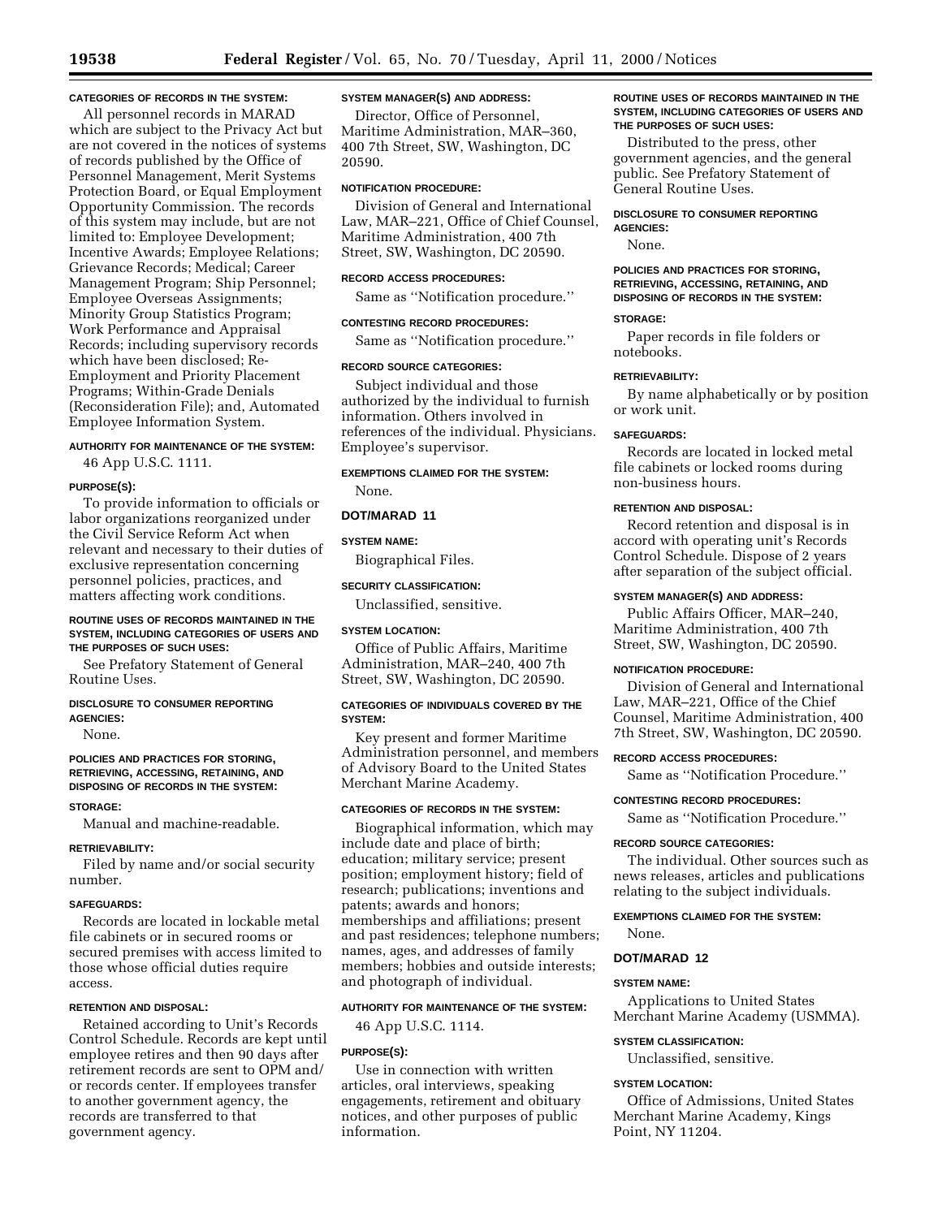#### CATEGORIES OF RECORDS IN THE SYSTEM:

All personnel records in MARAD which are subject to the Privacy Act but are not covered in the notices of systems of records published by the Office of Personnel Management, Merit Systems Protection Board, or Equal Employment Opportunity Commission. The records of this system may include, but are not limited to: Employee Development; Incentive Awards; Employee Relations; Grievance Records; Medical; Career Management Program; Ship Personnel; Employee Overseas Assignments; Minority Group Statistics Program; Work Performance and Appraisal Records; including supervisory records which have been disclosed; Re-Employment and Priority Placement Programs; Within-Grade Denials (Reconsideration File); and, Automated Employee Information System.

#### AUTHORITY FOR MAINTENANCE OF THE SYSTEM:

46 App U.S.C. 1111.

#### PURPOSE(S):

To provide information to officials or labor organizations reorganized under the Civil Service Reform Act when relevant and necessary to their duties of exclusive representation concerning personnel policies, practices, and matters affecting work conditions.

#### ROUTINE USES OF RECORDS MAINTAINED IN THE SYSTEM, INCLUDING CATEGORIES OF USERS AND THE PURPOSES OF SUCH USES:

See Prefatory Statement of General Routine Uses.

#### DISCLOSURE TO CONSUMER REPORTING AGENCIES:

None.

#### POLICIES AND PRACTICES FOR STORING, RETRIEVING, ACCESSING, RETAINING, AND DISPOSING OF RECORDS IN THE SYSTEM:

#### STORAGE:

Manual and machine-readable.

#### RETRIEVABILITY:

Filed by name and/or social security number.

#### SAFEGUARDS:

Records are located in lockable metal file cabinets or in secured rooms or secured premises with access limited to those whose official duties require access.

#### RETENTION AND DISPOSAL:

Retained according to Unit's Records Control Schedule. Records are kept until employee retires and then 90 days after retirement records are sent to OPM and/or records center. If employees transfer to another government agency, the records are transferred to that government agency.

#### SYSTEM MANAGER(S) AND ADDRESS:

Director, Office of Personnel, Maritime Administration, MAR–360, 400 7th Street, SW, Washington, DC 20590.

#### NOTIFICATION PROCEDURE:

Division of General and International Law, MAR–221, Office of Chief Counsel, Maritime Administration, 400 7th Street, SW, Washington, DC 20590.

#### RECORD ACCESS PROCEDURES:

Same as "Notification procedure."

#### CONTESTING RECORD PROCEDURES:

Same as "Notification procedure."

#### RECORD SOURCE CATEGORIES:

Subject individual and those authorized by the individual to furnish information. Others involved in references of the individual. Physicians. Employee's supervisor.

#### EXEMPTIONS CLAIMED FOR THE SYSTEM:

None.

### DOT/MARAD 11

#### SYSTEM NAME:

Biographical Files.

#### SECURITY CLASSIFICATION:

Unclassified, sensitive.

#### SYSTEM LOCATION:

Office of Public Affairs, Maritime Administration, MAR–240, 400 7th Street, SW, Washington, DC 20590.

#### CATEGORIES OF INDIVIDUALS COVERED BY THE SYSTEM:

Key present and former Maritime Administration personnel, and members of Advisory Board to the United States Merchant Marine Academy.

#### CATEGORIES OF RECORDS IN THE SYSTEM:

Biographical information, which may include date and place of birth; education; military service; present position; employment history; field of research; publications; inventions and patents; awards and honors; memberships and affiliations; present and past residences; telephone numbers; names, ages, and addresses of family members; hobbies and outside interests; and photograph of individual.

#### AUTHORITY FOR MAINTENANCE OF THE SYSTEM:

46 App U.S.C. 1114.

#### PURPOSE(S):

Use in connection with written articles, oral interviews, speaking engagements, retirement and obituary notices, and other purposes of public information.

#### ROUTINE USES OF RECORDS MAINTAINED IN THE SYSTEM, INCLUDING CATEGORIES OF USERS AND THE PURPOSES OF SUCH USES:

Distributed to the press, other government agencies, and the general public. See Prefatory Statement of General Routine Uses.

#### DISCLOSURE TO CONSUMER REPORTING AGENCIES:

None.

#### POLICIES AND PRACTICES FOR STORING, RETRIEVING, ACCESSING, RETAINING, AND DISPOSING OF RECORDS IN THE SYSTEM:

#### STORAGE:

Paper records in file folders or notebooks.

#### RETRIEVABILITY:

By name alphabetically or by position or work unit.

#### SAFEGUARDS:

Records are located in locked metal file cabinets or locked rooms during non-business hours.

#### RETENTION AND DISPOSAL:

Record retention and disposal is in accord with operating unit's Records Control Schedule. Dispose of 2 years after separation of the subject official.

#### SYSTEM MANAGER(S) AND ADDRESS:

Public Affairs Officer, MAR–240, Maritime Administration, 400 7th Street, SW, Washington, DC 20590.

#### NOTIFICATION PROCEDURE:

Division of General and International Law, MAR–221, Office of the Chief Counsel, Maritime Administration, 400 7th Street, SW, Washington, DC 20590.

#### RECORD ACCESS PROCEDURES:

Same as "Notification Procedure."

#### CONTESTING RECORD PROCEDURES:

Same as "Notification Procedure."

#### RECORD SOURCE CATEGORIES:

The individual. Other sources such as news releases, articles and publications relating to the subject individuals.

#### EXEMPTIONS CLAIMED FOR THE SYSTEM:

None.

### DOT/MARAD 12

#### SYSTEM NAME:

Applications to United States Merchant Marine Academy (USMMA).

#### SYSTEM CLASSIFICATION:

Unclassified, sensitive.

#### SYSTEM LOCATION:

Office of Admissions, United States Merchant Marine Academy, Kings Point, NY 11204.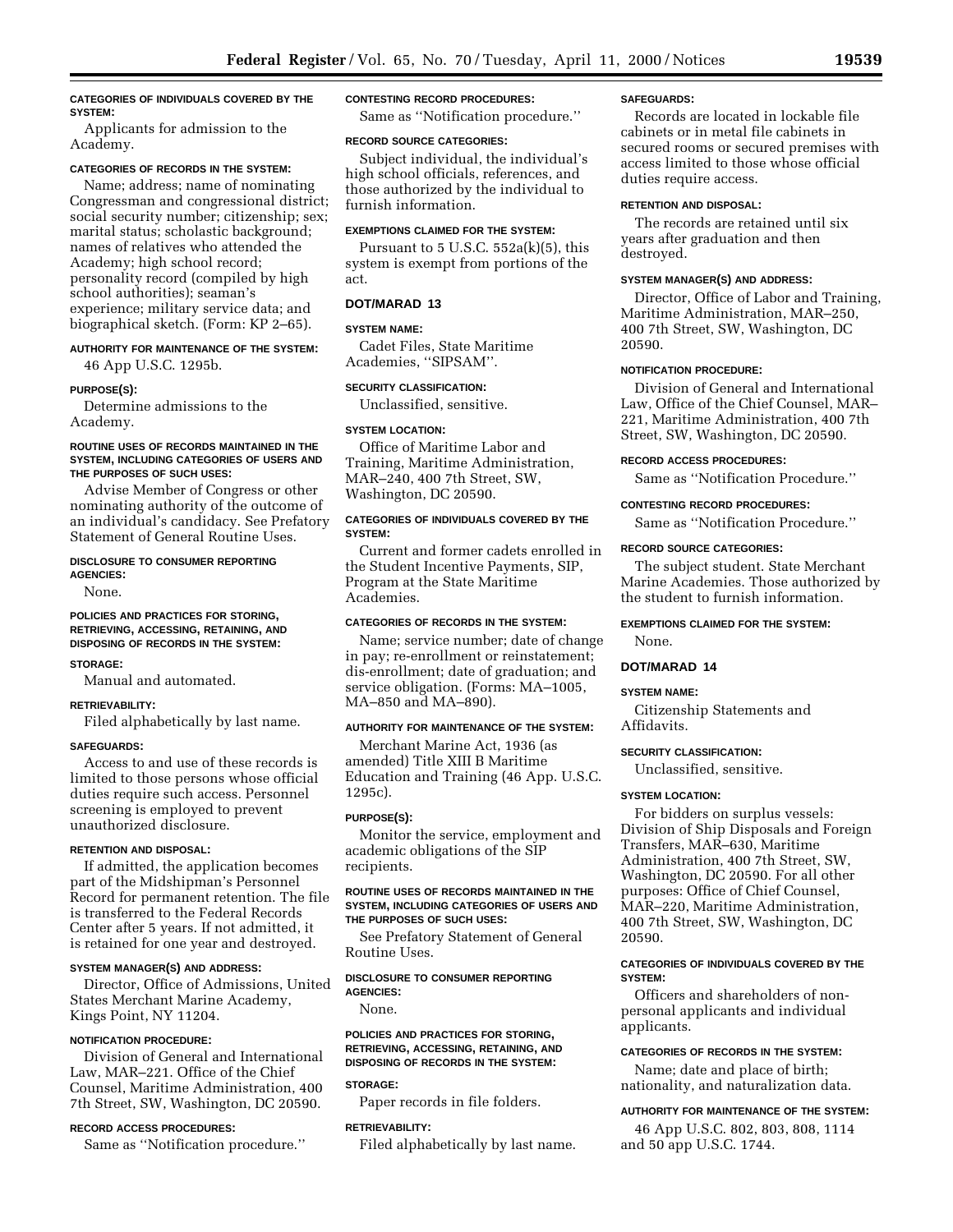**CATEGORIES OF INDIVIDUALS COVERED BY THE SYSTEM:**

Applicants for admission to the Academy.

**CATEGORIES OF RECORDS IN THE SYSTEM:**

Name; address; name of nominating Congressman and congressional district; social security number; citizenship; sex; marital status; scholastic background; names of relatives who attended the Academy; high school record; personality record (compiled by high school authorities); seaman's experience; military service data; and biographical sketch. (Form: KP 2–65).

**AUTHORITY FOR MAINTENANCE OF THE SYSTEM:**

46 App U.S.C. 1295b.

**PURPOSE(S):**

Determine admissions to the Academy.

**ROUTINE USES OF RECORDS MAINTAINED IN THE SYSTEM, INCLUDING CATEGORIES OF USERS AND THE PURPOSES OF SUCH USES:**

Advise Member of Congress or other nominating authority of the outcome of an individual's candidacy. See Prefatory Statement of General Routine Uses.

**DISCLOSURE TO CONSUMER REPORTING AGENCIES:**

None.

**POLICIES AND PRACTICES FOR STORING, RETRIEVING, ACCESSING, RETAINING, AND DISPOSING OF RECORDS IN THE SYSTEM:**

**STORAGE:**

Manual and automated.

**RETRIEVABILITY:**

Filed alphabetically by last name.

**SAFEGUARDS:**

Access to and use of these records is limited to those persons whose official duties require such access. Personnel screening is employed to prevent unauthorized disclosure.

**RETENTION AND DISPOSAL:**

If admitted, the application becomes part of the Midshipman's Personnel Record for permanent retention. The file is transferred to the Federal Records Center after 5 years. If not admitted, it is retained for one year and destroyed.

**SYSTEM MANAGER(S) AND ADDRESS:**

Director, Office of Admissions, United States Merchant Marine Academy, Kings Point, NY 11204.

**NOTIFICATION PROCEDURE:**

Division of General and International Law, MAR–221. Office of the Chief Counsel, Maritime Administration, 400 7th Street, SW, Washington, DC 20590.

**RECORD ACCESS PROCEDURES:**

Same as "Notification procedure."

**CONTESTING RECORD PROCEDURES:**

Same as "Notification procedure."

**RECORD SOURCE CATEGORIES:**

Subject individual, the individual's high school officials, references, and those authorized by the individual to furnish information.

**EXEMPTIONS CLAIMED FOR THE SYSTEM:**

Pursuant to 5 U.S.C. 552a(k)(5), this system is exempt from portions of the act.

## DOT/MARAD 13

**SYSTEM NAME:**

Cadet Files, State Maritime Academies, "SIPSAM".

**SECURITY CLASSIFICATION:**

Unclassified, sensitive.

**SYSTEM LOCATION:**

Office of Maritime Labor and Training, Maritime Administration, MAR–240, 400 7th Street, SW, Washington, DC 20590.

**CATEGORIES OF INDIVIDUALS COVERED BY THE SYSTEM:**

Current and former cadets enrolled in the Student Incentive Payments, SIP, Program at the State Maritime Academies.

**CATEGORIES OF RECORDS IN THE SYSTEM:**

Name; service number; date of change in pay; re-enrollment or reinstatement; dis-enrollment; date of graduation; and service obligation. (Forms: MA–1005, MA–850 and MA–890).

**AUTHORITY FOR MAINTENANCE OF THE SYSTEM:**

Merchant Marine Act, 1936 (as amended) Title XIII B Maritime Education and Training (46 App. U.S.C. 1295c).

**PURPOSE(S):**

Monitor the service, employment and academic obligations of the SIP recipients.

**ROUTINE USES OF RECORDS MAINTAINED IN THE SYSTEM, INCLUDING CATEGORIES OF USERS AND THE PURPOSES OF SUCH USES:**

See Prefatory Statement of General Routine Uses.

**DISCLOSURE TO CONSUMER REPORTING AGENCIES:**

None.

**POLICIES AND PRACTICES FOR STORING, RETRIEVING, ACCESSING, RETAINING, AND DISPOSING OF RECORDS IN THE SYSTEM:**

**STORAGE:**

Paper records in file folders.

**RETRIEVABILITY:**

Filed alphabetically by last name.

**SAFEGUARDS:**

Records are located in lockable file cabinets or in metal file cabinets in secured rooms or secured premises with access limited to those whose official duties require access.

**RETENTION AND DISPOSAL:**

The records are retained until six years after graduation and then destroyed.

**SYSTEM MANAGER(S) AND ADDRESS:**

Director, Office of Labor and Training, Maritime Administration, MAR–250, 400 7th Street, SW, Washington, DC 20590.

**NOTIFICATION PROCEDURE:**

Division of General and International Law, Office of the Chief Counsel, MAR–221, Maritime Administration, 400 7th Street, SW, Washington, DC 20590.

**RECORD ACCESS PROCEDURES:**

Same as "Notification Procedure."

**CONTESTING RECORD PROCEDURES:**

Same as "Notification Procedure."

**RECORD SOURCE CATEGORIES:**

The subject student. State Merchant Marine Academies. Those authorized by the student to furnish information.

**EXEMPTIONS CLAIMED FOR THE SYSTEM:**

None.

## DOT/MARAD 14

**SYSTEM NAME:**

Citizenship Statements and Affidavits.

**SECURITY CLASSIFICATION:**

Unclassified, sensitive.

**SYSTEM LOCATION:**

For bidders on surplus vessels: Division of Ship Disposals and Foreign Transfers, MAR–630, Maritime Administration, 400 7th Street, SW, Washington, DC 20590. For all other purposes: Office of Chief Counsel, MAR–220, Maritime Administration, 400 7th Street, SW, Washington, DC 20590.

**CATEGORIES OF INDIVIDUALS COVERED BY THE SYSTEM:**

Officers and shareholders of non-personal applicants and individual applicants.

**CATEGORIES OF RECORDS IN THE SYSTEM:**

Name; date and place of birth; nationality, and naturalization data.

**AUTHORITY FOR MAINTENANCE OF THE SYSTEM:**

46 App U.S.C. 802, 803, 808, 1114 and 50 app U.S.C. 1744.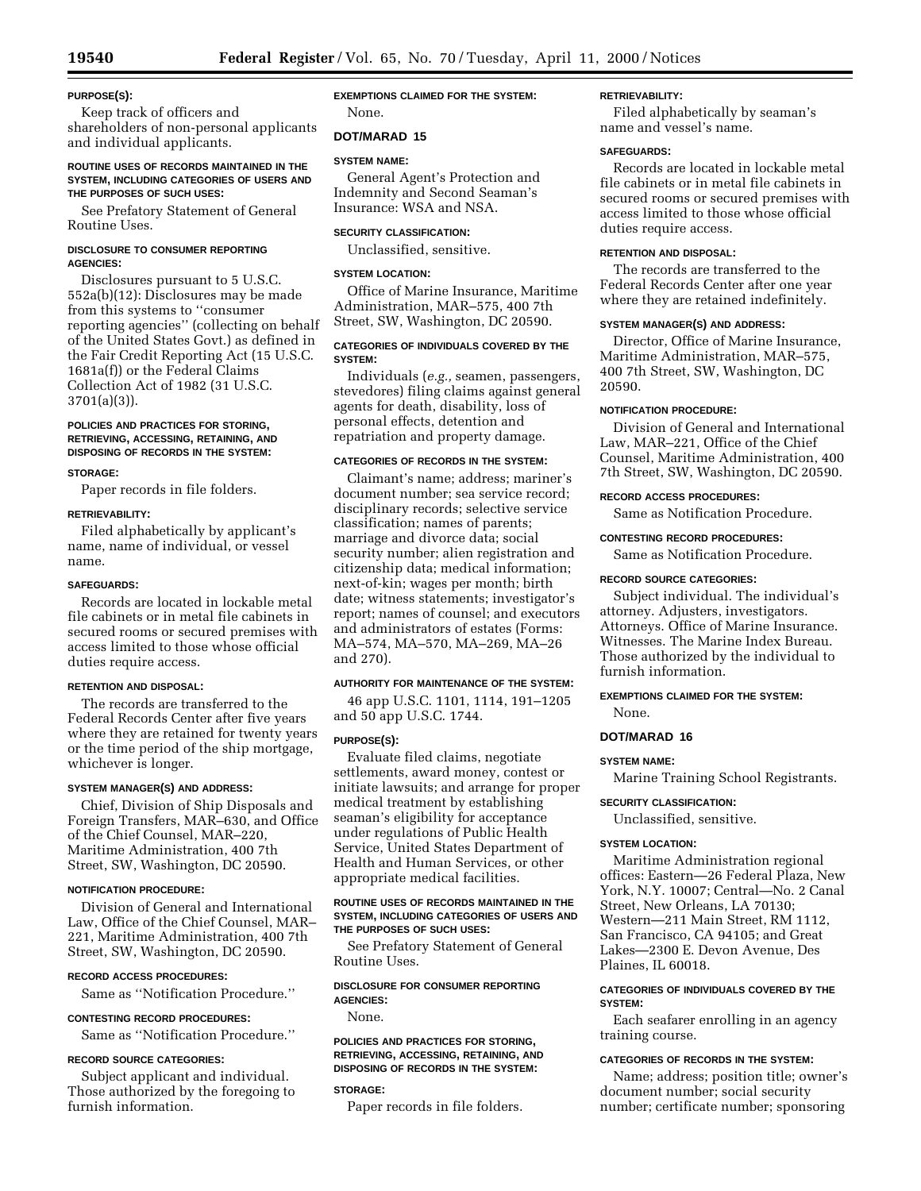**PURPOSE(S):**

Keep track of officers and shareholders of non-personal applicants and individual applicants.

**ROUTINE USES OF RECORDS MAINTAINED IN THE SYSTEM, INCLUDING CATEGORIES OF USERS AND THE PURPOSES OF SUCH USES:**

See Prefatory Statement of General Routine Uses.

**DISCLOSURE TO CONSUMER REPORTING AGENCIES:**

Disclosures pursuant to 5 U.S.C. 552a(b)(12): Disclosures may be made from this systems to ''consumer reporting agencies'' (collecting on behalf of the United States Govt.) as defined in the Fair Credit Reporting Act (15 U.S.C. 1681a(f)) or the Federal Claims Collection Act of 1982 (31 U.S.C. 3701(a)(3)).

**POLICIES AND PRACTICES FOR STORING, RETRIEVING, ACCESSING, RETAINING, AND DISPOSING OF RECORDS IN THE SYSTEM:**

**STORAGE:**

Paper records in file folders.

**RETRIEVABILITY:**

Filed alphabetically by applicant's name, name of individual, or vessel name.

**SAFEGUARDS:**

Records are located in lockable metal file cabinets or in metal file cabinets in secured rooms or secured premises with access limited to those whose official duties require access.

**RETENTION AND DISPOSAL:**

The records are transferred to the Federal Records Center after five years where they are retained for twenty years or the time period of the ship mortgage, whichever is longer.

**SYSTEM MANAGER(S) AND ADDRESS:**

Chief, Division of Ship Disposals and Foreign Transfers, MAR–630, and Office of the Chief Counsel, MAR–220, Maritime Administration, 400 7th Street, SW, Washington, DC 20590.

**NOTIFICATION PROCEDURE:**

Division of General and International Law, Office of the Chief Counsel, MAR–221, Maritime Administration, 400 7th Street, SW, Washington, DC 20590.

**RECORD ACCESS PROCEDURES:**

Same as ''Notification Procedure.''

**CONTESTING RECORD PROCEDURES:**

Same as ''Notification Procedure.''

**RECORD SOURCE CATEGORIES:**

Subject applicant and individual. Those authorized by the foregoing to furnish information.

**EXEMPTIONS CLAIMED FOR THE SYSTEM:**

None.

## DOT/MARAD 15

**SYSTEM NAME:**

General Agent's Protection and Indemnity and Second Seaman's Insurance: WSA and NSA.

**SECURITY CLASSIFICATION:**

Unclassified, sensitive.

**SYSTEM LOCATION:**

Office of Marine Insurance, Maritime Administration, MAR–575, 400 7th Street, SW, Washington, DC 20590.

**CATEGORIES OF INDIVIDUALS COVERED BY THE SYSTEM:**

Individuals (*e.g.,* seamen, passengers, stevedores) filing claims against general agents for death, disability, loss of personal effects, detention and repatriation and property damage.

**CATEGORIES OF RECORDS IN THE SYSTEM:**

Claimant's name; address; mariner's document number; sea service record; disciplinary records; selective service classification; names of parents; marriage and divorce data; social security number; alien registration and citizenship data; medical information; next-of-kin; wages per month; birth date; witness statements; investigator's report; names of counsel; and executors and administrators of estates (Forms: MA–574, MA–570, MA–269, MA–26 and 270).

**AUTHORITY FOR MAINTENANCE OF THE SYSTEM:**

46 app U.S.C. 1101, 1114, 191–1205 and 50 app U.S.C. 1744.

**PURPOSE(S):**

Evaluate filed claims, negotiate settlements, award money, contest or initiate lawsuits; and arrange for proper medical treatment by establishing seaman's eligibility for acceptance under regulations of Public Health Service, United States Department of Health and Human Services, or other appropriate medical facilities.

**ROUTINE USES OF RECORDS MAINTAINED IN THE SYSTEM, INCLUDING CATEGORIES OF USERS AND THE PURPOSES OF SUCH USES:**

See Prefatory Statement of General Routine Uses.

**DISCLOSURE FOR CONSUMER REPORTING AGENCIES:**

None.

**POLICIES AND PRACTICES FOR STORING, RETRIEVING, ACCESSING, RETAINING, AND DISPOSING OF RECORDS IN THE SYSTEM:**

**STORAGE:**

Paper records in file folders.

**RETRIEVABILITY:**

Filed alphabetically by seaman's name and vessel's name.

**SAFEGUARDS:**

Records are located in lockable metal file cabinets or in metal file cabinets in secured rooms or secured premises with access limited to those whose official duties require access.

**RETENTION AND DISPOSAL:**

The records are transferred to the Federal Records Center after one year where they are retained indefinitely.

**SYSTEM MANAGER(S) AND ADDRESS:**

Director, Office of Marine Insurance, Maritime Administration, MAR–575, 400 7th Street, SW, Washington, DC 20590.

**NOTIFICATION PROCEDURE:**

Division of General and International Law, MAR–221, Office of the Chief Counsel, Maritime Administration, 400 7th Street, SW, Washington, DC 20590.

**RECORD ACCESS PROCEDURES:**

Same as Notification Procedure.

**CONTESTING RECORD PROCEDURES:**

Same as Notification Procedure.

**RECORD SOURCE CATEGORIES:**

Subject individual. The individual's attorney. Adjusters, investigators. Attorneys. Office of Marine Insurance. Witnesses. The Marine Index Bureau. Those authorized by the individual to furnish information.

**EXEMPTIONS CLAIMED FOR THE SYSTEM:**

None.

## DOT/MARAD 16

**SYSTEM NAME:**

Marine Training School Registrants.

**SECURITY CLASSIFICATION:**

Unclassified, sensitive.

**SYSTEM LOCATION:**

Maritime Administration regional offices: Eastern—26 Federal Plaza, New York, N.Y. 10007; Central—No. 2 Canal Street, New Orleans, LA 70130; Western—211 Main Street, RM 1112, San Francisco, CA 94105; and Great Lakes—2300 E. Devon Avenue, Des Plaines, IL 60018.

**CATEGORIES OF INDIVIDUALS COVERED BY THE SYSTEM:**

Each seafarer enrolling in an agency training course.

**CATEGORIES OF RECORDS IN THE SYSTEM:**

Name; address; position title; owner's document number; social security number; certificate number; sponsoring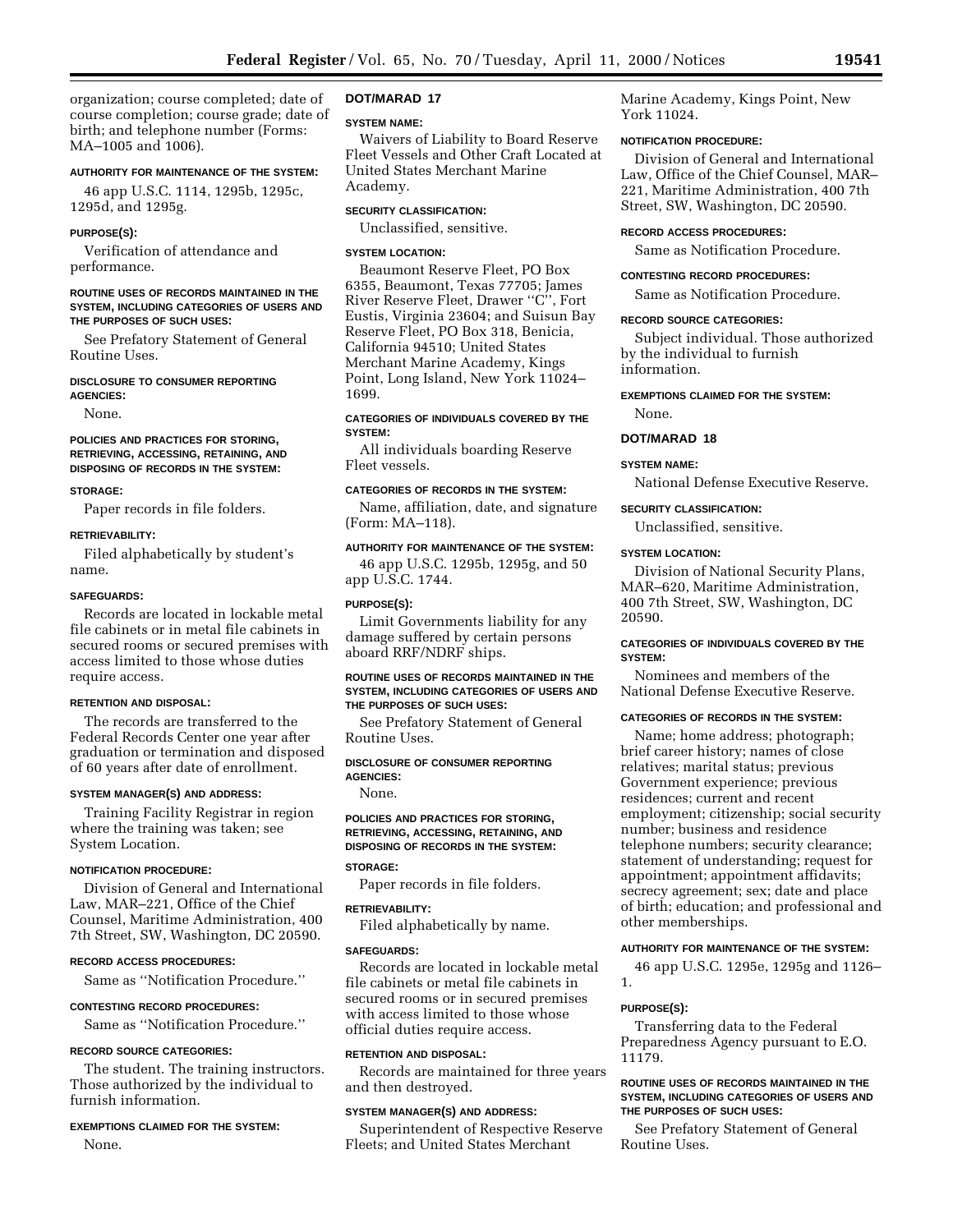organization; course completed; date of course completion; course grade; date of birth; and telephone number (Forms: MA–1005 and 1006).

#### AUTHORITY FOR MAINTENANCE OF THE SYSTEM:

46 app U.S.C. 1114, 1295b, 1295c, 1295d, and 1295g.

#### PURPOSE(S):

Verification of attendance and performance.

#### ROUTINE USES OF RECORDS MAINTAINED IN THE SYSTEM, INCLUDING CATEGORIES OF USERS AND THE PURPOSES OF SUCH USES:

See Prefatory Statement of General Routine Uses.

#### DISCLOSURE TO CONSUMER REPORTING AGENCIES:

None.

#### POLICIES AND PRACTICES FOR STORING, RETRIEVING, ACCESSING, RETAINING, AND DISPOSING OF RECORDS IN THE SYSTEM:

#### STORAGE:

Paper records in file folders.

#### RETRIEVABILITY:

Filed alphabetically by student's name.

#### SAFEGUARDS:

Records are located in lockable metal file cabinets or in metal file cabinets in secured rooms or secured premises with access limited to those whose duties require access.

#### RETENTION AND DISPOSAL:

The records are transferred to the Federal Records Center one year after graduation or termination and disposed of 60 years after date of enrollment.

#### SYSTEM MANAGER(S) AND ADDRESS:

Training Facility Registrar in region where the training was taken; see System Location.

#### NOTIFICATION PROCEDURE:

Division of General and International Law, MAR–221, Office of the Chief Counsel, Maritime Administration, 400 7th Street, SW, Washington, DC 20590.

#### RECORD ACCESS PROCEDURES:

Same as ''Notification Procedure.''

#### CONTESTING RECORD PROCEDURES:

Same as ''Notification Procedure.''

#### RECORD SOURCE CATEGORIES:

The student. The training instructors. Those authorized by the individual to furnish information.

#### EXEMPTIONS CLAIMED FOR THE SYSTEM:

None.

### DOT/MARAD 17

#### SYSTEM NAME:

Waivers of Liability to Board Reserve Fleet Vessels and Other Craft Located at United States Merchant Marine Academy.

#### SECURITY CLASSIFICATION:

Unclassified, sensitive.

#### SYSTEM LOCATION:

Beaumont Reserve Fleet, PO Box 6355, Beaumont, Texas 77705; James River Reserve Fleet, Drawer ''C'', Fort Eustis, Virginia 23604; and Suisun Bay Reserve Fleet, PO Box 318, Benicia, California 94510; United States Merchant Marine Academy, Kings Point, Long Island, New York 11024–1699.

#### CATEGORIES OF INDIVIDUALS COVERED BY THE SYSTEM:

All individuals boarding Reserve Fleet vessels.

#### CATEGORIES OF RECORDS IN THE SYSTEM:

Name, affiliation, date, and signature (Form: MA–118).

#### AUTHORITY FOR MAINTENANCE OF THE SYSTEM:

46 app U.S.C. 1295b, 1295g, and 50 app U.S.C. 1744.

#### PURPOSE(S):

Limit Governments liability for any damage suffered by certain persons aboard RRF/NDRF ships.

#### ROUTINE USES OF RECORDS MAINTAINED IN THE SYSTEM, INCLUDING CATEGORIES OF USERS AND THE PURPOSES OF SUCH USES:

See Prefatory Statement of General Routine Uses.

#### DISCLOSURE OF CONSUMER REPORTING AGENCIES:

None.

#### POLICIES AND PRACTICES FOR STORING, RETRIEVING, ACCESSING, RETAINING, AND DISPOSING OF RECORDS IN THE SYSTEM:

#### STORAGE:

Paper records in file folders.

#### RETRIEVABILITY:

Filed alphabetically by name.

#### SAFEGUARDS:

Records are located in lockable metal file cabinets or metal file cabinets in secured rooms or in secured premises with access limited to those whose official duties require access.

#### RETENTION AND DISPOSAL:

Records are maintained for three years and then destroyed.

#### SYSTEM MANAGER(S) AND ADDRESS:

Superintendent of Respective Reserve Fleets; and United States Merchant Marine Academy, Kings Point, New York 11024.

#### NOTIFICATION PROCEDURE:

Division of General and International Law, Office of the Chief Counsel, MAR–221, Maritime Administration, 400 7th Street, SW, Washington, DC 20590.

#### RECORD ACCESS PROCEDURES:

Same as Notification Procedure.

#### CONTESTING RECORD PROCEDURES:

Same as Notification Procedure.

#### RECORD SOURCE CATEGORIES:

Subject individual. Those authorized by the individual to furnish information.

#### EXEMPTIONS CLAIMED FOR THE SYSTEM:

None.

### DOT/MARAD 18

#### SYSTEM NAME:

National Defense Executive Reserve.

#### SECURITY CLASSIFICATION:

Unclassified, sensitive.

#### SYSTEM LOCATION:

Division of National Security Plans, MAR–620, Maritime Administration, 400 7th Street, SW, Washington, DC 20590.

#### CATEGORIES OF INDIVIDUALS COVERED BY THE SYSTEM:

Nominees and members of the National Defense Executive Reserve.

#### CATEGORIES OF RECORDS IN THE SYSTEM:

Name; home address; photograph; brief career history; names of close relatives; marital status; previous Government experience; previous residences; current and recent employment; citizenship; social security number; business and residence telephone numbers; security clearance; statement of understanding; request for appointment; appointment affidavits; secrecy agreement; sex; date and place of birth; education; and professional and other memberships.

#### AUTHORITY FOR MAINTENANCE OF THE SYSTEM:

46 app U.S.C. 1295e, 1295g and 1126–1.

#### PURPOSE(S):

Transferring data to the Federal Preparedness Agency pursuant to E.O. 11179.

#### ROUTINE USES OF RECORDS MAINTAINED IN THE SYSTEM, INCLUDING CATEGORIES OF USERS AND THE PURPOSES OF SUCH USES:

See Prefatory Statement of General Routine Uses.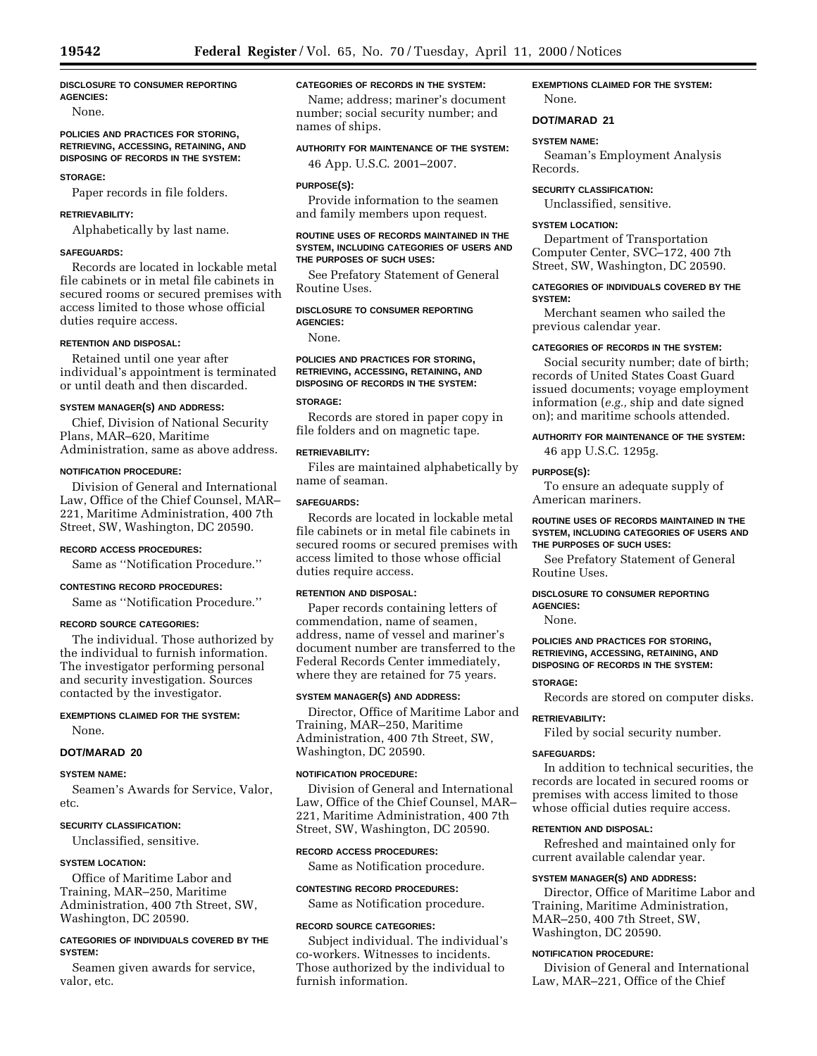**DISCLOSURE TO CONSUMER REPORTING AGENCIES:**

None.

**POLICIES AND PRACTICES FOR STORING, RETRIEVING, ACCESSING, RETAINING, AND DISPOSING OF RECORDS IN THE SYSTEM:**

**STORAGE:**

Paper records in file folders.

**RETRIEVABILITY:**

Alphabetically by last name.

**SAFEGUARDS:**

Records are located in lockable metal file cabinets or in metal file cabinets in secured rooms or secured premises with access limited to those whose official duties require access.

**RETENTION AND DISPOSAL:**

Retained until one year after individual's appointment is terminated or until death and then discarded.

**SYSTEM MANAGER(S) AND ADDRESS:**

Chief, Division of National Security Plans, MAR–620, Maritime Administration, same as above address.

**NOTIFICATION PROCEDURE:**

Division of General and International Law, Office of the Chief Counsel, MAR–221, Maritime Administration, 400 7th Street, SW, Washington, DC 20590.

**RECORD ACCESS PROCEDURES:**

Same as ''Notification Procedure.''

**CONTESTING RECORD PROCEDURES:**

Same as ''Notification Procedure.''

**RECORD SOURCE CATEGORIES:**

The individual. Those authorized by the individual to furnish information. The investigator performing personal and security investigation. Sources contacted by the investigator.

**EXEMPTIONS CLAIMED FOR THE SYSTEM:**

None.

## DOT/MARAD 20

**SYSTEM NAME:**

Seamen's Awards for Service, Valor, etc.

**SECURITY CLASSIFICATION:**

Unclassified, sensitive.

**SYSTEM LOCATION:**

Office of Maritime Labor and Training, MAR–250, Maritime Administration, 400 7th Street, SW, Washington, DC 20590.

**CATEGORIES OF INDIVIDUALS COVERED BY THE SYSTEM:**

Seamen given awards for service, valor, etc.

**CATEGORIES OF RECORDS IN THE SYSTEM:**

Name; address; mariner's document number; social security number; and names of ships.

**AUTHORITY FOR MAINTENANCE OF THE SYSTEM:**

46 App. U.S.C. 2001–2007.

**PURPOSE(S):**

Provide information to the seamen and family members upon request.

**ROUTINE USES OF RECORDS MAINTAINED IN THE SYSTEM, INCLUDING CATEGORIES OF USERS AND THE PURPOSES OF SUCH USES:**

See Prefatory Statement of General Routine Uses.

**DISCLOSURE TO CONSUMER REPORTING AGENCIES:**

None.

**POLICIES AND PRACTICES FOR STORING, RETRIEVING, ACCESSING, RETAINING, AND DISPOSING OF RECORDS IN THE SYSTEM:**

**STORAGE:**

Records are stored in paper copy in file folders and on magnetic tape.

**RETRIEVABILITY:**

Files are maintained alphabetically by name of seaman.

**SAFEGUARDS:**

Records are located in lockable metal file cabinets or in metal file cabinets in secured rooms or secured premises with access limited to those whose official duties require access.

**RETENTION AND DISPOSAL:**

Paper records containing letters of commendation, name of seamen, address, name of vessel and mariner's document number are transferred to the Federal Records Center immediately, where they are retained for 75 years.

**SYSTEM MANAGER(S) AND ADDRESS:**

Director, Office of Maritime Labor and Training, MAR–250, Maritime Administration, 400 7th Street, SW, Washington, DC 20590.

**NOTIFICATION PROCEDURE:**

Division of General and International Law, Office of the Chief Counsel, MAR–221, Maritime Administration, 400 7th Street, SW, Washington, DC 20590.

**RECORD ACCESS PROCEDURES:**

Same as Notification procedure.

**CONTESTING RECORD PROCEDURES:**

Same as Notification procedure.

**RECORD SOURCE CATEGORIES:**

Subject individual. The individual's co-workers. Witnesses to incidents. Those authorized by the individual to furnish information.

**EXEMPTIONS CLAIMED FOR THE SYSTEM:**

None.

## DOT/MARAD 21

**SYSTEM NAME:**

Seaman's Employment Analysis Records.

**SECURITY CLASSIFICATION:**

Unclassified, sensitive.

**SYSTEM LOCATION:**

Department of Transportation Computer Center, SVC–172, 400 7th Street, SW, Washington, DC 20590.

**CATEGORIES OF INDIVIDUALS COVERED BY THE SYSTEM:**

Merchant seamen who sailed the previous calendar year.

**CATEGORIES OF RECORDS IN THE SYSTEM:**

Social security number; date of birth; records of United States Coast Guard issued documents; voyage employment information (*e.g.,* ship and date signed on); and maritime schools attended.

**AUTHORITY FOR MAINTENANCE OF THE SYSTEM:**

46 app U.S.C. 1295g.

**PURPOSE(S):**

To ensure an adequate supply of American mariners.

**ROUTINE USES OF RECORDS MAINTAINED IN THE SYSTEM, INCLUDING CATEGORIES OF USERS AND THE PURPOSES OF SUCH USES:**

See Prefatory Statement of General Routine Uses.

**DISCLOSURE TO CONSUMER REPORTING AGENCIES:**

None.

**POLICIES AND PRACTICES FOR STORING, RETRIEVING, ACCESSING, RETAINING, AND DISPOSING OF RECORDS IN THE SYSTEM:**

**STORAGE:**

Records are stored on computer disks.

**RETRIEVABILITY:**

Filed by social security number.

**SAFEGUARDS:**

In addition to technical securities, the records are located in secured rooms or premises with access limited to those whose official duties require access.

**RETENTION AND DISPOSAL:**

Refreshed and maintained only for current available calendar year.

**SYSTEM MANAGER(S) AND ADDRESS:**

Director, Office of Maritime Labor and Training, Maritime Administration, MAR–250, 400 7th Street, SW, Washington, DC 20590.

**NOTIFICATION PROCEDURE:**

Division of General and International Law, MAR–221, Office of the Chief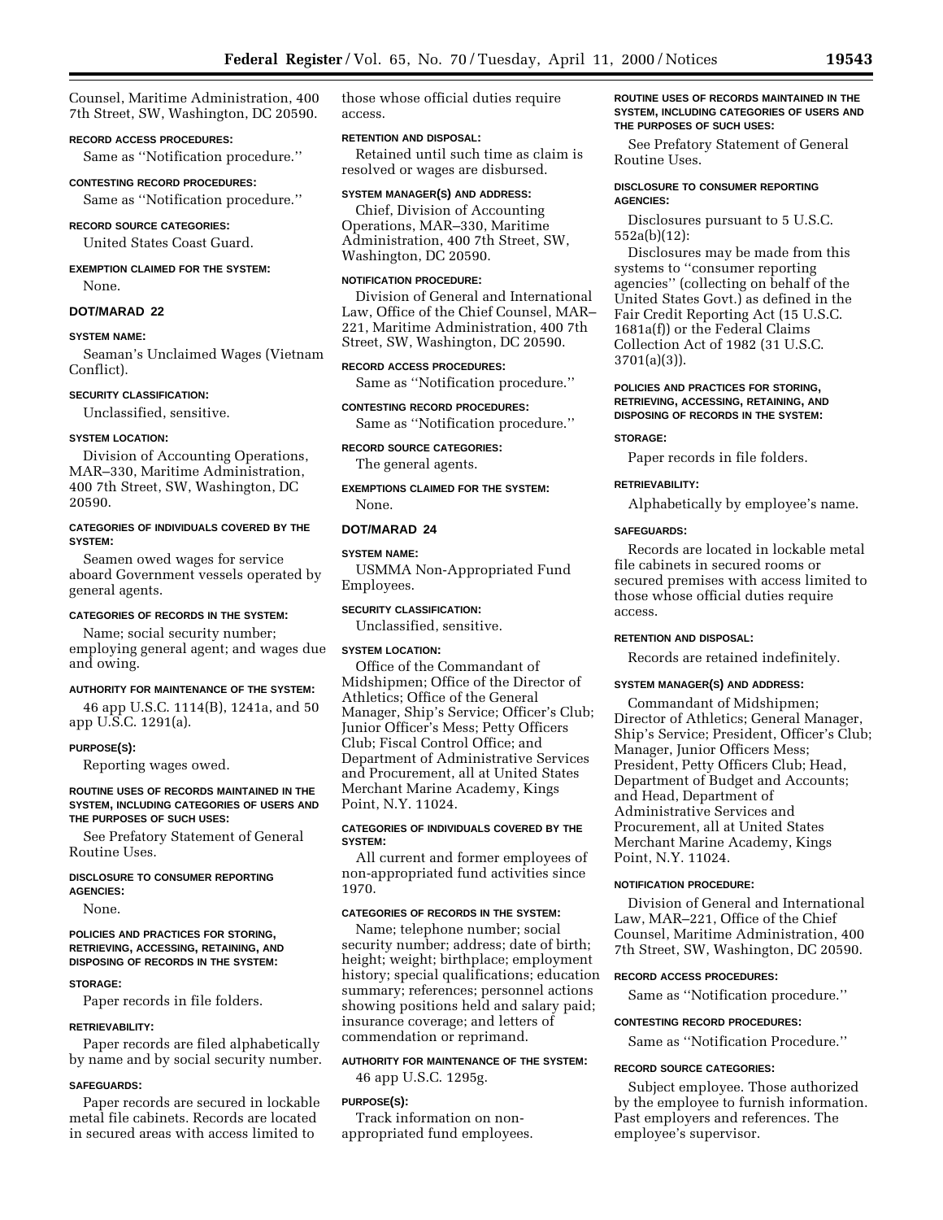Counsel, Maritime Administration, 400 7th Street, SW, Washington, DC 20590.

**RECORD ACCESS PROCEDURES:**

Same as ''Notification procedure.''

**CONTESTING RECORD PROCEDURES:**

Same as ''Notification procedure.''

**RECORD SOURCE CATEGORIES:**

United States Coast Guard.

**EXEMPTION CLAIMED FOR THE SYSTEM:**

None.

## DOT/MARAD 22

**SYSTEM NAME:**

Seaman's Unclaimed Wages (Vietnam Conflict).

**SECURITY CLASSIFICATION:**

Unclassified, sensitive.

**SYSTEM LOCATION:**

Division of Accounting Operations, MAR–330, Maritime Administration, 400 7th Street, SW, Washington, DC 20590.

**CATEGORIES OF INDIVIDUALS COVERED BY THE SYSTEM:**

Seamen owed wages for service aboard Government vessels operated by general agents.

**CATEGORIES OF RECORDS IN THE SYSTEM:**

Name; social security number; employing general agent; and wages due and owing.

**AUTHORITY FOR MAINTENANCE OF THE SYSTEM:**

46 app U.S.C. 1114(B), 1241a, and 50 app U.S.C. 1291(a).

**PURPOSE(S):**

Reporting wages owed.

**ROUTINE USES OF RECORDS MAINTAINED IN THE SYSTEM, INCLUDING CATEGORIES OF USERS AND THE PURPOSES OF SUCH USES:**

See Prefatory Statement of General Routine Uses.

**DISCLOSURE TO CONSUMER REPORTING AGENCIES:**

None.

**POLICIES AND PRACTICES FOR STORING, RETRIEVING, ACCESSING, RETAINING, AND DISPOSING OF RECORDS IN THE SYSTEM:**

**STORAGE:**

Paper records in file folders.

**RETRIEVABILITY:**

Paper records are filed alphabetically by name and by social security number.

**SAFEGUARDS:**

Paper records are secured in lockable metal file cabinets. Records are located in secured areas with access limited to those whose official duties require access.

**RETENTION AND DISPOSAL:**

Retained until such time as claim is resolved or wages are disbursed.

**SYSTEM MANAGER(S) AND ADDRESS:**

Chief, Division of Accounting Operations, MAR–330, Maritime Administration, 400 7th Street, SW, Washington, DC 20590.

**NOTIFICATION PROCEDURE:**

Division of General and International Law, Office of the Chief Counsel, MAR–221, Maritime Administration, 400 7th Street, SW, Washington, DC 20590.

**RECORD ACCESS PROCEDURES:**

Same as ''Notification procedure.''

**CONTESTING RECORD PROCEDURES:**

Same as ''Notification procedure.''

**RECORD SOURCE CATEGORIES:**

The general agents.

**EXEMPTIONS CLAIMED FOR THE SYSTEM:**

None.

## DOT/MARAD 24

**SYSTEM NAME:**

USMMA Non-Appropriated Fund Employees.

**SECURITY CLASSIFICATION:**

Unclassified, sensitive.

**SYSTEM LOCATION:**

Office of the Commandant of Midshipmen; Office of the Director of Athletics; Office of the General Manager, Ship's Service; Officer's Club; Junior Officer's Mess; Petty Officers Club; Fiscal Control Office; and Department of Administrative Services and Procurement, all at United States Merchant Marine Academy, Kings Point, N.Y. 11024.

**CATEGORIES OF INDIVIDUALS COVERED BY THE SYSTEM:**

All current and former employees of non-appropriated fund activities since 1970.

**CATEGORIES OF RECORDS IN THE SYSTEM:**

Name; telephone number; social security number; address; date of birth; height; weight; birthplace; employment history; special qualifications; education summary; references; personnel actions showing positions held and salary paid; insurance coverage; and letters of commendation or reprimand.

**AUTHORITY FOR MAINTENANCE OF THE SYSTEM:**

46 app U.S.C. 1295g.

**PURPOSE(S):**

Track information on non-appropriated fund employees.

**ROUTINE USES OF RECORDS MAINTAINED IN THE SYSTEM, INCLUDING CATEGORIES OF USERS AND THE PURPOSES OF SUCH USES:**

See Prefatory Statement of General Routine Uses.

**DISCLOSURE TO CONSUMER REPORTING AGENCIES:**

Disclosures pursuant to 5 U.S.C. 552a(b)(12):

Disclosures may be made from this systems to ''consumer reporting agencies'' (collecting on behalf of the United States Govt.) as defined in the Fair Credit Reporting Act (15 U.S.C. 1681a(f)) or the Federal Claims Collection Act of 1982 (31 U.S.C. 3701(a)(3)).

**POLICIES AND PRACTICES FOR STORING, RETRIEVING, ACCESSING, RETAINING, AND DISPOSING OF RECORDS IN THE SYSTEM:**

**STORAGE:**

Paper records in file folders.

**RETRIEVABILITY:**

Alphabetically by employee's name.

**SAFEGUARDS:**

Records are located in lockable metal file cabinets in secured rooms or secured premises with access limited to those whose official duties require access.

**RETENTION AND DISPOSAL:**

Records are retained indefinitely.

**SYSTEM MANAGER(S) AND ADDRESS:**

Commandant of Midshipmen; Director of Athletics; General Manager, Ship's Service; President, Officer's Club; Manager, Junior Officers Mess; President, Petty Officers Club; Head, Department of Budget and Accounts; and Head, Department of Administrative Services and Procurement, all at United States Merchant Marine Academy, Kings Point, N.Y. 11024.

**NOTIFICATION PROCEDURE:**

Division of General and International Law, MAR–221, Office of the Chief Counsel, Maritime Administration, 400 7th Street, SW, Washington, DC 20590.

**RECORD ACCESS PROCEDURES:**

Same as ''Notification procedure.''

**CONTESTING RECORD PROCEDURES:**

Same as ''Notification Procedure.''

**RECORD SOURCE CATEGORIES:**

Subject employee. Those authorized by the employee to furnish information. Past employers and references. The employee's supervisor.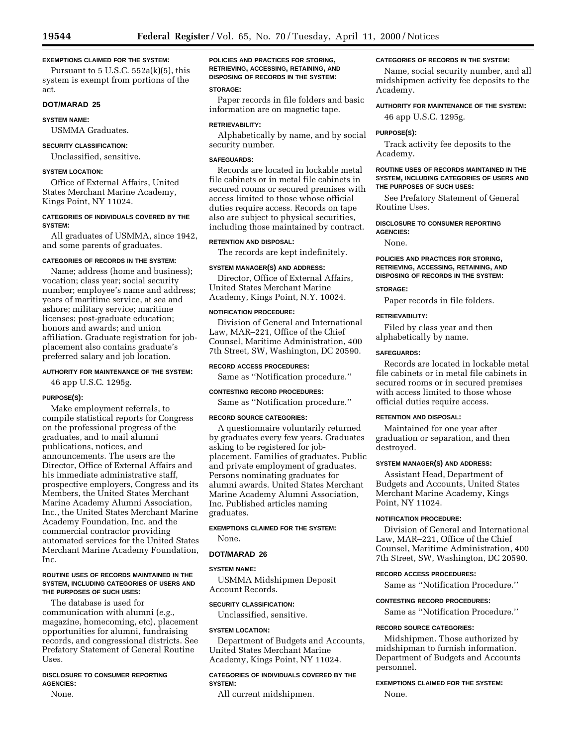**EXEMPTIONS CLAIMED FOR THE SYSTEM:**

Pursuant to 5 U.S.C. 552a(k)(5), this system is exempt from portions of the act.

## DOT/MARAD 25

**SYSTEM NAME:**

USMMA Graduates.

**SECURITY CLASSIFICATION:**

Unclassified, sensitive.

**SYSTEM LOCATION:**

Office of External Affairs, United States Merchant Marine Academy, Kings Point, NY 11024.

**CATEGORIES OF INDIVIDUALS COVERED BY THE SYSTEM:**

All graduates of USMMA, since 1942, and some parents of graduates.

**CATEGORIES OF RECORDS IN THE SYSTEM:**

Name; address (home and business); vocation; class year; social security number; employee's name and address; years of maritime service, at sea and ashore; military service; maritime licenses; post-graduate education; honors and awards; and union affiliation. Graduate registration for job-placement also contains graduate's preferred salary and job location.

**AUTHORITY FOR MAINTENANCE OF THE SYSTEM:**

46 app U.S.C. 1295g.

**PURPOSE(S):**

Make employment referrals, to compile statistical reports for Congress on the professional progress of the graduates, and to mail alumni publications, notices, and announcements. The users are the Director, Office of External Affairs and his immediate administrative staff, prospective employers, Congress and its Members, the United States Merchant Marine Academy Alumni Association, Inc., the United States Merchant Marine Academy Foundation, Inc. and the commercial contractor providing automated services for the United States Merchant Marine Academy Foundation, Inc.

**ROUTINE USES OF RECORDS MAINTAINED IN THE SYSTEM, INCLUDING CATEGORIES OF USERS AND THE PURPOSES OF SUCH USES:**

The database is used for communication with alumni (*e.g.,* magazine, homecoming, etc), placement opportunities for alumni, fundraising records, and congressional districts. See Prefatory Statement of General Routine Uses.

**DISCLOSURE TO CONSUMER REPORTING AGENCIES:**

None.

**POLICIES AND PRACTICES FOR STORING, RETRIEVING, ACCESSING, RETAINING, AND DISPOSING OF RECORDS IN THE SYSTEM:**

**STORAGE:**

Paper records in file folders and basic information are on magnetic tape.

**RETRIEVABILITY:**

Alphabetically by name, and by social security number.

**SAFEGUARDS:**

Records are located in lockable metal file cabinets or in metal file cabinets in secured rooms or secured premises with access limited to those whose official duties require access. Records on tape also are subject to physical securities, including those maintained by contract.

**RETENTION AND DISPOSAL:**

The records are kept indefinitely.

**SYSTEM MANAGER(S) AND ADDRESS:**

Director, Office of External Affairs, United States Merchant Marine Academy, Kings Point, N.Y. 10024.

**NOTIFICATION PROCEDURE:**

Division of General and International Law, MAR–221, Office of the Chief Counsel, Maritime Administration, 400 7th Street, SW, Washington, DC 20590.

**RECORD ACCESS PROCEDURES:**

Same as ''Notification procedure.''

**CONTESTING RECORD PROCEDURES:**

Same as ''Notification procedure.''

**RECORD SOURCE CATEGORIES:**

A questionnaire voluntarily returned by graduates every few years. Graduates asking to be registered for job-placement. Families of graduates. Public and private employment of graduates. Persons nominating graduates for alumni awards. United States Merchant Marine Academy Alumni Association, Inc. Published articles naming graduates.

**EXEMPTIONS CLAIMED FOR THE SYSTEM:**

None.

## DOT/MARAD 26

**SYSTEM NAME:**

USMMA Midshipmen Deposit Account Records.

**SECURITY CLASSIFICATION:**

Unclassified, sensitive.

**SYSTEM LOCATION:**

Department of Budgets and Accounts, United States Merchant Marine Academy, Kings Point, NY 11024.

**CATEGORIES OF INDIVIDUALS COVERED BY THE SYSTEM:**

All current midshipmen.

**CATEGORIES OF RECORDS IN THE SYSTEM:**

Name, social security number, and all midshipmen activity fee deposits to the Academy.

**AUTHORITY FOR MAINTENANCE OF THE SYSTEM:**

46 app U.S.C. 1295g.

**PURPOSE(S):**

Track activity fee deposits to the Academy.

**ROUTINE USES OF RECORDS MAINTAINED IN THE SYSTEM, INCLUDING CATEGORIES OF USERS AND THE PURPOSES OF SUCH USES:**

See Prefatory Statement of General Routine Uses.

**DISCLOSURE TO CONSUMER REPORTING AGENCIES:**

None.

**POLICIES AND PRACTICES FOR STORING, RETRIEVING, ACCESSING, RETAINING, AND DISPOSING OF RECORDS IN THE SYSTEM:**

**STORAGE:**

Paper records in file folders.

**RETRIEVABILITY:**

Filed by class year and then alphabetically by name.

**SAFEGUARDS:**

Records are located in lockable metal file cabinets or in metal file cabinets in secured rooms or in secured premises with access limited to those whose official duties require access.

**RETENTION AND DISPOSAL:**

Maintained for one year after graduation or separation, and then destroyed.

**SYSTEM MANAGER(S) AND ADDRESS:**

Assistant Head, Department of Budgets and Accounts, United States Merchant Marine Academy, Kings Point, NY 11024.

**NOTIFICATION PROCEDURE:**

Division of General and International Law, MAR–221, Office of the Chief Counsel, Maritime Administration, 400 7th Street, SW, Washington, DC 20590.

**RECORD ACCESS PROCEDURES:**

Same as ''Notification Procedure.''

**CONTESTING RECORD PROCEDURES:**

Same as ''Notification Procedure.''

**RECORD SOURCE CATEGORIES:**

Midshipmen. Those authorized by midshipman to furnish information. Department of Budgets and Accounts personnel.

**EXEMPTIONS CLAIMED FOR THE SYSTEM:**

None.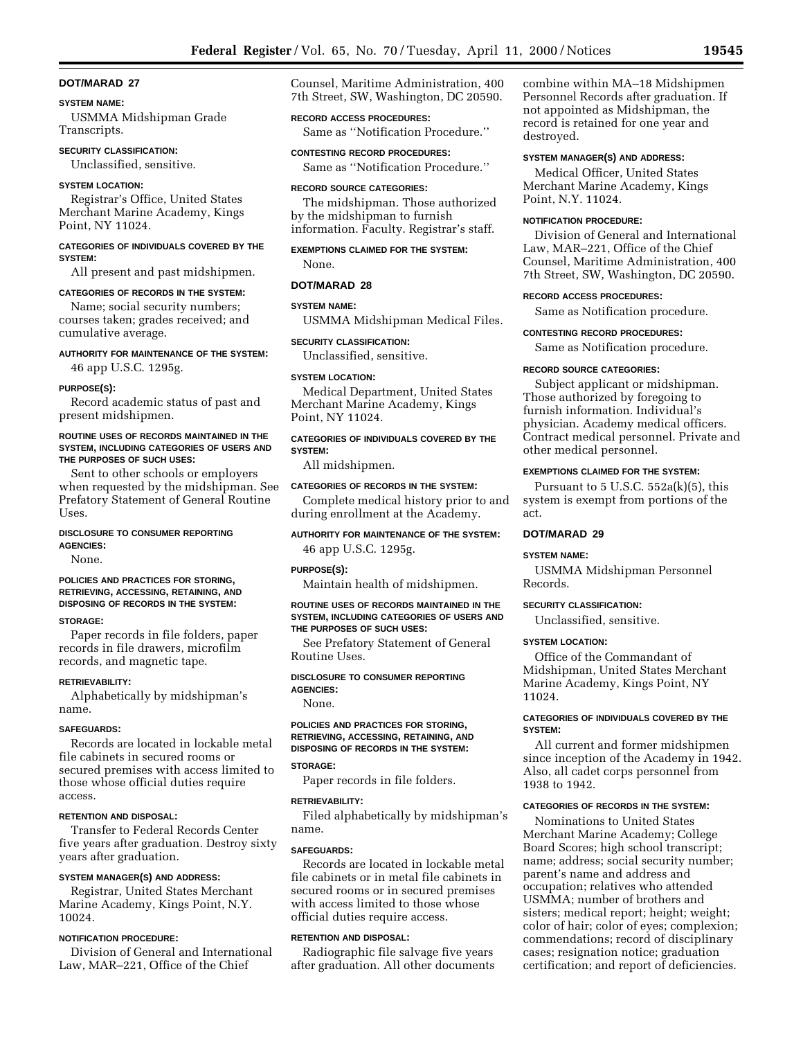### DOT/MARAD 27

**SYSTEM NAME:**

USMMA Midshipman Grade Transcripts.

**SECURITY CLASSIFICATION:**

Unclassified, sensitive.

**SYSTEM LOCATION:**

Registrar's Office, United States Merchant Marine Academy, Kings Point, NY 11024.

**CATEGORIES OF INDIVIDUALS COVERED BY THE SYSTEM:**

All present and past midshipmen.

**CATEGORIES OF RECORDS IN THE SYSTEM:**

Name; social security numbers; courses taken; grades received; and cumulative average.

**AUTHORITY FOR MAINTENANCE OF THE SYSTEM:**

46 app U.S.C. 1295g.

**PURPOSE(S):**

Record academic status of past and present midshipmen.

**ROUTINE USES OF RECORDS MAINTAINED IN THE SYSTEM, INCLUDING CATEGORIES OF USERS AND THE PURPOSES OF SUCH USES:**

Sent to other schools or employers when requested by the midshipman. See Prefatory Statement of General Routine Uses.

**DISCLOSURE TO CONSUMER REPORTING AGENCIES:**

None.

**POLICIES AND PRACTICES FOR STORING, RETRIEVING, ACCESSING, RETAINING, AND DISPOSING OF RECORDS IN THE SYSTEM:**

**STORAGE:**

Paper records in file folders, paper records in file drawers, microfilm records, and magnetic tape.

**RETRIEVABILITY:**

Alphabetically by midshipman's name.

**SAFEGUARDS:**

Records are located in lockable metal file cabinets in secured rooms or secured premises with access limited to those whose official duties require access.

**RETENTION AND DISPOSAL:**

Transfer to Federal Records Center five years after graduation. Destroy sixty years after graduation.

**SYSTEM MANAGER(S) AND ADDRESS:**

Registrar, United States Merchant Marine Academy, Kings Point, N.Y. 10024.

**NOTIFICATION PROCEDURE:**

Division of General and International Law, MAR–221, Office of the Chief Counsel, Maritime Administration, 400 7th Street, SW, Washington, DC 20590.

**RECORD ACCESS PROCEDURES:**

Same as "Notification Procedure."

**CONTESTING RECORD PROCEDURES:**

Same as "Notification Procedure."

**RECORD SOURCE CATEGORIES:**

The midshipman. Those authorized by the midshipman to furnish information. Faculty. Registrar's staff.

**EXEMPTIONS CLAIMED FOR THE SYSTEM:**

None.

### DOT/MARAD 28

**SYSTEM NAME:**

USMMA Midshipman Medical Files.

**SECURITY CLASSIFICATION:**

Unclassified, sensitive.

**SYSTEM LOCATION:**

Medical Department, United States Merchant Marine Academy, Kings Point, NY 11024.

**CATEGORIES OF INDIVIDUALS COVERED BY THE SYSTEM:**

All midshipmen.

**CATEGORIES OF RECORDS IN THE SYSTEM:**

Complete medical history prior to and during enrollment at the Academy.

**AUTHORITY FOR MAINTENANCE OF THE SYSTEM:**

46 app U.S.C. 1295g.

**PURPOSE(S):**

Maintain health of midshipmen.

**ROUTINE USES OF RECORDS MAINTAINED IN THE SYSTEM, INCLUDING CATEGORIES OF USERS AND THE PURPOSES OF SUCH USES:**

See Prefatory Statement of General Routine Uses.

**DISCLOSURE TO CONSUMER REPORTING AGENCIES:**

None.

**POLICIES AND PRACTICES FOR STORING, RETRIEVING, ACCESSING, RETAINING, AND DISPOSING OF RECORDS IN THE SYSTEM:**

**STORAGE:**

Paper records in file folders.

**RETRIEVABILITY:**

Filed alphabetically by midshipman's name.

**SAFEGUARDS:**

Records are located in lockable metal file cabinets or in metal file cabinets in secured rooms or in secured premises with access limited to those whose official duties require access.

**RETENTION AND DISPOSAL:**

Radiographic file salvage five years after graduation. All other documents combine within MA–18 Midshipmen Personnel Records after graduation. If not appointed as Midshipman, the record is retained for one year and destroyed.

**SYSTEM MANAGER(S) AND ADDRESS:**

Medical Officer, United States Merchant Marine Academy, Kings Point, N.Y. 11024.

**NOTIFICATION PROCEDURE:**

Division of General and International Law, MAR–221, Office of the Chief Counsel, Maritime Administration, 400 7th Street, SW, Washington, DC 20590.

**RECORD ACCESS PROCEDURES:**

Same as Notification procedure.

**CONTESTING RECORD PROCEDURES:**

Same as Notification procedure.

**RECORD SOURCE CATEGORIES:**

Subject applicant or midshipman. Those authorized by foregoing to furnish information. Individual's physician. Academy medical officers. Contract medical personnel. Private and other medical personnel.

**EXEMPTIONS CLAIMED FOR THE SYSTEM:**

Pursuant to 5 U.S.C. 552a(k)(5), this system is exempt from portions of the act.

### DOT/MARAD 29

**SYSTEM NAME:**

USMMA Midshipman Personnel Records.

**SECURITY CLASSIFICATION:**

Unclassified, sensitive.

**SYSTEM LOCATION:**

Office of the Commandant of Midshipman, United States Merchant Marine Academy, Kings Point, NY 11024.

**CATEGORIES OF INDIVIDUALS COVERED BY THE SYSTEM:**

All current and former midshipmen since inception of the Academy in 1942. Also, all cadet corps personnel from 1938 to 1942.

**CATEGORIES OF RECORDS IN THE SYSTEM:**

Nominations to United States Merchant Marine Academy; College Board Scores; high school transcript; name; address; social security number; parent's name and address and occupation; relatives who attended USMMA; number of brothers and sisters; medical report; height; weight; color of hair; color of eyes; complexion; commendations; record of disciplinary cases; resignation notice; graduation certification; and report of deficiencies.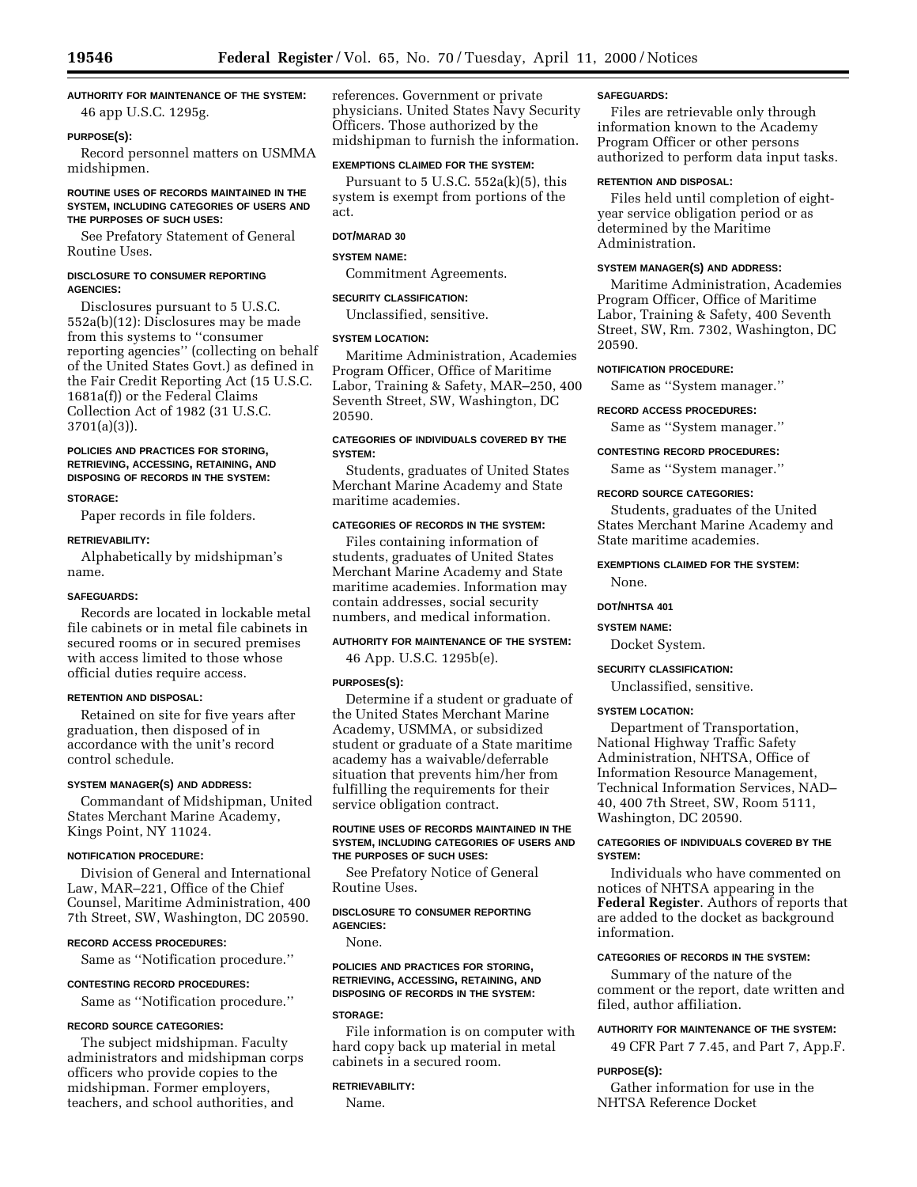**AUTHORITY FOR MAINTENANCE OF THE SYSTEM:**

46 app U.S.C. 1295g.

**PURPOSE(S):**

Record personnel matters on USMMA midshipmen.

**ROUTINE USES OF RECORDS MAINTAINED IN THE SYSTEM, INCLUDING CATEGORIES OF USERS AND THE PURPOSES OF SUCH USES:**

See Prefatory Statement of General Routine Uses.

**DISCLOSURE TO CONSUMER REPORTING AGENCIES:**

Disclosures pursuant to 5 U.S.C. 552a(b)(12): Disclosures may be made from this systems to ''consumer reporting agencies'' (collecting on behalf of the United States Govt.) as defined in the Fair Credit Reporting Act (15 U.S.C. 1681a(f)) or the Federal Claims Collection Act of 1982 (31 U.S.C. 3701(a)(3)).

**POLICIES AND PRACTICES FOR STORING, RETRIEVING, ACCESSING, RETAINING, AND DISPOSING OF RECORDS IN THE SYSTEM:**

**STORAGE:**

Paper records in file folders.

**RETRIEVABILITY:**

Alphabetically by midshipman's name.

**SAFEGUARDS:**

Records are located in lockable metal file cabinets or in metal file cabinets in secured rooms or in secured premises with access limited to those whose official duties require access.

**RETENTION AND DISPOSAL:**

Retained on site for five years after graduation, then disposed of in accordance with the unit's record control schedule.

**SYSTEM MANAGER(S) AND ADDRESS:**

Commandant of Midshipman, United States Merchant Marine Academy, Kings Point, NY 11024.

**NOTIFICATION PROCEDURE:**

Division of General and International Law, MAR–221, Office of the Chief Counsel, Maritime Administration, 400 7th Street, SW, Washington, DC 20590.

**RECORD ACCESS PROCEDURES:**

Same as ''Notification procedure.''

**CONTESTING RECORD PROCEDURES:**

Same as ''Notification procedure.''

**RECORD SOURCE CATEGORIES:**

The subject midshipman. Faculty administrators and midshipman corps officers who provide copies to the midshipman. Former employers, teachers, and school authorities, and references. Government or private physicians. United States Navy Security Officers. Those authorized by the midshipman to furnish the information.

**EXEMPTIONS CLAIMED FOR THE SYSTEM:**

Pursuant to 5 U.S.C. 552a(k)(5), this system is exempt from portions of the act.

**DOT/MARAD 30**

**SYSTEM NAME:**

Commitment Agreements.

**SECURITY CLASSIFICATION:**

Unclassified, sensitive.

**SYSTEM LOCATION:**

Maritime Administration, Academies Program Officer, Office of Maritime Labor, Training & Safety, MAR–250, 400 Seventh Street, SW, Washington, DC 20590.

**CATEGORIES OF INDIVIDUALS COVERED BY THE SYSTEM:**

Students, graduates of United States Merchant Marine Academy and State maritime academies.

**CATEGORIES OF RECORDS IN THE SYSTEM:**

Files containing information of students, graduates of United States Merchant Marine Academy and State maritime academies. Information may contain addresses, social security numbers, and medical information.

**AUTHORITY FOR MAINTENANCE OF THE SYSTEM:**

46 App. U.S.C. 1295b(e).

**PURPOSES(S):**

Determine if a student or graduate of the United States Merchant Marine Academy, USMMA, or subsidized student or graduate of a State maritime academy has a waivable/deferrable situation that prevents him/her from fulfilling the requirements for their service obligation contract.

**ROUTINE USES OF RECORDS MAINTAINED IN THE SYSTEM, INCLUDING CATEGORIES OF USERS AND THE PURPOSES OF SUCH USES:**

See Prefatory Notice of General Routine Uses.

**DISCLOSURE TO CONSUMER REPORTING AGENCIES:**

None.

**POLICIES AND PRACTICES FOR STORING, RETRIEVING, ACCESSING, RETAINING, AND DISPOSING OF RECORDS IN THE SYSTEM:**

**STORAGE:**

File information is on computer with hard copy back up material in metal cabinets in a secured room.

**RETRIEVABILITY:**

Name.

**SAFEGUARDS:**

Files are retrievable only through information known to the Academy Program Officer or other persons authorized to perform data input tasks.

**RETENTION AND DISPOSAL:**

Files held until completion of eight-year service obligation period or as determined by the Maritime Administration.

**SYSTEM MANAGER(S) AND ADDRESS:**

Maritime Administration, Academies Program Officer, Office of Maritime Labor, Training & Safety, 400 Seventh Street, SW, Rm. 7302, Washington, DC 20590.

**NOTIFICATION PROCEDURE:**

Same as ''System manager.''

**RECORD ACCESS PROCEDURES:**

Same as ''System manager.''

**CONTESTING RECORD PROCEDURES:**

Same as ''System manager.''

**RECORD SOURCE CATEGORIES:**

Students, graduates of the United States Merchant Marine Academy and State maritime academies.

**EXEMPTIONS CLAIMED FOR THE SYSTEM:**

None.

**DOT/NHTSA 401**

**SYSTEM NAME:**

Docket System.

**SECURITY CLASSIFICATION:**

Unclassified, sensitive.

**SYSTEM LOCATION:**

Department of Transportation, National Highway Traffic Safety Administration, NHTSA, Office of Information Resource Management, Technical Information Services, NAD–40, 400 7th Street, SW, Room 5111, Washington, DC 20590.

**CATEGORIES OF INDIVIDUALS COVERED BY THE SYSTEM:**

Individuals who have commented on notices of NHTSA appearing in the **Federal Register**. Authors of reports that are added to the docket as background information.

**CATEGORIES OF RECORDS IN THE SYSTEM:**

Summary of the nature of the comment or the report, date written and filed, author affiliation.

**AUTHORITY FOR MAINTENANCE OF THE SYSTEM:**

49 CFR Part 7 7.45, and Part 7, App.F.

**PURPOSE(S):**

Gather information for use in the NHTSA Reference Docket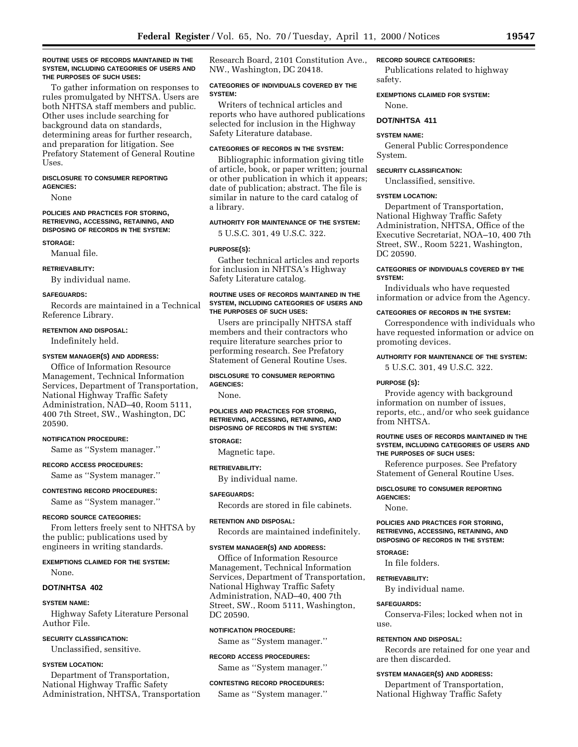**ROUTINE USES OF RECORDS MAINTAINED IN THE SYSTEM, INCLUDING CATEGORIES OF USERS AND THE PURPOSES OF SUCH USES:**

To gather information on responses to rules promulgated by NHTSA. Users are both NHTSA staff members and public. Other uses include searching for background data on standards, determining areas for further research, and preparation for litigation. See Prefatory Statement of General Routine Uses.

**DISCLOSURE TO CONSUMER REPORTING AGENCIES:**

None

**POLICIES AND PRACTICES FOR STORING, RETRIEVING, ACCESSING, RETAINING, AND DISPOSING OF RECORDS IN THE SYSTEM:**

**STORAGE:**

Manual file.

**RETRIEVABILITY:**

By individual name.

**SAFEGUARDS:**

Records are maintained in a Technical Reference Library.

**RETENTION AND DISPOSAL:**

Indefinitely held.

**SYSTEM MANAGER(S) AND ADDRESS:**

Office of Information Resource Management, Technical Information Services, Department of Transportation, National Highway Traffic Safety Administration, NAD–40, Room 5111, 400 7th Street, SW., Washington, DC 20590.

**NOTIFICATION PROCEDURE:**

Same as ''System manager.''

**RECORD ACCESS PROCEDURES:**

Same as ''System manager.''

**CONTESTING RECORD PROCEDURES:**

Same as ''System manager.''

**RECORD SOURCE CATEGORIES:**

From letters freely sent to NHTSA by the public; publications used by engineers in writing standards.

**EXEMPTIONS CLAIMED FOR THE SYSTEM:**

None.

## DOT/NHTSA 402

**SYSTEM NAME:**

Highway Safety Literature Personal Author File.

**SECURITY CLASSIFICATION:**

Unclassified, sensitive.

**SYSTEM LOCATION:**

Department of Transportation, National Highway Traffic Safety Administration, NHTSA, Transportation Research Board, 2101 Constitution Ave., NW., Washington, DC 20418.

**CATEGORIES OF INDIVIDUALS COVERED BY THE SYSTEM:**

Writers of technical articles and reports who have authored publications selected for inclusion in the Highway Safety Literature database.

**CATEGORIES OF RECORDS IN THE SYSTEM:**

Bibliographic information giving title of article, book, or paper written; journal or other publication in which it appears; date of publication; abstract. The file is similar in nature to the card catalog of a library.

**AUTHORITY FOR MAINTENANCE OF THE SYSTEM:**

5 U.S.C. 301, 49 U.S.C. 322.

**PURPOSE(S):**

Gather technical articles and reports for inclusion in NHTSA's Highway Safety Literature catalog.

**ROUTINE USES OF RECORDS MAINTAINED IN THE SYSTEM, INCLUDING CATEGORIES OF USERS AND THE PURPOSES OF SUCH USES:**

Users are principally NHTSA staff members and their contractors who require literature searches prior to performing research. See Prefatory Statement of General Routine Uses.

**DISCLOSURE TO CONSUMER REPORTING AGENCIES:**

None.

**POLICIES AND PRACTICES FOR STORING, RETRIEVING, ACCESSING, RETAINING, AND DISPOSING OF RECORDS IN THE SYSTEM:**

**STORAGE:**

Magnetic tape.

**RETRIEVABILITY:**

By individual name.

**SAFEGUARDS:**

Records are stored in file cabinets.

**RETENTION AND DISPOSAL:**

Records are maintained indefinitely.

**SYSTEM MANAGER(S) AND ADDRESS:**

Office of Information Resource Management, Technical Information Services, Department of Transportation, National Highway Traffic Safety Administration, NAD–40, 400 7th Street, SW., Room 5111, Washington, DC 20590.

**NOTIFICATION PROCEDURE:**

Same as ''System manager.''

**RECORD ACCESS PROCEDURES:**

Same as ''System manager.''

**CONTESTING RECORD PROCEDURES:**

Same as ''System manager.''

**RECORD SOURCE CATEGORIES:**

Publications related to highway safety.

**EXEMPTIONS CLAIMED FOR SYSTEM:**

None.

## DOT/NHTSA 411

**SYSTEM NAME:**

General Public Correspondence System.

**SECURITY CLASSIFICATION:**

Unclassified, sensitive.

**SYSTEM LOCATION:**

Department of Transportation, National Highway Traffic Safety Administration, NHTSA, Office of the Executive Secretariat, NOA–10, 400 7th Street, SW., Room 5221, Washington, DC 20590.

**CATEGORIES OF INDIVIDUALS COVERED BY THE SYSTEM:**

Individuals who have requested information or advice from the Agency.

**CATEGORIES OF RECORDS IN THE SYSTEM:**

Correspondence with individuals who have requested information or advice on promoting devices.

**AUTHORITY FOR MAINTENANCE OF THE SYSTEM:**

5 U.S.C. 301, 49 U.S.C. 322.

**PURPOSE (S):**

Provide agency with background information on number of issues, reports, etc., and/or who seek guidance from NHTSA.

**ROUTINE USES OF RECORDS MAINTAINED IN THE SYSTEM, INCLUDING CATEGORIES OF USERS AND THE PURPOSES OF SUCH USES:**

Reference purposes. See Prefatory Statement of General Routine Uses.

**DISCLOSURE TO CONSUMER REPORTING AGENCIES:**

None.

**POLICIES AND PRACTICES FOR STORING, RETRIEVING, ACCESSING, RETAINING, AND DISPOSING OF RECORDS IN THE SYSTEM:**

**STORAGE:**

In file folders.

**RETRIEVABILITY:**

By individual name.

**SAFEGUARDS:**

Conserva-Files; locked when not in use.

**RETENTION AND DISPOSAL:**

Records are retained for one year and are then discarded.

**SYSTEM MANAGER(S) AND ADDRESS:**

Department of Transportation, National Highway Traffic Safety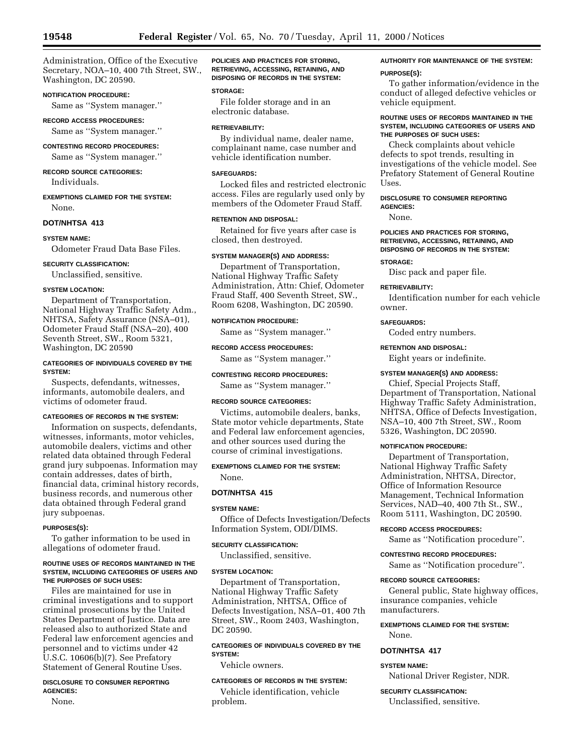Administration, Office of the Executive Secretary, NOA–10, 400 7th Street, SW., Washington, DC 20590.

**NOTIFICATION PROCEDURE:**

Same as ''System manager.''

**RECORD ACCESS PROCEDURES:**

Same as ''System manager.''

**CONTESTING RECORD PROCEDURES:**

Same as ''System manager.''

**RECORD SOURCE CATEGORIES:**

Individuals.

**EXEMPTIONS CLAIMED FOR THE SYSTEM:**

None.

## DOT/NHTSA 413

**SYSTEM NAME:**

Odometer Fraud Data Base Files.

**SECURITY CLASSIFICATION:**

Unclassified, sensitive.

**SYSTEM LOCATION:**

Department of Transportation, National Highway Traffic Safety Adm., NHTSA, Safety Assurance (NSA–01), Odometer Fraud Staff (NSA–20), 400 Seventh Street, SW., Room 5321, Washington, DC 20590

**CATEGORIES OF INDIVIDUALS COVERED BY THE SYSTEM:**

Suspects, defendants, witnesses, informants, automobile dealers, and victims of odometer fraud.

**CATEGORIES OF RECORDS IN THE SYSTEM:**

Information on suspects, defendants, witnesses, informants, motor vehicles, automobile dealers, victims and other related data obtained through Federal grand jury subpoenas. Information may contain addresses, dates of birth, financial data, criminal history records, business records, and numerous other data obtained through Federal grand jury subpoenas.

**PURPOSES(S):**

To gather information to be used in allegations of odometer fraud.

**ROUTINE USES OF RECORDS MAINTAINED IN THE SYSTEM, INCLUDING CATEGORIES OF USERS AND THE PURPOSES OF SUCH USES:**

Files are maintained for use in criminal investigations and to support criminal prosecutions by the United States Department of Justice. Data are released also to authorized State and Federal law enforcement agencies and personnel and to victims under 42 U.S.C. 10606(b)(7). See Prefatory Statement of General Routine Uses.

**DISCLOSURE TO CONSUMER REPORTING AGENCIES:**

None.

**POLICIES AND PRACTICES FOR STORING, RETRIEVING, ACCESSING, RETAINING, AND DISPOSING OF RECORDS IN THE SYSTEM:**

**STORAGE:**

File folder storage and in an electronic database.

**RETRIEVABILITY:**

By individual name, dealer name, complainant name, case number and vehicle identification number.

**SAFEGUARDS:**

Locked files and restricted electronic access. Files are regularly used only by members of the Odometer Fraud Staff.

**RETENTION AND DISPOSAL:**

Retained for five years after case is closed, then destroyed.

**SYSTEM MANAGER(S) AND ADDRESS:**

Department of Transportation, National Highway Traffic Safety Administration, Attn: Chief, Odometer Fraud Staff, 400 Seventh Street, SW., Room 6208, Washington, DC 20590.

**NOTIFICATION PROCEDURE:**

Same as ''System manager.''

**RECORD ACCESS PROCEDURES:**

Same as ''System manager.''

**CONTESTING RECORD PROCEDURES:**

Same as ''System manager.''

**RECORD SOURCE CATEGORIES:**

Victims, automobile dealers, banks, State motor vehicle departments, State and Federal law enforcement agencies, and other sources used during the course of criminal investigations.

**EXEMPTIONS CLAIMED FOR THE SYSTEM:**

None.

## DOT/NHTSA 415

**SYSTEM NAME:**

Office of Defects Investigation/Defects Information System, ODI/DIMS.

**SECURITY CLASSIFICATION:**

Unclassified, sensitive.

**SYSTEM LOCATION:**

Department of Transportation, National Highway Traffic Safety Administration, NHTSA, Office of Defects Investigation, NSA–01, 400 7th Street, SW., Room 2403, Washington, DC 20590.

**CATEGORIES OF INDIVIDUALS COVERED BY THE SYSTEM:**

Vehicle owners.

**CATEGORIES OF RECORDS IN THE SYSTEM:**

Vehicle identification, vehicle problem.

**AUTHORITY FOR MAINTENANCE OF THE SYSTEM:**

**PURPOSE(S):**

To gather information/evidence in the conduct of alleged defective vehicles or vehicle equipment.

**ROUTINE USES OF RECORDS MAINTAINED IN THE SYSTEM, INCLUDING CATEGORIES OF USERS AND THE PURPOSES OF SUCH USES:**

Check complaints about vehicle defects to spot trends, resulting in investigations of the vehicle model. See Prefatory Statement of General Routine Uses.

**DISCLOSURE TO CONSUMER REPORTING AGENCIES:**

None.

**POLICIES AND PRACTICES FOR STORING, RETRIEVING, ACCESSING, RETAINING, AND DISPOSING OF RECORDS IN THE SYSTEM:**

**STORAGE:**

Disc pack and paper file.

**RETRIEVABILITY:**

Identification number for each vehicle owner.

**SAFEGUARDS:**

Coded entry numbers.

**RETENTION AND DISPOSAL:**

Eight years or indefinite.

**SYSTEM MANAGER(S) AND ADDRESS:**

Chief, Special Projects Staff, Department of Transportation, National Highway Traffic Safety Administration, NHTSA, Office of Defects Investigation, NSA–10, 400 7th Street, SW., Room 5326, Washington, DC 20590.

**NOTIFICATION PROCEDURE:**

Department of Transportation, National Highway Traffic Safety Administration, NHTSA, Director, Office of Information Resource Management, Technical Information Services, NAD–40, 400 7th St., SW., Room 5111, Washington, DC 20590.

**RECORD ACCESS PROCEDURES:**

Same as ''Notification procedure''.

**CONTESTING RECORD PROCEDURES:**

Same as ''Notification procedure''.

**RECORD SOURCE CATEGORIES:**

General public, State highway offices, insurance companies, vehicle manufacturers.

**EXEMPTIONS CLAIMED FOR THE SYSTEM:**

None.

## DOT/NHTSA 417

**SYSTEM NAME:**

National Driver Register, NDR.

**SECURITY CLASSIFICATION:**

Unclassified, sensitive.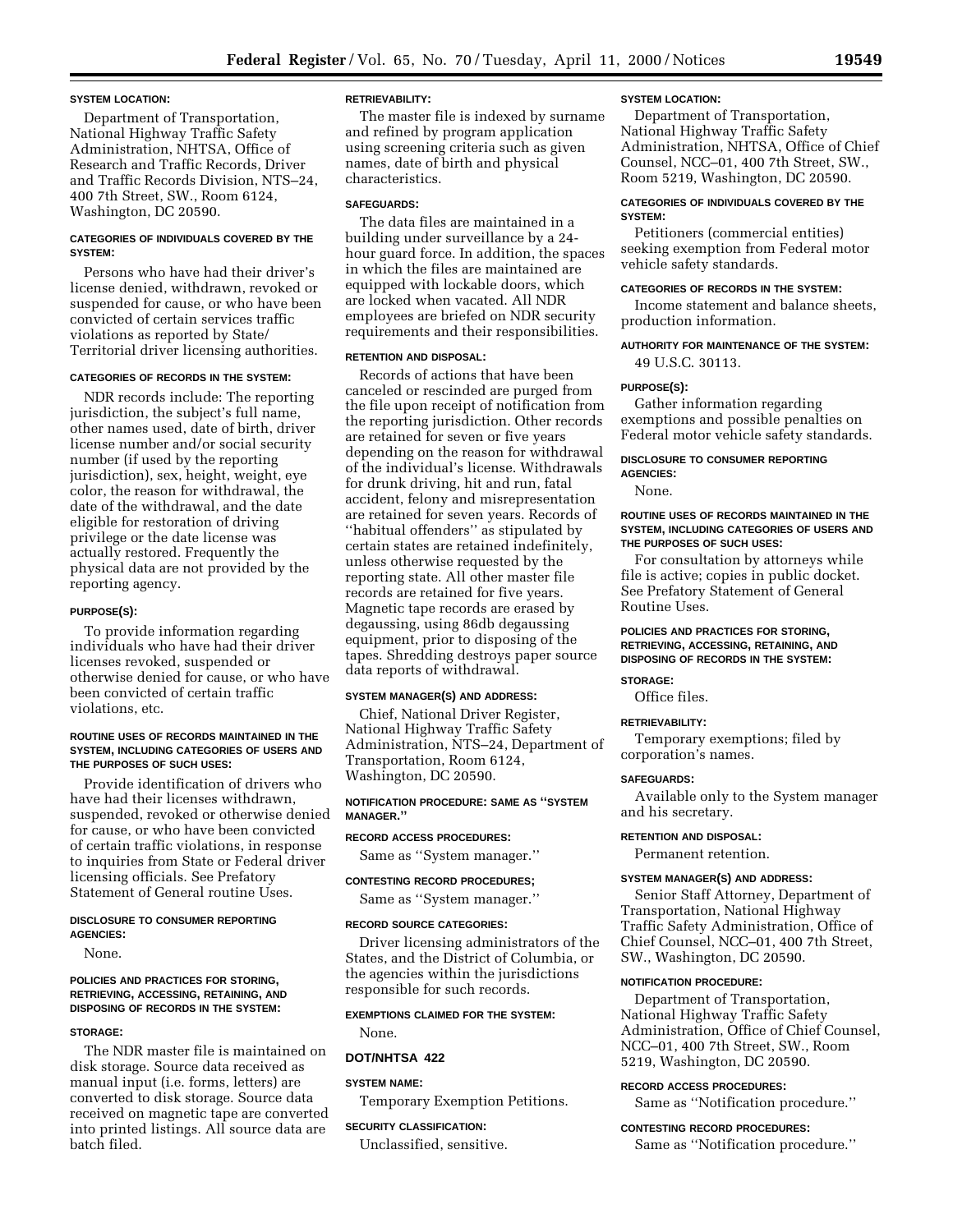**SYSTEM LOCATION:**

Department of Transportation, National Highway Traffic Safety Administration, NHTSA, Office of Research and Traffic Records, Driver and Traffic Records Division, NTS–24, 400 7th Street, SW., Room 6124, Washington, DC 20590.

**CATEGORIES OF INDIVIDUALS COVERED BY THE SYSTEM:**

Persons who have had their driver's license denied, withdrawn, revoked or suspended for cause, or who have been convicted of certain services traffic violations as reported by State/Territorial driver licensing authorities.

**CATEGORIES OF RECORDS IN THE SYSTEM:**

NDR records include: The reporting jurisdiction, the subject's full name, other names used, date of birth, driver license number and/or social security number (if used by the reporting jurisdiction), sex, height, weight, eye color, the reason for withdrawal, the date of the withdrawal, and the date eligible for restoration of driving privilege or the date license was actually restored. Frequently the physical data are not provided by the reporting agency.

**PURPOSE(S):**

To provide information regarding individuals who have had their driver licenses revoked, suspended or otherwise denied for cause, or who have been convicted of certain traffic violations, etc.

**ROUTINE USES OF RECORDS MAINTAINED IN THE SYSTEM, INCLUDING CATEGORIES OF USERS AND THE PURPOSES OF SUCH USES:**

Provide identification of drivers who have had their licenses withdrawn, suspended, revoked or otherwise denied for cause, or who have been convicted of certain traffic violations, in response to inquiries from State or Federal driver licensing officials. See Prefatory Statement of General routine Uses.

**DISCLOSURE TO CONSUMER REPORTING AGENCIES:**

None.

**POLICIES AND PRACTICES FOR STORING, RETRIEVING, ACCESSING, RETAINING, AND DISPOSING OF RECORDS IN THE SYSTEM:**

**STORAGE:**

The NDR master file is maintained on disk storage. Source data received as manual input (i.e. forms, letters) are converted to disk storage. Source data received on magnetic tape are converted into printed listings. All source data are batch filed.

**RETRIEVABILITY:**

The master file is indexed by surname and refined by program application using screening criteria such as given names, date of birth and physical characteristics.

**SAFEGUARDS:**

The data files are maintained in a building under surveillance by a 24-hour guard force. In addition, the spaces in which the files are maintained are equipped with lockable doors, which are locked when vacated. All NDR employees are briefed on NDR security requirements and their responsibilities.

**RETENTION AND DISPOSAL:**

Records of actions that have been canceled or rescinded are purged from the file upon receipt of notification from the reporting jurisdiction. Other records are retained for seven or five years depending on the reason for withdrawal of the individual's license. Withdrawals for drunk driving, hit and run, fatal accident, felony and misrepresentation are retained for seven years. Records of ''habitual offenders'' as stipulated by certain states are retained indefinitely, unless otherwise requested by the reporting state. All other master file records are retained for five years. Magnetic tape records are erased by degaussing, using 86db degaussing equipment, prior to disposing of the tapes. Shredding destroys paper source data reports of withdrawal.

**SYSTEM MANAGER(S) AND ADDRESS:**

Chief, National Driver Register, National Highway Traffic Safety Administration, NTS–24, Department of Transportation, Room 6124, Washington, DC 20590.

**NOTIFICATION PROCEDURE: SAME AS ''SYSTEM MANAGER.''**

**RECORD ACCESS PROCEDURES:**

Same as ''System manager.''

**CONTESTING RECORD PROCEDURES;**

Same as ''System manager.''

**RECORD SOURCE CATEGORIES:**

Driver licensing administrators of the States, and the District of Columbia, or the agencies within the jurisdictions responsible for such records.

**EXEMPTIONS CLAIMED FOR THE SYSTEM:**

None.

## DOT/NHTSA 422

**SYSTEM NAME:**

Temporary Exemption Petitions.

**SECURITY CLASSIFICATION:**

Unclassified, sensitive.

**SYSTEM LOCATION:**

Department of Transportation, National Highway Traffic Safety Administration, NHTSA, Office of Chief Counsel, NCC–01, 400 7th Street, SW., Room 5219, Washington, DC 20590.

**CATEGORIES OF INDIVIDUALS COVERED BY THE SYSTEM:**

Petitioners (commercial entities) seeking exemption from Federal motor vehicle safety standards.

**CATEGORIES OF RECORDS IN THE SYSTEM:**

Income statement and balance sheets, production information.

**AUTHORITY FOR MAINTENANCE OF THE SYSTEM:**

49 U.S.C. 30113.

**PURPOSE(S):**

Gather information regarding exemptions and possible penalties on Federal motor vehicle safety standards.

**DISCLOSURE TO CONSUMER REPORTING AGENCIES:**

None.

**ROUTINE USES OF RECORDS MAINTAINED IN THE SYSTEM, INCLUDING CATEGORIES OF USERS AND THE PURPOSES OF SUCH USES:**

For consultation by attorneys while file is active; copies in public docket. See Prefatory Statement of General Routine Uses.

**POLICIES AND PRACTICES FOR STORING, RETRIEVING, ACCESSING, RETAINING, AND DISPOSING OF RECORDS IN THE SYSTEM:**

**STORAGE:**

Office files.

**RETRIEVABILITY:**

Temporary exemptions; filed by corporation's names.

**SAFEGUARDS:**

Available only to the System manager and his secretary.

**RETENTION AND DISPOSAL:**

Permanent retention.

**SYSTEM MANAGER(S) AND ADDRESS:**

Senior Staff Attorney, Department of Transportation, National Highway Traffic Safety Administration, Office of Chief Counsel, NCC–01, 400 7th Street, SW., Washington, DC 20590.

**NOTIFICATION PROCEDURE:**

Department of Transportation, National Highway Traffic Safety Administration, Office of Chief Counsel, NCC–01, 400 7th Street, SW., Room 5219, Washington, DC 20590.

**RECORD ACCESS PROCEDURES:**

Same as ''Notification procedure.''

**CONTESTING RECORD PROCEDURES:**

Same as ''Notification procedure.''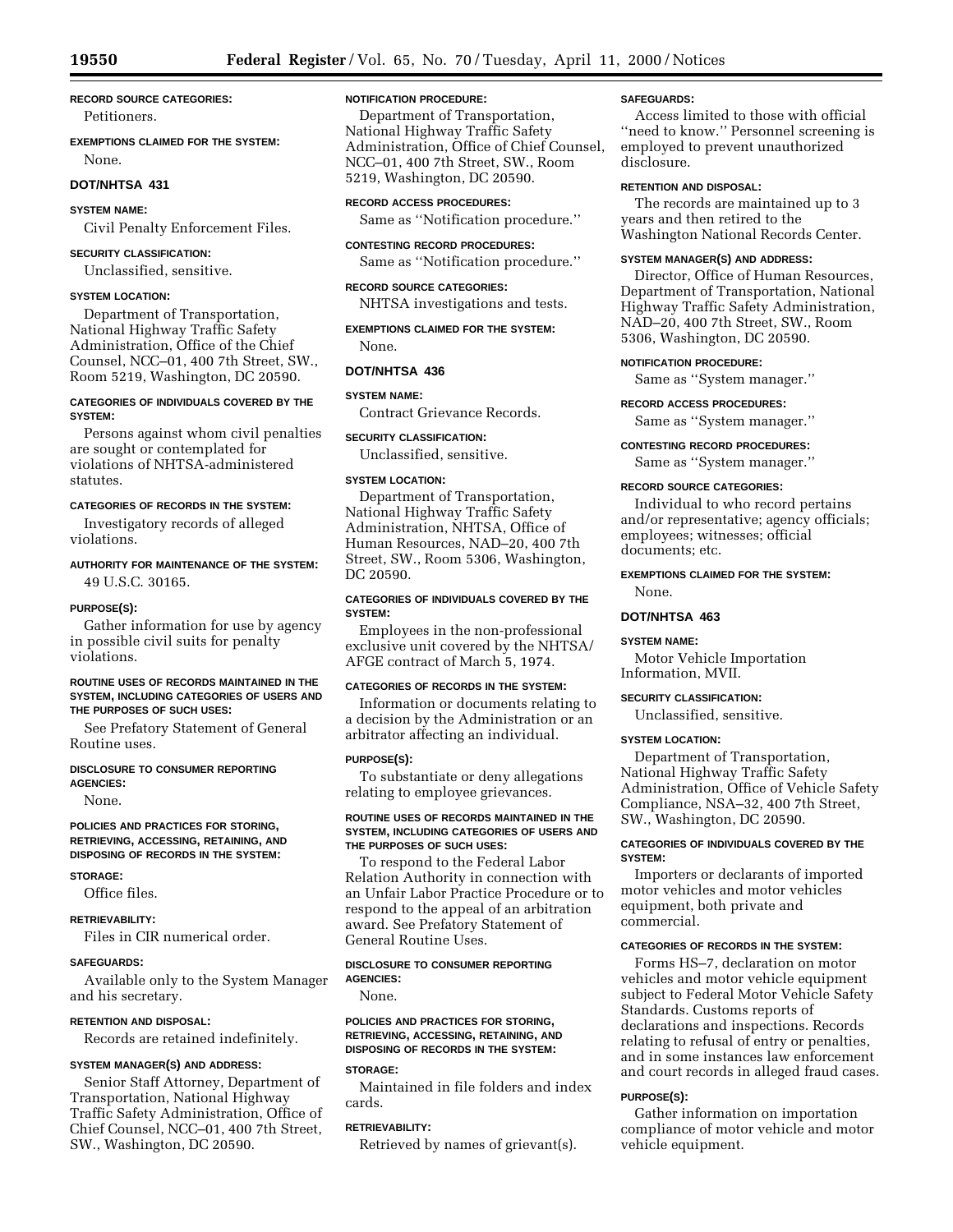**RECORD SOURCE CATEGORIES:**

Petitioners.

**EXEMPTIONS CLAIMED FOR THE SYSTEM:**

None.

## DOT/NHTSA 431

**SYSTEM NAME:**

Civil Penalty Enforcement Files.

**SECURITY CLASSIFICATION:**

Unclassified, sensitive.

**SYSTEM LOCATION:**

Department of Transportation, National Highway Traffic Safety Administration, Office of the Chief Counsel, NCC–01, 400 7th Street, SW., Room 5219, Washington, DC 20590.

**CATEGORIES OF INDIVIDUALS COVERED BY THE SYSTEM:**

Persons against whom civil penalties are sought or contemplated for violations of NHTSA-administered statutes.

**CATEGORIES OF RECORDS IN THE SYSTEM:**

Investigatory records of alleged violations.

**AUTHORITY FOR MAINTENANCE OF THE SYSTEM:**

49 U.S.C. 30165.

**PURPOSE(S):**

Gather information for use by agency in possible civil suits for penalty violations.

**ROUTINE USES OF RECORDS MAINTAINED IN THE SYSTEM, INCLUDING CATEGORIES OF USERS AND THE PURPOSES OF SUCH USES:**

See Prefatory Statement of General Routine uses.

**DISCLOSURE TO CONSUMER REPORTING AGENCIES:**

None.

**POLICIES AND PRACTICES FOR STORING, RETRIEVING, ACCESSING, RETAINING, AND DISPOSING OF RECORDS IN THE SYSTEM:**

**STORAGE:**

Office files.

**RETRIEVABILITY:**

Files in CIR numerical order.

**SAFEGUARDS:**

Available only to the System Manager and his secretary.

**RETENTION AND DISPOSAL:**

Records are retained indefinitely.

**SYSTEM MANAGER(S) AND ADDRESS:**

Senior Staff Attorney, Department of Transportation, National Highway Traffic Safety Administration, Office of Chief Counsel, NCC–01, 400 7th Street, SW., Washington, DC 20590.

**NOTIFICATION PROCEDURE:**

Department of Transportation, National Highway Traffic Safety Administration, Office of Chief Counsel, NCC–01, 400 7th Street, SW., Room 5219, Washington, DC 20590.

**RECORD ACCESS PROCEDURES:**

Same as ''Notification procedure.''

**CONTESTING RECORD PROCEDURES:**

Same as ''Notification procedure.''

**RECORD SOURCE CATEGORIES:**

NHTSA investigations and tests.

**EXEMPTIONS CLAIMED FOR THE SYSTEM:**

None.

## DOT/NHTSA 436

**SYSTEM NAME:**

Contract Grievance Records.

**SECURITY CLASSIFICATION:**

Unclassified, sensitive.

**SYSTEM LOCATION:**

Department of Transportation, National Highway Traffic Safety Administration, NHTSA, Office of Human Resources, NAD–20, 400 7th Street, SW., Room 5306, Washington, DC 20590.

**CATEGORIES OF INDIVIDUALS COVERED BY THE SYSTEM:**

Employees in the non-professional exclusive unit covered by the NHTSA/AFGE contract of March 5, 1974.

**CATEGORIES OF RECORDS IN THE SYSTEM:**

Information or documents relating to a decision by the Administration or an arbitrator affecting an individual.

**PURPOSE(S):**

To substantiate or deny allegations relating to employee grievances.

**ROUTINE USES OF RECORDS MAINTAINED IN THE SYSTEM, INCLUDING CATEGORIES OF USERS AND THE PURPOSES OF SUCH USES:**

To respond to the Federal Labor Relation Authority in connection with an Unfair Labor Practice Procedure or to respond to the appeal of an arbitration award. See Prefatory Statement of General Routine Uses.

**DISCLOSURE TO CONSUMER REPORTING AGENCIES:**

None.

**POLICIES AND PRACTICES FOR STORING, RETRIEVING, ACCESSING, RETAINING, AND DISPOSING OF RECORDS IN THE SYSTEM:**

**STORAGE:**

Maintained in file folders and index cards.

**RETRIEVABILITY:**

Retrieved by names of grievant(s).

**SAFEGUARDS:**

Access limited to those with official ''need to know.'' Personnel screening is employed to prevent unauthorized disclosure.

**RETENTION AND DISPOSAL:**

The records are maintained up to 3 years and then retired to the Washington National Records Center.

**SYSTEM MANAGER(S) AND ADDRESS:**

Director, Office of Human Resources, Department of Transportation, National Highway Traffic Safety Administration, NAD–20, 400 7th Street, SW., Room 5306, Washington, DC 20590.

**NOTIFICATION PROCEDURE:**

Same as ''System manager.''

**RECORD ACCESS PROCEDURES:**

Same as ''System manager.''

**CONTESTING RECORD PROCEDURES:**

Same as ''System manager.''

**RECORD SOURCE CATEGORIES:**

Individual to who record pertains and/or representative; agency officials; employees; witnesses; official documents; etc.

**EXEMPTIONS CLAIMED FOR THE SYSTEM:**

None.

## DOT/NHTSA 463

**SYSTEM NAME:**

Motor Vehicle Importation Information, MVII.

**SECURITY CLASSIFICATION:**

Unclassified, sensitive.

**SYSTEM LOCATION:**

Department of Transportation, National Highway Traffic Safety Administration, Office of Vehicle Safety Compliance, NSA–32, 400 7th Street, SW., Washington, DC 20590.

**CATEGORIES OF INDIVIDUALS COVERED BY THE SYSTEM:**

Importers or declarants of imported motor vehicles and motor vehicles equipment, both private and commercial.

**CATEGORIES OF RECORDS IN THE SYSTEM:**

Forms HS–7, declaration on motor vehicles and motor vehicle equipment subject to Federal Motor Vehicle Safety Standards. Customs reports of declarations and inspections. Records relating to refusal of entry or penalties, and in some instances law enforcement and court records in alleged fraud cases.

**PURPOSE(S):**

Gather information on importation compliance of motor vehicle and motor vehicle equipment.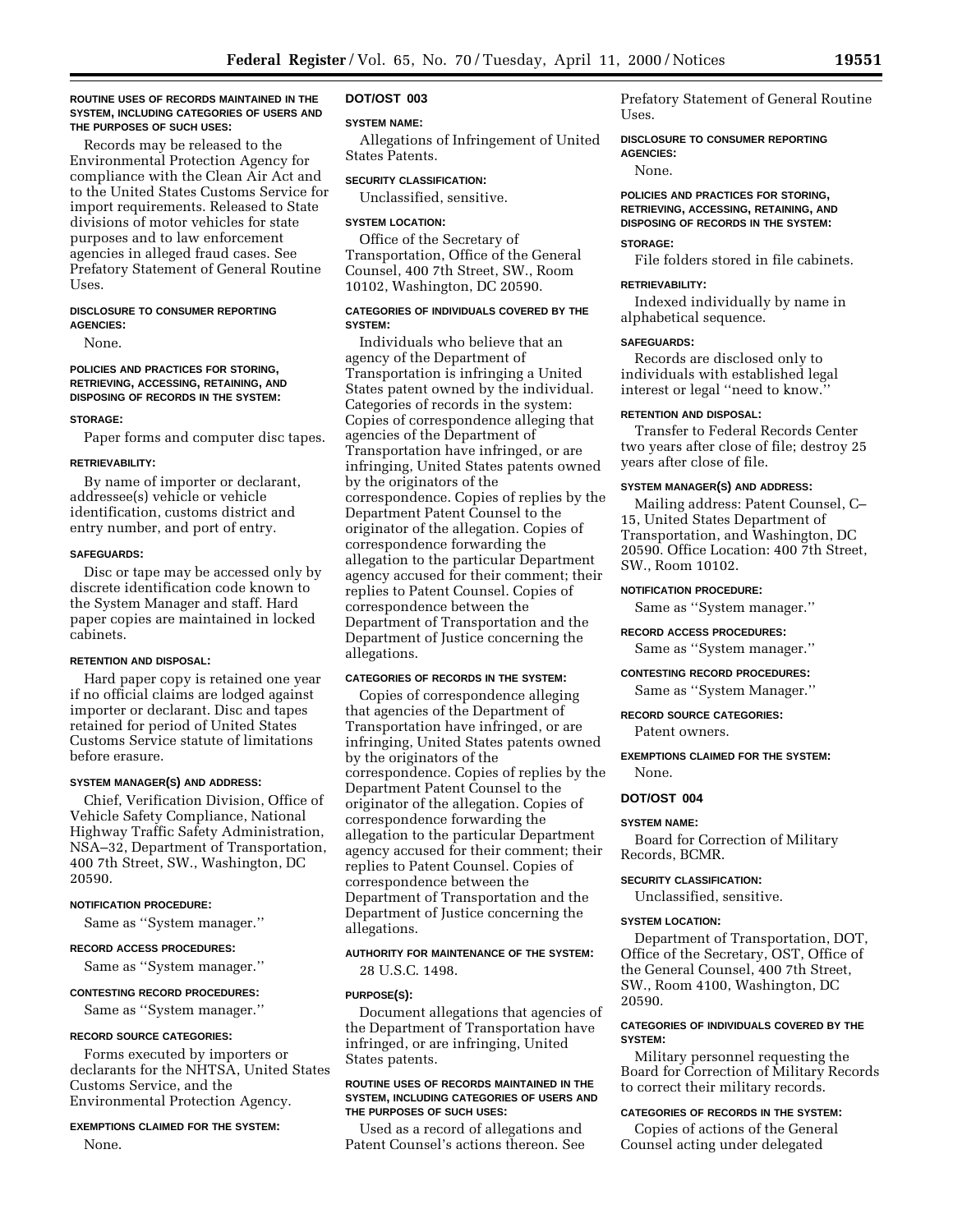**ROUTINE USES OF RECORDS MAINTAINED IN THE SYSTEM, INCLUDING CATEGORIES OF USERS AND THE PURPOSES OF SUCH USES:**

Records may be released to the Environmental Protection Agency for compliance with the Clean Air Act and to the United States Customs Service for import requirements. Released to State divisions of motor vehicles for state purposes and to law enforcement agencies in alleged fraud cases. See Prefatory Statement of General Routine Uses.

**DISCLOSURE TO CONSUMER REPORTING AGENCIES:**

None.

**POLICIES AND PRACTICES FOR STORING, RETRIEVING, ACCESSING, RETAINING, AND DISPOSING OF RECORDS IN THE SYSTEM:**

**STORAGE:**

Paper forms and computer disc tapes.

**RETRIEVABILITY:**

By name of importer or declarant, addressee(s) vehicle or vehicle identification, customs district and entry number, and port of entry.

**SAFEGUARDS:**

Disc or tape may be accessed only by discrete identification code known to the System Manager and staff. Hard paper copies are maintained in locked cabinets.

**RETENTION AND DISPOSAL:**

Hard paper copy is retained one year if no official claims are lodged against importer or declarant. Disc and tapes retained for period of United States Customs Service statute of limitations before erasure.

**SYSTEM MANAGER(S) AND ADDRESS:**

Chief, Verification Division, Office of Vehicle Safety Compliance, National Highway Traffic Safety Administration, NSA–32, Department of Transportation, 400 7th Street, SW., Washington, DC 20590.

**NOTIFICATION PROCEDURE:**

Same as ''System manager.''

**RECORD ACCESS PROCEDURES:**

Same as ''System manager.''

**CONTESTING RECORD PROCEDURES:**

Same as ''System manager.''

**RECORD SOURCE CATEGORIES:**

Forms executed by importers or declarants for the NHTSA, United States Customs Service, and the Environmental Protection Agency.

**EXEMPTIONS CLAIMED FOR THE SYSTEM:**

None.

## DOT/OST 003

**SYSTEM NAME:**

Allegations of Infringement of United States Patents.

**SECURITY CLASSIFICATION:**

Unclassified, sensitive.

**SYSTEM LOCATION:**

Office of the Secretary of Transportation, Office of the General Counsel, 400 7th Street, SW., Room 10102, Washington, DC 20590.

**CATEGORIES OF INDIVIDUALS COVERED BY THE SYSTEM:**

Individuals who believe that an agency of the Department of Transportation is infringing a United States patent owned by the individual. Categories of records in the system: Copies of correspondence alleging that agencies of the Department of Transportation have infringed, or are infringing, United States patents owned by the originators of the correspondence. Copies of replies by the Department Patent Counsel to the originator of the allegation. Copies of correspondence forwarding the allegation to the particular Department agency accused for their comment; their replies to Patent Counsel. Copies of correspondence between the Department of Transportation and the Department of Justice concerning the allegations.

**CATEGORIES OF RECORDS IN THE SYSTEM:**

Copies of correspondence alleging that agencies of the Department of Transportation have infringed, or are infringing, United States patents owned by the originators of the correspondence. Copies of replies by the Department Patent Counsel to the originator of the allegation. Copies of correspondence forwarding the allegation to the particular Department agency accused for their comment; their replies to Patent Counsel. Copies of correspondence between the Department of Transportation and the Department of Justice concerning the allegations.

**AUTHORITY FOR MAINTENANCE OF THE SYSTEM:**

28 U.S.C. 1498.

**PURPOSE(S):**

Document allegations that agencies of the Department of Transportation have infringed, or are infringing, United States patents.

**ROUTINE USES OF RECORDS MAINTAINED IN THE SYSTEM, INCLUDING CATEGORIES OF USERS AND THE PURPOSES OF SUCH USES:**

Used as a record of allegations and Patent Counsel's actions thereon. See Prefatory Statement of General Routine Uses.

**DISCLOSURE TO CONSUMER REPORTING AGENCIES:**

None.

**POLICIES AND PRACTICES FOR STORING, RETRIEVING, ACCESSING, RETAINING, AND DISPOSING OF RECORDS IN THE SYSTEM:**

**STORAGE:**

File folders stored in file cabinets.

**RETRIEVABILITY:**

Indexed individually by name in alphabetical sequence.

**SAFEGUARDS:**

Records are disclosed only to individuals with established legal interest or legal ''need to know.''

**RETENTION AND DISPOSAL:**

Transfer to Federal Records Center two years after close of file; destroy 25 years after close of file.

**SYSTEM MANAGER(S) AND ADDRESS:**

Mailing address: Patent Counsel, C–15, United States Department of Transportation, and Washington, DC 20590. Office Location: 400 7th Street, SW., Room 10102.

**NOTIFICATION PROCEDURE:**

Same as ''System manager.''

**RECORD ACCESS PROCEDURES:**

Same as ''System manager.''

**CONTESTING RECORD PROCEDURES:**

Same as ''System Manager.''

**RECORD SOURCE CATEGORIES:**

Patent owners.

**EXEMPTIONS CLAIMED FOR THE SYSTEM:**

None.

## DOT/OST 004

**SYSTEM NAME:**

Board for Correction of Military Records, BCMR.

**SECURITY CLASSIFICATION:**

Unclassified, sensitive.

**SYSTEM LOCATION:**

Department of Transportation, DOT, Office of the Secretary, OST, Office of the General Counsel, 400 7th Street, SW., Room 4100, Washington, DC 20590.

**CATEGORIES OF INDIVIDUALS COVERED BY THE SYSTEM:**

Military personnel requesting the Board for Correction of Military Records to correct their military records.

**CATEGORIES OF RECORDS IN THE SYSTEM:**

Copies of actions of the General Counsel acting under delegated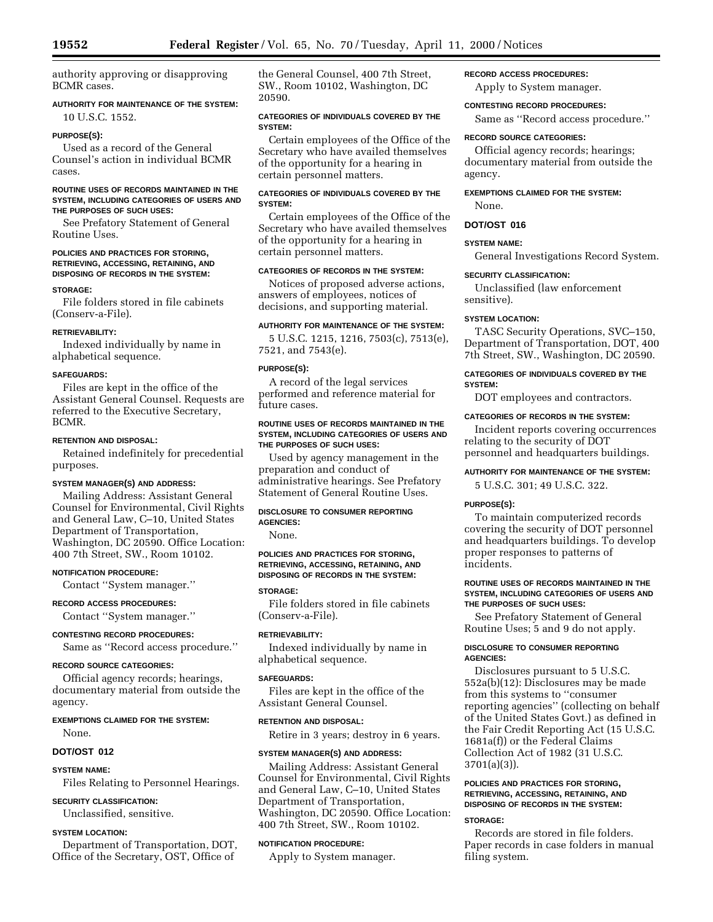authority approving or disapproving BCMR cases.

**AUTHORITY FOR MAINTENANCE OF THE SYSTEM:**

10 U.S.C. 1552.

**PURPOSE(S):**

Used as a record of the General Counsel's action in individual BCMR cases.

**ROUTINE USES OF RECORDS MAINTAINED IN THE SYSTEM, INCLUDING CATEGORIES OF USERS AND THE PURPOSES OF SUCH USES:**

See Prefatory Statement of General Routine Uses.

**POLICIES AND PRACTICES FOR STORING, RETRIEVING, ACCESSING, RETAINING, AND DISPOSING OF RECORDS IN THE SYSTEM:**

**STORAGE:**

File folders stored in file cabinets (Conserv-a-File).

**RETRIEVABILITY:**

Indexed individually by name in alphabetical sequence.

**SAFEGUARDS:**

Files are kept in the office of the Assistant General Counsel. Requests are referred to the Executive Secretary, BCMR.

**RETENTION AND DISPOSAL:**

Retained indefinitely for precedential purposes.

**SYSTEM MANAGER(S) AND ADDRESS:**

Mailing Address: Assistant General Counsel for Environmental, Civil Rights and General Law, C–10, United States Department of Transportation, Washington, DC 20590. Office Location: 400 7th Street, SW., Room 10102.

**NOTIFICATION PROCEDURE:**

Contact ''System manager.''

**RECORD ACCESS PROCEDURES:**

Contact ''System manager.''

**CONTESTING RECORD PROCEDURES:**

Same as ''Record access procedure.''

**RECORD SOURCE CATEGORIES:**

Official agency records; hearings, documentary material from outside the agency.

**EXEMPTIONS CLAIMED FOR THE SYSTEM:**

None.

## DOT/OST 012

**SYSTEM NAME:**

Files Relating to Personnel Hearings.

**SECURITY CLASSIFICATION:**

Unclassified, sensitive.

**SYSTEM LOCATION:**

Department of Transportation, DOT, Office of the Secretary, OST, Office of the General Counsel, 400 7th Street, SW., Room 10102, Washington, DC 20590.

**CATEGORIES OF INDIVIDUALS COVERED BY THE SYSTEM:**

Certain employees of the Office of the Secretary who have availed themselves of the opportunity for a hearing in certain personnel matters.

**CATEGORIES OF INDIVIDUALS COVERED BY THE SYSTEM:**

Certain employees of the Office of the Secretary who have availed themselves of the opportunity for a hearing in certain personnel matters.

**CATEGORIES OF RECORDS IN THE SYSTEM:**

Notices of proposed adverse actions, answers of employees, notices of decisions, and supporting material.

**AUTHORITY FOR MAINTENANCE OF THE SYSTEM:**

5 U.S.C. 1215, 1216, 7503(c), 7513(e), 7521, and 7543(e).

**PURPOSE(S):**

A record of the legal services performed and reference material for future cases.

**ROUTINE USES OF RECORDS MAINTAINED IN THE SYSTEM, INCLUDING CATEGORIES OF USERS AND THE PURPOSES OF SUCH USES:**

Used by agency management in the preparation and conduct of administrative hearings. See Prefatory Statement of General Routine Uses.

**DISCLOSURE TO CONSUMER REPORTING AGENCIES:**

None.

**POLICIES AND PRACTICES FOR STORING, RETRIEVING, ACCESSING, RETAINING, AND DISPOSING OF RECORDS IN THE SYSTEM:**

**STORAGE:**

File folders stored in file cabinets (Conserv-a-File).

**RETRIEVABILITY:**

Indexed individually by name in alphabetical sequence.

**SAFEGUARDS:**

Files are kept in the office of the Assistant General Counsel.

**RETENTION AND DISPOSAL:**

Retire in 3 years; destroy in 6 years.

**SYSTEM MANAGER(S) AND ADDRESS:**

Mailing Address: Assistant General Counsel for Environmental, Civil Rights and General Law, C–10, United States Department of Transportation, Washington, DC 20590. Office Location: 400 7th Street, SW., Room 10102.

**NOTIFICATION PROCEDURE:**

Apply to System manager.

**RECORD ACCESS PROCEDURES:**

Apply to System manager.

**CONTESTING RECORD PROCEDURES:**

Same as ''Record access procedure.''

**RECORD SOURCE CATEGORIES:**

Official agency records; hearings; documentary material from outside the agency.

**EXEMPTIONS CLAIMED FOR THE SYSTEM:**

None.

## DOT/OST 016

**SYSTEM NAME:**

General Investigations Record System.

**SECURITY CLASSIFICATION:**

Unclassified (law enforcement sensitive).

**SYSTEM LOCATION:**

TASC Security Operations, SVC–150, Department of Transportation, DOT, 400 7th Street, SW., Washington, DC 20590.

**CATEGORIES OF INDIVIDUALS COVERED BY THE SYSTEM:**

DOT employees and contractors.

**CATEGORIES OF RECORDS IN THE SYSTEM:**

Incident reports covering occurrences relating to the security of DOT personnel and headquarters buildings.

**AUTHORITY FOR MAINTENANCE OF THE SYSTEM:**

5 U.S.C. 301; 49 U.S.C. 322.

**PURPOSE(S):**

To maintain computerized records covering the security of DOT personnel and headquarters buildings. To develop proper responses to patterns of incidents.

**ROUTINE USES OF RECORDS MAINTAINED IN THE SYSTEM, INCLUDING CATEGORIES OF USERS AND THE PURPOSES OF SUCH USES:**

See Prefatory Statement of General Routine Uses; 5 and 9 do not apply.

**DISCLOSURE TO CONSUMER REPORTING AGENCIES:**

Disclosures pursuant to 5 U.S.C. 552a(b)(12): Disclosures may be made from this systems to ''consumer reporting agencies'' (collecting on behalf of the United States Govt.) as defined in the Fair Credit Reporting Act (15 U.S.C. 1681a(f)) or the Federal Claims Collection Act of 1982 (31 U.S.C. 3701(a)(3)).

**POLICIES AND PRACTICES FOR STORING, RETRIEVING, ACCESSING, RETAINING, AND DISPOSING OF RECORDS IN THE SYSTEM:**

**STORAGE:**

Records are stored in file folders. Paper records in case folders in manual filing system.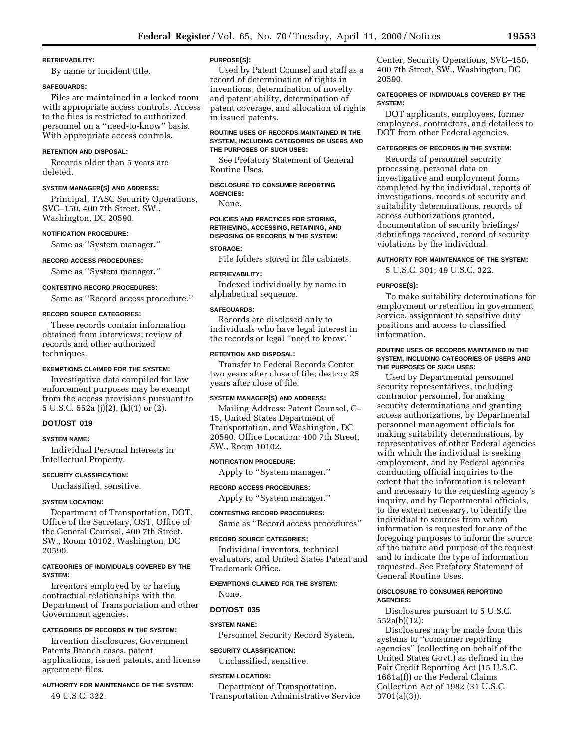#### RETRIEVABILITY:

By name or incident title.

#### SAFEGUARDS:

Files are maintained in a locked room with appropriate access controls. Access to the files is restricted to authorized personnel on a ''need-to-know'' basis. With appropriate access controls.

#### RETENTION AND DISPOSAL:

Records older than 5 years are deleted.

#### SYSTEM MANAGER(S) AND ADDRESS:

Principal, TASC Security Operations, SVC–150, 400 7th Street, SW., Washington, DC 20590.

#### NOTIFICATION PROCEDURE:

Same as ''System manager.''

#### RECORD ACCESS PROCEDURES:

Same as ''System manager.''

#### CONTESTING RECORD PROCEDURES:

Same as ''Record access procedure.''

#### RECORD SOURCE CATEGORIES:

These records contain information obtained from interviews; review of records and other authorized techniques.

#### EXEMPTIONS CLAIMED FOR THE SYSTEM:

Investigative data compiled for law enforcement purposes may be exempt from the access provisions pursuant to 5 U.S.C. 552a (j)(2), (k)(1) or (2).

### DOT/OST 019

#### SYSTEM NAME:

Individual Personal Interests in Intellectual Property.

#### SECURITY CLASSIFICATION:

Unclassified, sensitive.

#### SYSTEM LOCATION:

Department of Transportation, DOT, Office of the Secretary, OST, Office of the General Counsel, 400 7th Street, SW., Room 10102, Washington, DC 20590.

#### CATEGORIES OF INDIVIDUALS COVERED BY THE SYSTEM:

Inventors employed by or having contractual relationships with the Department of Transportation and other Government agencies.

#### CATEGORIES OF RECORDS IN THE SYSTEM:

Invention disclosures, Government Patents Branch cases, patent applications, issued patents, and license agreement files.

#### AUTHORITY FOR MAINTENANCE OF THE SYSTEM:

49 U.S.C. 322.

#### PURPOSE(S):

Used by Patent Counsel and staff as a record of determination of rights in inventions, determination of novelty and patent ability, determination of patent coverage, and allocation of rights in issued patents.

#### ROUTINE USES OF RECORDS MAINTAINED IN THE SYSTEM, INCLUDING CATEGORIES OF USERS AND THE PURPOSES OF SUCH USES:

See Prefatory Statement of General Routine Uses.

#### DISCLOSURE TO CONSUMER REPORTING AGENCIES:

None.

#### POLICIES AND PRACTICES FOR STORING, RETRIEVING, ACCESSING, RETAINING, AND DISPOSING OF RECORDS IN THE SYSTEM:

#### STORAGE:

File folders stored in file cabinets.

#### RETRIEVABILITY:

Indexed individually by name in alphabetical sequence.

#### SAFEGUARDS:

Records are disclosed only to individuals who have legal interest in the records or legal ''need to know.''

#### RETENTION AND DISPOSAL:

Transfer to Federal Records Center two years after close of file; destroy 25 years after close of file.

#### SYSTEM MANAGER(S) AND ADDRESS:

Mailing Address: Patent Counsel, C–15, United States Department of Transportation, and Washington, DC 20590. Office Location: 400 7th Street, SW., Room 10102.

#### NOTIFICATION PROCEDURE:

Apply to ''System manager.''

#### RECORD ACCESS PROCEDURES:

Apply to ''System manager.''

#### CONTESTING RECORD PROCEDURES:

Same as ''Record access procedures''

#### RECORD SOURCE CATEGORIES:

Individual inventors, technical evaluators, and United States Patent and Trademark Office.

#### EXEMPTIONS CLAIMED FOR THE SYSTEM:

None.

### DOT/OST 035

#### SYSTEM NAME:

Personnel Security Record System.

#### SECURITY CLASSIFICATION:

Unclassified, sensitive.

#### SYSTEM LOCATION:

Department of Transportation, Transportation Administrative Service Center, Security Operations, SVC–150, 400 7th Street, SW., Washington, DC 20590.

#### CATEGORIES OF INDIVIDUALS COVERED BY THE SYSTEM:

DOT applicants, employees, former employees, contractors, and detailees to DOT from other Federal agencies.

#### CATEGORIES OF RECORDS IN THE SYSTEM:

Records of personnel security processing, personal data on investigative and employment forms completed by the individual, reports of investigations, records of security and suitability determinations, records of access authorizations granted, documentation of security briefings/debriefings received, record of security violations by the individual.

#### AUTHORITY FOR MAINTENANCE OF THE SYSTEM:

5 U.S.C. 301; 49 U.S.C. 322.

#### PURPOSE(S):

To make suitability determinations for employment or retention in government service, assignment to sensitive duty positions and access to classified information.

#### ROUTINE USES OF RECORDS MAINTAINED IN THE SYSTEM, INCLUDING CATEGORIES OF USERS AND THE PURPOSES OF SUCH USES:

Used by Departmental personnel security representatives, including contractor personnel, for making security determinations and granting access authorizations, by Departmental personnel management officials for making suitability determinations, by representatives of other Federal agencies with which the individual is seeking employment, and by Federal agencies conducting official inquiries to the extent that the information is relevant and necessary to the requesting agency's inquiry, and by Departmental officials, to the extent necessary, to identify the individual to sources from whom information is requested for any of the foregoing purposes to inform the source of the nature and purpose of the request and to indicate the type of information requested. See Prefatory Statement of General Routine Uses.

#### DISCLOSURE TO CONSUMER REPORTING AGENCIES:

Disclosures pursuant to 5 U.S.C. 552a(b)(12):

Disclosures may be made from this systems to ''consumer reporting agencies'' (collecting on behalf of the United States Govt.) as defined in the Fair Credit Reporting Act (15 U.S.C. 1681a(f)) or the Federal Claims Collection Act of 1982 (31 U.S.C. 3701(a)(3)).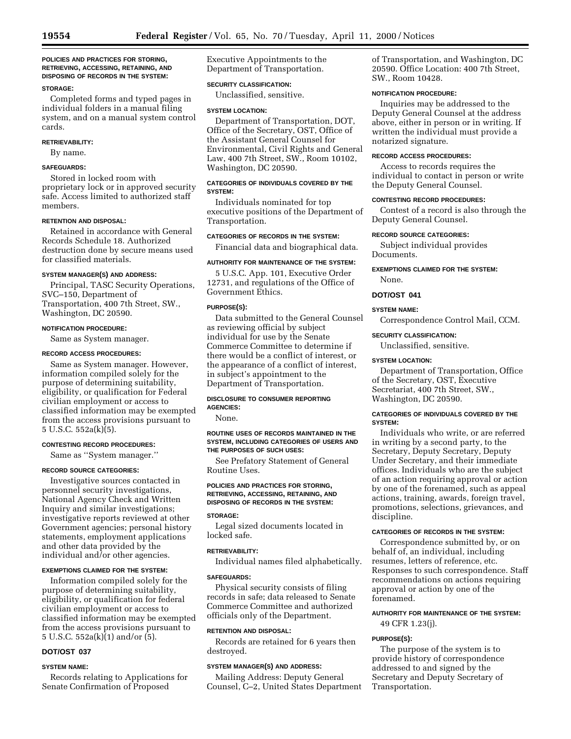**POLICIES AND PRACTICES FOR STORING, RETRIEVING, ACCESSING, RETAINING, AND DISPOSING OF RECORDS IN THE SYSTEM:**

**STORAGE:**

Completed forms and typed pages in individual folders in a manual filing system, and on a manual system control cards.

**RETRIEVABILITY:**

By name.

**SAFEGUARDS:**

Stored in locked room with proprietary lock or in approved security safe. Access limited to authorized staff members.

**RETENTION AND DISPOSAL:**

Retained in accordance with General Records Schedule 18. Authorized destruction done by secure means used for classified materials.

**SYSTEM MANAGER(S) AND ADDRESS:**

Principal, TASC Security Operations, SVC–150, Department of Transportation, 400 7th Street, SW., Washington, DC 20590.

**NOTIFICATION PROCEDURE:**

Same as System manager.

**RECORD ACCESS PROCEDURES:**

Same as System manager. However, information compiled solely for the purpose of determining suitability, eligibility, or qualification for Federal civilian employment or access to classified information may be exempted from the access provisions pursuant to 5 U.S.C. 552a(k)(5).

**CONTESTING RECORD PROCEDURES:**

Same as ''System manager.''

**RECORD SOURCE CATEGORIES:**

Investigative sources contacted in personnel security investigations, National Agency Check and Written Inquiry and similar investigations; investigative reports reviewed at other Government agencies; personal history statements, employment applications and other data provided by the individual and/or other agencies.

**EXEMPTIONS CLAIMED FOR THE SYSTEM:**

Information compiled solely for the purpose of determining suitability, eligibility, or qualification for federal civilian employment or access to classified information may be exempted from the access provisions pursuant to 5 U.S.C. 552a(k)(1) and/or (5).

## DOT/OST 037

**SYSTEM NAME:**

Records relating to Applications for Senate Confirmation of Proposed Executive Appointments to the Department of Transportation.

**SECURITY CLASSIFICATION:**

Unclassified, sensitive.

**SYSTEM LOCATION:**

Department of Transportation, DOT, Office of the Secretary, OST, Office of the Assistant General Counsel for Environmental, Civil Rights and General Law, 400 7th Street, SW., Room 10102, Washington, DC 20590.

**CATEGORIES OF INDIVIDUALS COVERED BY THE SYSTEM:**

Individuals nominated for top executive positions of the Department of Transportation.

**CATEGORIES OF RECORDS IN THE SYSTEM:**

Financial data and biographical data.

**AUTHORITY FOR MAINTENANCE OF THE SYSTEM:**

5 U.S.C. App. 101, Executive Order 12731, and regulations of the Office of Government Ethics.

**PURPOSE(S):**

Data submitted to the General Counsel as reviewing official by subject individual for use by the Senate Commerce Committee to determine if there would be a conflict of interest, or the appearance of a conflict of interest, in subject's appointment to the Department of Transportation.

**DISCLOSURE TO CONSUMER REPORTING AGENCIES:**

None.

**ROUTINE USES OF RECORDS MAINTAINED IN THE SYSTEM, INCLUDING CATEGORIES OF USERS AND THE PURPOSES OF SUCH USES:**

See Prefatory Statement of General Routine Uses.

**POLICIES AND PRACTICES FOR STORING, RETRIEVING, ACCESSING, RETAINING, AND DISPOSING OF RECORDS IN THE SYSTEM:**

**STORAGE:**

Legal sized documents located in locked safe.

**RETRIEVABILITY:**

Individual names filed alphabetically.

**SAFEGUARDS:**

Physical security consists of filing records in safe; data released to Senate Commerce Committee and authorized officials only of the Department.

**RETENTION AND DISPOSAL:**

Records are retained for 6 years then destroyed.

**SYSTEM MANAGER(S) AND ADDRESS:**

Mailing Address: Deputy General Counsel, C–2, United States Department of Transportation, and Washington, DC 20590. Office Location: 400 7th Street, SW., Room 10428.

**NOTIFICATION PROCEDURE:**

Inquiries may be addressed to the Deputy General Counsel at the address above, either in person or in writing. If written the individual must provide a notarized signature.

**RECORD ACCESS PROCEDURES:**

Access to records requires the individual to contact in person or write the Deputy General Counsel.

**CONTESTING RECORD PROCEDURES:**

Contest of a record is also through the Deputy General Counsel.

**RECORD SOURCE CATEGORIES:**

Subject individual provides Documents.

**EXEMPTIONS CLAIMED FOR THE SYSTEM:**

None.

## DOT/OST 041

**SYSTEM NAME:**

Correspondence Control Mail, CCM.

**SECURITY CLASSIFICATION:**

Unclassified, sensitive.

**SYSTEM LOCATION:**

Department of Transportation, Office of the Secretary, OST, Executive Secretariat, 400 7th Street, SW., Washington, DC 20590.

**CATEGORIES OF INDIVIDUALS COVERED BY THE SYSTEM:**

Individuals who write, or are referred in writing by a second party, to the Secretary, Deputy Secretary, Deputy Under Secretary, and their immediate offices. Individuals who are the subject of an action requiring approval or action by one of the forenamed, such as appeal actions, training, awards, foreign travel, promotions, selections, grievances, and discipline.

**CATEGORIES OF RECORDS IN THE SYSTEM:**

Correspondence submitted by, or on behalf of, an individual, including resumes, letters of reference, etc. Responses to such correspondence. Staff recommendations on actions requiring approval or action by one of the forenamed.

**AUTHORITY FOR MAINTENANCE OF THE SYSTEM:**

49 CFR 1.23(j).

**PURPOSE(S):**

The purpose of the system is to provide history of correspondence addressed to and signed by the Secretary and Deputy Secretary of Transportation.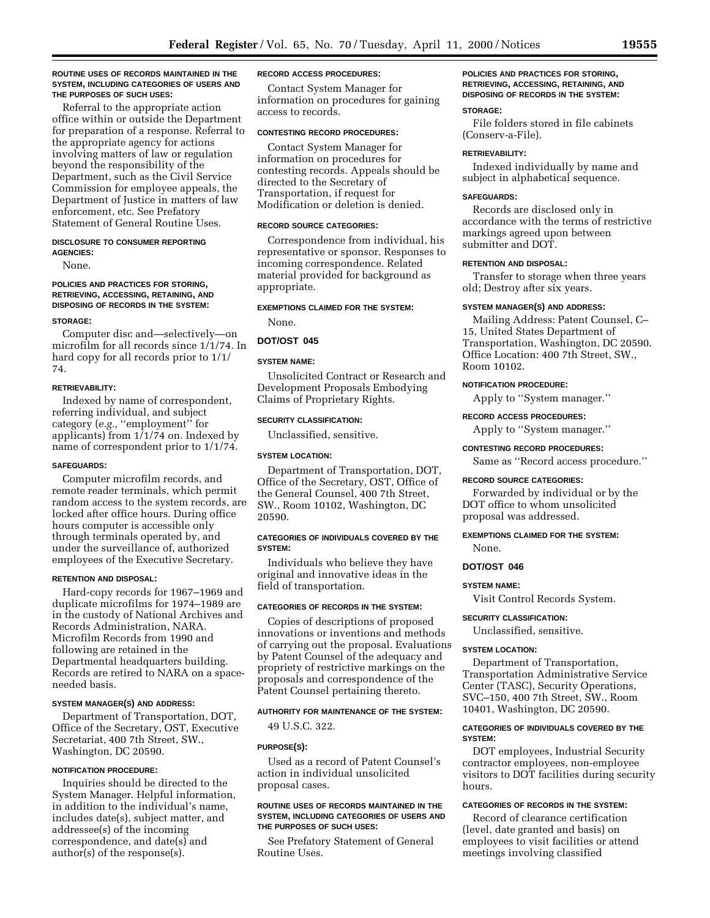**ROUTINE USES OF RECORDS MAINTAINED IN THE SYSTEM, INCLUDING CATEGORIES OF USERS AND THE PURPOSES OF SUCH USES:**

Referral to the appropriate action office within or outside the Department for preparation of a response. Referral to the appropriate agency for actions involving matters of law or regulation beyond the responsibility of the Department, such as the Civil Service Commission for employee appeals, the Department of Justice in matters of law enforcement, etc. See Prefatory Statement of General Routine Uses.

**DISCLOSURE TO CONSUMER REPORTING AGENCIES:**

None.

**POLICIES AND PRACTICES FOR STORING, RETRIEVING, ACCESSING, RETAINING, AND DISPOSING OF RECORDS IN THE SYSTEM:**

**STORAGE:**

Computer disc and—selectively—on microfilm for all records since 1/1/74. In hard copy for all records prior to 1/1/74.

**RETRIEVABILITY:**

Indexed by name of correspondent, referring individual, and subject category (*e.g.,* ''employment'' for applicants) from 1/1/74 on. Indexed by name of correspondent prior to 1/1/74.

**SAFEGUARDS:**

Computer microfilm records, and remote reader terminals, which permit random access to the system records, are locked after office hours. During office hours computer is accessible only through terminals operated by, and under the surveillance of, authorized employees of the Executive Secretary.

**RETENTION AND DISPOSAL:**

Hard-copy records for 1967–1969 and duplicate microfilms for 1974–1989 are in the custody of National Archives and Records Administration, NARA. Microfilm Records from 1990 and following are retained in the Departmental headquarters building. Records are retired to NARA on a space-needed basis.

**SYSTEM MANAGER(S) AND ADDRESS:**

Department of Transportation, DOT, Office of the Secretary, OST, Executive Secretariat, 400 7th Street, SW., Washington, DC 20590.

**NOTIFICATION PROCEDURE:**

Inquiries should be directed to the System Manager. Helpful information, in addition to the individual's name, includes date(s), subject matter, and addressee(s) of the incoming correspondence, and date(s) and author(s) of the response(s).

**RECORD ACCESS PROCEDURES:**

Contact System Manager for information on procedures for gaining access to records.

**CONTESTING RECORD PROCEDURES:**

Contact System Manager for information on procedures for contesting records. Appeals should be directed to the Secretary of Transportation, if request for Modification or deletion is denied.

**RECORD SOURCE CATEGORIES:**

Correspondence from individual, his representative or sponsor. Responses to incoming correspondence. Related material provided for background as appropriate.

**EXEMPTIONS CLAIMED FOR THE SYSTEM:**

None.

## DOT/OST 045

**SYSTEM NAME:**

Unsolicited Contract or Research and Development Proposals Embodying Claims of Proprietary Rights.

**SECURITY CLASSIFICATION:**

Unclassified, sensitive.

**SYSTEM LOCATION:**

Department of Transportation, DOT, Office of the Secretary, OST, Office of the General Counsel, 400 7th Street, SW., Room 10102, Washington, DC 20590.

**CATEGORIES OF INDIVIDUALS COVERED BY THE SYSTEM:**

Individuals who believe they have original and innovative ideas in the field of transportation.

**CATEGORIES OF RECORDS IN THE SYSTEM:**

Copies of descriptions of proposed innovations or inventions and methods of carrying out the proposal. Evaluations by Patent Counsel of the adequacy and propriety of restrictive markings on the proposals and correspondence of the Patent Counsel pertaining thereto.

**AUTHORITY FOR MAINTENANCE OF THE SYSTEM:**

49 U.S.C. 322.

**PURPOSE(S):**

Used as a record of Patent Counsel's action in individual unsolicited proposal cases.

**ROUTINE USES OF RECORDS MAINTAINED IN THE SYSTEM, INCLUDING CATEGORIES OF USERS AND THE PURPOSES OF SUCH USES:**

See Prefatory Statement of General Routine Uses.

**POLICIES AND PRACTICES FOR STORING, RETRIEVING, ACCESSING, RETAINING, AND DISPOSING OF RECORDS IN THE SYSTEM:**

**STORAGE:**

File folders stored in file cabinets (Conserv-a-File).

**RETRIEVABILITY:**

Indexed individually by name and subject in alphabetical sequence.

**SAFEGUARDS:**

Records are disclosed only in accordance with the terms of restrictive markings agreed upon between submitter and DOT.

**RETENTION AND DISPOSAL:**

Transfer to storage when three years old; Destroy after six years.

**SYSTEM MANAGER(S) AND ADDRESS:**

Mailing Address: Patent Counsel, C–15, United States Department of Transportation, Washington, DC 20590. Office Location: 400 7th Street, SW., Room 10102.

**NOTIFICATION PROCEDURE:**

Apply to ''System manager.''

**RECORD ACCESS PROCEDURES:**

Apply to ''System manager.''

**CONTESTING RECORD PROCEDURES:**

Same as ''Record access procedure.''

**RECORD SOURCE CATEGORIES:**

Forwarded by individual or by the DOT office to whom unsolicited proposal was addressed.

**EXEMPTIONS CLAIMED FOR THE SYSTEM:**

None.

## DOT/OST 046

**SYSTEM NAME:**

Visit Control Records System.

**SECURITY CLASSIFICATION:**

Unclassified, sensitive.

**SYSTEM LOCATION:**

Department of Transportation, Transportation Administrative Service Center (TASC), Security Operations, SVC–150, 400 7th Street, SW., Room 10401, Washington, DC 20590.

**CATEGORIES OF INDIVIDUALS COVERED BY THE SYSTEM:**

DOT employees, Industrial Security contractor employees, non-employee visitors to DOT facilities during security hours.

**CATEGORIES OF RECORDS IN THE SYSTEM:**

Record of clearance certification (level, date granted and basis) on employees to visit facilities or attend meetings involving classified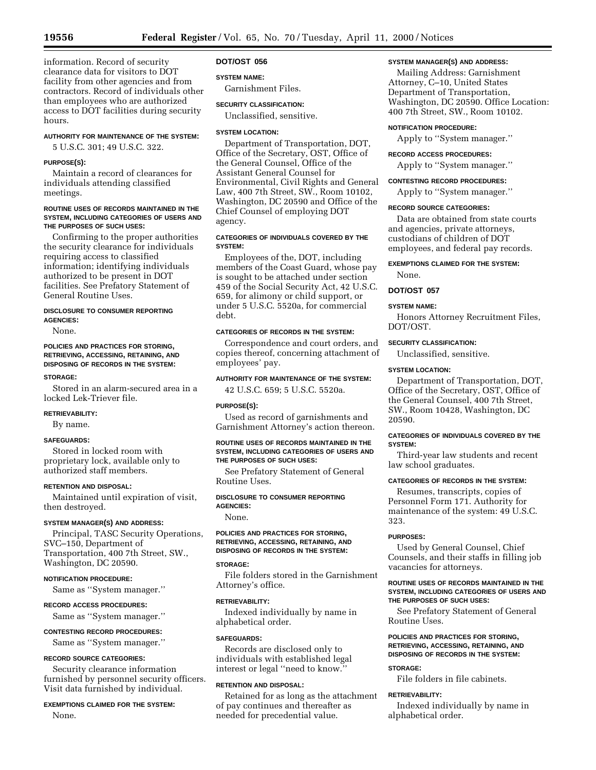information. Record of security clearance data for visitors to DOT facility from other agencies and from contractors. Record of individuals other than employees who are authorized access to DOT facilities during security hours.

**AUTHORITY FOR MAINTENANCE OF THE SYSTEM:**

5 U.S.C. 301; 49 U.S.C. 322.

**PURPOSE(S):**

Maintain a record of clearances for individuals attending classified meetings.

**ROUTINE USES OF RECORDS MAINTAINED IN THE SYSTEM, INCLUDING CATEGORIES OF USERS AND THE PURPOSES OF SUCH USES:**

Confirming to the proper authorities the security clearance for individuals requiring access to classified information; identifying individuals authorized to be present in DOT facilities. See Prefatory Statement of General Routine Uses.

**DISCLOSURE TO CONSUMER REPORTING AGENCIES:**

None.

**POLICIES AND PRACTICES FOR STORING, RETRIEVING, ACCESSING, RETAINING, AND DISPOSING OF RECORDS IN THE SYSTEM:**

**STORAGE:**

Stored in an alarm-secured area in a locked Lek-Triever file.

**RETRIEVABILITY:**

By name.

**SAFEGUARDS:**

Stored in locked room with proprietary lock, available only to authorized staff members.

**RETENTION AND DISPOSAL:**

Maintained until expiration of visit, then destroyed.

**SYSTEM MANAGER(S) AND ADDRESS:**

Principal, TASC Security Operations, SVC–150, Department of Transportation, 400 7th Street, SW., Washington, DC 20590.

**NOTIFICATION PROCEDURE:**

Same as ''System manager.''

**RECORD ACCESS PROCEDURES:**

Same as ''System manager.''

**CONTESTING RECORD PROCEDURES:**

Same as ''System manager.''

**RECORD SOURCE CATEGORIES:**

Security clearance information furnished by personnel security officers. Visit data furnished by individual.

**EXEMPTIONS CLAIMED FOR THE SYSTEM:**

None.

## DOT/OST 056

**SYSTEM NAME:**

Garnishment Files.

**SECURITY CLASSIFICATION:**

Unclassified, sensitive.

**SYSTEM LOCATION:**

Department of Transportation, DOT, Office of the Secretary, OST, Office of the General Counsel, Office of the Assistant General Counsel for Environmental, Civil Rights and General Law, 400 7th Street, SW., Room 10102, Washington, DC 20590 and Office of the Chief Counsel of employing DOT agency.

**CATEGORIES OF INDIVIDUALS COVERED BY THE SYSTEM:**

Employees of the, DOT, including members of the Coast Guard, whose pay is sought to be attached under section 459 of the Social Security Act, 42 U.S.C. 659, for alimony or child support, or under 5 U.S.C. 5520a, for commercial debt.

**CATEGORIES OF RECORDS IN THE SYSTEM:**

Correspondence and court orders, and copies thereof, concerning attachment of employees' pay.

**AUTHORITY FOR MAINTENANCE OF THE SYSTEM:**

42 U.S.C. 659; 5 U.S.C. 5520a.

**PURPOSE(S):**

Used as record of garnishments and Garnishment Attorney's action thereon.

**ROUTINE USES OF RECORDS MAINTAINED IN THE SYSTEM, INCLUDING CATEGORIES OF USERS AND THE PURPOSES OF SUCH USES:**

See Prefatory Statement of General Routine Uses.

**DISCLOSURE TO CONSUMER REPORTING AGENCIES:**

None.

**POLICIES AND PRACTICES FOR STORING, RETRIEVING, ACCESSING, RETAINING, AND DISPOSING OF RECORDS IN THE SYSTEM:**

**STORAGE:**

File folders stored in the Garnishment Attorney's office.

**RETRIEVABILITY:**

Indexed individually by name in alphabetical order.

**SAFEGUARDS:**

Records are disclosed only to individuals with established legal interest or legal ''need to know.''

**RETENTION AND DISPOSAL:**

Retained for as long as the attachment of pay continues and thereafter as needed for precedential value.

**SYSTEM MANAGER(S) AND ADDRESS:**

Mailing Address: Garnishment Attorney, C–10, United States Department of Transportation, Washington, DC 20590. Office Location: 400 7th Street, SW., Room 10102.

**NOTIFICATION PROCEDURE:**

Apply to ''System manager.''

**RECORD ACCESS PROCEDURES:**

Apply to ''System manager.''

**CONTESTING RECORD PROCEDURES:**

Apply to ''System manager.''

**RECORD SOURCE CATEGORIES:**

Data are obtained from state courts and agencies, private attorneys, custodians of children of DOT employees, and federal pay records.

**EXEMPTIONS CLAIMED FOR THE SYSTEM:**

None.

## DOT/OST 057

**SYSTEM NAME:**

Honors Attorney Recruitment Files, DOT/OST.

**SECURITY CLASSIFICATION:**

Unclassified, sensitive.

**SYSTEM LOCATION:**

Department of Transportation, DOT, Office of the Secretary, OST, Office of the General Counsel, 400 7th Street, SW., Room 10428, Washington, DC 20590.

**CATEGORIES OF INDIVIDUALS COVERED BY THE SYSTEM:**

Third-year law students and recent law school graduates.

**CATEGORIES OF RECORDS IN THE SYSTEM:**

Resumes, transcripts, copies of Personnel Form 171. Authority for maintenance of the system: 49 U.S.C. 323.

**PURPOSES:**

Used by General Counsel, Chief Counsels, and their staffs in filling job vacancies for attorneys.

**ROUTINE USES OF RECORDS MAINTAINED IN THE SYSTEM, INCLUDING CATEGORIES OF USERS AND THE PURPOSES OF SUCH USES:**

See Prefatory Statement of General Routine Uses.

**POLICIES AND PRACTICES FOR STORING, RETRIEVING, ACCESSING, RETAINING, AND DISPOSING OF RECORDS IN THE SYSTEM:**

**STORAGE:**

File folders in file cabinets.

**RETRIEVABILITY:**

Indexed individually by name in alphabetical order.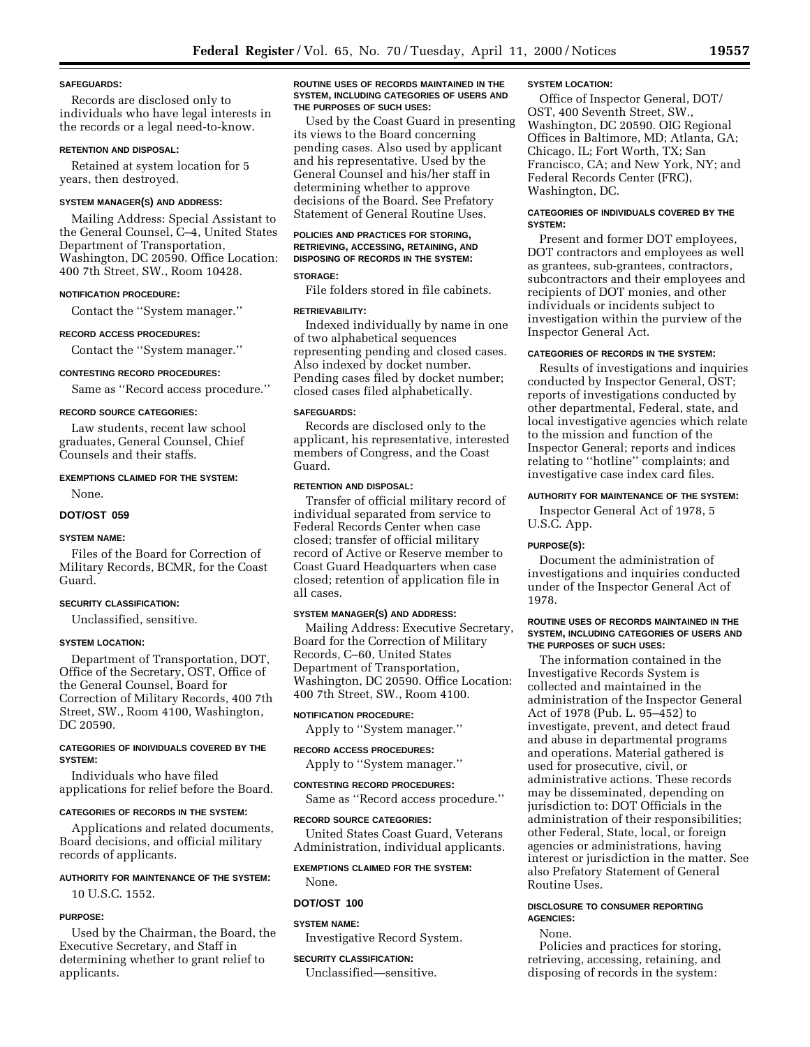#### SAFEGUARDS:

Records are disclosed only to individuals who have legal interests in the records or a legal need-to-know.

#### RETENTION AND DISPOSAL:

Retained at system location for 5 years, then destroyed.

#### SYSTEM MANAGER(S) AND ADDRESS:

Mailing Address: Special Assistant to the General Counsel, C–4, United States Department of Transportation, Washington, DC 20590. Office Location: 400 7th Street, SW., Room 10428.

#### NOTIFICATION PROCEDURE:

Contact the ''System manager.''

#### RECORD ACCESS PROCEDURES:

Contact the ''System manager.''

#### CONTESTING RECORD PROCEDURES:

Same as ''Record access procedure.''

#### RECORD SOURCE CATEGORIES:

Law students, recent law school graduates, General Counsel, Chief Counsels and their staffs.

#### EXEMPTIONS CLAIMED FOR THE SYSTEM:

None.

### DOT/OST 059

#### SYSTEM NAME:

Files of the Board for Correction of Military Records, BCMR, for the Coast Guard.

#### SECURITY CLASSIFICATION:

Unclassified, sensitive.

#### SYSTEM LOCATION:

Department of Transportation, DOT, Office of the Secretary, OST, Office of the General Counsel, Board for Correction of Military Records, 400 7th Street, SW., Room 4100, Washington, DC 20590.

#### CATEGORIES OF INDIVIDUALS COVERED BY THE SYSTEM:

Individuals who have filed applications for relief before the Board.

#### CATEGORIES OF RECORDS IN THE SYSTEM:

Applications and related documents, Board decisions, and official military records of applicants.

#### AUTHORITY FOR MAINTENANCE OF THE SYSTEM:

10 U.S.C. 1552.

#### PURPOSE:

Used by the Chairman, the Board, the Executive Secretary, and Staff in determining whether to grant relief to applicants.

#### ROUTINE USES OF RECORDS MAINTAINED IN THE SYSTEM, INCLUDING CATEGORIES OF USERS AND THE PURPOSES OF SUCH USES:

Used by the Coast Guard in presenting its views to the Board concerning pending cases. Also used by applicant and his representative. Used by the General Counsel and his/her staff in determining whether to approve decisions of the Board. See Prefatory Statement of General Routine Uses.

#### POLICIES AND PRACTICES FOR STORING, RETRIEVING, ACCESSING, RETAINING, AND DISPOSING OF RECORDS IN THE SYSTEM:

#### STORAGE:

File folders stored in file cabinets.

#### RETRIEVABILITY:

Indexed individually by name in one of two alphabetical sequences representing pending and closed cases. Also indexed by docket number. Pending cases filed by docket number; closed cases filed alphabetically.

#### SAFEGUARDS:

Records are disclosed only to the applicant, his representative, interested members of Congress, and the Coast Guard.

#### RETENTION AND DISPOSAL:

Transfer of official military record of individual separated from service to Federal Records Center when case closed; transfer of official military record of Active or Reserve member to Coast Guard Headquarters when case closed; retention of application file in all cases.

#### SYSTEM MANAGER(S) AND ADDRESS:

Mailing Address: Executive Secretary, Board for the Correction of Military Records, C–60, United States Department of Transportation, Washington, DC 20590. Office Location: 400 7th Street, SW., Room 4100.

#### NOTIFICATION PROCEDURE:

Apply to ''System manager.''

#### RECORD ACCESS PROCEDURES:

Apply to ''System manager.''

#### CONTESTING RECORD PROCEDURES:

Same as ''Record access procedure.''

#### RECORD SOURCE CATEGORIES:

United States Coast Guard, Veterans Administration, individual applicants.

#### EXEMPTIONS CLAIMED FOR THE SYSTEM:

None.

### DOT/OST 100

#### SYSTEM NAME:

Investigative Record System.

#### SECURITY CLASSIFICATION:

Unclassified—sensitive.

#### SYSTEM LOCATION:

Office of Inspector General, DOT/OST, 400 Seventh Street, SW., Washington, DC 20590. OIG Regional Offices in Baltimore, MD; Atlanta, GA; Chicago, IL; Fort Worth, TX; San Francisco, CA; and New York, NY; and Federal Records Center (FRC), Washington, DC.

#### CATEGORIES OF INDIVIDUALS COVERED BY THE SYSTEM:

Present and former DOT employees, DOT contractors and employees as well as grantees, sub-grantees, contractors, subcontractors and their employees and recipients of DOT monies, and other individuals or incidents subject to investigation within the purview of the Inspector General Act.

#### CATEGORIES OF RECORDS IN THE SYSTEM:

Results of investigations and inquiries conducted by Inspector General, OST; reports of investigations conducted by other departmental, Federal, state, and local investigative agencies which relate to the mission and function of the Inspector General; reports and indices relating to ''hotline'' complaints; and investigative case index card files.

#### AUTHORITY FOR MAINTENANCE OF THE SYSTEM:

Inspector General Act of 1978, 5 U.S.C. App.

#### PURPOSE(S):

Document the administration of investigations and inquiries conducted under of the Inspector General Act of 1978.

#### ROUTINE USES OF RECORDS MAINTAINED IN THE SYSTEM, INCLUDING CATEGORIES OF USERS AND THE PURPOSES OF SUCH USES:

The information contained in the Investigative Records System is collected and maintained in the administration of the Inspector General Act of 1978 (Pub. L. 95–452) to investigate, prevent, and detect fraud and abuse in departmental programs and operations. Material gathered is used for prosecutive, civil, or administrative actions. These records may be disseminated, depending on jurisdiction to: DOT Officials in the administration of their responsibilities; other Federal, State, local, or foreign agencies or administrations, having interest or jurisdiction in the matter. See also Prefatory Statement of General Routine Uses.

#### DISCLOSURE TO CONSUMER REPORTING AGENCIES:

None.

Policies and practices for storing, retrieving, accessing, retaining, and disposing of records in the system: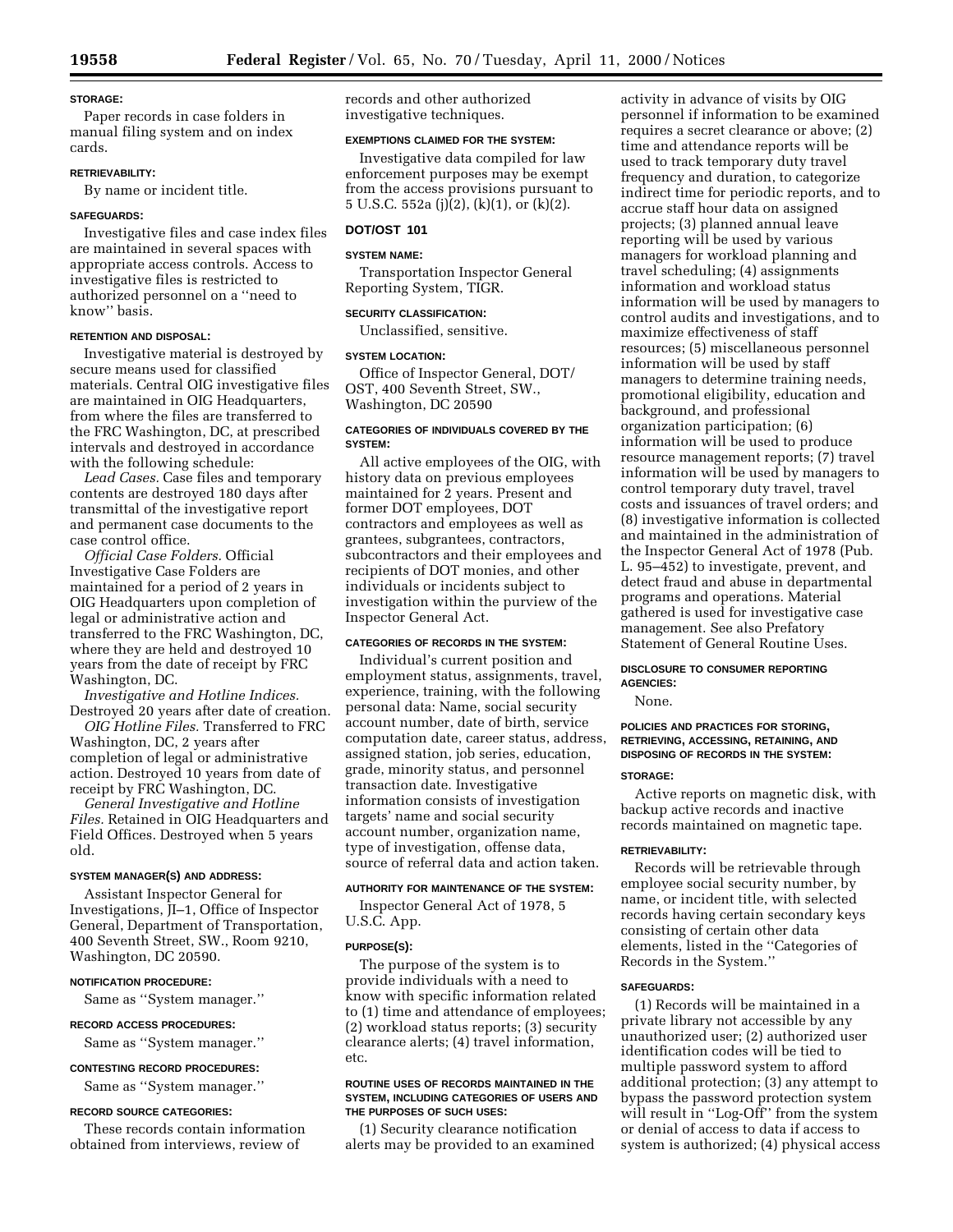#### STORAGE:

Paper records in case folders in manual filing system and on index cards.

#### RETRIEVABILITY:

By name or incident title.

#### SAFEGUARDS:

Investigative files and case index files are maintained in several spaces with appropriate access controls. Access to investigative files is restricted to authorized personnel on a "need to know" basis.

#### RETENTION AND DISPOSAL:

Investigative material is destroyed by secure means used for classified materials. Central OIG investigative files are maintained in OIG Headquarters, from where the files are transferred to the FRC Washington, DC, at prescribed intervals and destroyed in accordance with the following schedule:

*Lead Cases.* Case files and temporary contents are destroyed 180 days after transmittal of the investigative report and permanent case documents to the case control office.

*Official Case Folders.* Official Investigative Case Folders are maintained for a period of 2 years in OIG Headquarters upon completion of legal or administrative action and transferred to the FRC Washington, DC, where they are held and destroyed 10 years from the date of receipt by FRC Washington, DC.

*Investigative and Hotline Indices.* Destroyed 20 years after date of creation.

*OIG Hotline Files.* Transferred to FRC Washington, DC, 2 years after completion of legal or administrative action. Destroyed 10 years from date of receipt by FRC Washington, DC.

*General Investigative and Hotline Files.* Retained in OIG Headquarters and Field Offices. Destroyed when 5 years old.

#### SYSTEM MANAGER(S) AND ADDRESS:

Assistant Inspector General for Investigations, JI–1, Office of Inspector General, Department of Transportation, 400 Seventh Street, SW., Room 9210, Washington, DC 20590.

#### NOTIFICATION PROCEDURE:

Same as "System manager."

#### RECORD ACCESS PROCEDURES:

Same as "System manager."

#### CONTESTING RECORD PROCEDURES:

Same as "System manager."

#### RECORD SOURCE CATEGORIES:

These records contain information obtained from interviews, review of records and other authorized investigative techniques.

#### EXEMPTIONS CLAIMED FOR THE SYSTEM:

Investigative data compiled for law enforcement purposes may be exempt from the access provisions pursuant to 5 U.S.C. 552a (j)(2), (k)(1), or (k)(2).

### DOT/OST 101

#### SYSTEM NAME:

Transportation Inspector General Reporting System, TIGR.

#### SECURITY CLASSIFICATION:

Unclassified, sensitive.

#### SYSTEM LOCATION:

Office of Inspector General, DOT/OST, 400 Seventh Street, SW., Washington, DC 20590

#### CATEGORIES OF INDIVIDUALS COVERED BY THE SYSTEM:

All active employees of the OIG, with history data on previous employees maintained for 2 years. Present and former DOT employees, DOT contractors and employees as well as grantees, subgrantees, contractors, subcontractors and their employees and recipients of DOT monies, and other individuals or incidents subject to investigation within the purview of the Inspector General Act.

#### CATEGORIES OF RECORDS IN THE SYSTEM:

Individual's current position and employment status, assignments, travel, experience, training, with the following personal data: Name, social security account number, date of birth, service computation date, career status, address, assigned station, job series, education, grade, minority status, and personnel transaction date. Investigative information consists of investigation targets' name and social security account number, organization name, type of investigation, offense data, source of referral data and action taken.

#### AUTHORITY FOR MAINTENANCE OF THE SYSTEM:

Inspector General Act of 1978, 5 U.S.C. App.

#### PURPOSE(S):

The purpose of the system is to provide individuals with a need to know with specific information related to (1) time and attendance of employees; (2) workload status reports; (3) security clearance alerts; (4) travel information, etc.

#### ROUTINE USES OF RECORDS MAINTAINED IN THE SYSTEM, INCLUDING CATEGORIES OF USERS AND THE PURPOSES OF SUCH USES:

(1) Security clearance notification alerts may be provided to an examined activity in advance of visits by OIG personnel if information to be examined requires a secret clearance or above; (2) time and attendance reports will be used to track temporary duty travel frequency and duration, to categorize indirect time for periodic reports, and to accrue staff hour data on assigned projects; (3) planned annual leave reporting will be used by various managers for workload planning and travel scheduling; (4) assignments information and workload status information will be used by managers to control audits and investigations, and to maximize effectiveness of staff resources; (5) miscellaneous personnel information will be used by staff managers to determine training needs, promotional eligibility, education and background, and professional organization participation; (6) information will be used to produce resource management reports; (7) travel information will be used by managers to control temporary duty travel, travel costs and issuances of travel orders; and (8) investigative information is collected and maintained in the administration of the Inspector General Act of 1978 (Pub. L. 95–452) to investigate, prevent, and detect fraud and abuse in departmental programs and operations. Material gathered is used for investigative case management. See also Prefatory Statement of General Routine Uses.

#### DISCLOSURE TO CONSUMER REPORTING AGENCIES:

None.

#### POLICIES AND PRACTICES FOR STORING, RETRIEVING, ACCESSING, RETAINING, AND DISPOSING OF RECORDS IN THE SYSTEM:

#### STORAGE:

Active reports on magnetic disk, with backup active records and inactive records maintained on magnetic tape.

#### RETRIEVABILITY:

Records will be retrievable through employee social security number, by name, or incident title, with selected records having certain secondary keys consisting of certain other data elements, listed in the "Categories of Records in the System."

#### SAFEGUARDS:

(1) Records will be maintained in a private library not accessible by any unauthorized user; (2) authorized user identification codes will be tied to multiple password system to afford additional protection; (3) any attempt to bypass the password protection system will result in "Log-Off" from the system or denial of access to data if access to system is authorized; (4) physical access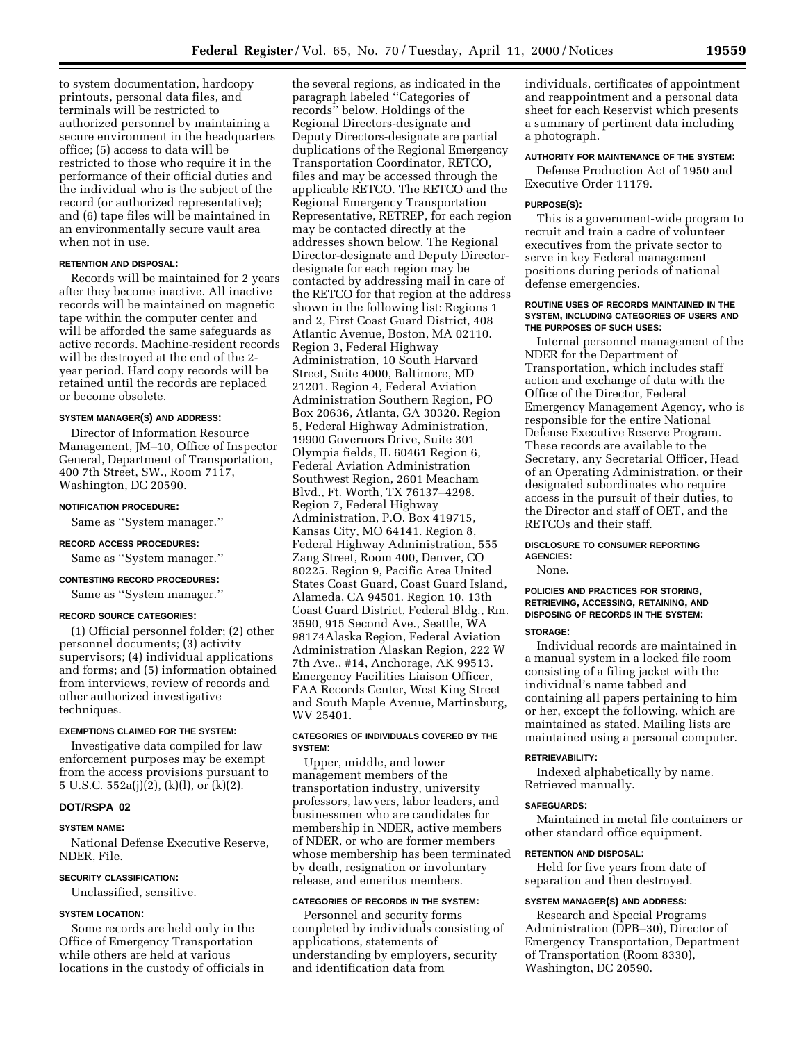to system documentation, hardcopy printouts, personal data files, and terminals will be restricted to authorized personnel by maintaining a secure environment in the headquarters office; (5) access to data will be restricted to those who require it in the performance of their official duties and the individual who is the subject of the record (or authorized representative); and (6) tape files will be maintained in an environmentally secure vault area when not in use.

#### RETENTION AND DISPOSAL:

Records will be maintained for 2 years after they become inactive. All inactive records will be maintained on magnetic tape within the computer center and will be afforded the same safeguards as active records. Machine-resident records will be destroyed at the end of the 2-year period. Hard copy records will be retained until the records are replaced or become obsolete.

#### SYSTEM MANAGER(S) AND ADDRESS:

Director of Information Resource Management, JM–10, Office of Inspector General, Department of Transportation, 400 7th Street, SW., Room 7117, Washington, DC 20590.

#### NOTIFICATION PROCEDURE:

Same as ''System manager.''

#### RECORD ACCESS PROCEDURES:

Same as ''System manager.''

#### CONTESTING RECORD PROCEDURES:

Same as ''System manager.''

#### RECORD SOURCE CATEGORIES:

(1) Official personnel folder; (2) other personnel documents; (3) activity supervisors; (4) individual applications and forms; and (5) information obtained from interviews, review of records and other authorized investigative techniques.

#### EXEMPTIONS CLAIMED FOR THE SYSTEM:

Investigative data compiled for law enforcement purposes may be exempt from the access provisions pursuant to 5 U.S.C. 552a(j)(2), (k)(l), or (k)(2).

### DOT/RSPA 02

#### SYSTEM NAME:

National Defense Executive Reserve, NDER, File.

#### SECURITY CLASSIFICATION:

Unclassified, sensitive.

#### SYSTEM LOCATION:

Some records are held only in the Office of Emergency Transportation while others are held at various locations in the custody of officials in the several regions, as indicated in the paragraph labeled ''Categories of records'' below. Holdings of the Regional Directors-designate and Deputy Directors-designate are partial duplications of the Regional Emergency Transportation Coordinator, RETCO, files and may be accessed through the applicable RETCO. The RETCO and the Regional Emergency Transportation Representative, RETREP, for each region may be contacted directly at the addresses shown below. The Regional Director-designate and Deputy Director-designate for each region may be contacted by addressing mail in care of the RETCO for that region at the address shown in the following list: Regions 1 and 2, First Coast Guard District, 408 Atlantic Avenue, Boston, MA 02110. Region 3, Federal Highway Administration, 10 South Harvard Street, Suite 4000, Baltimore, MD 21201. Region 4, Federal Aviation Administration Southern Region, PO Box 20636, Atlanta, GA 30320. Region 5, Federal Highway Administration, 19900 Governors Drive, Suite 301 Olympia fields, IL 60461 Region 6, Federal Aviation Administration Southwest Region, 2601 Meacham Blvd., Ft. Worth, TX 76137–4298. Region 7, Federal Highway Administration, P.O. Box 419715, Kansas City, MO 64141. Region 8, Federal Highway Administration, 555 Zang Street, Room 400, Denver, CO 80225. Region 9, Pacific Area United States Coast Guard, Coast Guard Island, Alameda, CA 94501. Region 10, 13th Coast Guard District, Federal Bldg., Rm. 3590, 915 Second Ave., Seattle, WA 98174Alaska Region, Federal Aviation Administration Alaskan Region, 222 W 7th Ave., #14, Anchorage, AK 99513. Emergency Facilities Liaison Officer, FAA Records Center, West King Street and South Maple Avenue, Martinsburg, WV 25401.

#### CATEGORIES OF INDIVIDUALS COVERED BY THE SYSTEM:

Upper, middle, and lower management members of the transportation industry, university professors, lawyers, labor leaders, and businessmen who are candidates for membership in NDER, active members of NDER, or who are former members whose membership has been terminated by death, resignation or involuntary release, and emeritus members.

#### CATEGORIES OF RECORDS IN THE SYSTEM:

Personnel and security forms completed by individuals consisting of applications, statements of understanding by employers, security and identification data from individuals, certificates of appointment and reappointment and a personal data sheet for each Reservist which presents a summary of pertinent data including a photograph.

#### AUTHORITY FOR MAINTENANCE OF THE SYSTEM:

Defense Production Act of 1950 and Executive Order 11179.

#### PURPOSE(S):

This is a government-wide program to recruit and train a cadre of volunteer executives from the private sector to serve in key Federal management positions during periods of national defense emergencies.

#### ROUTINE USES OF RECORDS MAINTAINED IN THE SYSTEM, INCLUDING CATEGORIES OF USERS AND THE PURPOSES OF SUCH USES:

Internal personnel management of the NDER for the Department of Transportation, which includes staff action and exchange of data with the Office of the Director, Federal Emergency Management Agency, who is responsible for the entire National Defense Executive Reserve Program. These records are available to the Secretary, any Secretarial Officer, Head of an Operating Administration, or their designated subordinates who require access in the pursuit of their duties, to the Director and staff of OET, and the RETCOs and their staff.

#### DISCLOSURE TO CONSUMER REPORTING AGENCIES:

None.

#### POLICIES AND PRACTICES FOR STORING, RETRIEVING, ACCESSING, RETAINING, AND DISPOSING OF RECORDS IN THE SYSTEM:

#### STORAGE:

Individual records are maintained in a manual system in a locked file room consisting of a filing jacket with the individual's name tabbed and containing all papers pertaining to him or her, except the following, which are maintained as stated. Mailing lists are maintained using a personal computer.

#### RETRIEVABILITY:

Indexed alphabetically by name. Retrieved manually.

#### SAFEGUARDS:

Maintained in metal file containers or other standard office equipment.

#### RETENTION AND DISPOSAL:

Held for five years from date of separation and then destroyed.

#### SYSTEM MANAGER(S) AND ADDRESS:

Research and Special Programs Administration (DPB–30), Director of Emergency Transportation, Department of Transportation (Room 8330), Washington, DC 20590.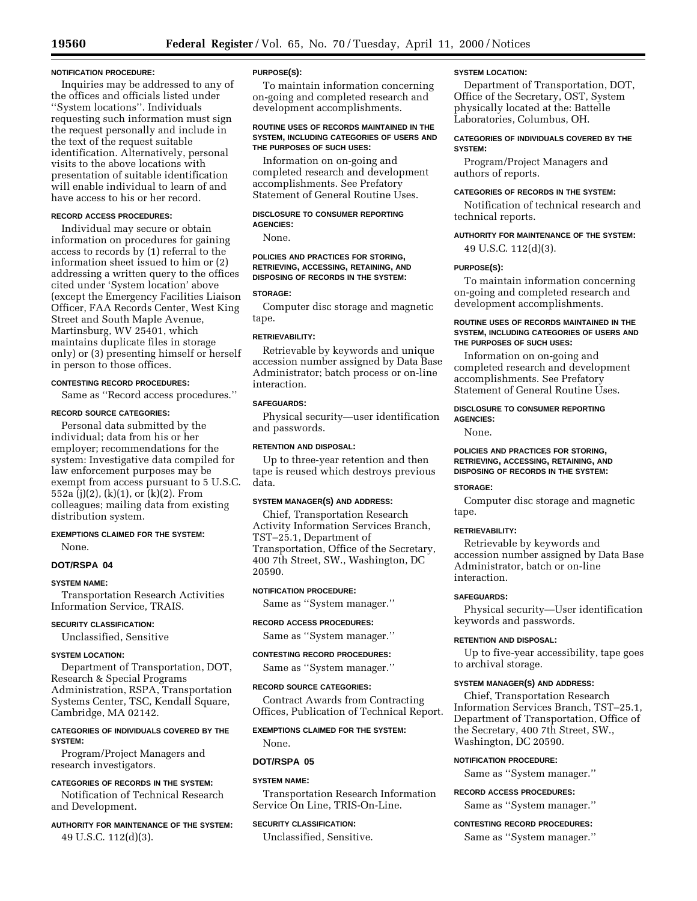**NOTIFICATION PROCEDURE:**

Inquiries may be addressed to any of the offices and officials listed under ''System locations''. Individuals requesting such information must sign the request personally and include in the text of the request suitable identification. Alternatively, personal visits to the above locations with presentation of suitable identification will enable individual to learn of and have access to his or her record.

**RECORD ACCESS PROCEDURES:**

Individual may secure or obtain information on procedures for gaining access to records by (1) referral to the information sheet issued to him or (2) addressing a written query to the offices cited under 'System location' above (except the Emergency Facilities Liaison Officer, FAA Records Center, West King Street and South Maple Avenue, Martinsburg, WV 25401, which maintains duplicate files in storage only) or (3) presenting himself or herself in person to those offices.

**CONTESTING RECORD PROCEDURES:**

Same as ''Record access procedures.''

**RECORD SOURCE CATEGORIES:**

Personal data submitted by the individual; data from his or her employer; recommendations for the system: Investigative data compiled for law enforcement purposes may be exempt from access pursuant to 5 U.S.C. 552a (j)(2), (k)(1), or (k)(2). From colleagues; mailing data from existing distribution system.

**EXEMPTIONS CLAIMED FOR THE SYSTEM:**

None.

## DOT/RSPA 04

**SYSTEM NAME:**

Transportation Research Activities Information Service, TRAIS.

**SECURITY CLASSIFICATION:**

Unclassified, Sensitive

**SYSTEM LOCATION:**

Department of Transportation, DOT, Research & Special Programs Administration, RSPA, Transportation Systems Center, TSC, Kendall Square, Cambridge, MA 02142.

**CATEGORIES OF INDIVIDUALS COVERED BY THE SYSTEM:**

Program/Project Managers and research investigators.

**CATEGORIES OF RECORDS IN THE SYSTEM:**

Notification of Technical Research and Development.

**AUTHORITY FOR MAINTENANCE OF THE SYSTEM:**

49 U.S.C. 112(d)(3).

**PURPOSE(S):**

To maintain information concerning on-going and completed research and development accomplishments.

**ROUTINE USES OF RECORDS MAINTAINED IN THE SYSTEM, INCLUDING CATEGORIES OF USERS AND THE PURPOSES OF SUCH USES:**

Information on on-going and completed research and development accomplishments. See Prefatory Statement of General Routine Uses.

**DISCLOSURE TO CONSUMER REPORTING AGENCIES:**

None.

**POLICIES AND PRACTICES FOR STORING, RETRIEVING, ACCESSING, RETAINING, AND DISPOSING OF RECORDS IN THE SYSTEM:**

**STORAGE:**

Computer disc storage and magnetic tape.

**RETRIEVABILITY:**

Retrievable by keywords and unique accession number assigned by Data Base Administrator; batch process or on-line interaction.

**SAFEGUARDS:**

Physical security—user identification and passwords.

**RETENTION AND DISPOSAL:**

Up to three-year retention and then tape is reused which destroys previous data.

**SYSTEM MANAGER(S) AND ADDRESS:**

Chief, Transportation Research Activity Information Services Branch, TST–25.1, Department of Transportation, Office of the Secretary, 400 7th Street, SW., Washington, DC 20590.

**NOTIFICATION PROCEDURE:**

Same as ''System manager.''

**RECORD ACCESS PROCEDURES:**

Same as ''System manager.''

**CONTESTING RECORD PROCEDURES:**

Same as ''System manager.''

**RECORD SOURCE CATEGORIES:**

Contract Awards from Contracting Offices, Publication of Technical Report.

**EXEMPTIONS CLAIMED FOR THE SYSTEM:**

None.

## DOT/RSPA 05

**SYSTEM NAME:**

Transportation Research Information Service On Line, TRIS-On-Line.

**SECURITY CLASSIFICATION:**

Unclassified, Sensitive.

**SYSTEM LOCATION:**

Department of Transportation, DOT, Office of the Secretary, OST, System physically located at the: Battelle Laboratories, Columbus, OH.

**CATEGORIES OF INDIVIDUALS COVERED BY THE SYSTEM:**

Program/Project Managers and authors of reports.

**CATEGORIES OF RECORDS IN THE SYSTEM:**

Notification of technical research and technical reports.

**AUTHORITY FOR MAINTENANCE OF THE SYSTEM:**

49 U.S.C. 112(d)(3).

**PURPOSE(S):**

To maintain information concerning on-going and completed research and development accomplishments.

**ROUTINE USES OF RECORDS MAINTAINED IN THE SYSTEM, INCLUDING CATEGORIES OF USERS AND THE PURPOSES OF SUCH USES:**

Information on on-going and completed research and development accomplishments. See Prefatory Statement of General Routine Uses.

**DISCLOSURE TO CONSUMER REPORTING AGENCIES:**

None.

**POLICIES AND PRACTICES FOR STORING, RETRIEVING, ACCESSING, RETAINING, AND DISPOSING OF RECORDS IN THE SYSTEM:**

**STORAGE:**

Computer disc storage and magnetic tape.

**RETRIEVABILITY:**

Retrievable by keywords and accession number assigned by Data Base Administrator, batch or on-line interaction.

**SAFEGUARDS:**

Physical security—User identification keywords and passwords.

**RETENTION AND DISPOSAL:**

Up to five-year accessibility, tape goes to archival storage.

**SYSTEM MANAGER(S) AND ADDRESS:**

Chief, Transportation Research Information Services Branch, TST–25.1, Department of Transportation, Office of the Secretary, 400 7th Street, SW., Washington, DC 20590.

**NOTIFICATION PROCEDURE:**

Same as ''System manager.''

**RECORD ACCESS PROCEDURES:**

Same as ''System manager.''

**CONTESTING RECORD PROCEDURES:**

Same as ''System manager.''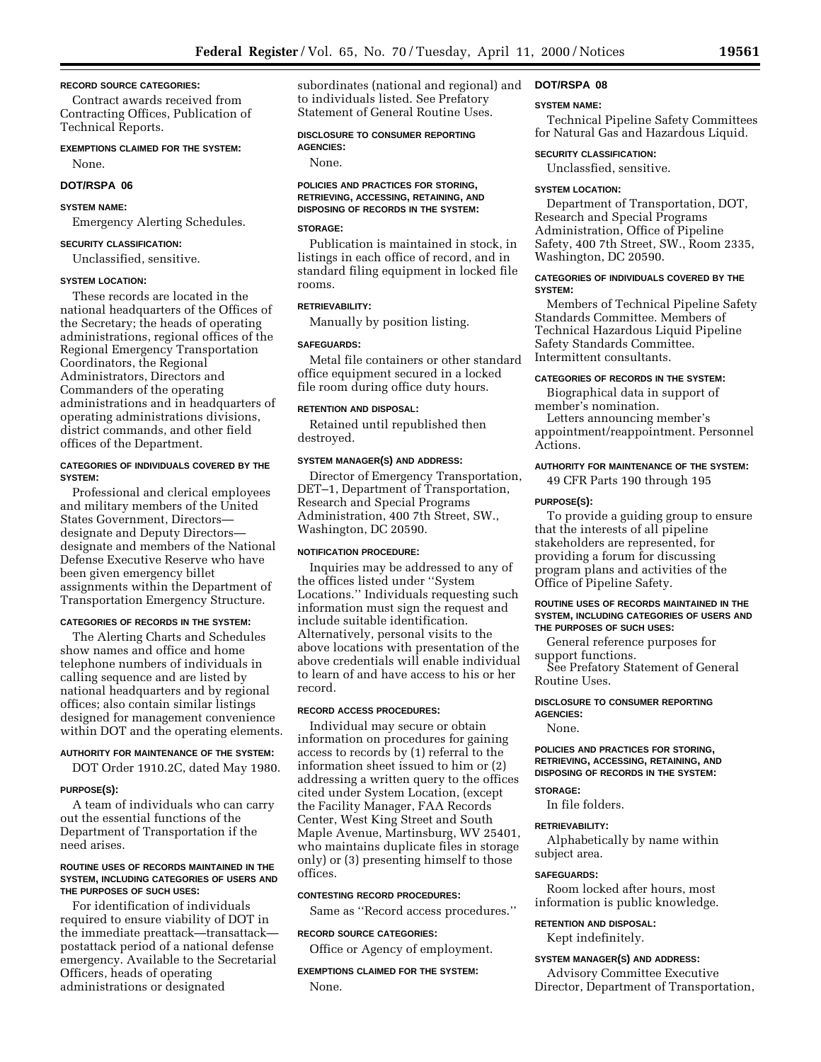**RECORD SOURCE CATEGORIES:**

Contract awards received from Contracting Offices, Publication of Technical Reports.

**EXEMPTIONS CLAIMED FOR THE SYSTEM:**

None.

## DOT/RSPA 06

**SYSTEM NAME:**

Emergency Alerting Schedules.

**SECURITY CLASSIFICATION:**

Unclassified, sensitive.

**SYSTEM LOCATION:**

These records are located in the national headquarters of the Offices of the Secretary; the heads of operating administrations, regional offices of the Regional Emergency Transportation Coordinators, the Regional Administrators, Directors and Commanders of the operating administrations and in headquarters of operating administrations divisions, district commands, and other field offices of the Department.

**CATEGORIES OF INDIVIDUALS COVERED BY THE SYSTEM:**

Professional and clerical employees and military members of the United States Government, Directors—designate and Deputy Directors—designate and members of the National Defense Executive Reserve who have been given emergency billet assignments within the Department of Transportation Emergency Structure.

**CATEGORIES OF RECORDS IN THE SYSTEM:**

The Alerting Charts and Schedules show names and office and home telephone numbers of individuals in calling sequence and are listed by national headquarters and by regional offices; also contain similar listings designed for management convenience within DOT and the operating elements.

**AUTHORITY FOR MAINTENANCE OF THE SYSTEM:**

DOT Order 1910.2C, dated May 1980.

**PURPOSE(S):**

A team of individuals who can carry out the essential functions of the Department of Transportation if the need arises.

**ROUTINE USES OF RECORDS MAINTAINED IN THE SYSTEM, INCLUDING CATEGORIES OF USERS AND THE PURPOSES OF SUCH USES:**

For identification of individuals required to ensure viability of DOT in the immediate preattack—transattack—postattack period of a national defense emergency. Available to the Secretarial Officers, heads of operating administrations or designated subordinates (national and regional) and to individuals listed. See Prefatory Statement of General Routine Uses.

**DISCLOSURE TO CONSUMER REPORTING AGENCIES:**

None.

**POLICIES AND PRACTICES FOR STORING, RETRIEVING, ACCESSING, RETAINING, AND DISPOSING OF RECORDS IN THE SYSTEM:**

**STORAGE:**

Publication is maintained in stock, in listings in each office of record, and in standard filing equipment in locked file rooms.

**RETRIEVABILITY:**

Manually by position listing.

**SAFEGUARDS:**

Metal file containers or other standard office equipment secured in a locked file room during office duty hours.

**RETENTION AND DISPOSAL:**

Retained until republished then destroyed.

**SYSTEM MANAGER(S) AND ADDRESS:**

Director of Emergency Transportation, DET–1, Department of Transportation, Research and Special Programs Administration, 400 7th Street, SW., Washington, DC 20590.

**NOTIFICATION PROCEDURE:**

Inquiries may be addressed to any of the offices listed under ''System Locations.'' Individuals requesting such information must sign the request and include suitable identification. Alternatively, personal visits to the above locations with presentation of the above credentials will enable individual to learn of and have access to his or her record.

**RECORD ACCESS PROCEDURES:**

Individual may secure or obtain information on procedures for gaining access to records by (1) referral to the information sheet issued to him or (2) addressing a written query to the offices cited under System Location, (except the Facility Manager, FAA Records Center, West King Street and South Maple Avenue, Martinsburg, WV 25401, who maintains duplicate files in storage only) or (3) presenting himself to those offices.

**CONTESTING RECORD PROCEDURES:**

Same as ''Record access procedures.''

**RECORD SOURCE CATEGORIES:**

Office or Agency of employment.

**EXEMPTIONS CLAIMED FOR THE SYSTEM:**

None.

## DOT/RSPA 08

**SYSTEM NAME:**

Technical Pipeline Safety Committees for Natural Gas and Hazardous Liquid.

**SECURITY CLASSIFICATION:**

Unclassfied, sensitive.

**SYSTEM LOCATION:**

Department of Transportation, DOT, Research and Special Programs Administration, Office of Pipeline Safety, 400 7th Street, SW., Room 2335, Washington, DC 20590.

**CATEGORIES OF INDIVIDUALS COVERED BY THE SYSTEM:**

Members of Technical Pipeline Safety Standards Committee. Members of Technical Hazardous Liquid Pipeline Safety Standards Committee. Intermittent consultants.

**CATEGORIES OF RECORDS IN THE SYSTEM:**

Biographical data in support of member's nomination.

Letters announcing member's appointment/reappointment. Personnel Actions.

**AUTHORITY FOR MAINTENANCE OF THE SYSTEM:**

49 CFR Parts 190 through 195

**PURPOSE(S):**

To provide a guiding group to ensure that the interests of all pipeline stakeholders are represented, for providing a forum for discussing program plans and activities of the Office of Pipeline Safety.

**ROUTINE USES OF RECORDS MAINTAINED IN THE SYSTEM, INCLUDING CATEGORIES OF USERS AND THE PURPOSES OF SUCH USES:**

General reference purposes for support functions.

See Prefatory Statement of General Routine Uses.

**DISCLOSURE TO CONSUMER REPORTING AGENCIES:**

None.

**POLICIES AND PRACTICES FOR STORING, RETRIEVING, ACCESSING, RETAINING, AND DISPOSING OF RECORDS IN THE SYSTEM:**

**STORAGE:**

In file folders.

**RETRIEVABILITY:**

Alphabetically by name within subject area.

**SAFEGUARDS:**

Room locked after hours, most information is public knowledge.

**RETENTION AND DISPOSAL:**

Kept indefinitely.

**SYSTEM MANAGER(S) AND ADDRESS:**

Advisory Committee Executive Director, Department of Transportation,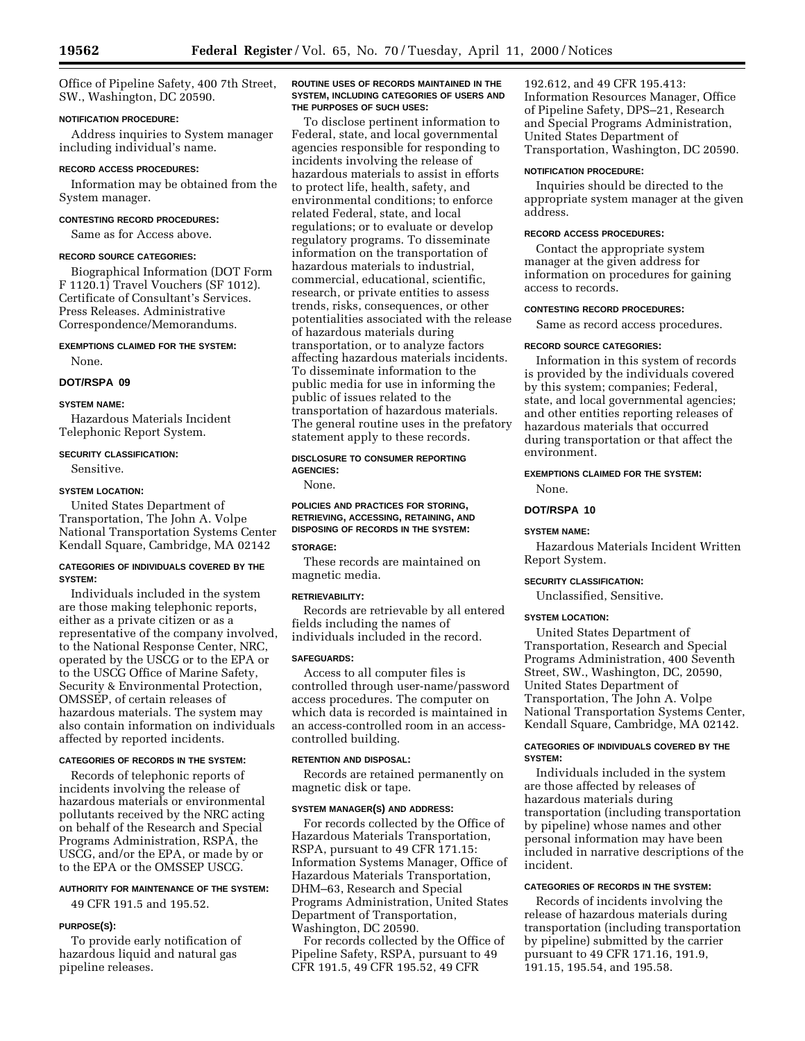Office of Pipeline Safety, 400 7th Street, SW., Washington, DC 20590.

**NOTIFICATION PROCEDURE:**

Address inquiries to System manager including individual's name.

**RECORD ACCESS PROCEDURES:**

Information may be obtained from the System manager.

**CONTESTING RECORD PROCEDURES:**

Same as for Access above.

**RECORD SOURCE CATEGORIES:**

Biographical Information (DOT Form F 1120.1) Travel Vouchers (SF 1012). Certificate of Consultant's Services. Press Releases. Administrative Correspondence/Memorandums.

**EXEMPTIONS CLAIMED FOR THE SYSTEM:**

None.

## DOT/RSPA 09

**SYSTEM NAME:**

Hazardous Materials Incident Telephonic Report System.

**SECURITY CLASSIFICATION:**

Sensitive.

**SYSTEM LOCATION:**

United States Department of Transportation, The John A. Volpe National Transportation Systems Center Kendall Square, Cambridge, MA 02142

**CATEGORIES OF INDIVIDUALS COVERED BY THE SYSTEM:**

Individuals included in the system are those making telephonic reports, either as a private citizen or as a representative of the company involved, to the National Response Center, NRC, operated by the USCG or to the EPA or to the USCG Office of Marine Safety, Security & Environmental Protection, OMSSEP, of certain releases of hazardous materials. The system may also contain information on individuals affected by reported incidents.

**CATEGORIES OF RECORDS IN THE SYSTEM:**

Records of telephonic reports of incidents involving the release of hazardous materials or environmental pollutants received by the NRC acting on behalf of the Research and Special Programs Administration, RSPA, the USCG, and/or the EPA, or made by or to the EPA or the OMSSEP USCG.

**AUTHORITY FOR MAINTENANCE OF THE SYSTEM:**

49 CFR 191.5 and 195.52.

**PURPOSE(S):**

To provide early notification of hazardous liquid and natural gas pipeline releases.

**ROUTINE USES OF RECORDS MAINTAINED IN THE SYSTEM, INCLUDING CATEGORIES OF USERS AND THE PURPOSES OF SUCH USES:**

To disclose pertinent information to Federal, state, and local governmental agencies responsible for responding to incidents involving the release of hazardous materials to assist in efforts to protect life, health, safety, and environmental conditions; to enforce related Federal, state, and local regulations; or to evaluate or develop regulatory programs. To disseminate information on the transportation of hazardous materials to industrial, commercial, educational, scientific, research, or private entities to assess trends, risks, consequences, or other potentialities associated with the release of hazardous materials during transportation, or to analyze factors affecting hazardous materials incidents. To disseminate information to the public media for use in informing the public of issues related to the transportation of hazardous materials. The general routine uses in the prefatory statement apply to these records.

**DISCLOSURE TO CONSUMER REPORTING AGENCIES:**

None.

**POLICIES AND PRACTICES FOR STORING, RETRIEVING, ACCESSING, RETAINING, AND DISPOSING OF RECORDS IN THE SYSTEM:**

**STORAGE:**

These records are maintained on magnetic media.

**RETRIEVABILITY:**

Records are retrievable by all entered fields including the names of individuals included in the record.

**SAFEGUARDS:**

Access to all computer files is controlled through user-name/password access procedures. The computer on which data is recorded is maintained in an access-controlled room in an access-controlled building.

**RETENTION AND DISPOSAL:**

Records are retained permanently on magnetic disk or tape.

**SYSTEM MANAGER(S) AND ADDRESS:**

For records collected by the Office of Hazardous Materials Transportation, RSPA, pursuant to 49 CFR 171.15: Information Systems Manager, Office of Hazardous Materials Transportation, DHM–63, Research and Special Programs Administration, United States Department of Transportation, Washington, DC 20590.

For records collected by the Office of Pipeline Safety, RSPA, pursuant to 49 CFR 191.5, 49 CFR 195.52, 49 CFR 192.612, and 49 CFR 195.413: Information Resources Manager, Office of Pipeline Safety, DPS–21, Research and Special Programs Administration, United States Department of Transportation, Washington, DC 20590.

**NOTIFICATION PROCEDURE:**

Inquiries should be directed to the appropriate system manager at the given address.

**RECORD ACCESS PROCEDURES:**

Contact the appropriate system manager at the given address for information on procedures for gaining access to records.

**CONTESTING RECORD PROCEDURES:**

Same as record access procedures.

**RECORD SOURCE CATEGORIES:**

Information in this system of records is provided by the individuals covered by this system; companies; Federal, state, and local governmental agencies; and other entities reporting releases of hazardous materials that occurred during transportation or that affect the environment.

**EXEMPTIONS CLAIMED FOR THE SYSTEM:**

None.

## DOT/RSPA 10

**SYSTEM NAME:**

Hazardous Materials Incident Written Report System.

**SECURITY CLASSIFICATION:**

Unclassified, Sensitive.

**SYSTEM LOCATION:**

United States Department of Transportation, Research and Special Programs Administration, 400 Seventh Street, SW., Washington, DC, 20590, United States Department of Transportation, The John A. Volpe National Transportation Systems Center, Kendall Square, Cambridge, MA 02142.

**CATEGORIES OF INDIVIDUALS COVERED BY THE SYSTEM:**

Individuals included in the system are those affected by releases of hazardous materials during transportation (including transportation by pipeline) whose names and other personal information may have been included in narrative descriptions of the incident.

**CATEGORIES OF RECORDS IN THE SYSTEM:**

Records of incidents involving the release of hazardous materials during transportation (including transportation by pipeline) submitted by the carrier pursuant to 49 CFR 171.16, 191.9, 191.15, 195.54, and 195.58.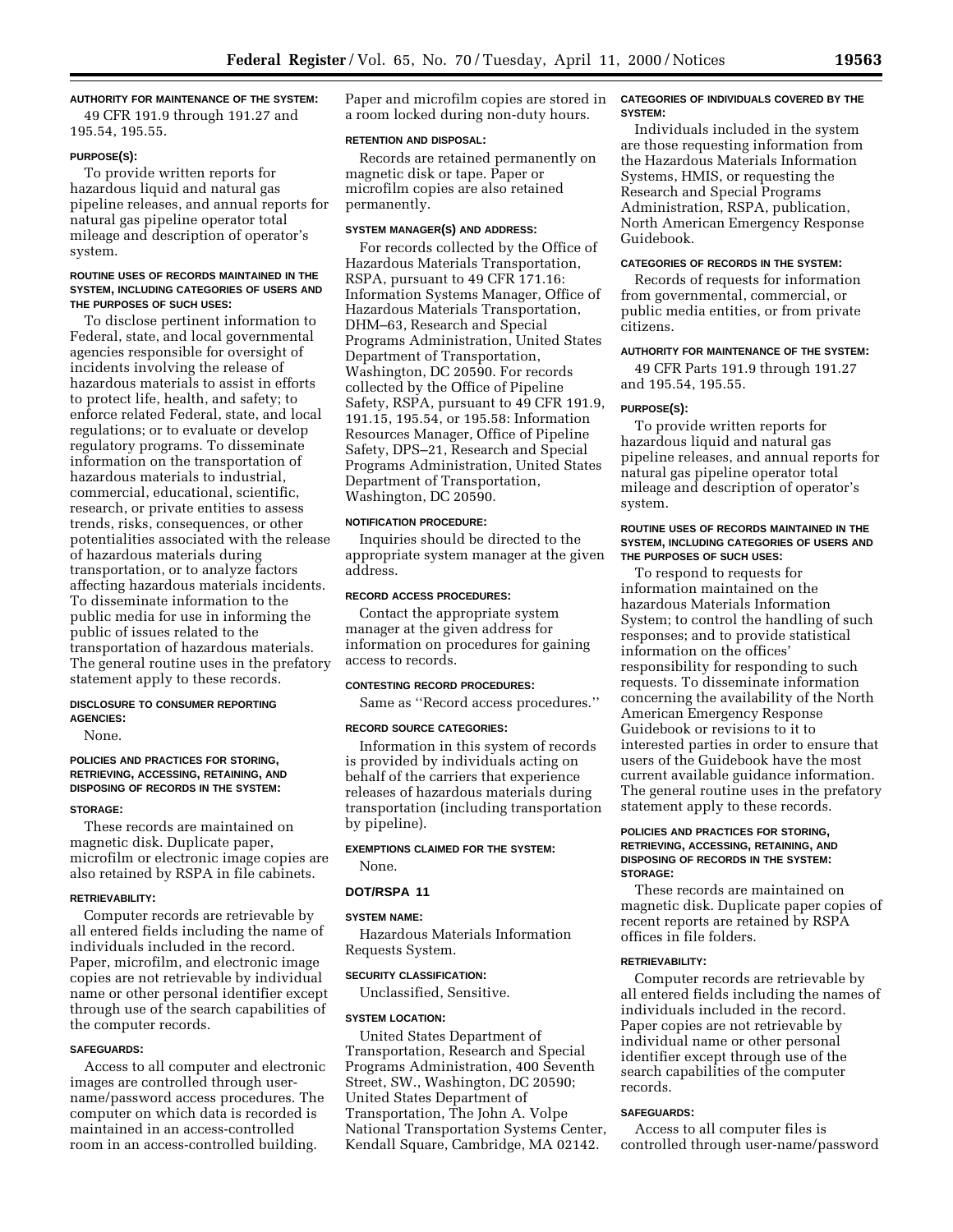**AUTHORITY FOR MAINTENANCE OF THE SYSTEM:**

49 CFR 191.9 through 191.27 and 195.54, 195.55.

**PURPOSE(S):**

To provide written reports for hazardous liquid and natural gas pipeline releases, and annual reports for natural gas pipeline operator total mileage and description of operator's system.

**ROUTINE USES OF RECORDS MAINTAINED IN THE SYSTEM, INCLUDING CATEGORIES OF USERS AND THE PURPOSES OF SUCH USES:**

To disclose pertinent information to Federal, state, and local governmental agencies responsible for oversight of incidents involving the release of hazardous materials to assist in efforts to protect life, health, and safety; to enforce related Federal, state, and local regulations; or to evaluate or develop regulatory programs. To disseminate information on the transportation of hazardous materials to industrial, commercial, educational, scientific, research, or private entities to assess trends, risks, consequences, or other potentialities associated with the release of hazardous materials during transportation, or to analyze factors affecting hazardous materials incidents. To disseminate information to the public media for use in informing the public of issues related to the transportation of hazardous materials. The general routine uses in the prefatory statement apply to these records.

**DISCLOSURE TO CONSUMER REPORTING AGENCIES:**

None.

**POLICIES AND PRACTICES FOR STORING, RETRIEVING, ACCESSING, RETAINING, AND DISPOSING OF RECORDS IN THE SYSTEM:**

**STORAGE:**

These records are maintained on magnetic disk. Duplicate paper, microfilm or electronic image copies are also retained by RSPA in file cabinets.

**RETRIEVABILITY:**

Computer records are retrievable by all entered fields including the name of individuals included in the record. Paper, microfilm, and electronic image copies are not retrievable by individual name or other personal identifier except through use of the search capabilities of the computer records.

**SAFEGUARDS:**

Access to all computer and electronic images are controlled through user-name/password access procedures. The computer on which data is recorded is maintained in an access-controlled room in an access-controlled building. Paper and microfilm copies are stored in a room locked during non-duty hours.

**RETENTION AND DISPOSAL:**

Records are retained permanently on magnetic disk or tape. Paper or microfilm copies are also retained permanently.

**SYSTEM MANAGER(S) AND ADDRESS:**

For records collected by the Office of Hazardous Materials Transportation, RSPA, pursuant to 49 CFR 171.16: Information Systems Manager, Office of Hazardous Materials Transportation, DHM–63, Research and Special Programs Administration, United States Department of Transportation, Washington, DC 20590. For records collected by the Office of Pipeline Safety, RSPA, pursuant to 49 CFR 191.9, 191.15, 195.54, or 195.58: Information Resources Manager, Office of Pipeline Safety, DPS–21, Research and Special Programs Administration, United States Department of Transportation, Washington, DC 20590.

**NOTIFICATION PROCEDURE:**

Inquiries should be directed to the appropriate system manager at the given address.

**RECORD ACCESS PROCEDURES:**

Contact the appropriate system manager at the given address for information on procedures for gaining access to records.

**CONTESTING RECORD PROCEDURES:**

Same as ''Record access procedures.''

**RECORD SOURCE CATEGORIES:**

Information in this system of records is provided by individuals acting on behalf of the carriers that experience releases of hazardous materials during transportation (including transportation by pipeline).

**EXEMPTIONS CLAIMED FOR THE SYSTEM:**

None.

## DOT/RSPA 11

**SYSTEM NAME:**

Hazardous Materials Information Requests System.

**SECURITY CLASSIFICATION:**

Unclassified, Sensitive.

**SYSTEM LOCATION:**

United States Department of Transportation, Research and Special Programs Administration, 400 Seventh Street, SW., Washington, DC 20590; United States Department of Transportation, The John A. Volpe National Transportation Systems Center, Kendall Square, Cambridge, MA 02142.

**CATEGORIES OF INDIVIDUALS COVERED BY THE SYSTEM:**

Individuals included in the system are those requesting information from the Hazardous Materials Information Systems, HMIS, or requesting the Research and Special Programs Administration, RSPA, publication, North American Emergency Response Guidebook.

**CATEGORIES OF RECORDS IN THE SYSTEM:**

Records of requests for information from governmental, commercial, or public media entities, or from private citizens.

**AUTHORITY FOR MAINTENANCE OF THE SYSTEM:**

49 CFR Parts 191.9 through 191.27 and 195.54, 195.55.

**PURPOSE(S):**

To provide written reports for hazardous liquid and natural gas pipeline releases, and annual reports for natural gas pipeline operator total mileage and description of operator's system.

**ROUTINE USES OF RECORDS MAINTAINED IN THE SYSTEM, INCLUDING CATEGORIES OF USERS AND THE PURPOSES OF SUCH USES:**

To respond to requests for information maintained on the hazardous Materials Information System; to control the handling of such responses; and to provide statistical information on the offices' responsibility for responding to such requests. To disseminate information concerning the availability of the North American Emergency Response Guidebook or revisions to it to interested parties in order to ensure that users of the Guidebook have the most current available guidance information. The general routine uses in the prefatory statement apply to these records.

**POLICIES AND PRACTICES FOR STORING, RETRIEVING, ACCESSING, RETAINING, AND DISPOSING OF RECORDS IN THE SYSTEM:**

**STORAGE:**

These records are maintained on magnetic disk. Duplicate paper copies of recent reports are retained by RSPA offices in file folders.

**RETRIEVABILITY:**

Computer records are retrievable by all entered fields including the names of individuals included in the record. Paper copies are not retrievable by individual name or other personal identifier except through use of the search capabilities of the computer records.

**SAFEGUARDS:**

Access to all computer files is controlled through user-name/password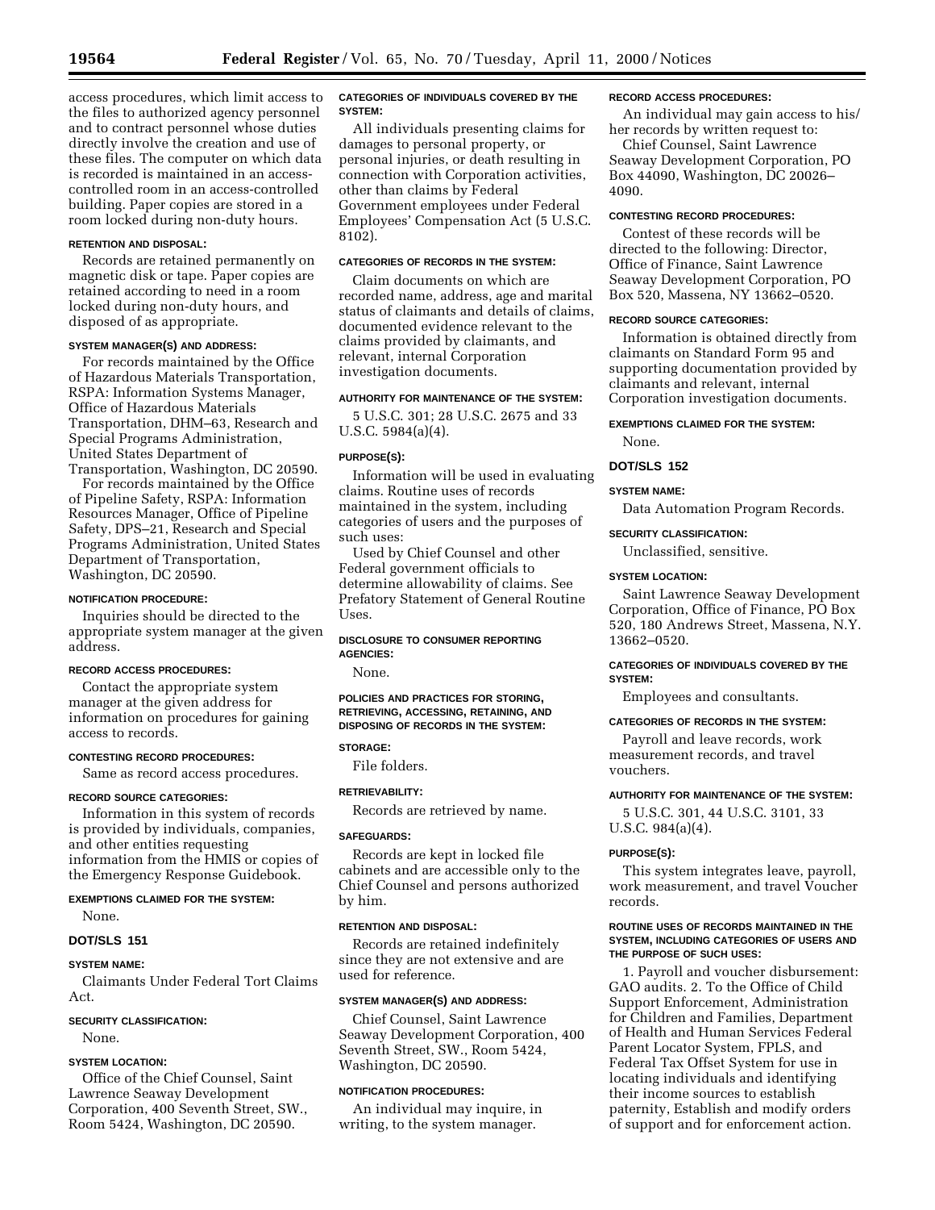access procedures, which limit access to the files to authorized agency personnel and to contract personnel whose duties directly involve the creation and use of these files. The computer on which data is recorded is maintained in an access-controlled room in an access-controlled building. Paper copies are stored in a room locked during non-duty hours.

#### RETENTION AND DISPOSAL:

Records are retained permanently on magnetic disk or tape. Paper copies are retained according to need in a room locked during non-duty hours, and disposed of as appropriate.

#### SYSTEM MANAGER(S) AND ADDRESS:

For records maintained by the Office of Hazardous Materials Transportation, RSPA: Information Systems Manager, Office of Hazardous Materials Transportation, DHM–63, Research and Special Programs Administration, United States Department of Transportation, Washington, DC 20590.

For records maintained by the Office of Pipeline Safety, RSPA: Information Resources Manager, Office of Pipeline Safety, DPS–21, Research and Special Programs Administration, United States Department of Transportation, Washington, DC 20590.

#### NOTIFICATION PROCEDURE:

Inquiries should be directed to the appropriate system manager at the given address.

#### RECORD ACCESS PROCEDURES:

Contact the appropriate system manager at the given address for information on procedures for gaining access to records.

#### CONTESTING RECORD PROCEDURES:

Same as record access procedures.

#### RECORD SOURCE CATEGORIES:

Information in this system of records is provided by individuals, companies, and other entities requesting information from the HMIS or copies of the Emergency Response Guidebook.

#### EXEMPTIONS CLAIMED FOR THE SYSTEM:

None.

### DOT/SLS 151

#### SYSTEM NAME:

Claimants Under Federal Tort Claims Act.

#### SECURITY CLASSIFICATION:

None.

#### SYSTEM LOCATION:

Office of the Chief Counsel, Saint Lawrence Seaway Development Corporation, 400 Seventh Street, SW., Room 5424, Washington, DC 20590.

#### CATEGORIES OF INDIVIDUALS COVERED BY THE SYSTEM:

All individuals presenting claims for damages to personal property, or personal injuries, or death resulting in connection with Corporation activities, other than claims by Federal Government employees under Federal Employees' Compensation Act (5 U.S.C. 8102).

#### CATEGORIES OF RECORDS IN THE SYSTEM:

Claim documents on which are recorded name, address, age and marital status of claimants and details of claims, documented evidence relevant to the claims provided by claimants, and relevant, internal Corporation investigation documents.

#### AUTHORITY FOR MAINTENANCE OF THE SYSTEM:

5 U.S.C. 301; 28 U.S.C. 2675 and 33 U.S.C. 5984(a)(4).

#### PURPOSE(S):

Information will be used in evaluating claims. Routine uses of records maintained in the system, including categories of users and the purposes of such uses:

Used by Chief Counsel and other Federal government officials to determine allowability of claims. See Prefatory Statement of General Routine Uses.

#### DISCLOSURE TO CONSUMER REPORTING AGENCIES:

None.

#### POLICIES AND PRACTICES FOR STORING, RETRIEVING, ACCESSING, RETAINING, AND DISPOSING OF RECORDS IN THE SYSTEM:

#### STORAGE:

File folders.

#### RETRIEVABILITY:

Records are retrieved by name.

#### SAFEGUARDS:

Records are kept in locked file cabinets and are accessible only to the Chief Counsel and persons authorized by him.

#### RETENTION AND DISPOSAL:

Records are retained indefinitely since they are not extensive and are used for reference.

#### SYSTEM MANAGER(S) AND ADDRESS:

Chief Counsel, Saint Lawrence Seaway Development Corporation, 400 Seventh Street, SW., Room 5424, Washington, DC 20590.

#### NOTIFICATION PROCEDURES:

An individual may inquire, in writing, to the system manager.

#### RECORD ACCESS PROCEDURES:

An individual may gain access to his/her records by written request to:

Chief Counsel, Saint Lawrence Seaway Development Corporation, PO Box 44090, Washington, DC 20026–4090.

#### CONTESTING RECORD PROCEDURES:

Contest of these records will be directed to the following: Director, Office of Finance, Saint Lawrence Seaway Development Corporation, PO Box 520, Massena, NY 13662–0520.

#### RECORD SOURCE CATEGORIES:

Information is obtained directly from claimants on Standard Form 95 and supporting documentation provided by claimants and relevant, internal Corporation investigation documents.

#### EXEMPTIONS CLAIMED FOR THE SYSTEM:

None.

### DOT/SLS 152

#### SYSTEM NAME:

Data Automation Program Records.

#### SECURITY CLASSIFICATION:

Unclassified, sensitive.

#### SYSTEM LOCATION:

Saint Lawrence Seaway Development Corporation, Office of Finance, PO Box 520, 180 Andrews Street, Massena, N.Y. 13662–0520.

#### CATEGORIES OF INDIVIDUALS COVERED BY THE SYSTEM:

Employees and consultants.

#### CATEGORIES OF RECORDS IN THE SYSTEM:

Payroll and leave records, work measurement records, and travel vouchers.

#### AUTHORITY FOR MAINTENANCE OF THE SYSTEM:

5 U.S.C. 301, 44 U.S.C. 3101, 33 U.S.C. 984(a)(4).

#### PURPOSE(S):

This system integrates leave, payroll, work measurement, and travel Voucher records.

#### ROUTINE USES OF RECORDS MAINTAINED IN THE SYSTEM, INCLUDING CATEGORIES OF USERS AND THE PURPOSE OF SUCH USES:

1. Payroll and voucher disbursement: GAO audits. 2. To the Office of Child Support Enforcement, Administration for Children and Families, Department of Health and Human Services Federal Parent Locator System, FPLS, and Federal Tax Offset System for use in locating individuals and identifying their income sources to establish paternity, Establish and modify orders of support and for enforcement action.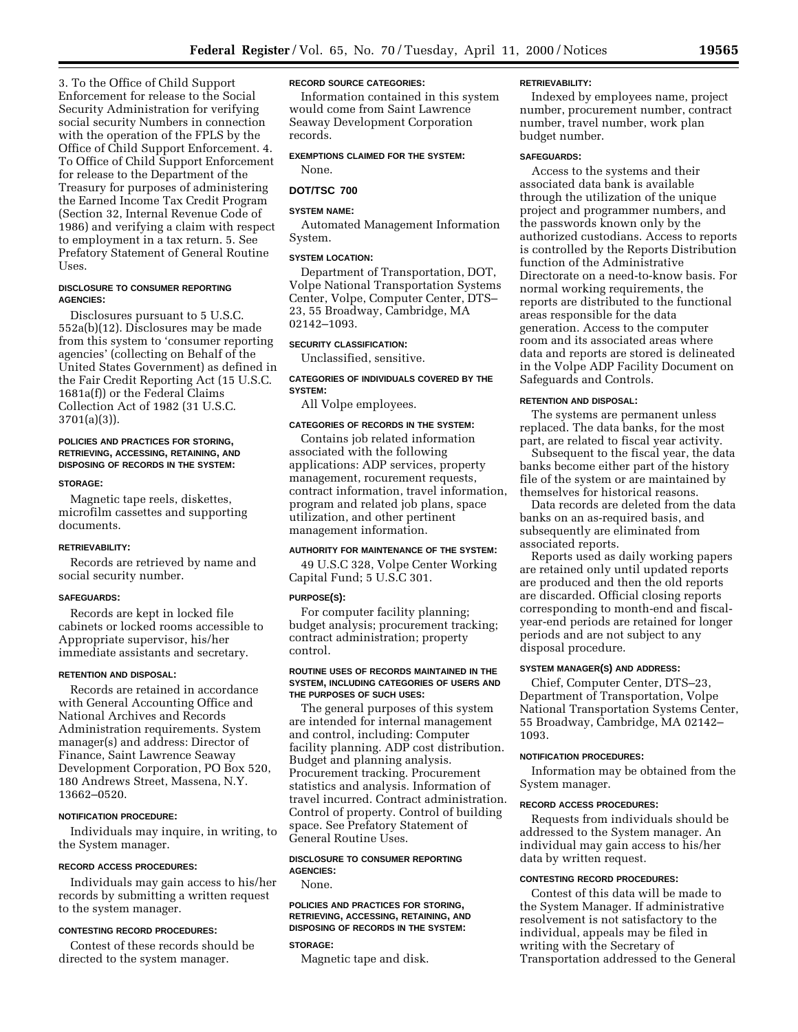3. To the Office of Child Support Enforcement for release to the Social Security Administration for verifying social security Numbers in connection with the operation of the FPLS by the Office of Child Support Enforcement. 4. To Office of Child Support Enforcement for release to the Department of the Treasury for purposes of administering the Earned Income Tax Credit Program (Section 32, Internal Revenue Code of 1986) and verifying a claim with respect to employment in a tax return. 5. See Prefatory Statement of General Routine Uses.

#### DISCLOSURE TO CONSUMER REPORTING AGENCIES:

Disclosures pursuant to 5 U.S.C. 552a(b)(12). Disclosures may be made from this system to 'consumer reporting agencies' (collecting on Behalf of the United States Government) as defined in the Fair Credit Reporting Act (15 U.S.C. 1681a(f)) or the Federal Claims Collection Act of 1982 (31 U.S.C. 3701(a)(3)).

#### POLICIES AND PRACTICES FOR STORING, RETRIEVING, ACCESSING, RETAINING, AND DISPOSING OF RECORDS IN THE SYSTEM:

#### STORAGE:

Magnetic tape reels, diskettes, microfilm cassettes and supporting documents.

#### RETRIEVABILITY:

Records are retrieved by name and social security number.

#### SAFEGUARDS:

Records are kept in locked file cabinets or locked rooms accessible to Appropriate supervisor, his/her immediate assistants and secretary.

#### RETENTION AND DISPOSAL:

Records are retained in accordance with General Accounting Office and National Archives and Records Administration requirements. System manager(s) and address: Director of Finance, Saint Lawrence Seaway Development Corporation, PO Box 520, 180 Andrews Street, Massena, N.Y. 13662–0520.

#### NOTIFICATION PROCEDURE:

Individuals may inquire, in writing, to the System manager.

#### RECORD ACCESS PROCEDURES:

Individuals may gain access to his/her records by submitting a written request to the system manager.

#### CONTESTING RECORD PROCEDURES:

Contest of these records should be directed to the system manager.

#### RECORD SOURCE CATEGORIES:

Information contained in this system would come from Saint Lawrence Seaway Development Corporation records.

#### EXEMPTIONS CLAIMED FOR THE SYSTEM:

None.

### DOT/TSC 700

#### SYSTEM NAME:

Automated Management Information System.

#### SYSTEM LOCATION:

Department of Transportation, DOT, Volpe National Transportation Systems Center, Volpe, Computer Center, DTS–23, 55 Broadway, Cambridge, MA 02142–1093.

#### SECURITY CLASSIFICATION:

Unclassified, sensitive.

#### CATEGORIES OF INDIVIDUALS COVERED BY THE SYSTEM:

All Volpe employees.

#### CATEGORIES OF RECORDS IN THE SYSTEM:

Contains job related information associated with the following applications: ADP services, property management, rocurement requests, contract information, travel information, program and related job plans, space utilization, and other pertinent management information.

#### AUTHORITY FOR MAINTENANCE OF THE SYSTEM:

49 U.S.C 328, Volpe Center Working Capital Fund; 5 U.S.C 301.

#### PURPOSE(S):

For computer facility planning; budget analysis; procurement tracking; contract administration; property control.

#### ROUTINE USES OF RECORDS MAINTAINED IN THE SYSTEM, INCLUDING CATEGORIES OF USERS AND THE PURPOSES OF SUCH USES:

The general purposes of this system are intended for internal management and control, including: Computer facility planning. ADP cost distribution. Budget and planning analysis. Procurement tracking. Procurement statistics and analysis. Information of travel incurred. Contract administration. Control of property. Control of building space. See Prefatory Statement of General Routine Uses.

#### DISCLOSURE TO CONSUMER REPORTING AGENCIES:

None.

#### POLICIES AND PRACTICES FOR STORING, RETRIEVING, ACCESSING, RETAINING, AND DISPOSING OF RECORDS IN THE SYSTEM:

#### STORAGE:

Magnetic tape and disk.

#### RETRIEVABILITY:

Indexed by employees name, project number, procurement number, contract number, travel number, work plan budget number.

#### SAFEGUARDS:

Access to the systems and their associated data bank is available through the utilization of the unique project and programmer numbers, and the passwords known only by the authorized custodians. Access to reports is controlled by the Reports Distribution function of the Administrative Directorate on a need-to-know basis. For normal working requirements, the reports are distributed to the functional areas responsible for the data generation. Access to the computer room and its associated areas where data and reports are stored is delineated in the Volpe ADP Facility Document on Safeguards and Controls.

#### RETENTION AND DISPOSAL:

The systems are permanent unless replaced. The data banks, for the most part, are related to fiscal year activity.

Subsequent to the fiscal year, the data banks become either part of the history file of the system or are maintained by themselves for historical reasons.

Data records are deleted from the data banks on an as-required basis, and subsequently are eliminated from associated reports.

Reports used as daily working papers are retained only until updated reports are produced and then the old reports are discarded. Official closing reports corresponding to month-end and fiscal-year-end periods are retained for longer periods and are not subject to any disposal procedure.

#### SYSTEM MANAGER(S) AND ADDRESS:

Chief, Computer Center, DTS–23, Department of Transportation, Volpe National Transportation Systems Center, 55 Broadway, Cambridge, MA 02142–1093.

#### NOTIFICATION PROCEDURES:

Information may be obtained from the System manager.

#### RECORD ACCESS PROCEDURES:

Requests from individuals should be addressed to the System manager. An individual may gain access to his/her data by written request.

#### CONTESTING RECORD PROCEDURES:

Contest of this data will be made to the System Manager. If administrative resolvement is not satisfactory to the individual, appeals may be filed in writing with the Secretary of Transportation addressed to the General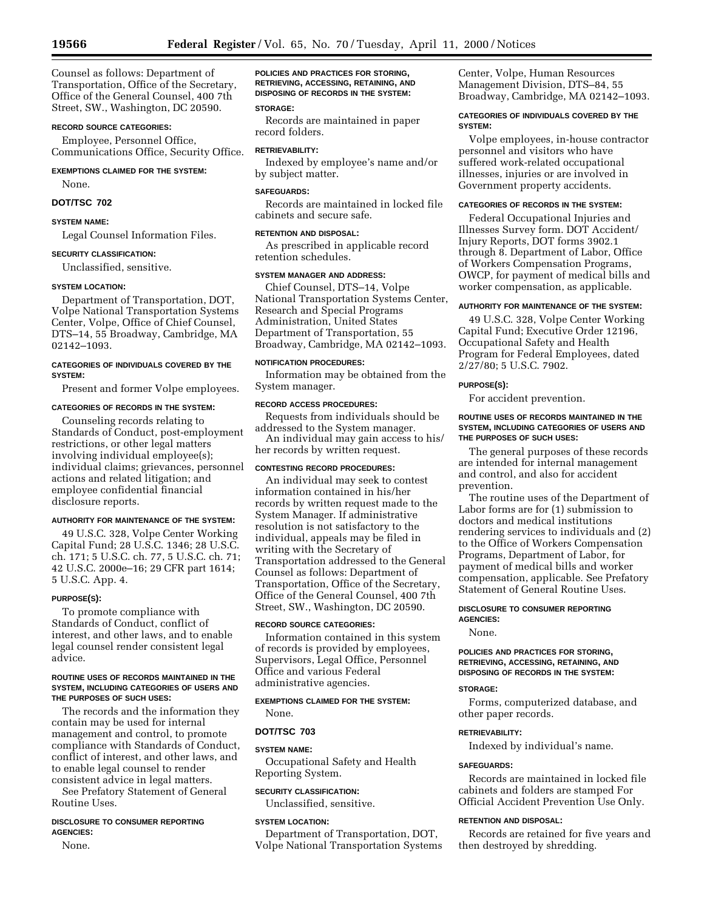Counsel as follows: Department of Transportation, Office of the Secretary, Office of the General Counsel, 400 7th Street, SW., Washington, DC 20590.

**RECORD SOURCE CATEGORIES:**

Employee, Personnel Office, Communications Office, Security Office.

**EXEMPTIONS CLAIMED FOR THE SYSTEM:**

None.

## DOT/TSC 702

**SYSTEM NAME:**

Legal Counsel Information Files.

**SECURITY CLASSIFICATION:**

Unclassified, sensitive.

**SYSTEM LOCATION:**

Department of Transportation, DOT, Volpe National Transportation Systems Center, Volpe, Office of Chief Counsel, DTS–14, 55 Broadway, Cambridge, MA 02142–1093.

**CATEGORIES OF INDIVIDUALS COVERED BY THE SYSTEM:**

Present and former Volpe employees.

**CATEGORIES OF RECORDS IN THE SYSTEM:**

Counseling records relating to Standards of Conduct, post-employment restrictions, or other legal matters involving individual employee(s); individual claims; grievances, personnel actions and related litigation; and employee confidential financial disclosure reports.

**AUTHORITY FOR MAINTENANCE OF THE SYSTEM:**

49 U.S.C. 328, Volpe Center Working Capital Fund; 28 U.S.C. 1346; 28 U.S.C. ch. 171; 5 U.S.C. ch. 77, 5 U.S.C. ch. 71; 42 U.S.C. 2000e–16; 29 CFR part 1614; 5 U.S.C. App. 4.

**PURPOSE(S):**

To promote compliance with Standards of Conduct, conflict of interest, and other laws, and to enable legal counsel render consistent legal advice.

**ROUTINE USES OF RECORDS MAINTAINED IN THE SYSTEM, INCLUDING CATEGORIES OF USERS AND THE PURPOSES OF SUCH USES:**

The records and the information they contain may be used for internal management and control, to promote compliance with Standards of Conduct, conflict of interest, and other laws, and to enable legal counsel to render consistent advice in legal matters.

See Prefatory Statement of General Routine Uses.

**DISCLOSURE TO CONSUMER REPORTING AGENCIES:**

None.

**POLICIES AND PRACTICES FOR STORING, RETRIEVING, ACCESSING, RETAINING, AND DISPOSING OF RECORDS IN THE SYSTEM:**

**STORAGE:**

Records are maintained in paper record folders.

**RETRIEVABILITY:**

Indexed by employee's name and/or by subject matter.

**SAFEGUARDS:**

Records are maintained in locked file cabinets and secure safe.

**RETENTION AND DISPOSAL:**

As prescribed in applicable record retention schedules.

**SYSTEM MANAGER AND ADDRESS:**

Chief Counsel, DTS–14, Volpe National Transportation Systems Center, Research and Special Programs Administration, United States Department of Transportation, 55 Broadway, Cambridge, MA 02142–1093.

**NOTIFICATION PROCEDURES:**

Information may be obtained from the System manager.

**RECORD ACCESS PROCEDURES:**

Requests from individuals should be addressed to the System manager.

An individual may gain access to his/her records by written request.

**CONTESTING RECORD PROCEDURES:**

An individual may seek to contest information contained in his/her records by written request made to the System Manager. If administrative resolution is not satisfactory to the individual, appeals may be filed in writing with the Secretary of Transportation addressed to the General Counsel as follows: Department of Transportation, Office of the Secretary, Office of the General Counsel, 400 7th Street, SW., Washington, DC 20590.

**RECORD SOURCE CATEGORIES:**

Information contained in this system of records is provided by employees, Supervisors, Legal Office, Personnel Office and various Federal administrative agencies.

**EXEMPTIONS CLAIMED FOR THE SYSTEM:**

None.

## DOT/TSC 703

**SYSTEM NAME:**

Occupational Safety and Health Reporting System.

**SECURITY CLASSIFICATION:**

Unclassified, sensitive.

**SYSTEM LOCATION:**

Department of Transportation, DOT, Volpe National Transportation Systems Center, Volpe, Human Resources Management Division, DTS–84, 55 Broadway, Cambridge, MA 02142–1093.

**CATEGORIES OF INDIVIDUALS COVERED BY THE SYSTEM:**

Volpe employees, in-house contractor personnel and visitors who have suffered work-related occupational illnesses, injuries or are involved in Government property accidents.

**CATEGORIES OF RECORDS IN THE SYSTEM:**

Federal Occupational Injuries and Illnesses Survey form. DOT Accident/Injury Reports, DOT forms 3902.1 through 8. Department of Labor, Office of Workers Compensation Programs, OWCP, for payment of medical bills and worker compensation, as applicable.

**AUTHORITY FOR MAINTENANCE OF THE SYSTEM:**

49 U.S.C. 328, Volpe Center Working Capital Fund; Executive Order 12196, Occupational Safety and Health Program for Federal Employees, dated 2/27/80; 5 U.S.C. 7902.

**PURPOSE(S):**

For accident prevention.

**ROUTINE USES OF RECORDS MAINTAINED IN THE SYSTEM, INCLUDING CATEGORIES OF USERS AND THE PURPOSES OF SUCH USES:**

The general purposes of these records are intended for internal management and control, and also for accident prevention.

The routine uses of the Department of Labor forms are for (1) submission to doctors and medical institutions rendering services to individuals and (2) to the Office of Workers Compensation Programs, Department of Labor, for payment of medical bills and worker compensation, applicable. See Prefatory Statement of General Routine Uses.

**DISCLOSURE TO CONSUMER REPORTING AGENCIES:**

None.

**POLICIES AND PRACTICES FOR STORING, RETRIEVING, ACCESSING, RETAINING, AND DISPOSING OF RECORDS IN THE SYSTEM:**

**STORAGE:**

Forms, computerized database, and other paper records.

**RETRIEVABILITY:**

Indexed by individual's name.

**SAFEGUARDS:**

Records are maintained in locked file cabinets and folders are stamped For Official Accident Prevention Use Only.

**RETENTION AND DISPOSAL:**

Records are retained for five years and then destroyed by shredding.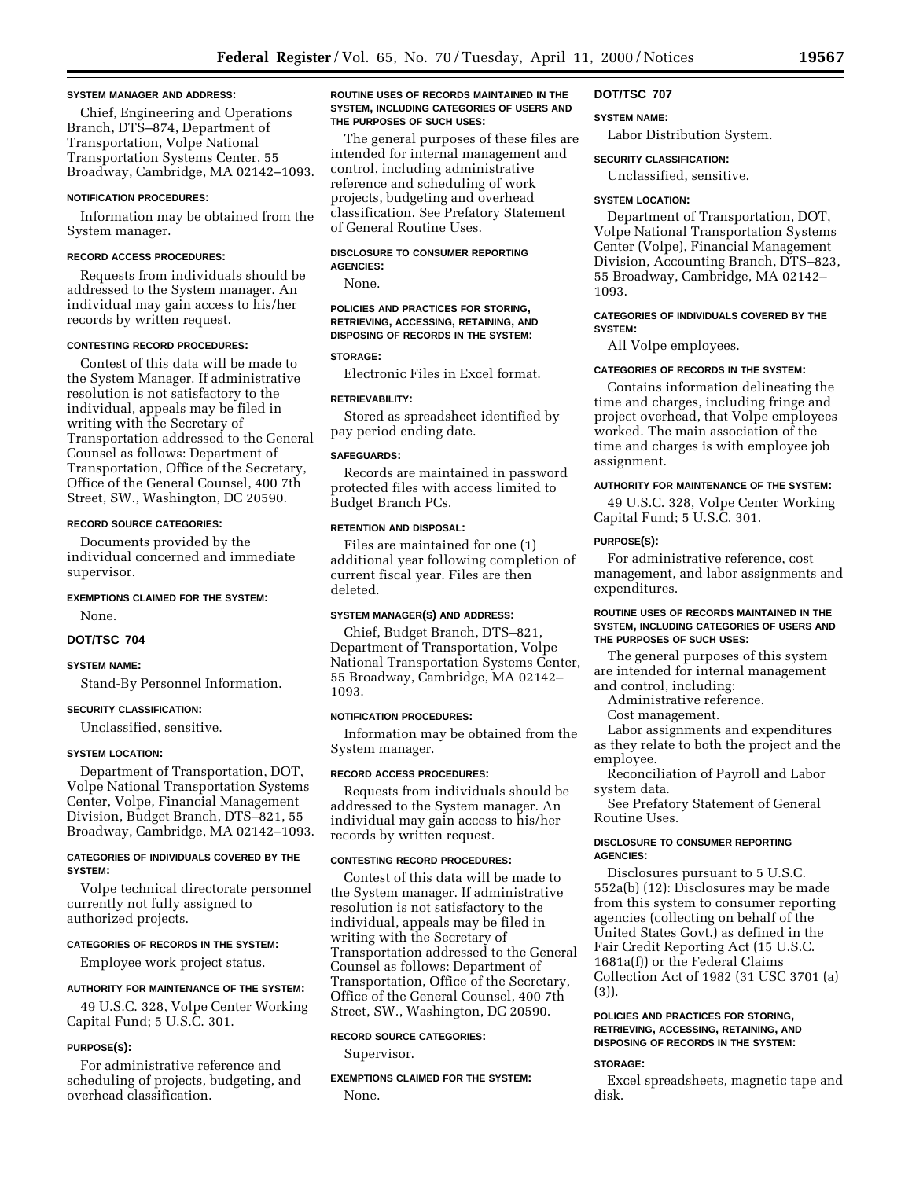#### SYSTEM MANAGER AND ADDRESS:

Chief, Engineering and Operations Branch, DTS–874, Department of Transportation, Volpe National Transportation Systems Center, 55 Broadway, Cambridge, MA 02142–1093.

#### NOTIFICATION PROCEDURES:

Information may be obtained from the System manager.

#### RECORD ACCESS PROCEDURES:

Requests from individuals should be addressed to the System manager. An individual may gain access to his/her records by written request.

#### CONTESTING RECORD PROCEDURES:

Contest of this data will be made to the System Manager. If administrative resolution is not satisfactory to the individual, appeals may be filed in writing with the Secretary of Transportation addressed to the General Counsel as follows: Department of Transportation, Office of the Secretary, Office of the General Counsel, 400 7th Street, SW., Washington, DC 20590.

#### RECORD SOURCE CATEGORIES:

Documents provided by the individual concerned and immediate supervisor.

#### EXEMPTIONS CLAIMED FOR THE SYSTEM:

None.

### DOT/TSC 704

#### SYSTEM NAME:

Stand-By Personnel Information.

#### SECURITY CLASSIFICATION:

Unclassified, sensitive.

#### SYSTEM LOCATION:

Department of Transportation, DOT, Volpe National Transportation Systems Center, Volpe, Financial Management Division, Budget Branch, DTS–821, 55 Broadway, Cambridge, MA 02142–1093.

#### CATEGORIES OF INDIVIDUALS COVERED BY THE SYSTEM:

Volpe technical directorate personnel currently not fully assigned to authorized projects.

#### CATEGORIES OF RECORDS IN THE SYSTEM:

Employee work project status.

#### AUTHORITY FOR MAINTENANCE OF THE SYSTEM:

49 U.S.C. 328, Volpe Center Working Capital Fund; 5 U.S.C. 301.

#### PURPOSE(S):

For administrative reference and scheduling of projects, budgeting, and overhead classification.

#### ROUTINE USES OF RECORDS MAINTAINED IN THE SYSTEM, INCLUDING CATEGORIES OF USERS AND THE PURPOSES OF SUCH USES:

The general purposes of these files are intended for internal management and control, including administrative reference and scheduling of work projects, budgeting and overhead classification. See Prefatory Statement of General Routine Uses.

#### DISCLOSURE TO CONSUMER REPORTING AGENCIES:

None.

#### POLICIES AND PRACTICES FOR STORING, RETRIEVING, ACCESSING, RETAINING, AND DISPOSING OF RECORDS IN THE SYSTEM:

#### STORAGE:

Electronic Files in Excel format.

#### RETRIEVABILITY:

Stored as spreadsheet identified by pay period ending date.

#### SAFEGUARDS:

Records are maintained in password protected files with access limited to Budget Branch PCs.

#### RETENTION AND DISPOSAL:

Files are maintained for one (1) additional year following completion of current fiscal year. Files are then deleted.

#### SYSTEM MANAGER(S) AND ADDRESS:

Chief, Budget Branch, DTS–821, Department of Transportation, Volpe National Transportation Systems Center, 55 Broadway, Cambridge, MA 02142–1093.

#### NOTIFICATION PROCEDURES:

Information may be obtained from the System manager.

#### RECORD ACCESS PROCEDURES:

Requests from individuals should be addressed to the System manager. An individual may gain access to his/her records by written request.

#### CONTESTING RECORD PROCEDURES:

Contest of this data will be made to the System manager. If administrative resolution is not satisfactory to the individual, appeals may be filed in writing with the Secretary of Transportation addressed to the General Counsel as follows: Department of Transportation, Office of the Secretary, Office of the General Counsel, 400 7th Street, SW., Washington, DC 20590.

#### RECORD SOURCE CATEGORIES:

Supervisor.

#### EXEMPTIONS CLAIMED FOR THE SYSTEM:

None.

### DOT/TSC 707

#### SYSTEM NAME:

Labor Distribution System.

#### SECURITY CLASSIFICATION:

Unclassified, sensitive.

#### SYSTEM LOCATION:

Department of Transportation, DOT, Volpe National Transportation Systems Center (Volpe), Financial Management Division, Accounting Branch, DTS–823, 55 Broadway, Cambridge, MA 02142–1093.

#### CATEGORIES OF INDIVIDUALS COVERED BY THE SYSTEM:

All Volpe employees.

#### CATEGORIES OF RECORDS IN THE SYSTEM:

Contains information delineating the time and charges, including fringe and project overhead, that Volpe employees worked. The main association of the time and charges is with employee job assignment.

#### AUTHORITY FOR MAINTENANCE OF THE SYSTEM:

49 U.S.C. 328, Volpe Center Working Capital Fund; 5 U.S.C. 301.

#### PURPOSE(S):

For administrative reference, cost management, and labor assignments and expenditures.

#### ROUTINE USES OF RECORDS MAINTAINED IN THE SYSTEM, INCLUDING CATEGORIES OF USERS AND THE PURPOSES OF SUCH USES:

The general purposes of this system are intended for internal management and control, including:

Administrative reference.

Cost management.

Labor assignments and expenditures as they relate to both the project and the employee.

Reconciliation of Payroll and Labor system data.

See Prefatory Statement of General Routine Uses.

#### DISCLOSURE TO CONSUMER REPORTING AGENCIES:

Disclosures pursuant to 5 U.S.C. 552a(b) (12): Disclosures may be made from this system to consumer reporting agencies (collecting on behalf of the United States Govt.) as defined in the Fair Credit Reporting Act (15 U.S.C. 1681a(f)) or the Federal Claims Collection Act of 1982 (31 USC 3701 (a) (3)).

#### POLICIES AND PRACTICES FOR STORING, RETRIEVING, ACCESSING, RETAINING, AND DISPOSING OF RECORDS IN THE SYSTEM:

#### STORAGE:

Excel spreadsheets, magnetic tape and disk.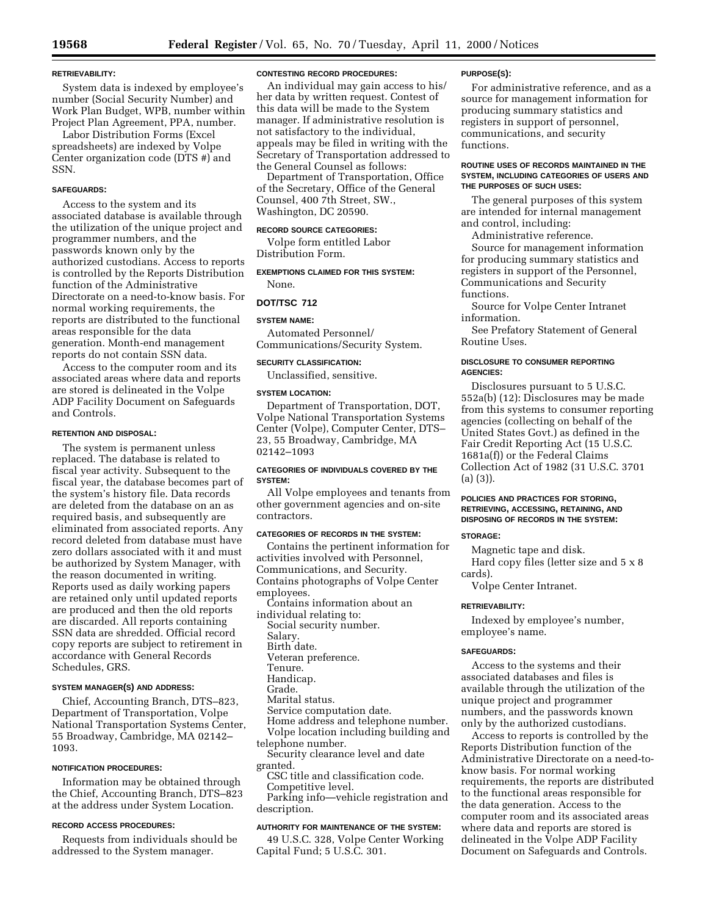#### RETRIEVABILITY:

System data is indexed by employee's number (Social Security Number) and Work Plan Budget, WPB, number within Project Plan Agreement, PPA, number.

Labor Distribution Forms (Excel spreadsheets) are indexed by Volpe Center organization code (DTS #) and SSN.

#### SAFEGUARDS:

Access to the system and its associated database is available through the utilization of the unique project and programmer numbers, and the passwords known only by the authorized custodians. Access to reports is controlled by the Reports Distribution function of the Administrative Directorate on a need-to-know basis. For normal working requirements, the reports are distributed to the functional areas responsible for the data generation. Month-end management reports do not contain SSN data.

Access to the computer room and its associated areas where data and reports are stored is delineated in the Volpe ADP Facility Document on Safeguards and Controls.

#### RETENTION AND DISPOSAL:

The system is permanent unless replaced. The database is related to fiscal year activity. Subsequent to the fiscal year, the database becomes part of the system's history file. Data records are deleted from the database on an as required basis, and subsequently are eliminated from associated reports. Any record deleted from database must have zero dollars associated with it and must be authorized by System Manager, with the reason documented in writing. Reports used as daily working papers are retained only until updated reports are produced and then the old reports are discarded. All reports containing SSN data are shredded. Official record copy reports are subject to retirement in accordance with General Records Schedules, GRS.

#### SYSTEM MANAGER(S) AND ADDRESS:

Chief, Accounting Branch, DTS–823, Department of Transportation, Volpe National Transportation Systems Center, 55 Broadway, Cambridge, MA 02142–1093.

#### NOTIFICATION PROCEDURES:

Information may be obtained through the Chief, Accounting Branch, DTS–823 at the address under System Location.

#### RECORD ACCESS PROCEDURES:

Requests from individuals should be addressed to the System manager.

#### CONTESTING RECORD PROCEDURES:

An individual may gain access to his/her data by written request. Contest of this data will be made to the System manager. If administrative resolution is not satisfactory to the individual, appeals may be filed in writing with the Secretary of Transportation addressed to the General Counsel as follows:

Department of Transportation, Office of the Secretary, Office of the General Counsel, 400 7th Street, SW., Washington, DC 20590.

#### RECORD SOURCE CATEGORIES:

Volpe form entitled Labor Distribution Form.

#### EXEMPTIONS CLAIMED FOR THIS SYSTEM:

None.

### DOT/TSC 712

#### SYSTEM NAME:

Automated Personnel/ Communications/Security System.

#### SECURITY CLASSIFICATION:

Unclassified, sensitive.

#### SYSTEM LOCATION:

Department of Transportation, DOT, Volpe National Transportation Systems Center (Volpe), Computer Center, DTS–23, 55 Broadway, Cambridge, MA 02142–1093

#### CATEGORIES OF INDIVIDUALS COVERED BY THE SYSTEM:

All Volpe employees and tenants from other government agencies and on-site contractors.

#### CATEGORIES OF RECORDS IN THE SYSTEM:

Contains the pertinent information for activities involved with Personnel, Communications, and Security.

Contains photographs of Volpe Center employees.

Contains information about an individual relating to:

Social security number.
Salary.
Birth date.
Veteran preference.
Tenure.
Handicap.
Grade.
Marital status.
Service computation date.
Home address and telephone number.
Volpe location including building and telephone number.
Security clearance level and date granted.
CSC title and classification code.
Competitive level.
Parking info—vehicle registration and description.

#### AUTHORITY FOR MAINTENANCE OF THE SYSTEM:

49 U.S.C. 328, Volpe Center Working Capital Fund; 5 U.S.C. 301.

#### PURPOSE(S):

For administrative reference, and as a source for management information for producing summary statistics and registers in support of personnel, communications, and security functions.

#### ROUTINE USES OF RECORDS MAINTAINED IN THE SYSTEM, INCLUDING CATEGORIES OF USERS AND THE PURPOSES OF SUCH USES:

The general purposes of this system are intended for internal management and control, including:

Administrative reference.

Source for management information for producing summary statistics and registers in support of the Personnel, Communications and Security functions.

Source for Volpe Center Intranet information.

See Prefatory Statement of General Routine Uses.

#### DISCLOSURE TO CONSUMER REPORTING AGENCIES:

Disclosures pursuant to 5 U.S.C. 552a(b) (12): Disclosures may be made from this systems to consumer reporting agencies (collecting on behalf of the United States Govt.) as defined in the Fair Credit Reporting Act (15 U.S.C. 1681a(f)) or the Federal Claims Collection Act of 1982 (31 U.S.C. 3701 (a) (3)).

#### POLICIES AND PRACTICES FOR STORING, RETRIEVING, ACCESSING, RETAINING, AND DISPOSING OF RECORDS IN THE SYSTEM:

#### STORAGE:

Magnetic tape and disk.

Hard copy files (letter size and 5 x 8 cards).

Volpe Center Intranet.

#### RETRIEVABILITY:

Indexed by employee's number, employee's name.

#### SAFEGUARDS:

Access to the systems and their associated databases and files is available through the utilization of the unique project and programmer numbers, and the passwords known only by the authorized custodians.

Access to reports is controlled by the Reports Distribution function of the Administrative Directorate on a need-to-know basis. For normal working requirements, the reports are distributed to the functional areas responsible for the data generation. Access to the computer room and its associated areas where data and reports are stored is delineated in the Volpe ADP Facility Document on Safeguards and Controls.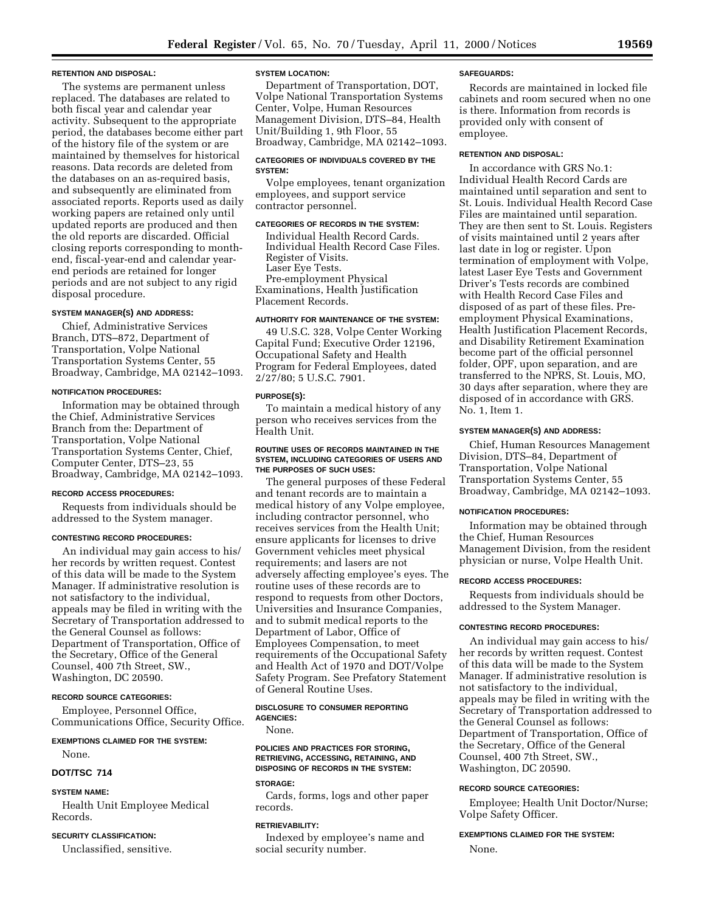**RETENTION AND DISPOSAL:**

The systems are permanent unless replaced. The databases are related to both fiscal year and calendar year activity. Subsequent to the appropriate period, the databases become either part of the history file of the system or are maintained by themselves for historical reasons. Data records are deleted from the databases on an as-required basis, and subsequently are eliminated from associated reports. Reports used as daily working papers are retained only until updated reports are produced and then the old reports are discarded. Official closing reports corresponding to month-end, fiscal-year-end and calendar year-end periods are retained for longer periods and are not subject to any rigid disposal procedure.

**SYSTEM MANAGER(S) AND ADDRESS:**

Chief, Administrative Services Branch, DTS–872, Department of Transportation, Volpe National Transportation Systems Center, 55 Broadway, Cambridge, MA 02142–1093.

**NOTIFICATION PROCEDURES:**

Information may be obtained through the Chief, Administrative Services Branch from the: Department of Transportation, Volpe National Transportation Systems Center, Chief, Computer Center, DTS–23, 55 Broadway, Cambridge, MA 02142–1093.

**RECORD ACCESS PROCEDURES:**

Requests from individuals should be addressed to the System manager.

**CONTESTING RECORD PROCEDURES:**

An individual may gain access to his/her records by written request. Contest of this data will be made to the System Manager. If administrative resolution is not satisfactory to the individual, appeals may be filed in writing with the Secretary of Transportation addressed to the General Counsel as follows: Department of Transportation, Office of the Secretary, Office of the General Counsel, 400 7th Street, SW., Washington, DC 20590.

**RECORD SOURCE CATEGORIES:**

Employee, Personnel Office, Communications Office, Security Office.

**EXEMPTIONS CLAIMED FOR THE SYSTEM:**

None.

## DOT/TSC 714

**SYSTEM NAME:**

Health Unit Employee Medical Records.

**SECURITY CLASSIFICATION:**

Unclassified, sensitive.

**SYSTEM LOCATION:**

Department of Transportation, DOT, Volpe National Transportation Systems Center, Volpe, Human Resources Management Division, DTS–84, Health Unit/Building 1, 9th Floor, 55 Broadway, Cambridge, MA 02142–1093.

**CATEGORIES OF INDIVIDUALS COVERED BY THE SYSTEM:**

Volpe employees, tenant organization employees, and support service contractor personnel.

**CATEGORIES OF RECORDS IN THE SYSTEM:**

Individual Health Record Cards.
Individual Health Record Case Files.
Register of Visits.
Laser Eye Tests.
Pre-employment Physical Examinations, Health Justification Placement Records.

**AUTHORITY FOR MAINTENANCE OF THE SYSTEM:**

49 U.S.C. 328, Volpe Center Working Capital Fund; Executive Order 12196, Occupational Safety and Health Program for Federal Employees, dated 2/27/80; 5 U.S.C. 7901.

**PURPOSE(S):**

To maintain a medical history of any person who receives services from the Health Unit.

**ROUTINE USES OF RECORDS MAINTAINED IN THE SYSTEM, INCLUDING CATEGORIES OF USERS AND THE PURPOSES OF SUCH USES:**

The general purposes of these Federal and tenant records are to maintain a medical history of any Volpe employee, including contractor personnel, who receives services from the Health Unit; ensure applicants for licenses to drive Government vehicles meet physical requirements; and lasers are not adversely affecting employee's eyes. The routine uses of these records are to respond to requests from other Doctors, Universities and Insurance Companies, and to submit medical reports to the Department of Labor, Office of Employees Compensation, to meet requirements of the Occupational Safety and Health Act of 1970 and DOT/Volpe Safety Program. See Prefatory Statement of General Routine Uses.

**DISCLOSURE TO CONSUMER REPORTING AGENCIES:**

None.

**POLICIES AND PRACTICES FOR STORING, RETRIEVING, ACCESSING, RETAINING, AND DISPOSING OF RECORDS IN THE SYSTEM:**

**STORAGE:**

Cards, forms, logs and other paper records.

**RETRIEVABILITY:**

Indexed by employee's name and social security number.

**SAFEGUARDS:**

Records are maintained in locked file cabinets and room secured when no one is there. Information from records is provided only with consent of employee.

**RETENTION AND DISPOSAL:**

In accordance with GRS No.1: Individual Health Record Cards are maintained until separation and sent to St. Louis. Individual Health Record Case Files are maintained until separation. They are then sent to St. Louis. Registers of visits maintained until 2 years after last date in log or register. Upon termination of employment with Volpe, latest Laser Eye Tests and Government Driver's Tests records are combined with Health Record Case Files and disposed of as part of these files. Pre-employment Physical Examinations, Health Justification Placement Records, and Disability Retirement Examination become part of the official personnel folder, OPF, upon separation, and are transferred to the NPRS, St. Louis, MO, 30 days after separation, where they are disposed of in accordance with GRS. No. 1, Item 1.

**SYSTEM MANAGER(S) AND ADDRESS:**

Chief, Human Resources Management Division, DTS–84, Department of Transportation, Volpe National Transportation Systems Center, 55 Broadway, Cambridge, MA 02142–1093.

**NOTIFICATION PROCEDURES:**

Information may be obtained through the Chief, Human Resources Management Division, from the resident physician or nurse, Volpe Health Unit.

**RECORD ACCESS PROCEDURES:**

Requests from individuals should be addressed to the System Manager.

**CONTESTING RECORD PROCEDURES:**

An individual may gain access to his/her records by written request. Contest of this data will be made to the System Manager. If administrative resolution is not satisfactory to the individual, appeals may be filed in writing with the Secretary of Transportation addressed to the General Counsel as follows: Department of Transportation, Office of the Secretary, Office of the General Counsel, 400 7th Street, SW., Washington, DC 20590.

**RECORD SOURCE CATEGORIES:**

Employee; Health Unit Doctor/Nurse; Volpe Safety Officer.

**EXEMPTIONS CLAIMED FOR THE SYSTEM:**

None.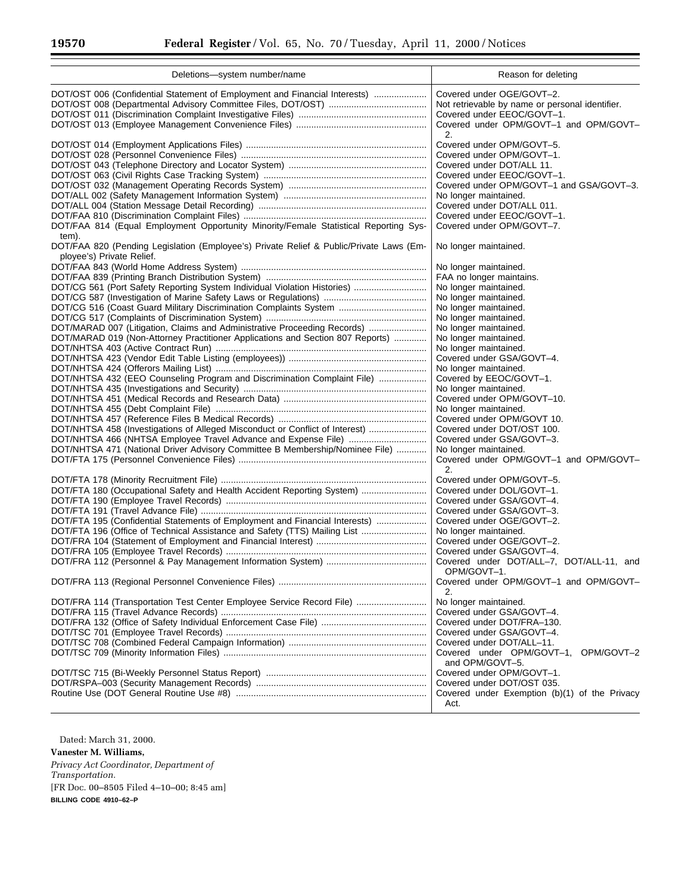| Deletions—system number/name | Reason for deleting |
| --- | --- |
| DOT/OST 006 (Confidential Statement of Employment and Financial Interests) | Covered under OGE/GOVT–2. |
| DOT/OST 008 (Departmental Advisory Committee Files, DOT/OST) | Not retrievable by name or personal identifier. |
| DOT/OST 011 (Discrimination Complaint Investigative Files) | Covered under EEOC/GOVT–1. |
| DOT/OST 013 (Employee Management Convenience Files) | Covered under OPM/GOVT–1 and OPM/GOVT–2. |
| DOT/OST 014 (Employment Applications Files) | Covered under OPM/GOVT–5. |
| DOT/OST 028 (Personnel Convenience Files) | Covered under OPM/GOVT–1. |
| DOT/OST 043 (Telephone Directory and Locator System) | Covered under DOT/ALL 11. |
| DOT/OST 063 (Civil Rights Case Tracking System) | Covered under EEOC/GOVT–1. |
| DOT/OST 032 (Management Operating Records System) | Covered under OPM/GOVT–1 and GSA/GOVT–3. |
| DOT/ALL 002 (Safety Management Information System) | No longer maintained. |
| DOT/ALL 004 (Station Message Detail Recording) | Covered under DOT/ALL 011. |
| DOT/FAA 810 (Discrimination Complaint Files) | Covered under EEOC/GOVT–1. |
| DOT/FAA 814 (Equal Employment Opportunity Minority/Female Statistical Reporting System). | Covered under OPM/GOVT–7. |
| DOT/FAA 820 (Pending Legislation (Employee's) Private Relief & Public/Private Laws (Employee's) Private Relief. | No longer maintained. |
| DOT/FAA 843 (World Home Address System) | No longer maintained. |
| DOT/FAA 839 (Printing Branch Distribution System) | FAA no longer maintains. |
| DOT/CG 561 (Port Safety Reporting System Individual Violation Histories) | No longer maintained. |
| DOT/CG 587 (Investigation of Marine Safety Laws or Regulations) | No longer maintained. |
| DOT/CG 516 (Coast Guard Military Discrimination Complaints System | No longer maintained. |
| DOT/CG 517 (Complaints of Discrimination System) | No longer maintained. |
| DOT/MARAD 007 (Litigation, Claims and Administrative Proceeding Records) | No longer maintained. |
| DOT/MARAD 019 (Non-Attorney Practitioner Applications and Section 807 Reports) | No longer maintained. |
| DOT/NHTSA 403 (Active Contract Run) | No longer maintained. |
| DOT/NHTSA 423 (Vendor Edit Table Listing (employees)) | Covered under GSA/GOVT–4. |
| DOT/NHTSA 424 (Offerors Mailing List) | No longer maintained. |
| DOT/NHTSA 432 (EEO Counseling Program and Discrimination Complaint File) | Covered by EEOC/GOVT–1. |
| DOT/NHTSA 435 (Investigations and Security) | No longer maintained. |
| DOT/NHTSA 451 (Medical Records and Research Data) | Covered under OPM/GOVT–10. |
| DOT/NHTSA 455 (Debt Complaint File) | No longer maintained. |
| DOT/NHTSA 457 (Reference Files B Medical Records) | Covered under OPM/GOVT 10. |
| DOT/NHTSA 458 (Investigations of Alleged Misconduct or Conflict of Interest) | Covered under DOT/OST 100. |
| DOT/NHTSA 466 (NHTSA Employee Travel Advance and Expense File) | Covered under GSA/GOVT–3. |
| DOT/NHTSA 471 (National Driver Advisory Committee B Membership/Nominee File) | No longer maintained. |
| DOT/FTA 175 (Personnel Convenience Files) | Covered under OPM/GOVT–1 and OPM/GOVT–2. |
| DOT/FTA 178 (Minority Recruitment File) | Covered under OPM/GOVT–5. |
| DOT/FTA 180 (Occupational Safety and Health Accident Reporting System) | Covered under DOL/GOVT–1. |
| DOT/FTA 190 (Employee Travel Records) | Covered under GSA/GOVT–4. |
| DOT/FTA 191 (Travel Advance File) | Covered under GSA/GOVT–3. |
| DOT/FTA 195 (Confidential Statements of Employment and Financial Interests) | Covered under OGE/GOVT–2. |
| DOT/FTA 196 (Office of Technical Assistance and Safety (TTS) Mailing List | No longer maintained. |
| DOT/FRA 104 (Statement of Employment and Financial Interest) | Covered under OGE/GOVT–2. |
| DOT/FRA 105 (Employee Travel Records) | Covered under GSA/GOVT–4. |
| DOT/FRA 112 (Personnel & Pay Management Information System) | Covered under DOT/ALL–7, DOT/ALL-11, and OPM/GOVT–1. |
| DOT/FRA 113 (Regional Personnel Convenience Files) | Covered under OPM/GOVT–1 and OPM/GOVT–2. |
| DOT/FRA 114 (Transportation Test Center Employee Service Record File) | No longer maintained. |
| DOT/FRA 115 (Travel Advance Records) | Covered under GSA/GOVT–4. |
| DOT/FRA 132 (Office of Safety Individual Enforcement Case File) | Covered under DOT/FRA–130. |
| DOT/TSC 701 (Employee Travel Records) | Covered under GSA/GOVT–4. |
| DOT/TSC 708 (Combined Federal Campaign Information) | Covered under DOT/ALL–11. |
| DOT/TSC 709 (Minority Information Files) | Covered under OPM/GOVT–1, OPM/GOVT–2 and OPM/GOVT–5. |
| DOT/TSC 715 (Bi-Weekly Personnel Status Report) | Covered under OPM/GOVT–1. |
| DOT/RSPA–003 (Security Management Records) | Covered under DOT/OST 035. |
| Routine Use (DOT General Routine Use #8) | Covered under Exemption (b)(1) of the Privacy Act. |

Dated: March 31, 2000.

**Vanester M. Williams,**

*Privacy Act Coordinator, Department of Transportation.*

[FR Doc. 00–8505 Filed 4–10–00; 8:45 am]

**BILLING CODE 4910–62–P**